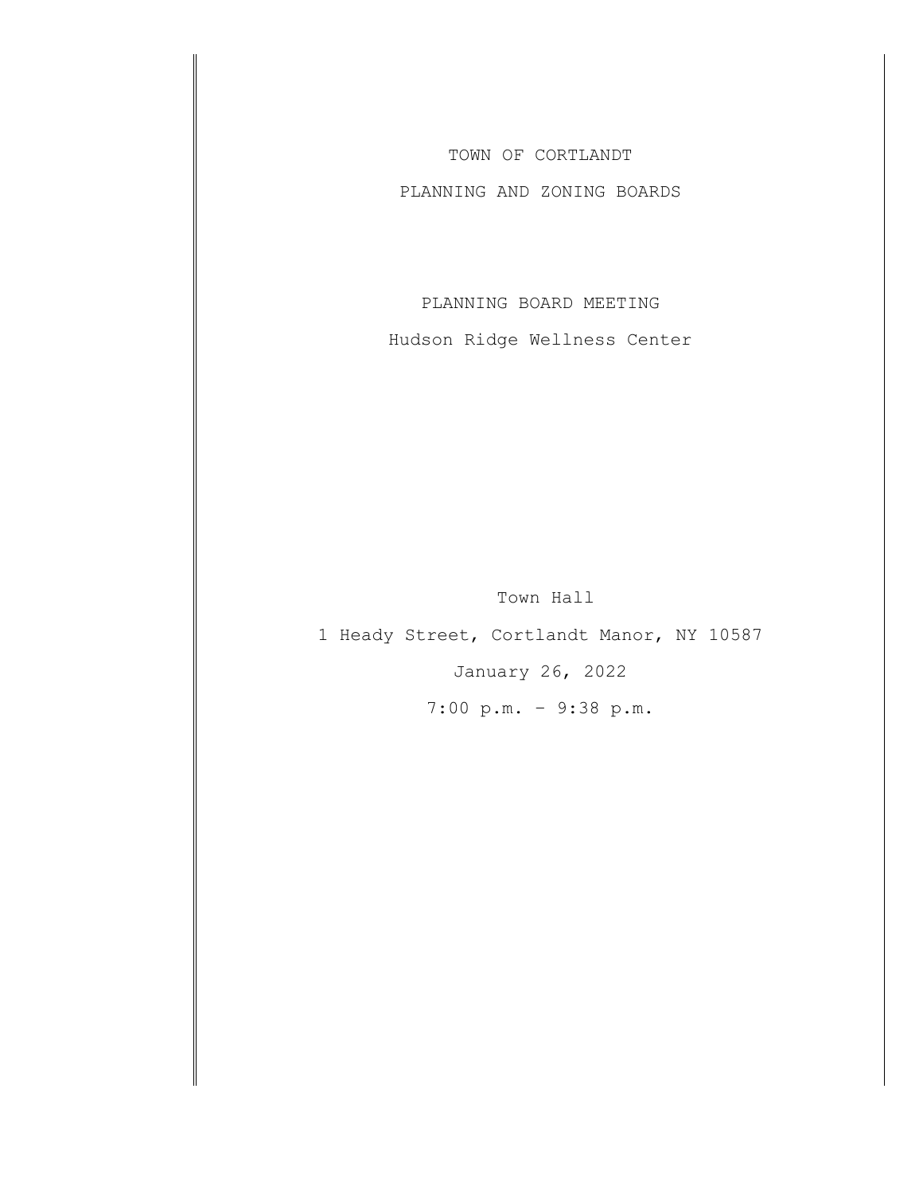# TOWN OF CORTLANDT

## PLANNING AND ZONING BOARDS

## PLANNING BOARD MEETING

Hudson Ridge Wellness Center

Town Hall

1 Heady Street, Cortlandt Manor, NY 10587

January 26, 2022

7:00 p.m. – 9:38 p.m.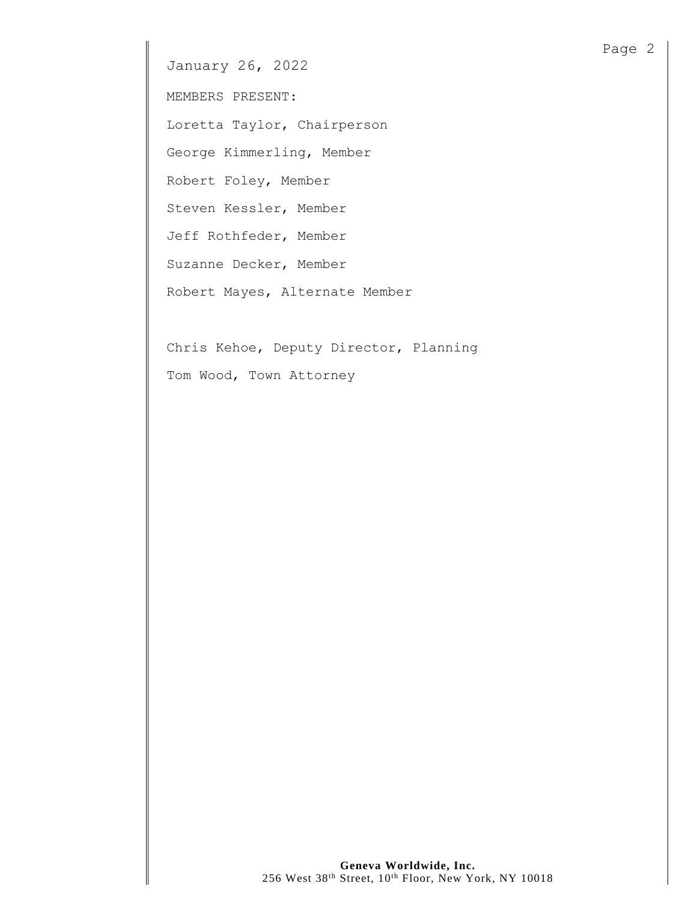January 26, 2022

MEMBERS PRESENT:

Loretta Taylor, Chairperson

George Kimmerling, Member

Robert Foley, Member

Steven Kessler, Member

Jeff Rothfeder, Member

Suzanne Decker, Member

Robert Mayes, Alternate Member

Chris Kehoe, Deputy Director, Planning

Tom Wood, Town Attorney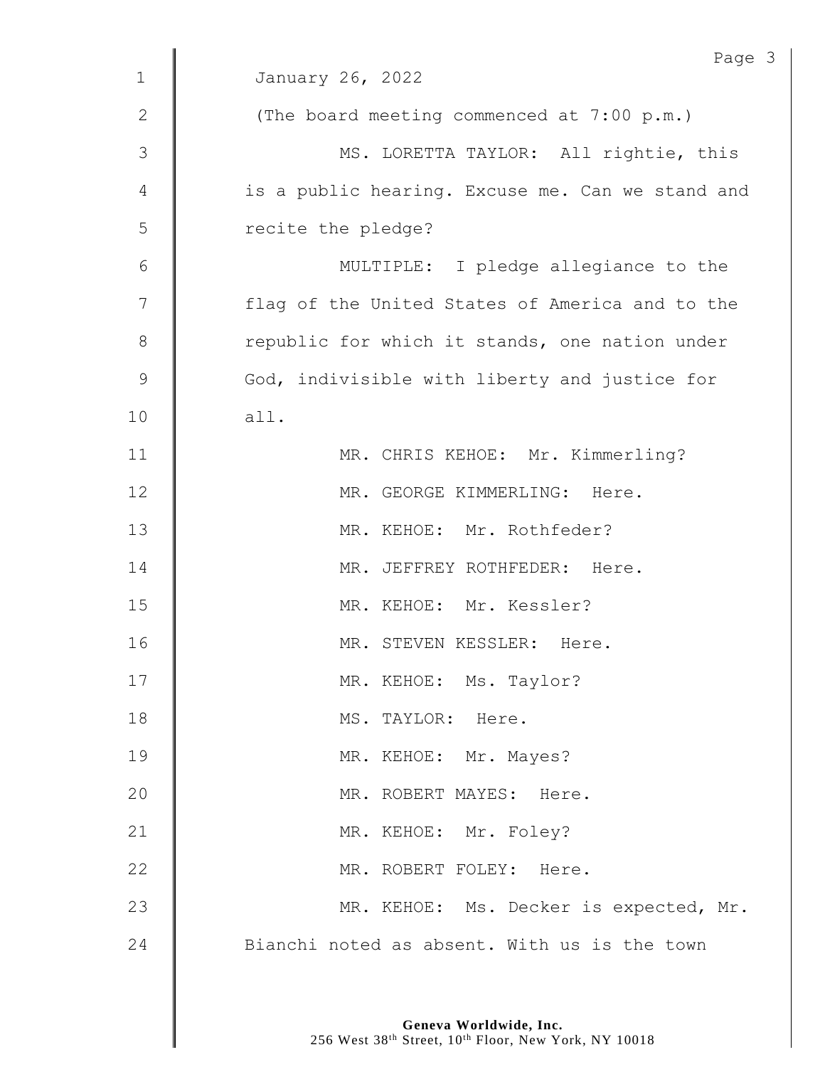January 26, 2022

(The board meeting commenced at 7:00 p.m.)

MS. LORETTA TAYLOR: All rightie, this is a public hearing. Excuse me. Can we stand and recite the pledge?

MULTIPLE: I pledge allegiance to the flag of the United States of America and to the republic for which it stands, one nation under God, indivisible with liberty and justice for all.

MR. CHRIS KEHOE: Mr. Kimmerling?

MR. GEORGE KIMMERLING: Here.

MR. KEHOE: Mr. Rothfeder?

MR. JEFFREY ROTHFEDER: Here.

MR. KEHOE: Mr. Kessler?

MR. STEVEN KESSLER: Here.

MR. KEHOE: Ms. Taylor?

MS. TAYLOR: Here.

MR. KEHOE: Mr. Mayes?

MR. ROBERT MAYES: Here.

MR. KEHOE: Mr. Foley?

MR. ROBERT FOLEY: Here.

MR. KEHOE: Ms. Decker is expected, Mr. Bianchi noted as absent. With us is the town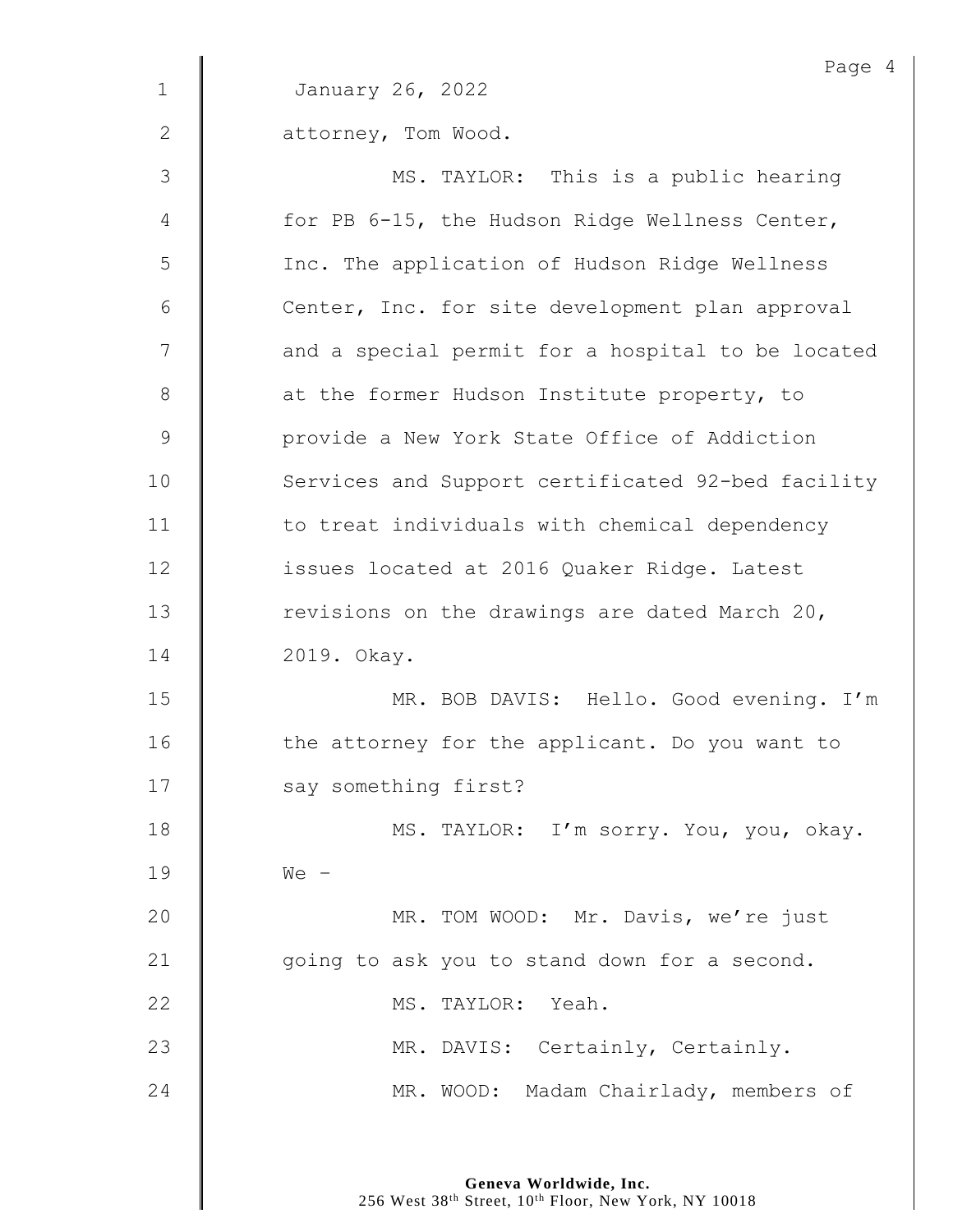January 26, 2022

attorney, Tom Wood.

MS. TAYLOR: This is a public hearing for PB 6-15, the Hudson Ridge Wellness Center, Inc. The application of Hudson Ridge Wellness Center, Inc. for site development plan approval and a special permit for a hospital to be located at the former Hudson Institute property, to provide a New York State Office of Addiction Services and Support certificated 92-bed facility to treat individuals with chemical dependency issues located at 2016 Quaker Ridge. Latest revisions on the drawings are dated March 20, 2019. Okay.

MR. BOB DAVIS: Hello. Good evening. I'm the attorney for the applicant. Do you want to say something first?

MS. TAYLOR: I'm sorry. You, you, okay. We –

MR. TOM WOOD: Mr. Davis, we're just going to ask you to stand down for a second.

MS. TAYLOR: Yeah.

MR. DAVIS: Certainly, Certainly.

MR. WOOD: Madam Chairlady, members of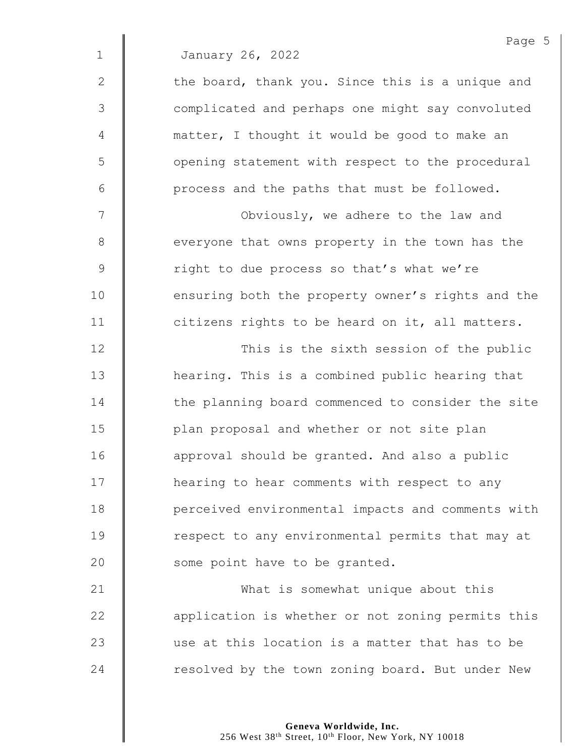January 26, 2022

the board, thank you. Since this is a unique and complicated and perhaps one might say convoluted matter, I thought it would be good to make an opening statement with respect to the procedural process and the paths that must be followed.

Obviously, we adhere to the law and everyone that owns property in the town has the right to due process so that's what we're ensuring both the property owner's rights and the citizens rights to be heard on it, all matters.

This is the sixth session of the public hearing. This is a combined public hearing that the planning board commenced to consider the site plan proposal and whether or not site plan approval should be granted. And also a public hearing to hear comments with respect to any perceived environmental impacts and comments with respect to any environmental permits that may at some point have to be granted.

What is somewhat unique about this application is whether or not zoning permits this use at this location is a matter that has to be resolved by the town zoning board. But under New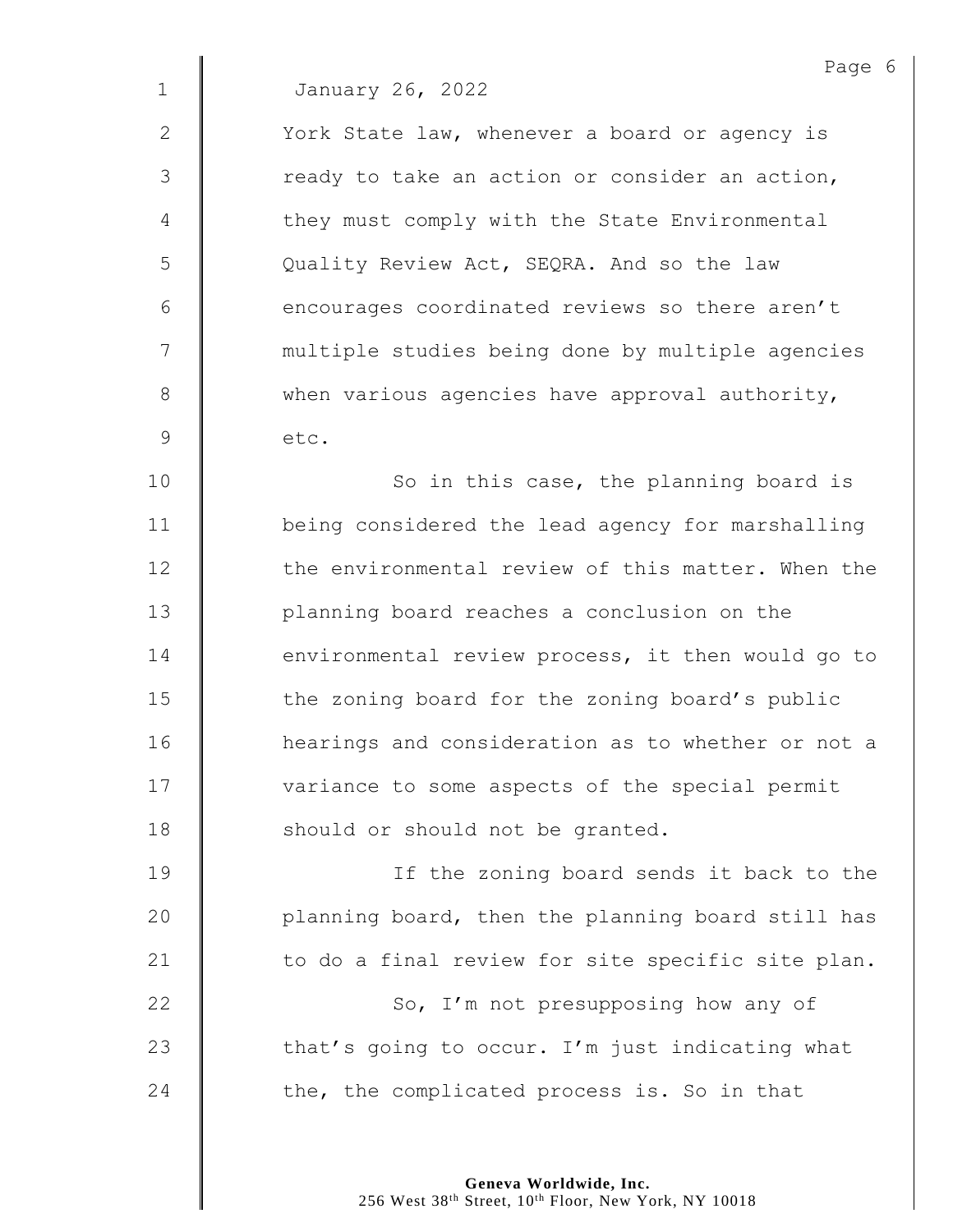January 26, 2022

York State law, whenever a board or agency is ready to take an action or consider an action, they must comply with the State Environmental Quality Review Act, SEQRA. And so the law encourages coordinated reviews so there aren't multiple studies being done by multiple agencies when various agencies have approval authority, etc.

So in this case, the planning board is being considered the lead agency for marshalling the environmental review of this matter. When the planning board reaches a conclusion on the environmental review process, it then would go to the zoning board for the zoning board's public hearings and consideration as to whether or not a variance to some aspects of the special permit should or should not be granted.

If the zoning board sends it back to the planning board, then the planning board still has to do a final review for site specific site plan.

So, I'm not presupposing how any of that's going to occur. I'm just indicating what the, the complicated process is. So in that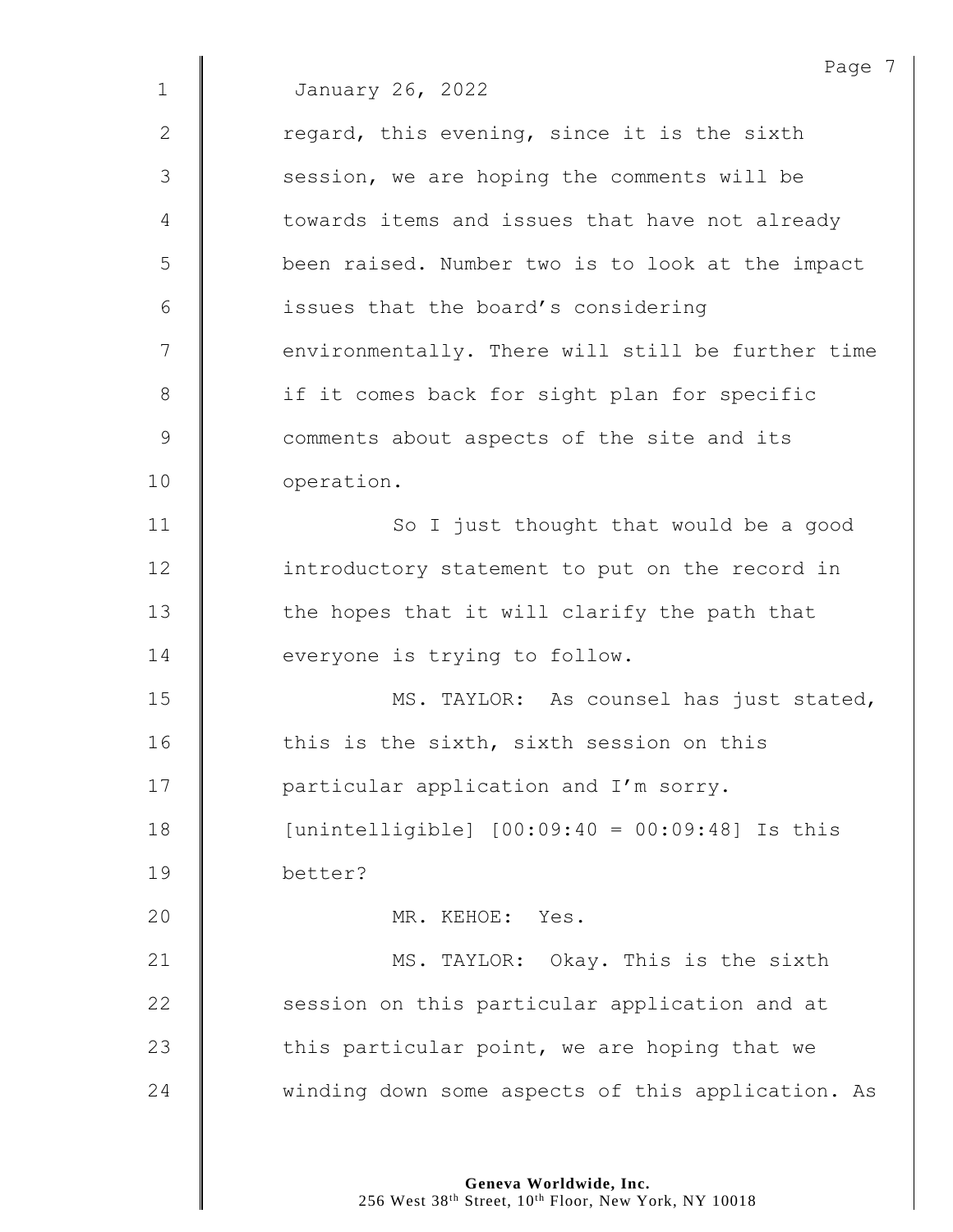January 26, 2022

regard, this evening, since it is the sixth session, we are hoping the comments will be towards items and issues that have not already been raised. Number two is to look at the impact issues that the board's considering environmentally. There will still be further time if it comes back for sight plan for specific comments about aspects of the site and its operation.

So I just thought that would be a good introductory statement to put on the record in the hopes that it will clarify the path that everyone is trying to follow.

MS. TAYLOR: As counsel has just stated, this is the sixth, sixth session on this particular application and I'm sorry. [unintelligible] [00:09:40 = 00:09:48] Is this better?

MR. KEHOE: Yes.

MS. TAYLOR: Okay. This is the sixth session on this particular application and at this particular point, we are hoping that we winding down some aspects of this application. As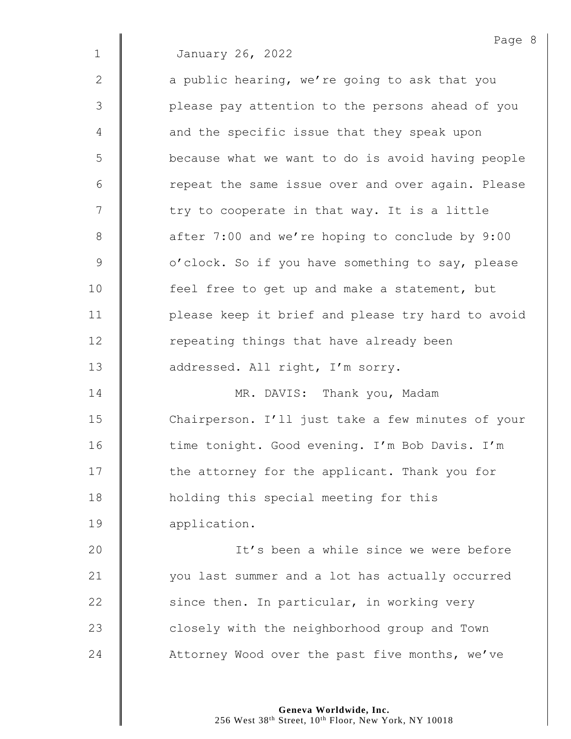January 26, 2022

a public hearing, we're going to ask that you please pay attention to the persons ahead of you and the specific issue that they speak upon because what we want to do is avoid having people repeat the same issue over and over again. Please try to cooperate in that way. It is a little after 7:00 and we're hoping to conclude by 9:00 o'clock. So if you have something to say, please feel free to get up and make a statement, but please keep it brief and please try hard to avoid repeating things that have already been addressed. All right, I'm sorry.

MR. DAVIS: Thank you, Madam Chairperson. I'll just take a few minutes of your time tonight. Good evening. I'm Bob Davis. I'm the attorney for the applicant. Thank you for holding this special meeting for this application.

It's been a while since we were before you last summer and a lot has actually occurred since then. In particular, in working very closely with the neighborhood group and Town Attorney Wood over the past five months, we've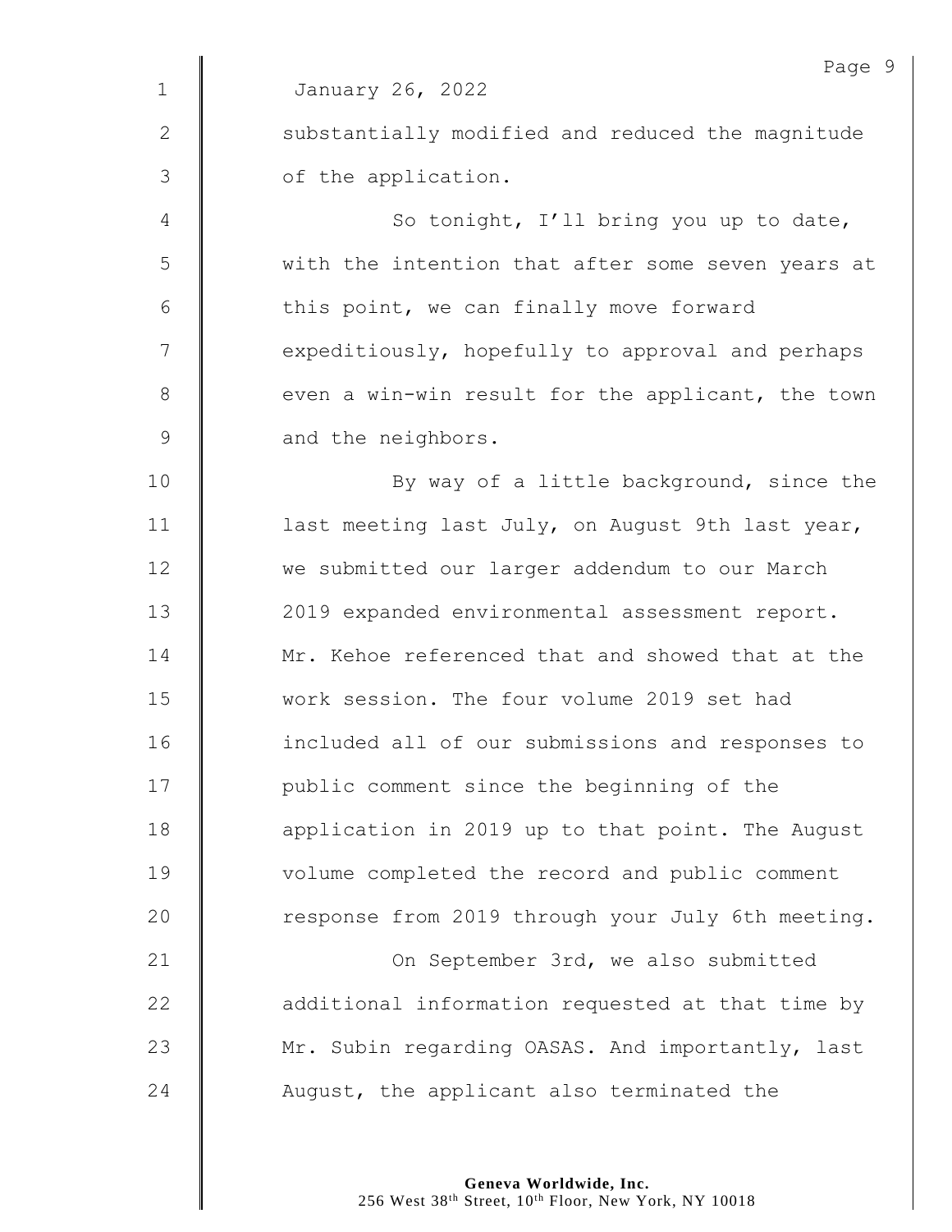January 26, 2022

substantially modified and reduced the magnitude of the application.

So tonight, I'll bring you up to date, with the intention that after some seven years at this point, we can finally move forward expeditiously, hopefully to approval and perhaps even a win-win result for the applicant, the town and the neighbors.

By way of a little background, since the last meeting last July, on August 9th last year, we submitted our larger addendum to our March 2019 expanded environmental assessment report. Mr. Kehoe referenced that and showed that at the work session. The four volume 2019 set had included all of our submissions and responses to public comment since the beginning of the application in 2019 up to that point. The August volume completed the record and public comment response from 2019 through your July 6th meeting.

On September 3rd, we also submitted additional information requested at that time by Mr. Subin regarding OASAS. And importantly, last August, the applicant also terminated the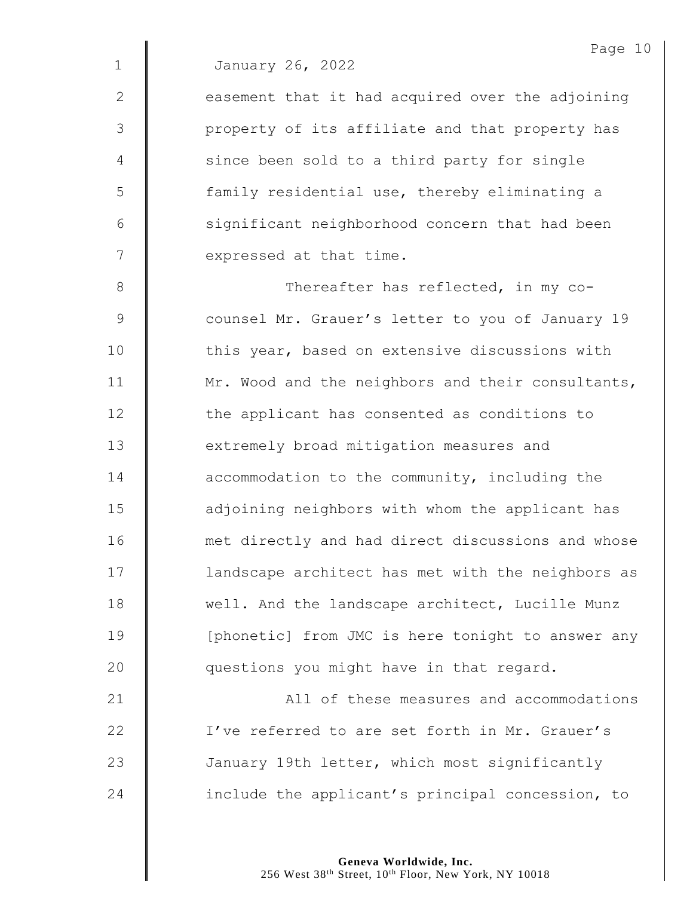January 26, 2022

easement that it had acquired over the adjoining property of its affiliate and that property has since been sold to a third party for single family residential use, thereby eliminating a significant neighborhood concern that had been expressed at that time.

Thereafter has reflected, in my co-counsel Mr. Grauer's letter to you of January 19 this year, based on extensive discussions with Mr. Wood and the neighbors and their consultants, the applicant has consented as conditions to extremely broad mitigation measures and accommodation to the community, including the adjoining neighbors with whom the applicant has met directly and had direct discussions and whose landscape architect has met with the neighbors as well. And the landscape architect, Lucille Munz [phonetic] from JMC is here tonight to answer any questions you might have in that regard.

All of these measures and accommodations I've referred to are set forth in Mr. Grauer's January 19th letter, which most significantly include the applicant's principal concession, to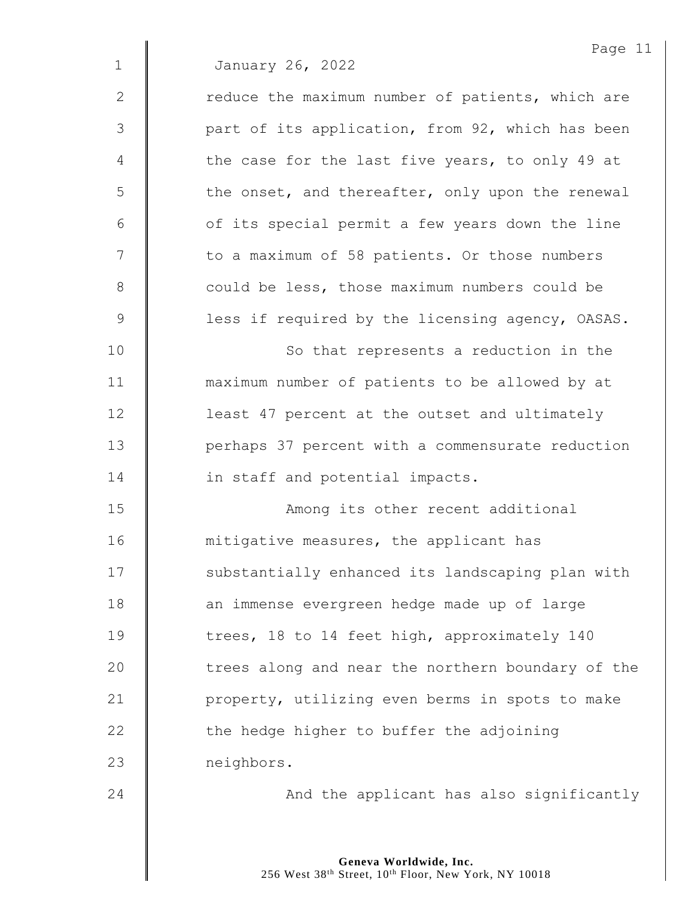January 26, 2022

reduce the maximum number of patients, which are part of its application, from 92, which has been the case for the last five years, to only 49 at the onset, and thereafter, only upon the renewal of its special permit a few years down the line to a maximum of 58 patients. Or those numbers could be less, those maximum numbers could be less if required by the licensing agency, OASAS.

So that represents a reduction in the maximum number of patients to be allowed by at least 47 percent at the outset and ultimately perhaps 37 percent with a commensurate reduction in staff and potential impacts.

Among its other recent additional mitigative measures, the applicant has substantially enhanced its landscaping plan with an immense evergreen hedge made up of large trees, 18 to 14 feet high, approximately 140 trees along and near the northern boundary of the property, utilizing even berms in spots to make the hedge higher to buffer the adjoining neighbors.

And the applicant has also significantly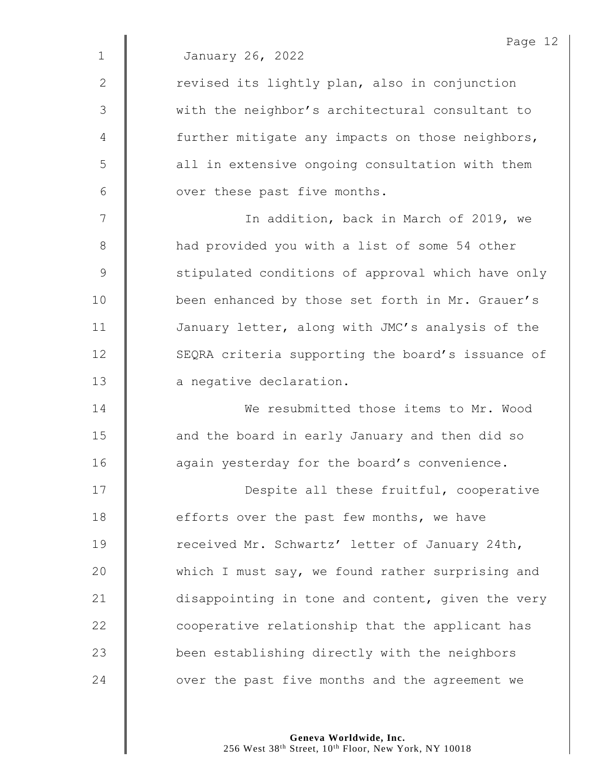January 26, 2022

revised its lightly plan, also in conjunction with the neighbor's architectural consultant to further mitigate any impacts on those neighbors, all in extensive ongoing consultation with them over these past five months.

In addition, back in March of 2019, we had provided you with a list of some 54 other stipulated conditions of approval which have only been enhanced by those set forth in Mr. Grauer's January letter, along with JMC's analysis of the SEQRA criteria supporting the board's issuance of a negative declaration.

We resubmitted those items to Mr. Wood and the board in early January and then did so again yesterday for the board's convenience.

Despite all these fruitful, cooperative efforts over the past few months, we have received Mr. Schwartz' letter of January 24th, which I must say, we found rather surprising and disappointing in tone and content, given the very cooperative relationship that the applicant has been establishing directly with the neighbors over the past five months and the agreement we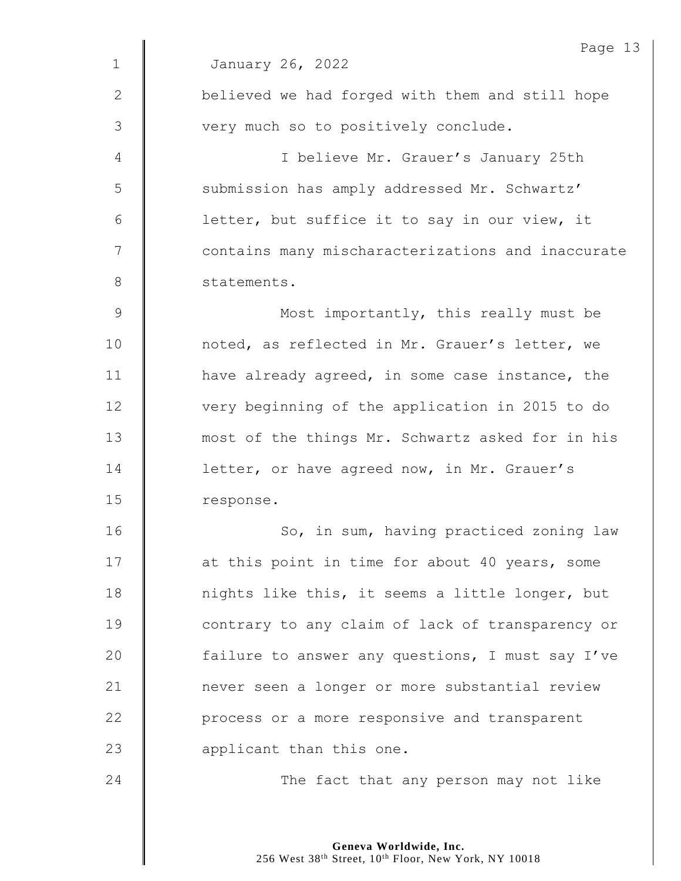January 26, 2022

believed we had forged with them and still hope very much so to positively conclude.

I believe Mr. Grauer's January 25th submission has amply addressed Mr. Schwartz' letter, but suffice it to say in our view, it contains many mischaracterizations and inaccurate statements.

Most importantly, this really must be noted, as reflected in Mr. Grauer's letter, we have already agreed, in some case instance, the very beginning of the application in 2015 to do most of the things Mr. Schwartz asked for in his letter, or have agreed now, in Mr. Grauer's response.

So, in sum, having practiced zoning law at this point in time for about 40 years, some nights like this, it seems a little longer, but contrary to any claim of lack of transparency or failure to answer any questions, I must say I've never seen a longer or more substantial review process or a more responsive and transparent applicant than this one.

The fact that any person may not like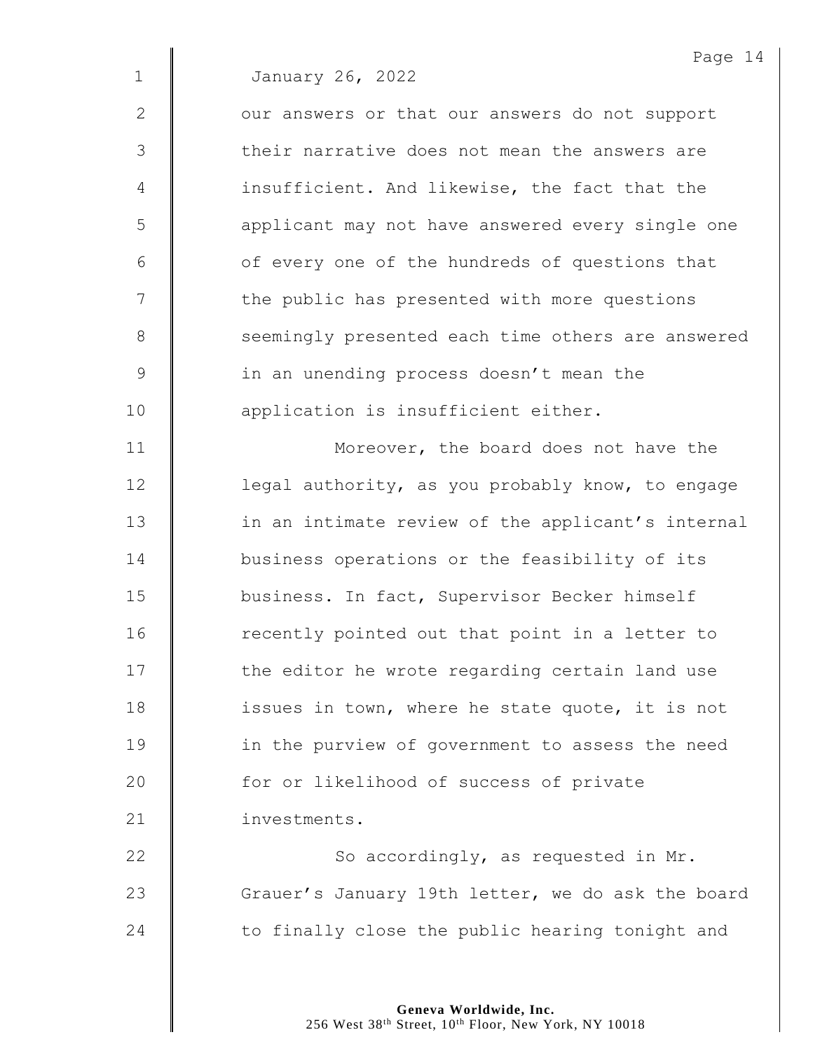January 26, 2022

our answers or that our answers do not support their narrative does not mean the answers are insufficient. And likewise, the fact that the applicant may not have answered every single one of every one of the hundreds of questions that the public has presented with more questions seemingly presented each time others are answered in an unending process doesn't mean the application is insufficient either.

Moreover, the board does not have the legal authority, as you probably know, to engage in an intimate review of the applicant's internal business operations or the feasibility of its business. In fact, Supervisor Becker himself recently pointed out that point in a letter to the editor he wrote regarding certain land use issues in town, where he state quote, it is not in the purview of government to assess the need for or likelihood of success of private investments.

So accordingly, as requested in Mr. Grauer's January 19th letter, we do ask the board to finally close the public hearing tonight and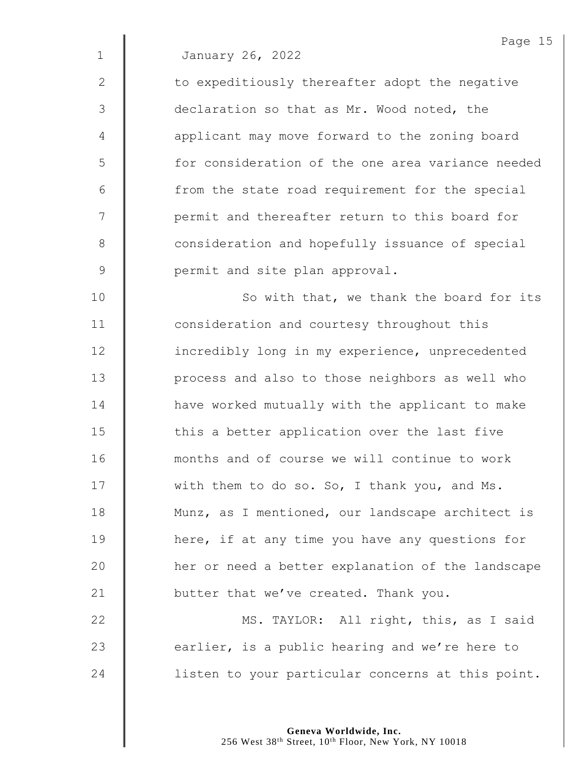January 26, 2022

to expeditiously thereafter adopt the negative declaration so that as Mr. Wood noted, the applicant may move forward to the zoning board for consideration of the one area variance needed from the state road requirement for the special permit and thereafter return to this board for consideration and hopefully issuance of special permit and site plan approval.

So with that, we thank the board for its consideration and courtesy throughout this incredibly long in my experience, unprecedented process and also to those neighbors as well who have worked mutually with the applicant to make this a better application over the last five months and of course we will continue to work with them to do so. So, I thank you, and Ms. Munz, as I mentioned, our landscape architect is here, if at any time you have any questions for her or need a better explanation of the landscape butter that we've created. Thank you.

MS. TAYLOR: All right, this, as I said earlier, is a public hearing and we're here to listen to your particular concerns at this point.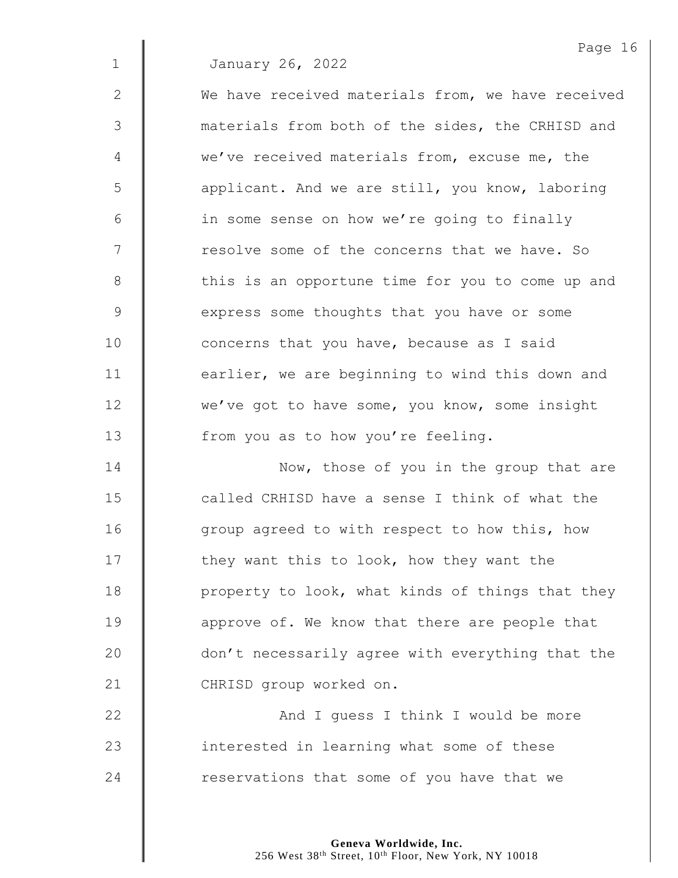January 26, 2022

We have received materials from, we have received materials from both of the sides, the CRHISD and we've received materials from, excuse me, the applicant. And we are still, you know, laboring in some sense on how we're going to finally resolve some of the concerns that we have. So this is an opportune time for you to come up and express some thoughts that you have or some concerns that you have, because as I said earlier, we are beginning to wind this down and we've got to have some, you know, some insight from you as to how you're feeling.

Now, those of you in the group that are called CRHISD have a sense I think of what the group agreed to with respect to how this, how they want this to look, how they want the property to look, what kinds of things that they approve of. We know that there are people that don't necessarily agree with everything that the CHRISD group worked on.

And I guess I think I would be more interested in learning what some of these reservations that some of you have that we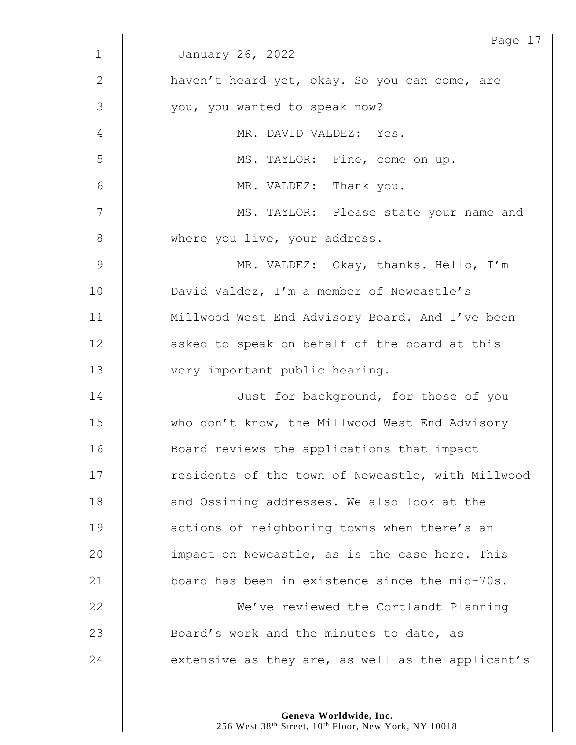January 26, 2022

haven't heard yet, okay. So you can come, are you, you wanted to speak now?

MR. DAVID VALDEZ: Yes.

MS. TAYLOR: Fine, come on up.

MR. VALDEZ: Thank you.

MS. TAYLOR: Please state your name and where you live, your address.

MR. VALDEZ: Okay, thanks. Hello, I'm David Valdez, I'm a member of Newcastle's Millwood West End Advisory Board. And I've been asked to speak on behalf of the board at this very important public hearing.

Just for background, for those of you who don't know, the Millwood West End Advisory Board reviews the applications that impact residents of the town of Newcastle, with Millwood and Ossining addresses. We also look at the actions of neighboring towns when there's an impact on Newcastle, as is the case here. This board has been in existence since the mid-70s.

We've reviewed the Cortlandt Planning Board's work and the minutes to date, as extensive as they are, as well as the applicant's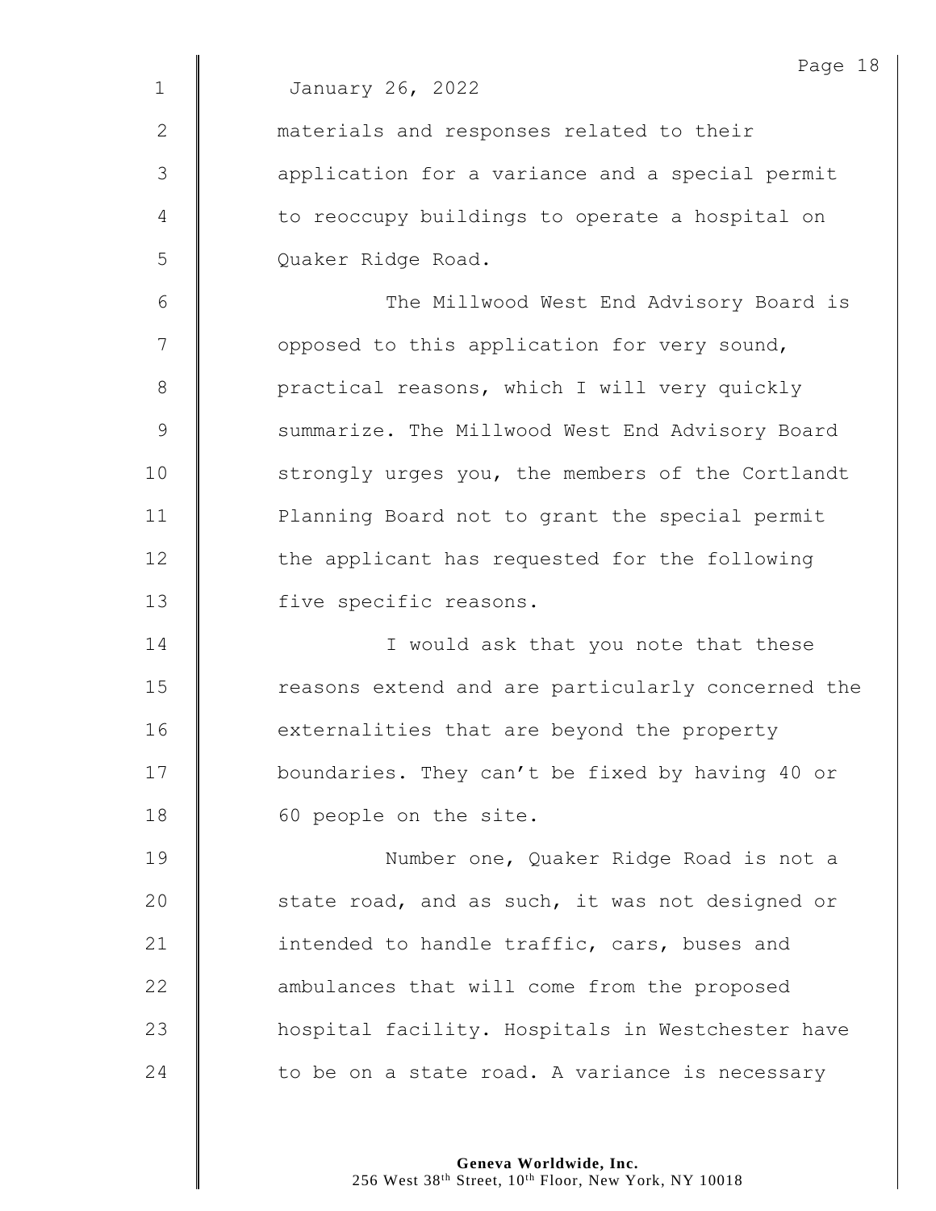January 26, 2022

materials and responses related to their application for a variance and a special permit to reoccupy buildings to operate a hospital on Quaker Ridge Road.

The Millwood West End Advisory Board is opposed to this application for very sound, practical reasons, which I will very quickly summarize. The Millwood West End Advisory Board strongly urges you, the members of the Cortlandt Planning Board not to grant the special permit the applicant has requested for the following five specific reasons.

I would ask that you note that these reasons extend and are particularly concerned the externalities that are beyond the property boundaries. They can't be fixed by having 40 or 60 people on the site.

Number one, Quaker Ridge Road is not a state road, and as such, it was not designed or intended to handle traffic, cars, buses and ambulances that will come from the proposed hospital facility. Hospitals in Westchester have to be on a state road. A variance is necessary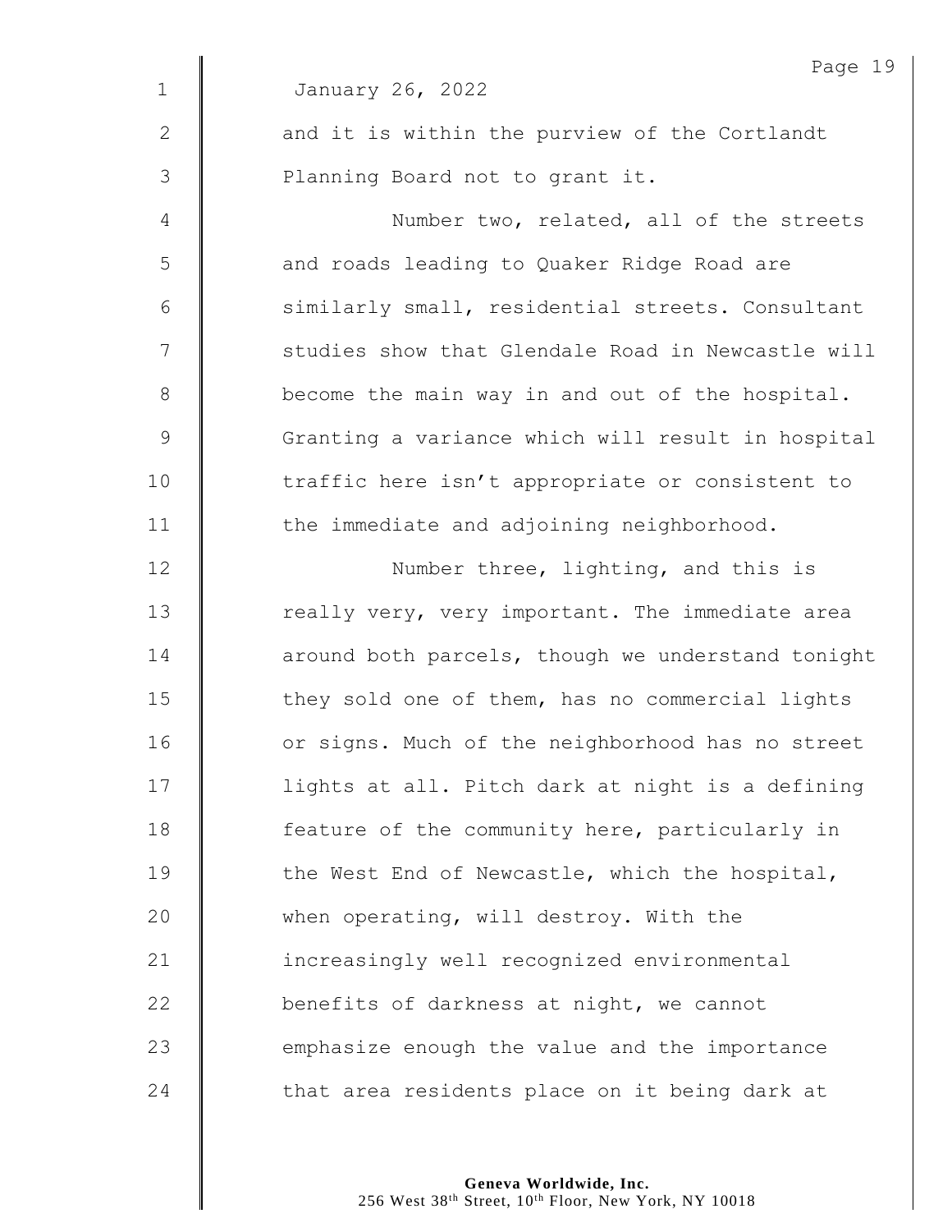January 26, 2022

and it is within the purview of the Cortlandt Planning Board not to grant it.

Number two, related, all of the streets and roads leading to Quaker Ridge Road are similarly small, residential streets. Consultant studies show that Glendale Road in Newcastle will become the main way in and out of the hospital. Granting a variance which will result in hospital traffic here isn't appropriate or consistent to the immediate and adjoining neighborhood.

Number three, lighting, and this is really very, very important. The immediate area around both parcels, though we understand tonight they sold one of them, has no commercial lights or signs. Much of the neighborhood has no street lights at all. Pitch dark at night is a defining feature of the community here, particularly in the West End of Newcastle, which the hospital, when operating, will destroy. With the increasingly well recognized environmental benefits of darkness at night, we cannot emphasize enough the value and the importance that area residents place on it being dark at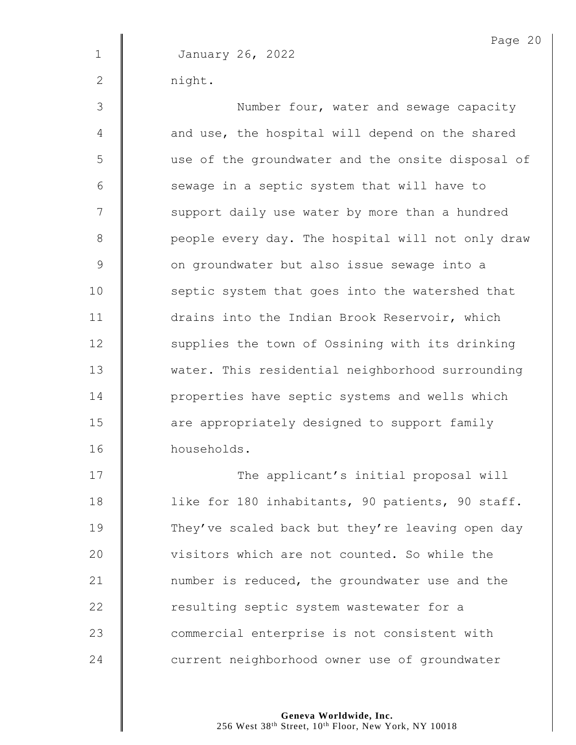January 26, 2022

night.

Number four, water and sewage capacity and use, the hospital will depend on the shared use of the groundwater and the onsite disposal of sewage in a septic system that will have to support daily use water by more than a hundred people every day. The hospital will not only draw on groundwater but also issue sewage into a septic system that goes into the watershed that drains into the Indian Brook Reservoir, which supplies the town of Ossining with its drinking water. This residential neighborhood surrounding properties have septic systems and wells which are appropriately designed to support family households.

The applicant's initial proposal will like for 180 inhabitants, 90 patients, 90 staff. They've scaled back but they're leaving open day visitors which are not counted. So while the number is reduced, the groundwater use and the resulting septic system wastewater for a commercial enterprise is not consistent with current neighborhood owner use of groundwater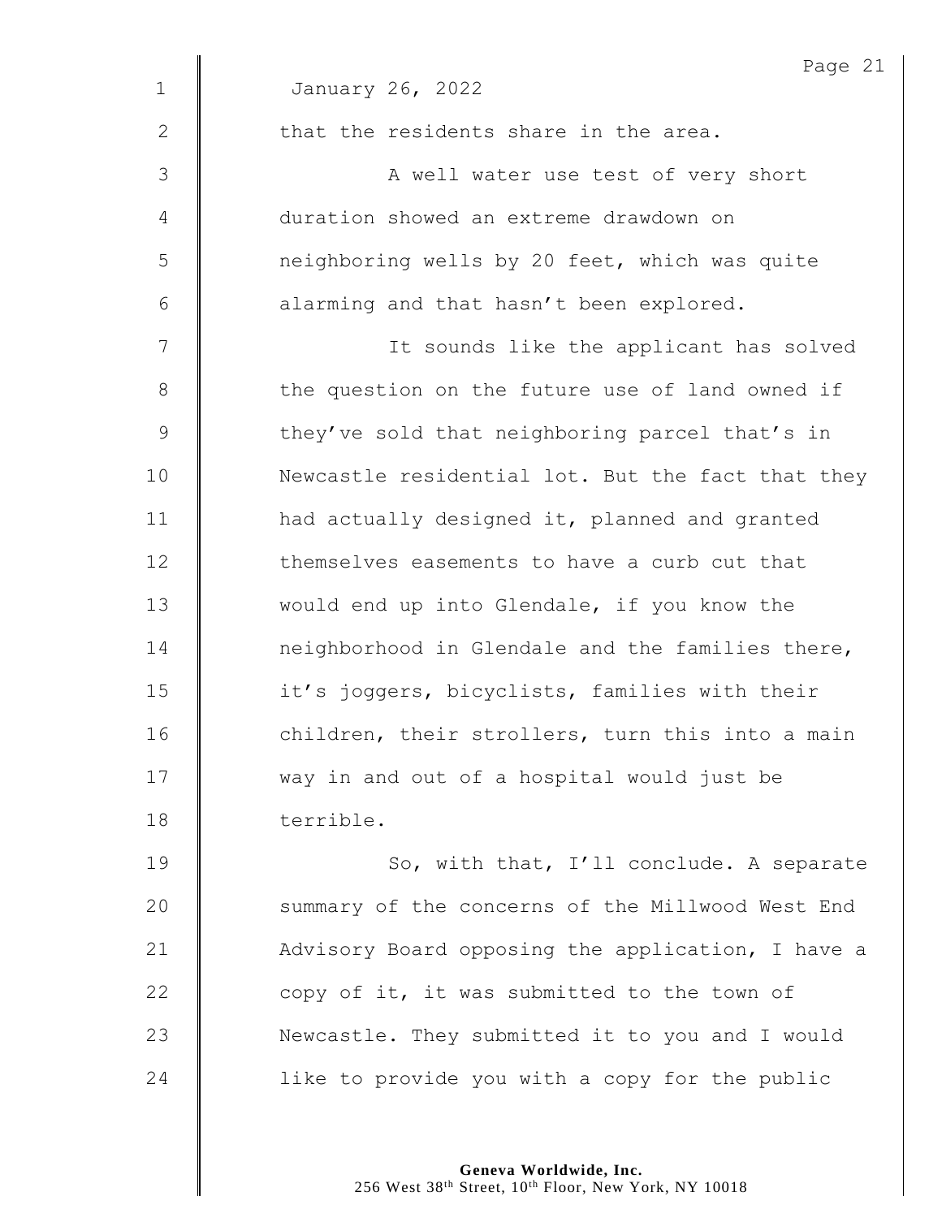January 26, 2022

that the residents share in the area.

A well water use test of very short duration showed an extreme drawdown on neighboring wells by 20 feet, which was quite alarming and that hasn't been explored.

It sounds like the applicant has solved the question on the future use of land owned if they've sold that neighboring parcel that's in Newcastle residential lot. But the fact that they had actually designed it, planned and granted themselves easements to have a curb cut that would end up into Glendale, if you know the neighborhood in Glendale and the families there, it's joggers, bicyclists, families with their children, their strollers, turn this into a main way in and out of a hospital would just be terrible.

So, with that, I'll conclude. A separate summary of the concerns of the Millwood West End Advisory Board opposing the application, I have a copy of it, it was submitted to the town of Newcastle. They submitted it to you and I would like to provide you with a copy for the public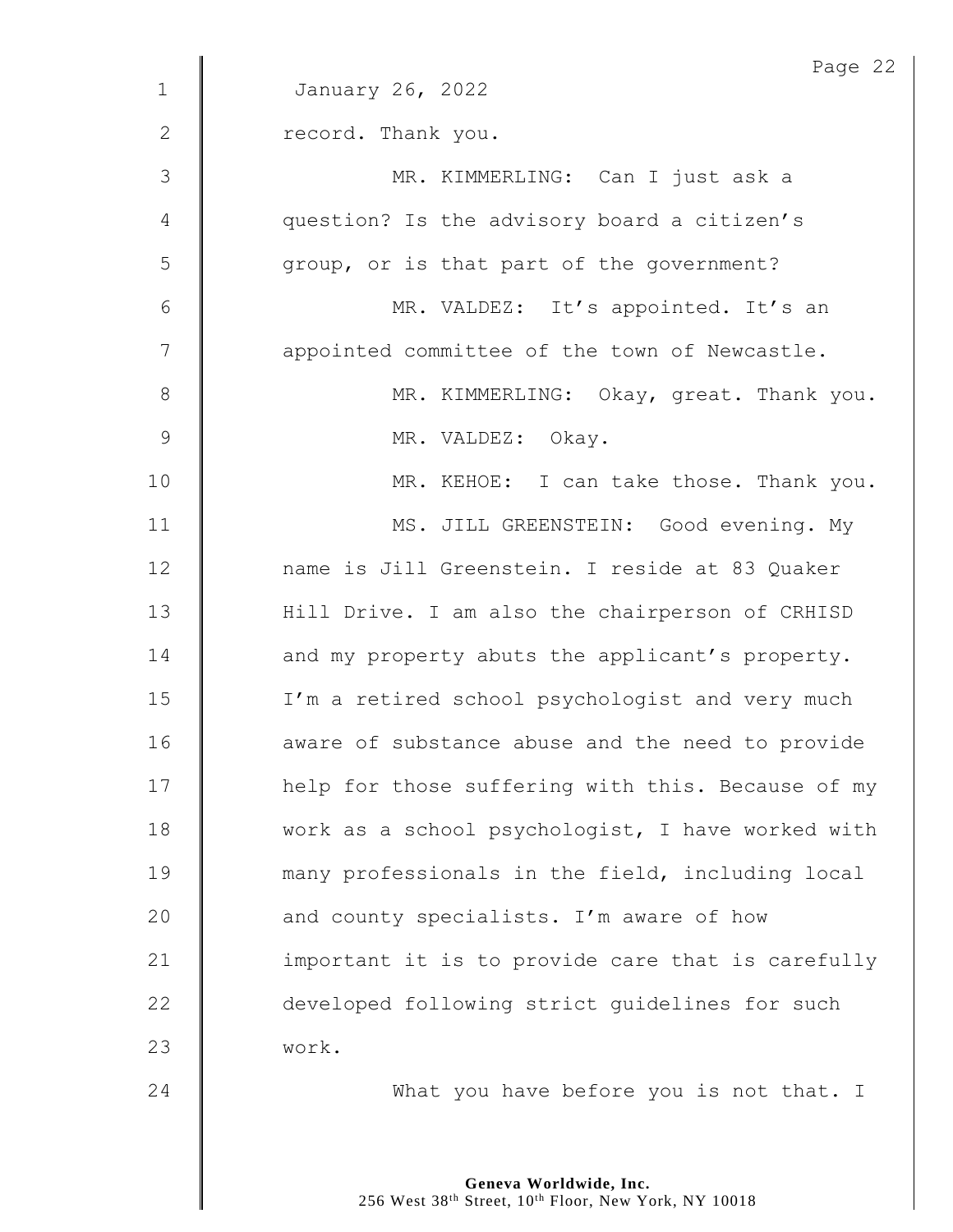January 26, 2022

record. Thank you.

MR. KIMMERLING: Can I just ask a question? Is the advisory board a citizen's group, or is that part of the government?

MR. VALDEZ: It's appointed. It's an appointed committee of the town of Newcastle.

MR. KIMMERLING: Okay, great. Thank you.

MR. VALDEZ: Okay.

MR. KEHOE: I can take those. Thank you.

MS. JILL GREENSTEIN: Good evening. My name is Jill Greenstein. I reside at 83 Quaker Hill Drive. I am also the chairperson of CRHISD and my property abuts the applicant's property. I'm a retired school psychologist and very much aware of substance abuse and the need to provide help for those suffering with this. Because of my work as a school psychologist, I have worked with many professionals in the field, including local and county specialists. I'm aware of how important it is to provide care that is carefully developed following strict guidelines for such work.

What you have before you is not that. I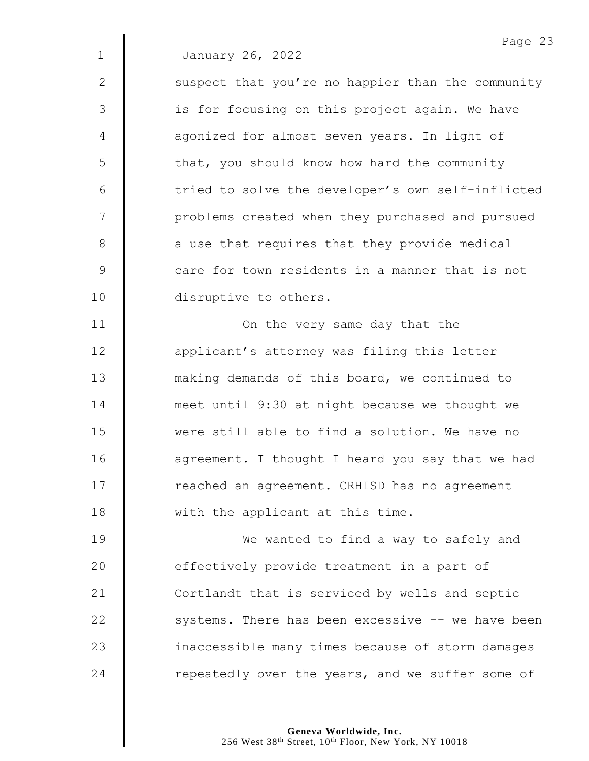January 26, 2022

suspect that you're no happier than the community is for focusing on this project again. We have agonized for almost seven years. In light of that, you should know how hard the community tried to solve the developer's own self-inflicted problems created when they purchased and pursued a use that requires that they provide medical care for town residents in a manner that is not disruptive to others.

On the very same day that the applicant's attorney was filing this letter making demands of this board, we continued to meet until 9:30 at night because we thought we were still able to find a solution. We have no agreement. I thought I heard you say that we had reached an agreement. CRHISD has no agreement with the applicant at this time.

We wanted to find a way to safely and effectively provide treatment in a part of Cortlandt that is serviced by wells and septic systems. There has been excessive -- we have been inaccessible many times because of storm damages repeatedly over the years, and we suffer some of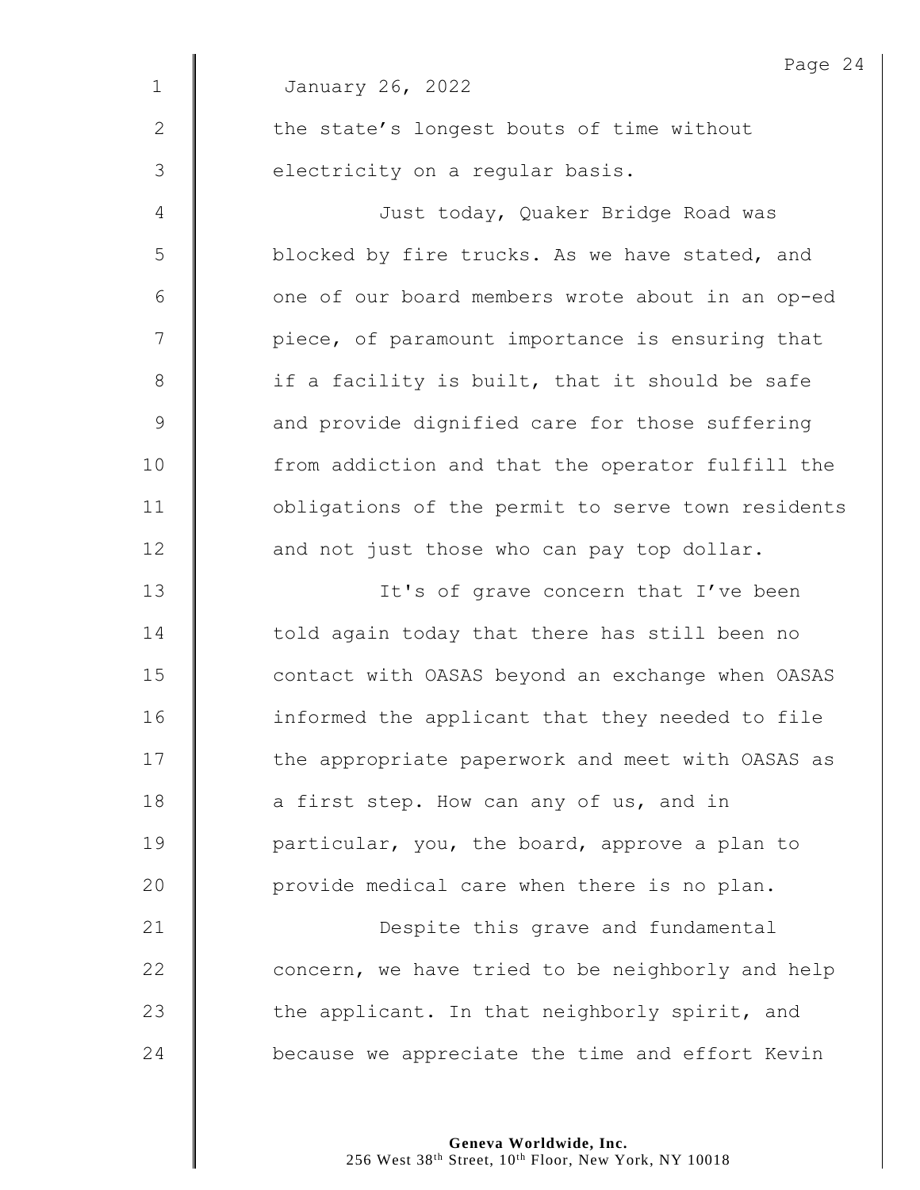January 26, 2022

the state's longest bouts of time without electricity on a regular basis.

Just today, Quaker Bridge Road was blocked by fire trucks. As we have stated, and one of our board members wrote about in an op-ed piece, of paramount importance is ensuring that if a facility is built, that it should be safe and provide dignified care for those suffering from addiction and that the operator fulfill the obligations of the permit to serve town residents and not just those who can pay top dollar.

It's of grave concern that I've been told again today that there has still been no contact with OASAS beyond an exchange when OASAS informed the applicant that they needed to file the appropriate paperwork and meet with OASAS as a first step. How can any of us, and in particular, you, the board, approve a plan to provide medical care when there is no plan.

Despite this grave and fundamental concern, we have tried to be neighborly and help the applicant. In that neighborly spirit, and because we appreciate the time and effort Kevin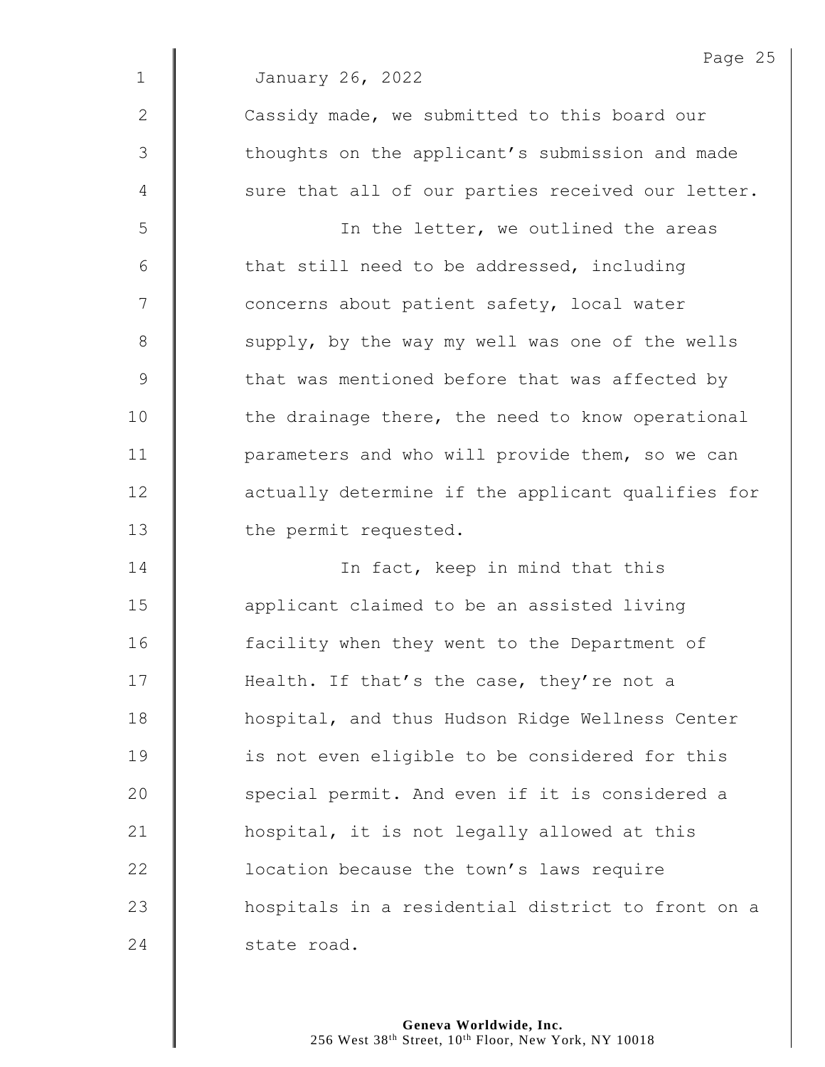January 26, 2022

Cassidy made, we submitted to this board our thoughts on the applicant's submission and made sure that all of our parties received our letter.

In the letter, we outlined the areas that still need to be addressed, including concerns about patient safety, local water supply, by the way my well was one of the wells that was mentioned before that was affected by the drainage there, the need to know operational parameters and who will provide them, so we can actually determine if the applicant qualifies for the permit requested.

In fact, keep in mind that this applicant claimed to be an assisted living facility when they went to the Department of Health. If that's the case, they're not a hospital, and thus Hudson Ridge Wellness Center is not even eligible to be considered for this special permit. And even if it is considered a hospital, it is not legally allowed at this location because the town's laws require hospitals in a residential district to front on a state road.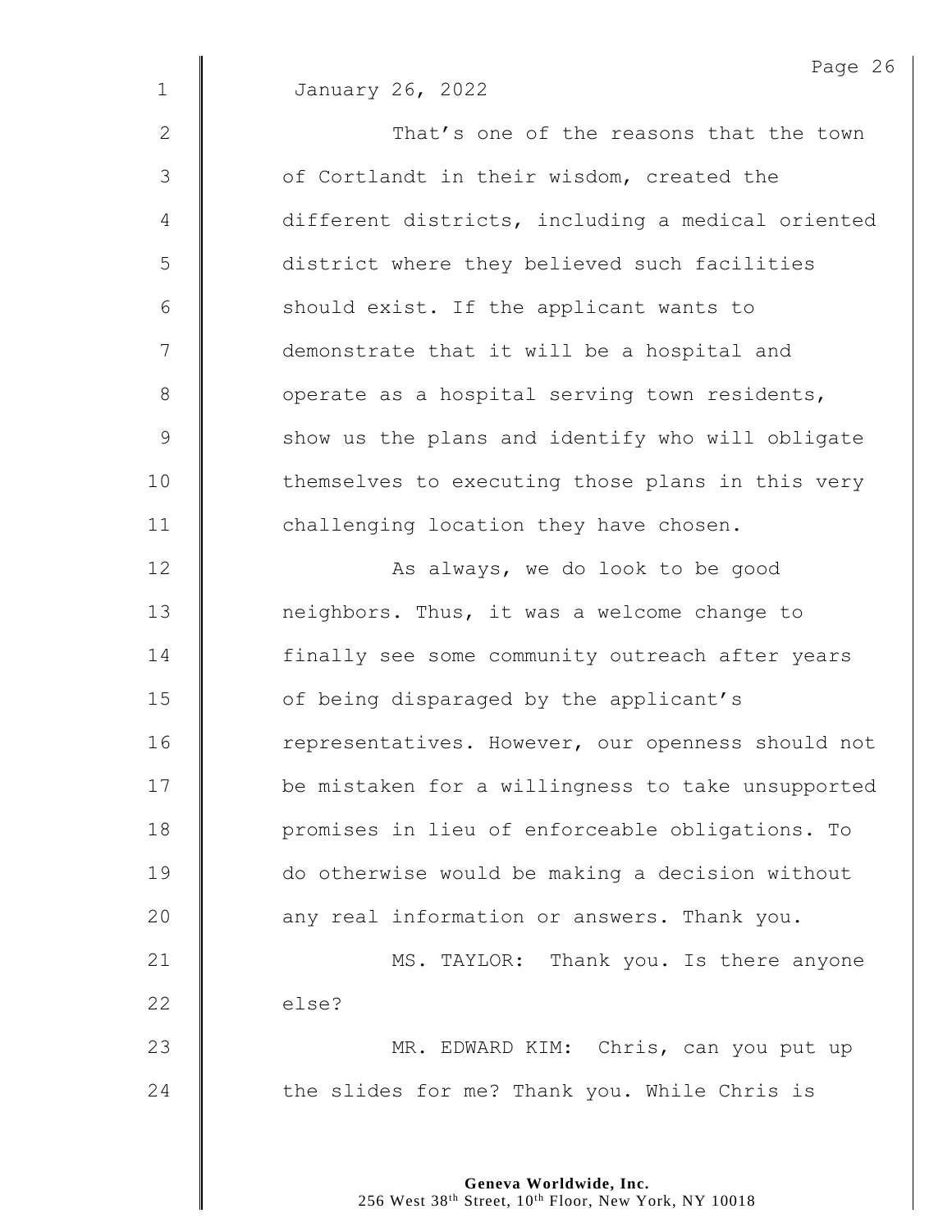January 26, 2022

That's one of the reasons that the town of Cortlandt in their wisdom, created the different districts, including a medical oriented district where they believed such facilities should exist. If the applicant wants to demonstrate that it will be a hospital and operate as a hospital serving town residents, show us the plans and identify who will obligate themselves to executing those plans in this very challenging location they have chosen.

As always, we do look to be good neighbors. Thus, it was a welcome change to finally see some community outreach after years of being disparaged by the applicant's representatives. However, our openness should not be mistaken for a willingness to take unsupported promises in lieu of enforceable obligations. To do otherwise would be making a decision without any real information or answers. Thank you.

MS. TAYLOR: Thank you. Is there anyone else?

MR. EDWARD KIM: Chris, can you put up the slides for me? Thank you. While Chris is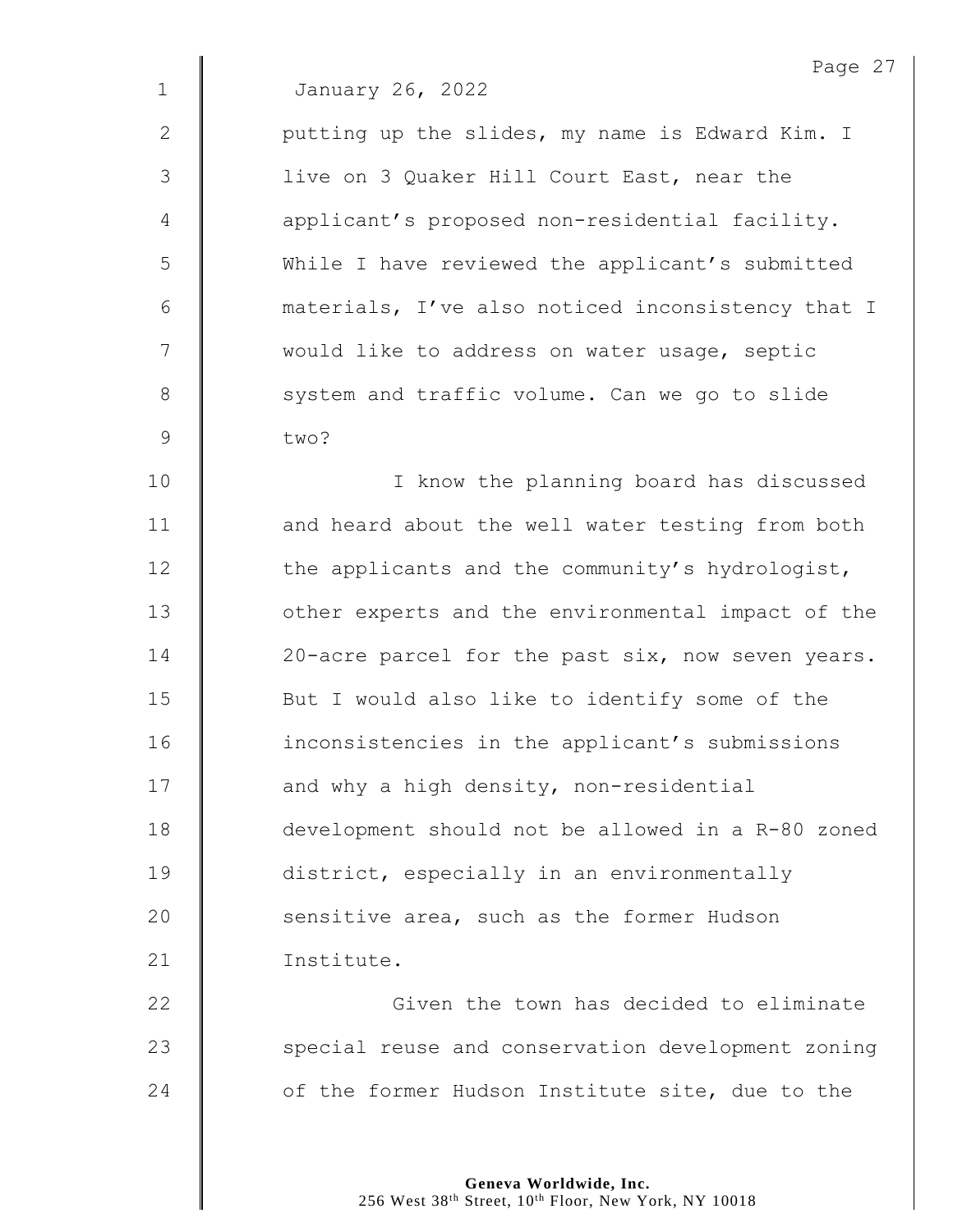January 26, 2022

putting up the slides, my name is Edward Kim. I live on 3 Quaker Hill Court East, near the applicant's proposed non-residential facility. While I have reviewed the applicant's submitted materials, I've also noticed inconsistency that I would like to address on water usage, septic system and traffic volume. Can we go to slide two?

I know the planning board has discussed and heard about the well water testing from both the applicants and the community's hydrologist, other experts and the environmental impact of the 20-acre parcel for the past six, now seven years. But I would also like to identify some of the inconsistencies in the applicant's submissions and why a high density, non-residential development should not be allowed in a R-80 zoned district, especially in an environmentally sensitive area, such as the former Hudson Institute.

Given the town has decided to eliminate special reuse and conservation development zoning of the former Hudson Institute site, due to the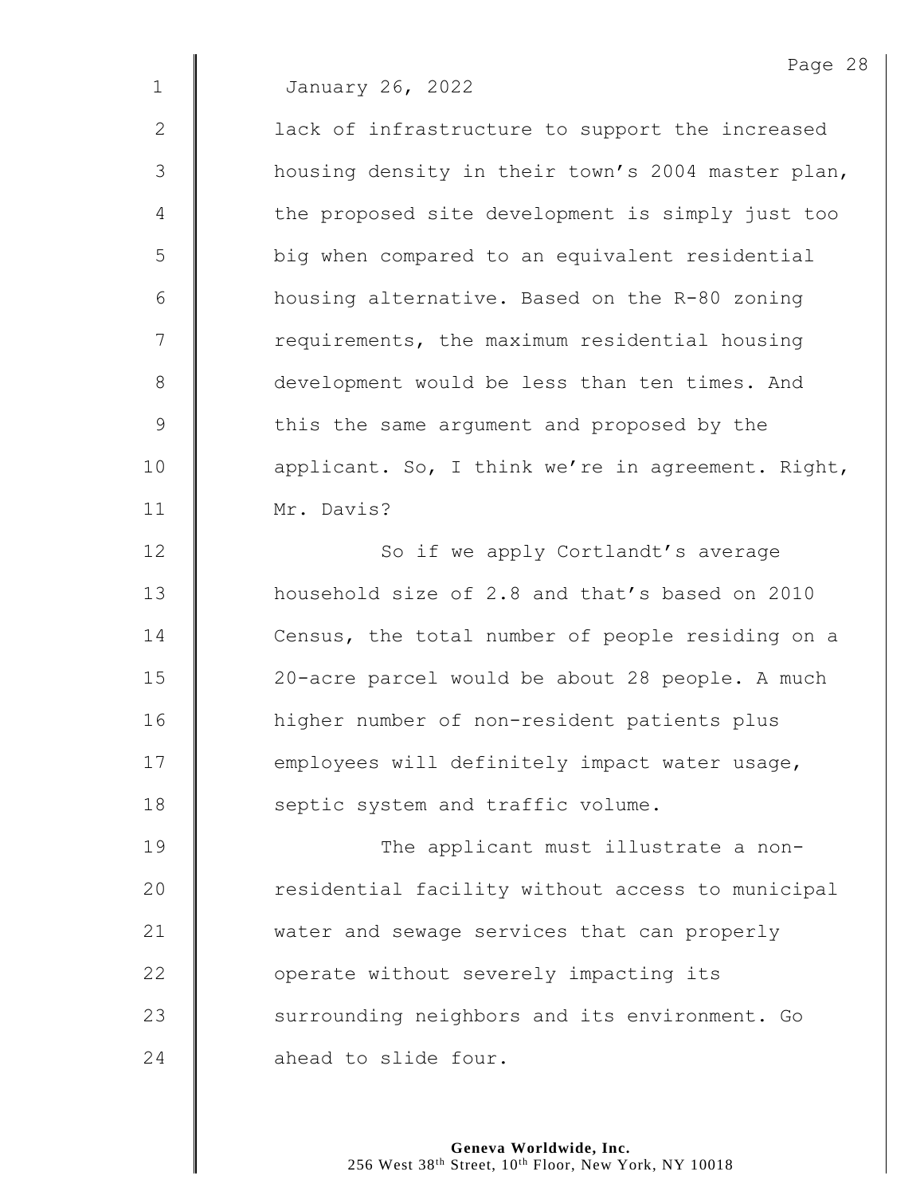January 26, 2022

lack of infrastructure to support the increased housing density in their town's 2004 master plan, the proposed site development is simply just too big when compared to an equivalent residential housing alternative. Based on the R-80 zoning requirements, the maximum residential housing development would be less than ten times. And this the same argument and proposed by the applicant. So, I think we're in agreement. Right, Mr. Davis?

So if we apply Cortlandt's average household size of 2.8 and that's based on 2010 Census, the total number of people residing on a 20-acre parcel would be about 28 people. A much higher number of non-resident patients plus employees will definitely impact water usage, septic system and traffic volume.

The applicant must illustrate a non-residential facility without access to municipal water and sewage services that can properly operate without severely impacting its surrounding neighbors and its environment. Go ahead to slide four.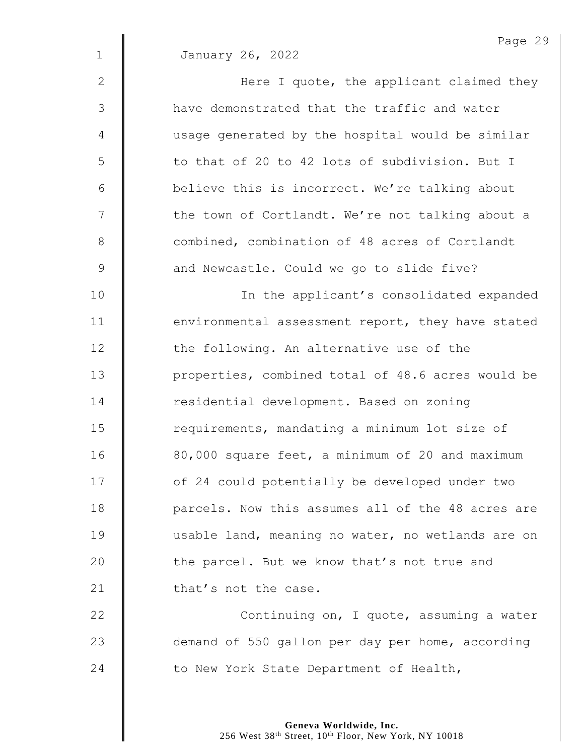January 26, 2022

Here I quote, the applicant claimed they have demonstrated that the traffic and water usage generated by the hospital would be similar to that of 20 to 42 lots of subdivision. But I believe this is incorrect. We're talking about the town of Cortlandt. We're not talking about a combined, combination of 48 acres of Cortlandt and Newcastle. Could we go to slide five?

In the applicant's consolidated expanded environmental assessment report, they have stated the following. An alternative use of the properties, combined total of 48.6 acres would be residential development. Based on zoning requirements, mandating a minimum lot size of 80,000 square feet, a minimum of 20 and maximum of 24 could potentially be developed under two parcels. Now this assumes all of the 48 acres are usable land, meaning no water, no wetlands are on the parcel. But we know that's not true and that's not the case.

Continuing on, I quote, assuming a water demand of 550 gallon per day per home, according to New York State Department of Health,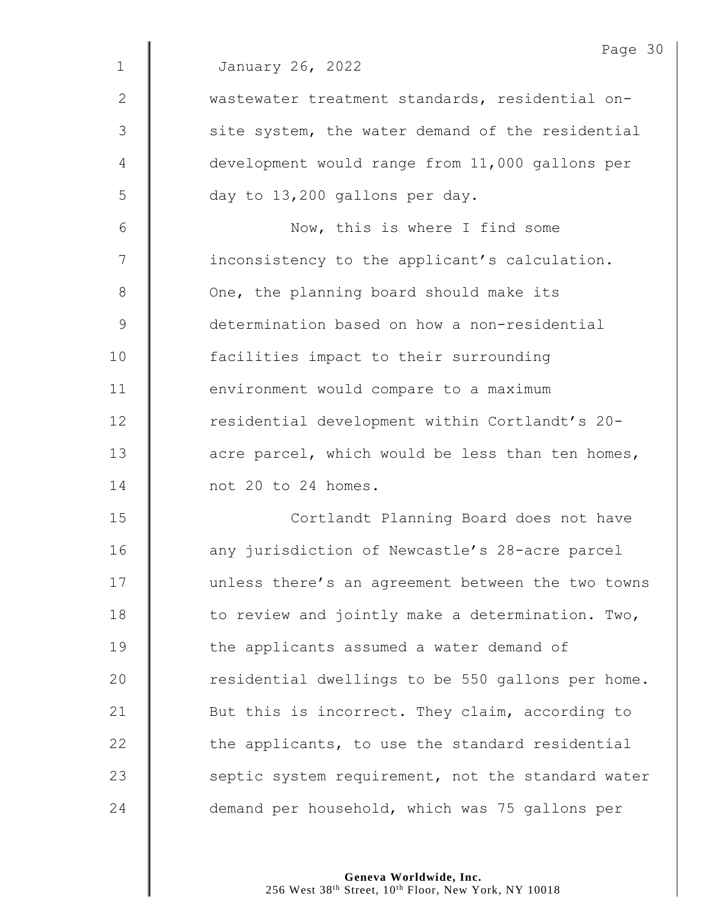January 26, 2022

wastewater treatment standards, residential on-site system, the water demand of the residential development would range from 11,000 gallons per day to 13,200 gallons per day.

Now, this is where I find some inconsistency to the applicant's calculation. One, the planning board should make its determination based on how a non-residential facilities impact to their surrounding environment would compare to a maximum residential development within Cortlandt's 20-acre parcel, which would be less than ten homes, not 20 to 24 homes.

Cortlandt Planning Board does not have any jurisdiction of Newcastle's 28-acre parcel unless there's an agreement between the two towns to review and jointly make a determination. Two, the applicants assumed a water demand of residential dwellings to be 550 gallons per home. But this is incorrect. They claim, according to the applicants, to use the standard residential septic system requirement, not the standard water demand per household, which was 75 gallons per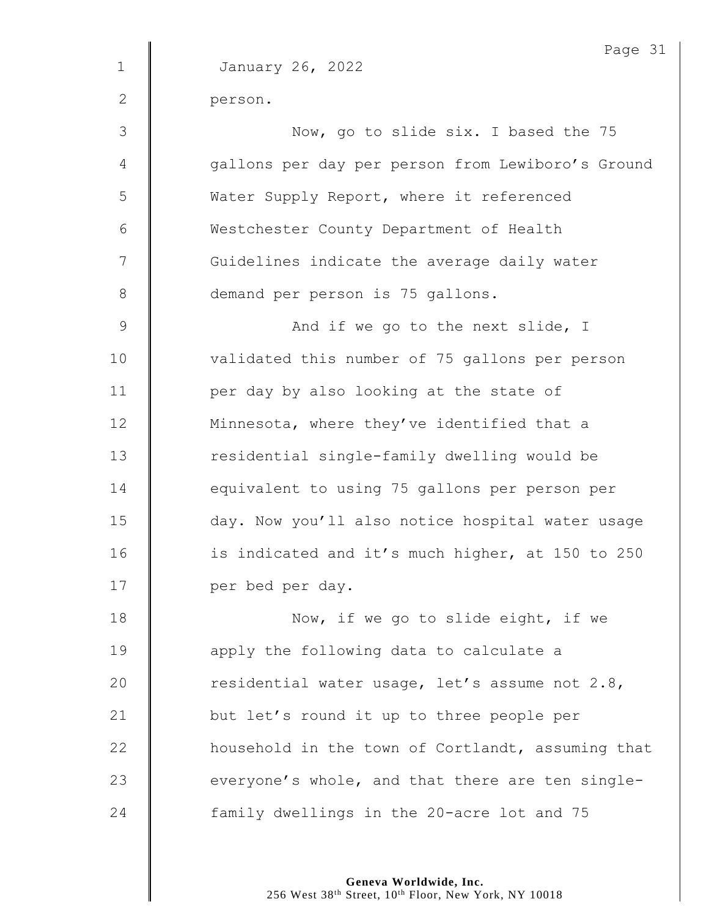January 26, 2022

person.

Now, go to slide six. I based the 75 gallons per day per person from Lewiboro's Ground Water Supply Report, where it referenced Westchester County Department of Health Guidelines indicate the average daily water demand per person is 75 gallons.

And if we go to the next slide, I validated this number of 75 gallons per person per day by also looking at the state of Minnesota, where they've identified that a residential single-family dwelling would be equivalent to using 75 gallons per person per day. Now you'll also notice hospital water usage is indicated and it's much higher, at 150 to 250 per bed per day.

Now, if we go to slide eight, if we apply the following data to calculate a residential water usage, let's assume not 2.8, but let's round it up to three people per household in the town of Cortlandt, assuming that everyone's whole, and that there are ten single-family dwellings in the 20-acre lot and 75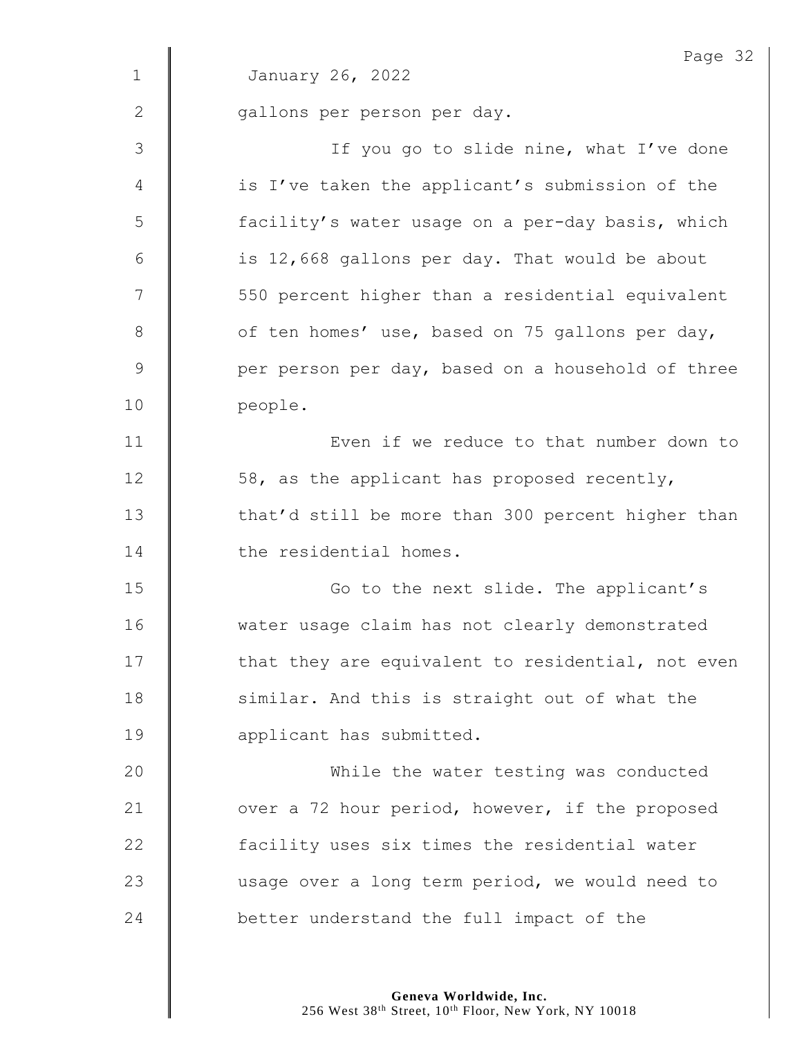January 26, 2022

gallons per person per day.

If you go to slide nine, what I've done is I've taken the applicant's submission of the facility's water usage on a per-day basis, which is 12,668 gallons per day. That would be about 550 percent higher than a residential equivalent of ten homes' use, based on 75 gallons per day, per person per day, based on a household of three people.

Even if we reduce to that number down to 58, as the applicant has proposed recently, that'd still be more than 300 percent higher than the residential homes.

Go to the next slide. The applicant's water usage claim has not clearly demonstrated that they are equivalent to residential, not even similar. And this is straight out of what the applicant has submitted.

While the water testing was conducted over a 72 hour period, however, if the proposed facility uses six times the residential water usage over a long term period, we would need to better understand the full impact of the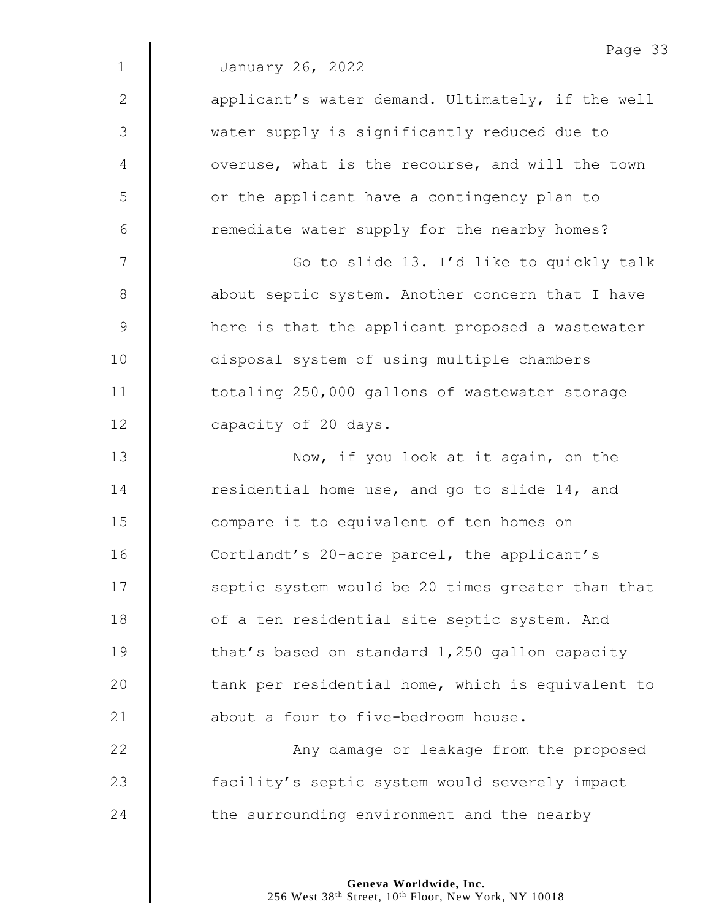January 26, 2022

applicant's water demand. Ultimately, if the well water supply is significantly reduced due to overuse, what is the recourse, and will the town or the applicant have a contingency plan to remediate water supply for the nearby homes?

Go to slide 13. I'd like to quickly talk about septic system. Another concern that I have here is that the applicant proposed a wastewater disposal system of using multiple chambers totaling 250,000 gallons of wastewater storage capacity of 20 days.

Now, if you look at it again, on the residential home use, and go to slide 14, and compare it to equivalent of ten homes on Cortlandt's 20-acre parcel, the applicant's septic system would be 20 times greater than that of a ten residential site septic system. And that's based on standard 1,250 gallon capacity tank per residential home, which is equivalent to about a four to five-bedroom house.

Any damage or leakage from the proposed facility's septic system would severely impact the surrounding environment and the nearby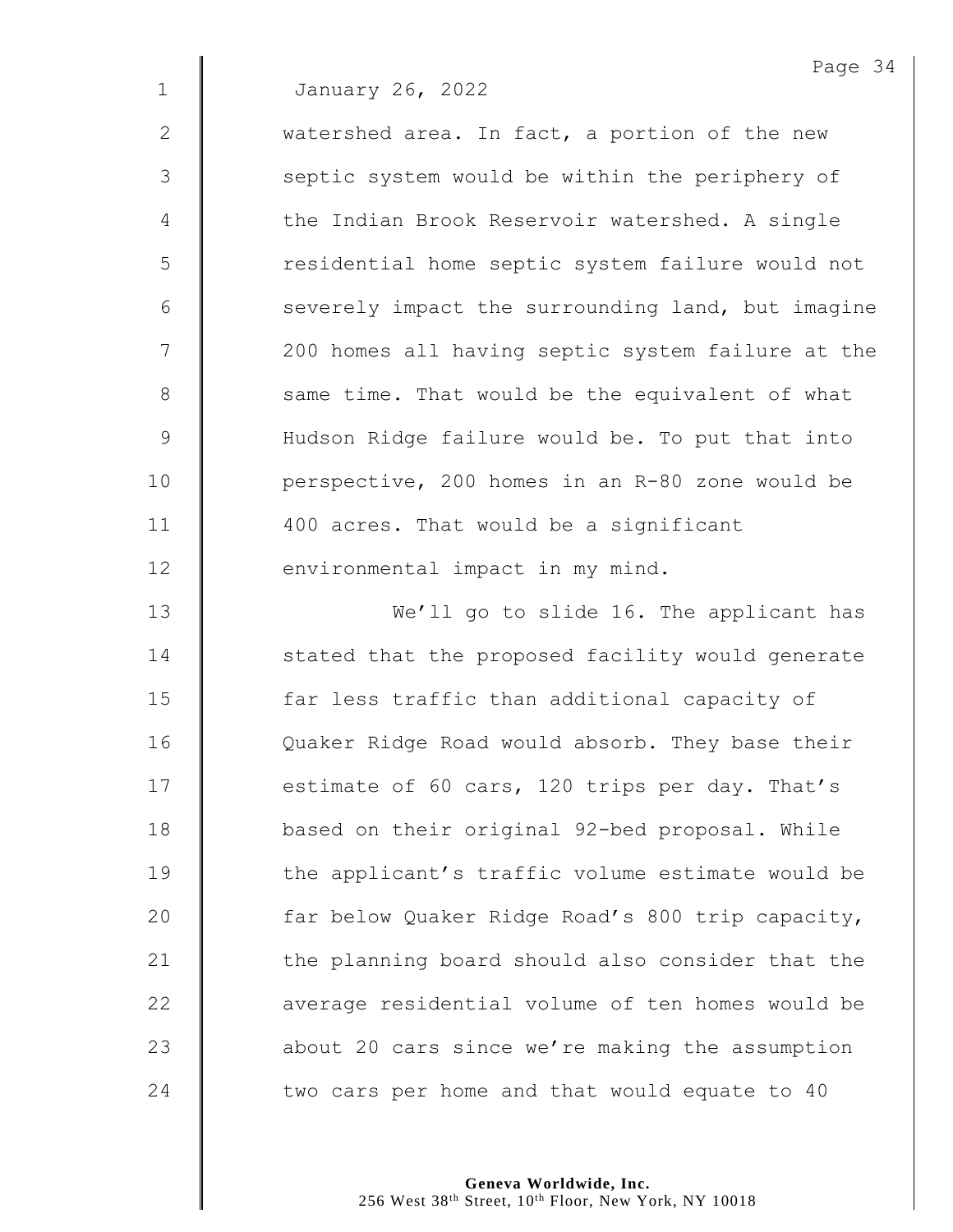January 26, 2022

watershed area. In fact, a portion of the new septic system would be within the periphery of the Indian Brook Reservoir watershed. A single residential home septic system failure would not severely impact the surrounding land, but imagine 200 homes all having septic system failure at the same time. That would be the equivalent of what Hudson Ridge failure would be. To put that into perspective, 200 homes in an R-80 zone would be 400 acres. That would be a significant environmental impact in my mind.

We'll go to slide 16. The applicant has stated that the proposed facility would generate far less traffic than additional capacity of Quaker Ridge Road would absorb. They base their estimate of 60 cars, 120 trips per day. That's based on their original 92-bed proposal. While the applicant's traffic volume estimate would be far below Quaker Ridge Road's 800 trip capacity, the planning board should also consider that the average residential volume of ten homes would be about 20 cars since we're making the assumption two cars per home and that would equate to 40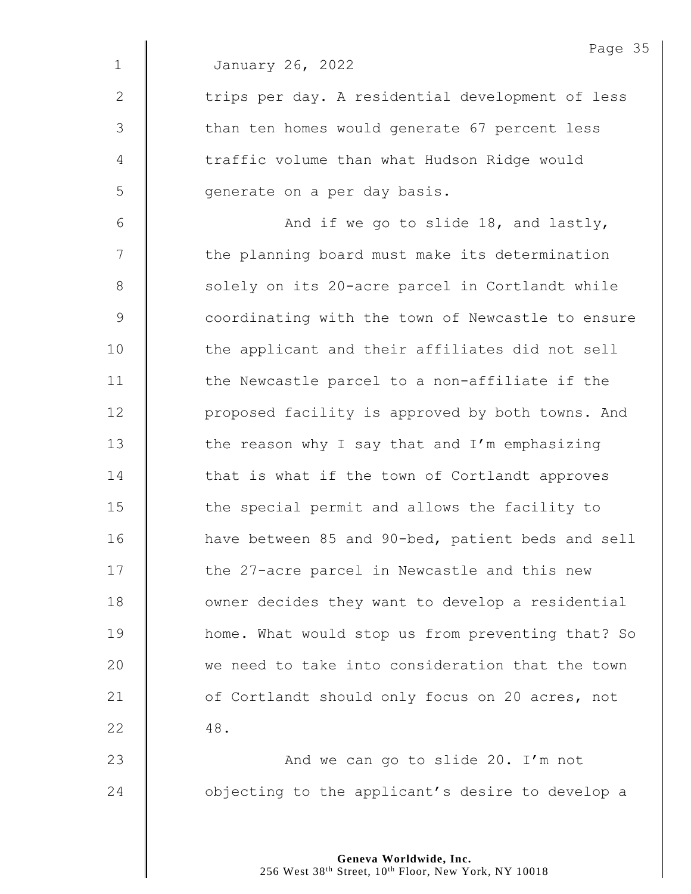January 26, 2022

trips per day. A residential development of less than ten homes would generate 67 percent less traffic volume than what Hudson Ridge would generate on a per day basis.

And if we go to slide 18, and lastly, the planning board must make its determination solely on its 20-acre parcel in Cortlandt while coordinating with the town of Newcastle to ensure the applicant and their affiliates did not sell the Newcastle parcel to a non-affiliate if the proposed facility is approved by both towns. And the reason why I say that and I'm emphasizing that is what if the town of Cortlandt approves the special permit and allows the facility to have between 85 and 90-bed, patient beds and sell the 27-acre parcel in Newcastle and this new owner decides they want to develop a residential home. What would stop us from preventing that? So we need to take into consideration that the town of Cortlandt should only focus on 20 acres, not 48.

And we can go to slide 20. I'm not objecting to the applicant's desire to develop a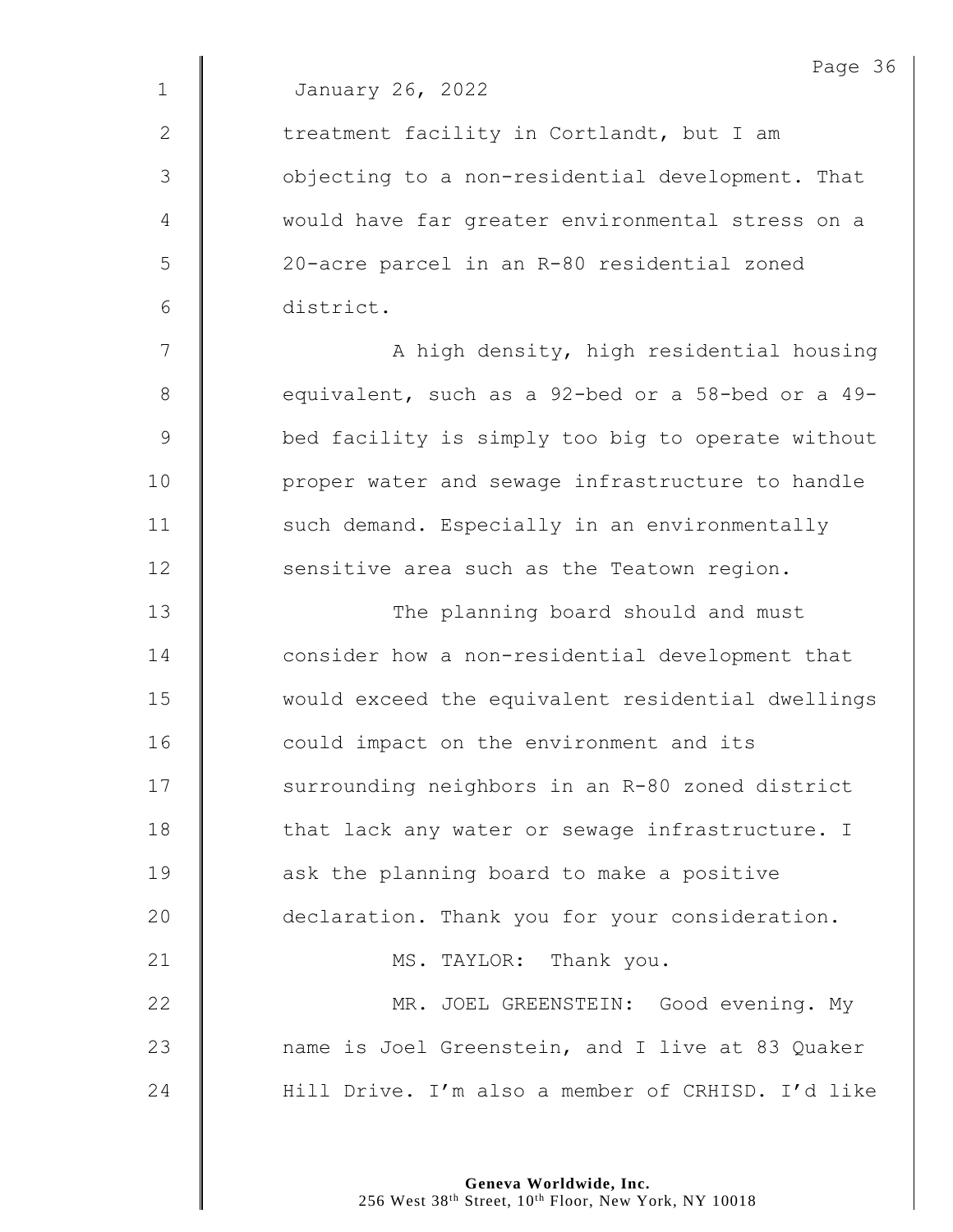January 26, 2022

treatment facility in Cortlandt, but I am objecting to a non-residential development. That would have far greater environmental stress on a 20-acre parcel in an R-80 residential zoned district.

A high density, high residential housing equivalent, such as a 92-bed or a 58-bed or a 49-bed facility is simply too big to operate without proper water and sewage infrastructure to handle such demand. Especially in an environmentally sensitive area such as the Teatown region.

The planning board should and must consider how a non-residential development that would exceed the equivalent residential dwellings could impact on the environment and its surrounding neighbors in an R-80 zoned district that lack any water or sewage infrastructure. I ask the planning board to make a positive declaration. Thank you for your consideration.

MS. TAYLOR: Thank you.

MR. JOEL GREENSTEIN: Good evening. My name is Joel Greenstein, and I live at 83 Quaker Hill Drive. I'm also a member of CRHISD. I'd like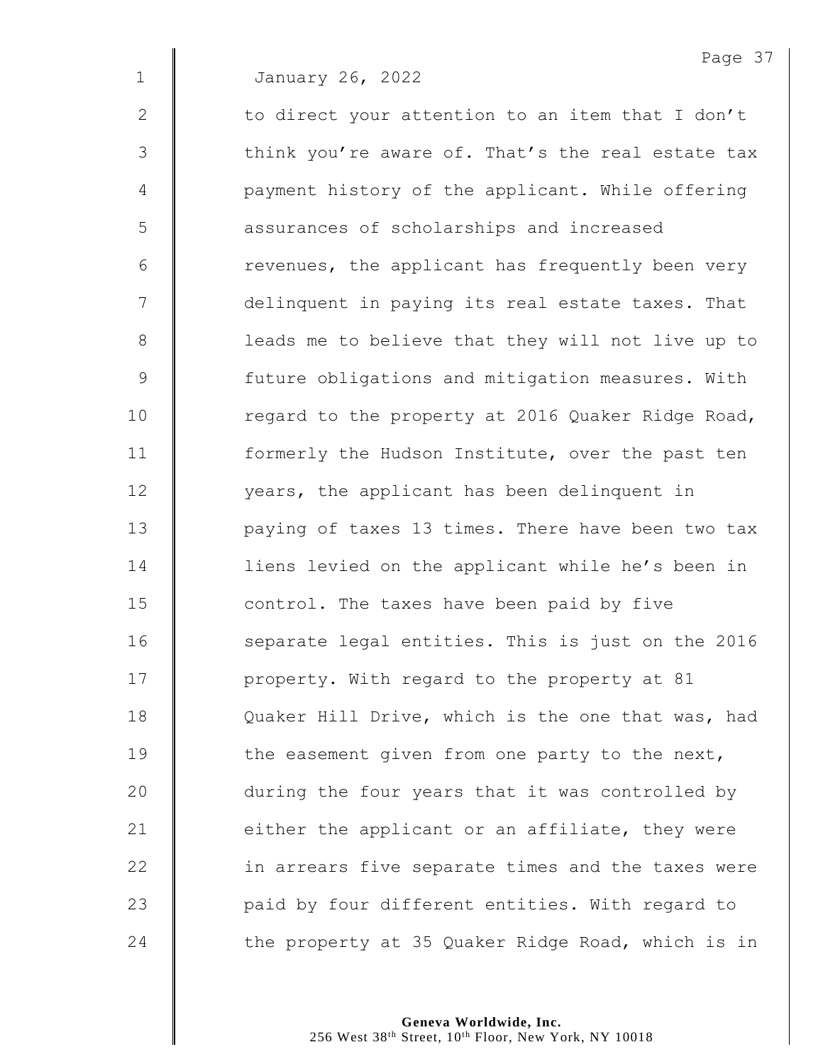January 26, 2022

to direct your attention to an item that I don't think you're aware of. That's the real estate tax payment history of the applicant. While offering assurances of scholarships and increased revenues, the applicant has frequently been very delinquent in paying its real estate taxes. That leads me to believe that they will not live up to future obligations and mitigation measures. With regard to the property at 2016 Quaker Ridge Road, formerly the Hudson Institute, over the past ten years, the applicant has been delinquent in paying of taxes 13 times. There have been two tax liens levied on the applicant while he's been in control. The taxes have been paid by five separate legal entities. This is just on the 2016 property. With regard to the property at 81 Quaker Hill Drive, which is the one that was, had the easement given from one party to the next, during the four years that it was controlled by either the applicant or an affiliate, they were in arrears five separate times and the taxes were paid by four different entities. With regard to the property at 35 Quaker Ridge Road, which is in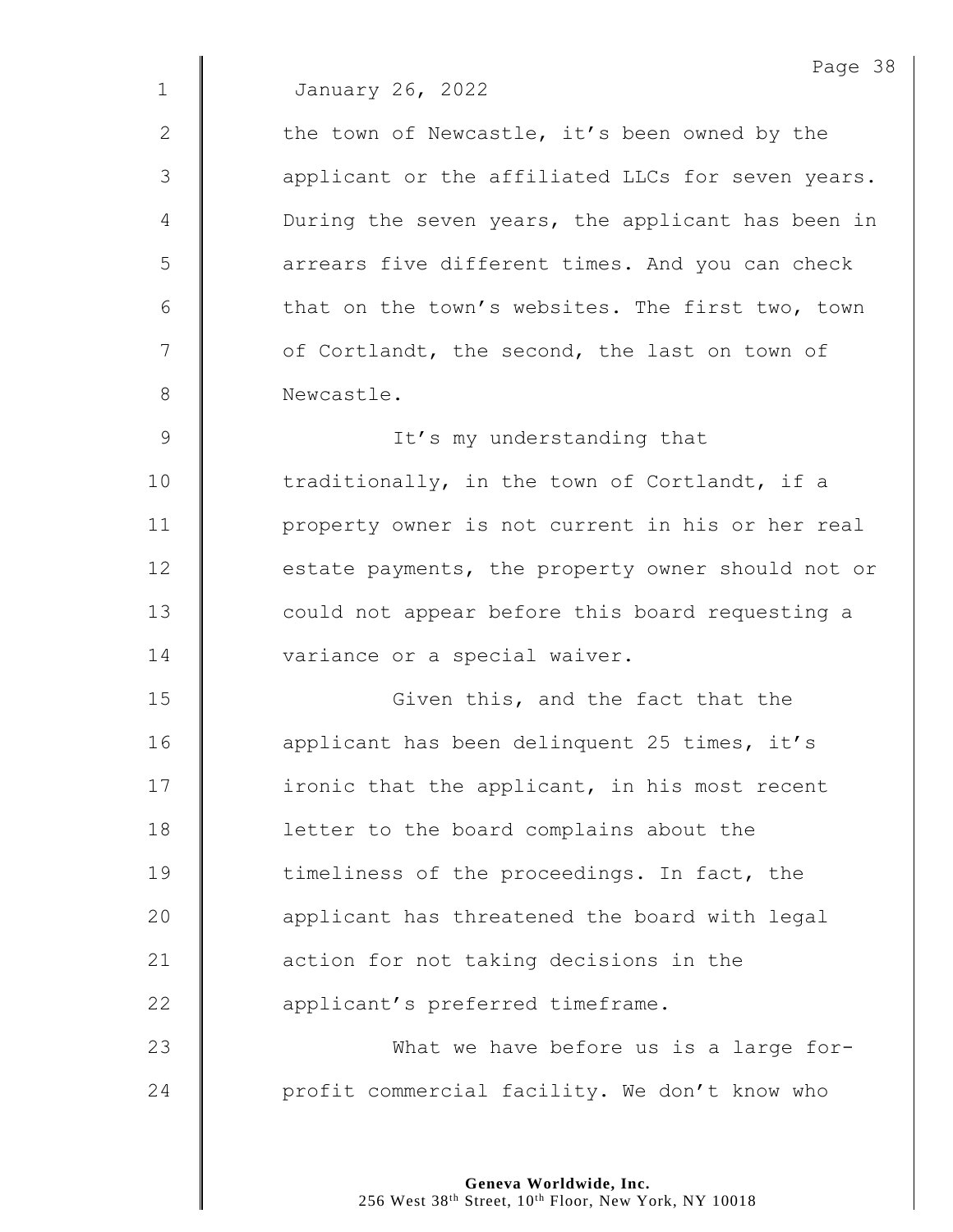January 26, 2022

the town of Newcastle, it's been owned by the applicant or the affiliated LLCs for seven years. During the seven years, the applicant has been in arrears five different times. And you can check that on the town's websites. The first two, town of Cortlandt, the second, the last on town of Newcastle.

It's my understanding that traditionally, in the town of Cortlandt, if a property owner is not current in his or her real estate payments, the property owner should not or could not appear before this board requesting a variance or a special waiver.

Given this, and the fact that the applicant has been delinquent 25 times, it's ironic that the applicant, in his most recent letter to the board complains about the timeliness of the proceedings. In fact, the applicant has threatened the board with legal action for not taking decisions in the applicant's preferred timeframe.

What we have before us is a large for-profit commercial facility. We don't know who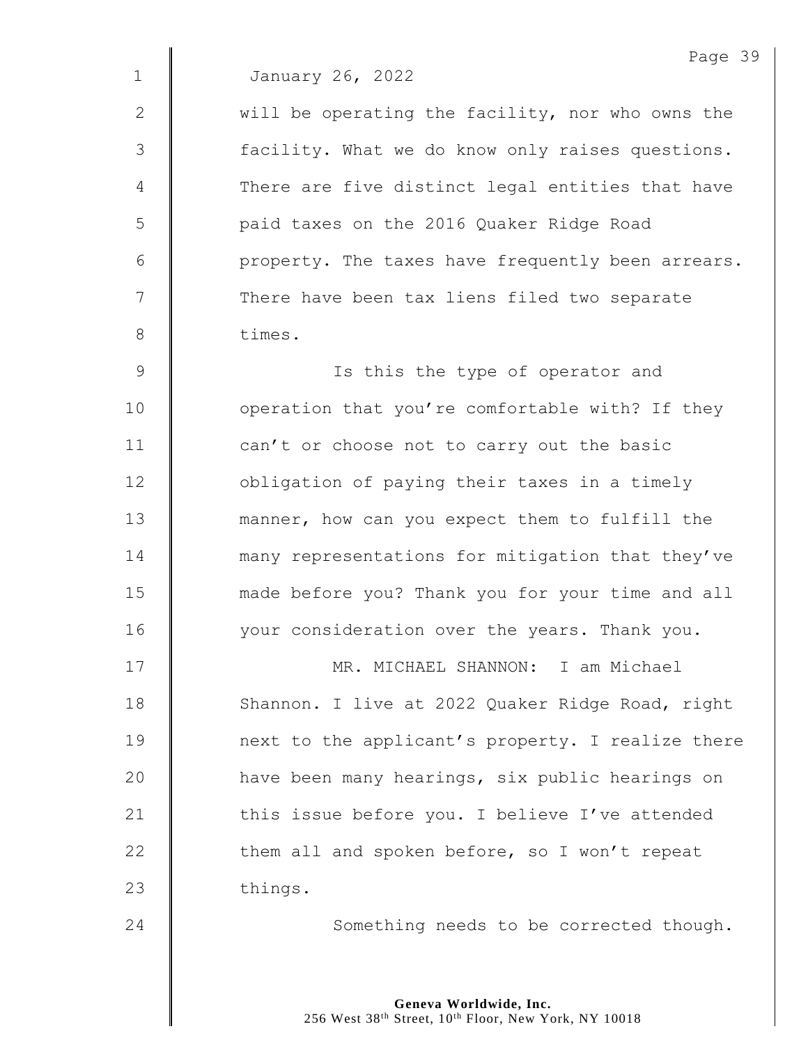January 26, 2022

will be operating the facility, nor who owns the facility. What we do know only raises questions. There are five distinct legal entities that have paid taxes on the 2016 Quaker Ridge Road property. The taxes have frequently been arrears. There have been tax liens filed two separate times.

Is this the type of operator and operation that you're comfortable with? If they can't or choose not to carry out the basic obligation of paying their taxes in a timely manner, how can you expect them to fulfill the many representations for mitigation that they've made before you? Thank you for your time and all your consideration over the years. Thank you.

MR. MICHAEL SHANNON: I am Michael Shannon. I live at 2022 Quaker Ridge Road, right next to the applicant's property. I realize there have been many hearings, six public hearings on this issue before you. I believe I've attended them all and spoken before, so I won't repeat things.

Something needs to be corrected though.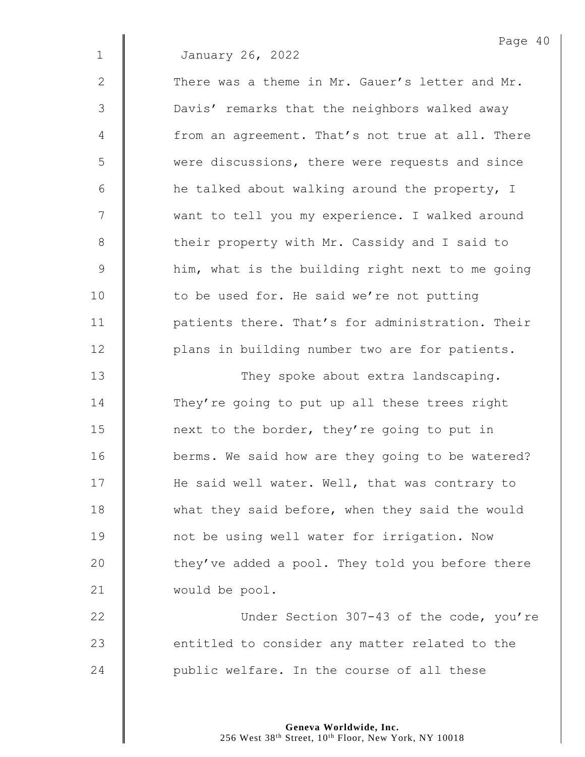January 26, 2022

There was a theme in Mr. Gauer's letter and Mr. Davis' remarks that the neighbors walked away from an agreement. That's not true at all. There were discussions, there were requests and since he talked about walking around the property, I want to tell you my experience. I walked around their property with Mr. Cassidy and I said to him, what is the building right next to me going to be used for. He said we're not putting patients there. That's for administration. Their plans in building number two are for patients.

They spoke about extra landscaping. They're going to put up all these trees right next to the border, they're going to put in berms. We said how are they going to be watered? He said well water. Well, that was contrary to what they said before, when they said the would not be using well water for irrigation. Now they've added a pool. They told you before there would be pool.

Under Section 307-43 of the code, you're entitled to consider any matter related to the public welfare. In the course of all these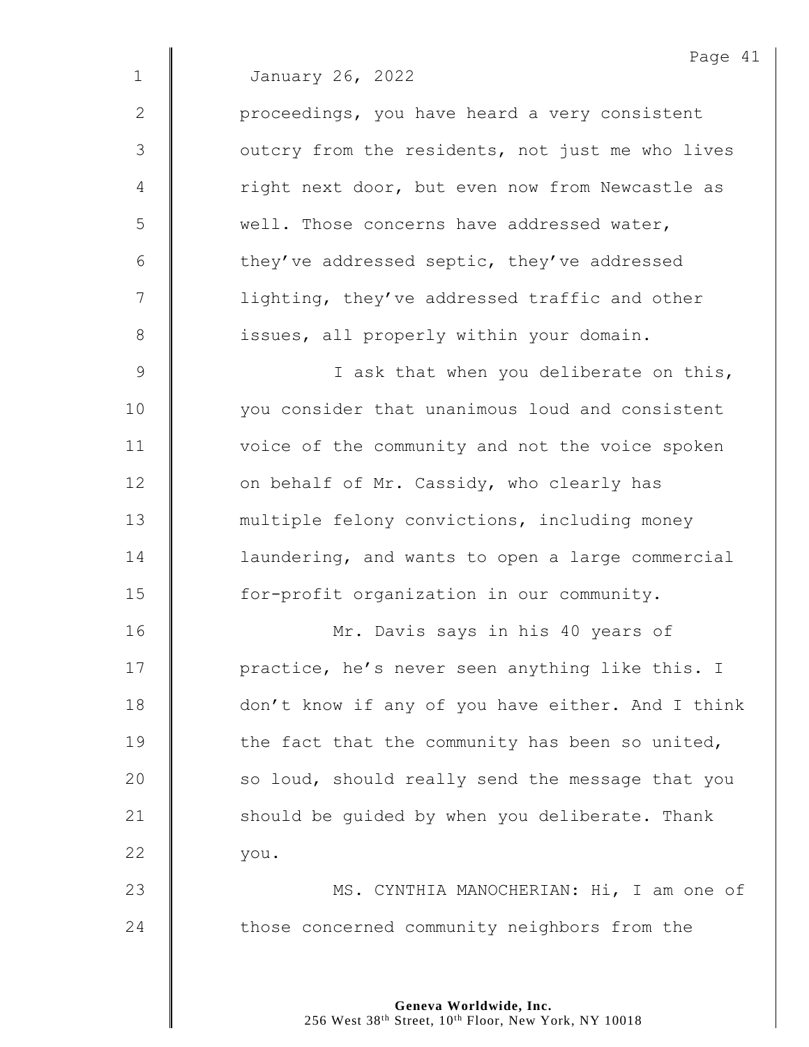January 26, 2022

proceedings, you have heard a very consistent outcry from the residents, not just me who lives right next door, but even now from Newcastle as well. Those concerns have addressed water, they've addressed septic, they've addressed lighting, they've addressed traffic and other issues, all properly within your domain.

I ask that when you deliberate on this, you consider that unanimous loud and consistent voice of the community and not the voice spoken on behalf of Mr. Cassidy, who clearly has multiple felony convictions, including money laundering, and wants to open a large commercial for-profit organization in our community.

Mr. Davis says in his 40 years of practice, he's never seen anything like this. I don't know if any of you have either. And I think the fact that the community has been so united, so loud, should really send the message that you should be guided by when you deliberate. Thank you.

MS. CYNTHIA MANOCHERIAN: Hi, I am one of those concerned community neighbors from the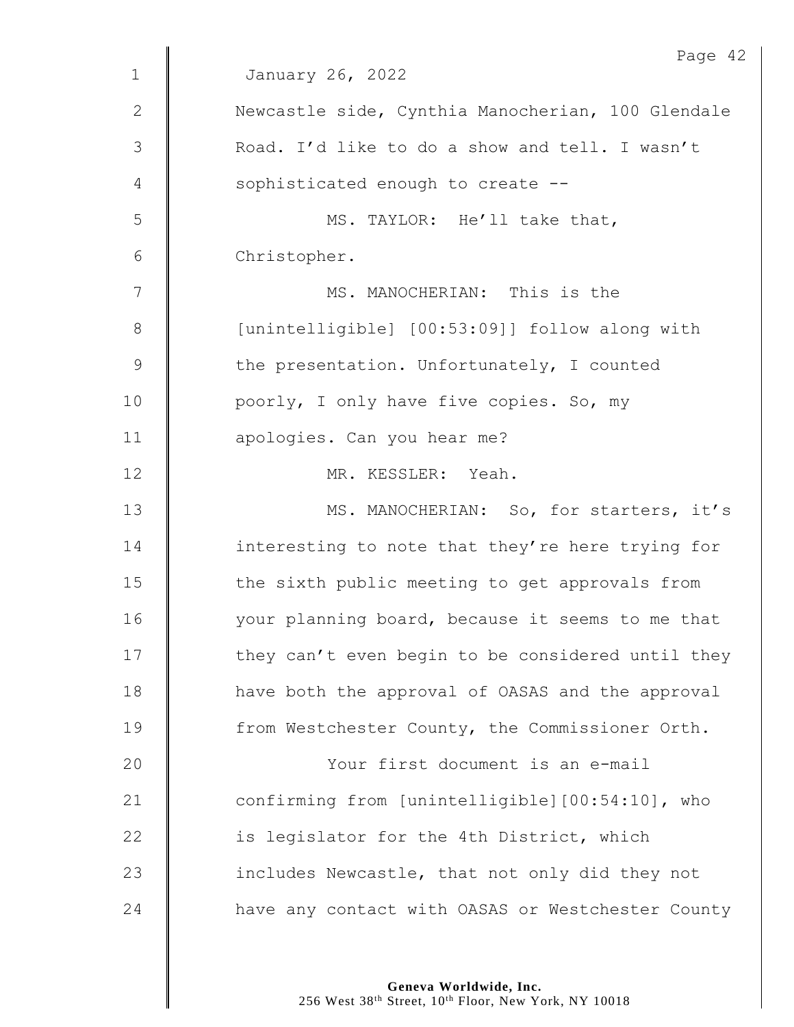January 26, 2022

Newcastle side, Cynthia Manocherian, 100 Glendale Road. I'd like to do a show and tell. I wasn't sophisticated enough to create --

MS. TAYLOR: He'll take that, Christopher.

MS. MANOCHERIAN: This is the [unintelligible] [00:53:09]] follow along with the presentation. Unfortunately, I counted poorly, I only have five copies. So, my apologies. Can you hear me?

MR. KESSLER: Yeah.

MS. MANOCHERIAN: So, for starters, it's interesting to note that they're here trying for the sixth public meeting to get approvals from your planning board, because it seems to me that they can't even begin to be considered until they have both the approval of OASAS and the approval from Westchester County, the Commissioner Orth.

Your first document is an e-mail confirming from [unintelligible][00:54:10], who is legislator for the 4th District, which includes Newcastle, that not only did they not have any contact with OASAS or Westchester County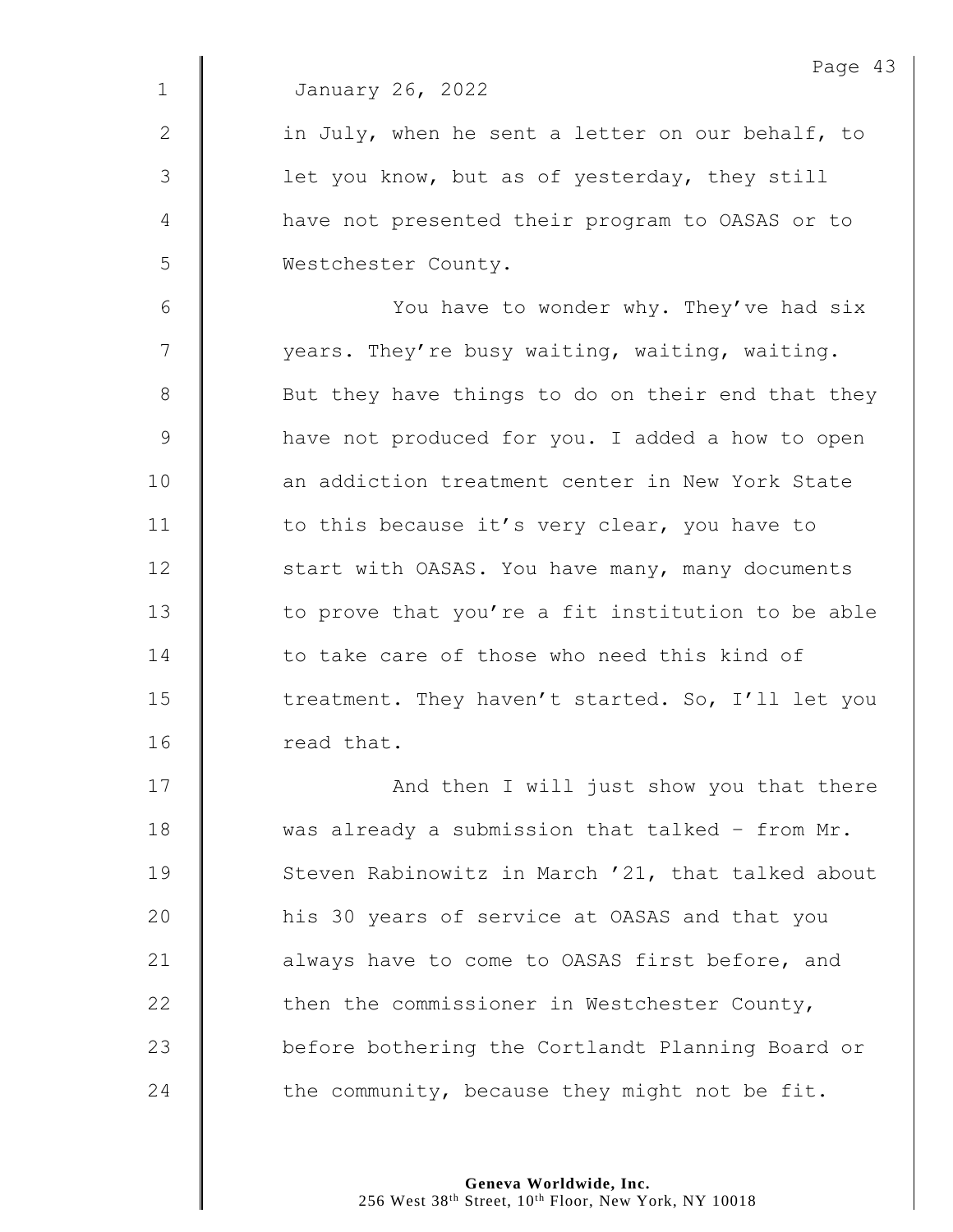January 26, 2022

in July, when he sent a letter on our behalf, to let you know, but as of yesterday, they still have not presented their program to OASAS or to Westchester County.

You have to wonder why. They've had six years. They're busy waiting, waiting, waiting. But they have things to do on their end that they have not produced for you. I added a how to open an addiction treatment center in New York State to this because it's very clear, you have to start with OASAS. You have many, many documents to prove that you're a fit institution to be able to take care of those who need this kind of treatment. They haven't started. So, I'll let you read that.

And then I will just show you that there was already a submission that talked – from Mr. Steven Rabinowitz in March '21, that talked about his 30 years of service at OASAS and that you always have to come to OASAS first before, and then the commissioner in Westchester County, before bothering the Cortlandt Planning Board or the community, because they might not be fit.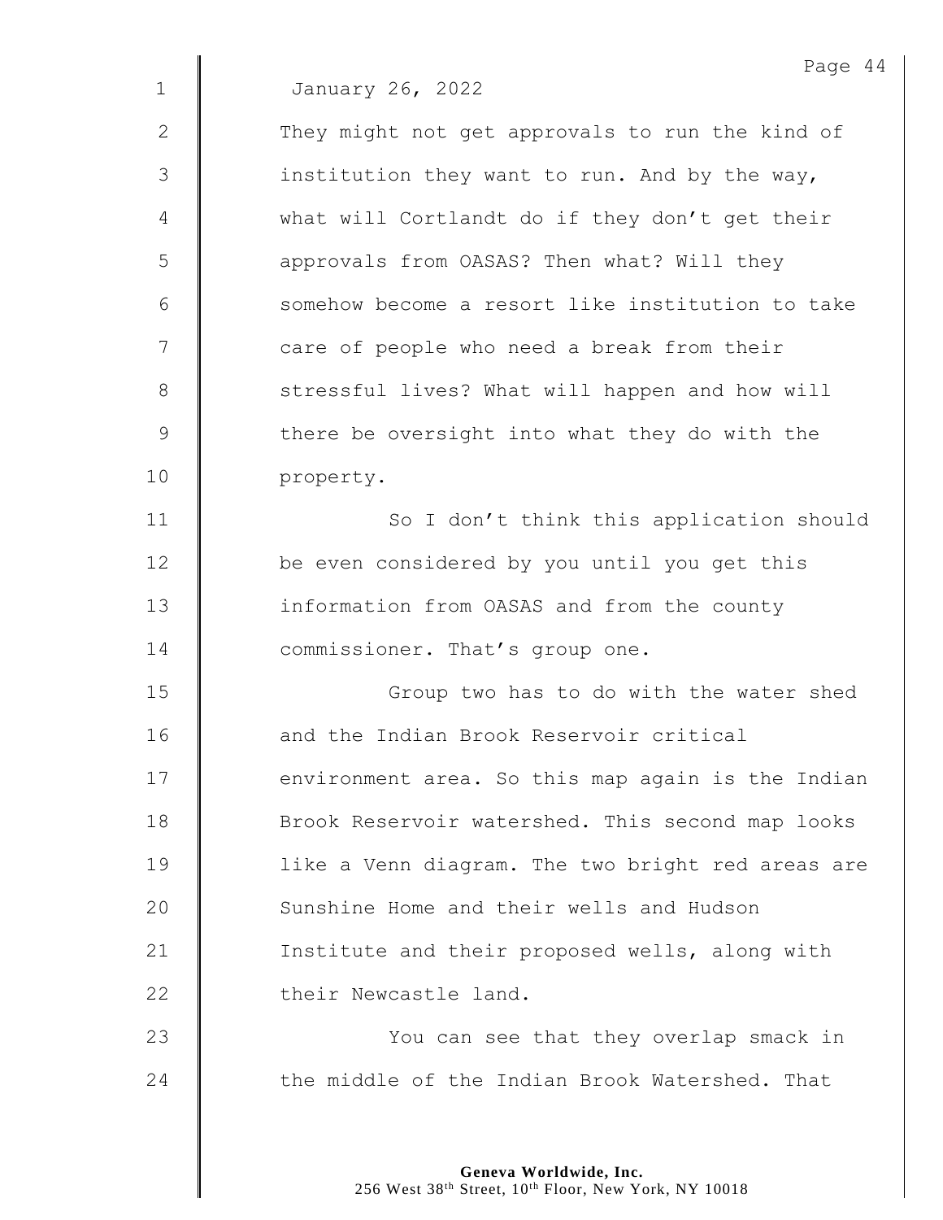January 26, 2022

They might not get approvals to run the kind of institution they want to run. And by the way, what will Cortlandt do if they don't get their approvals from OASAS? Then what? Will they somehow become a resort like institution to take care of people who need a break from their stressful lives? What will happen and how will there be oversight into what they do with the property.

So I don't think this application should be even considered by you until you get this information from OASAS and from the county commissioner. That's group one.

Group two has to do with the water shed and the Indian Brook Reservoir critical environment area. So this map again is the Indian Brook Reservoir watershed. This second map looks like a Venn diagram. The two bright red areas are Sunshine Home and their wells and Hudson Institute and their proposed wells, along with their Newcastle land.

You can see that they overlap smack in the middle of the Indian Brook Watershed. That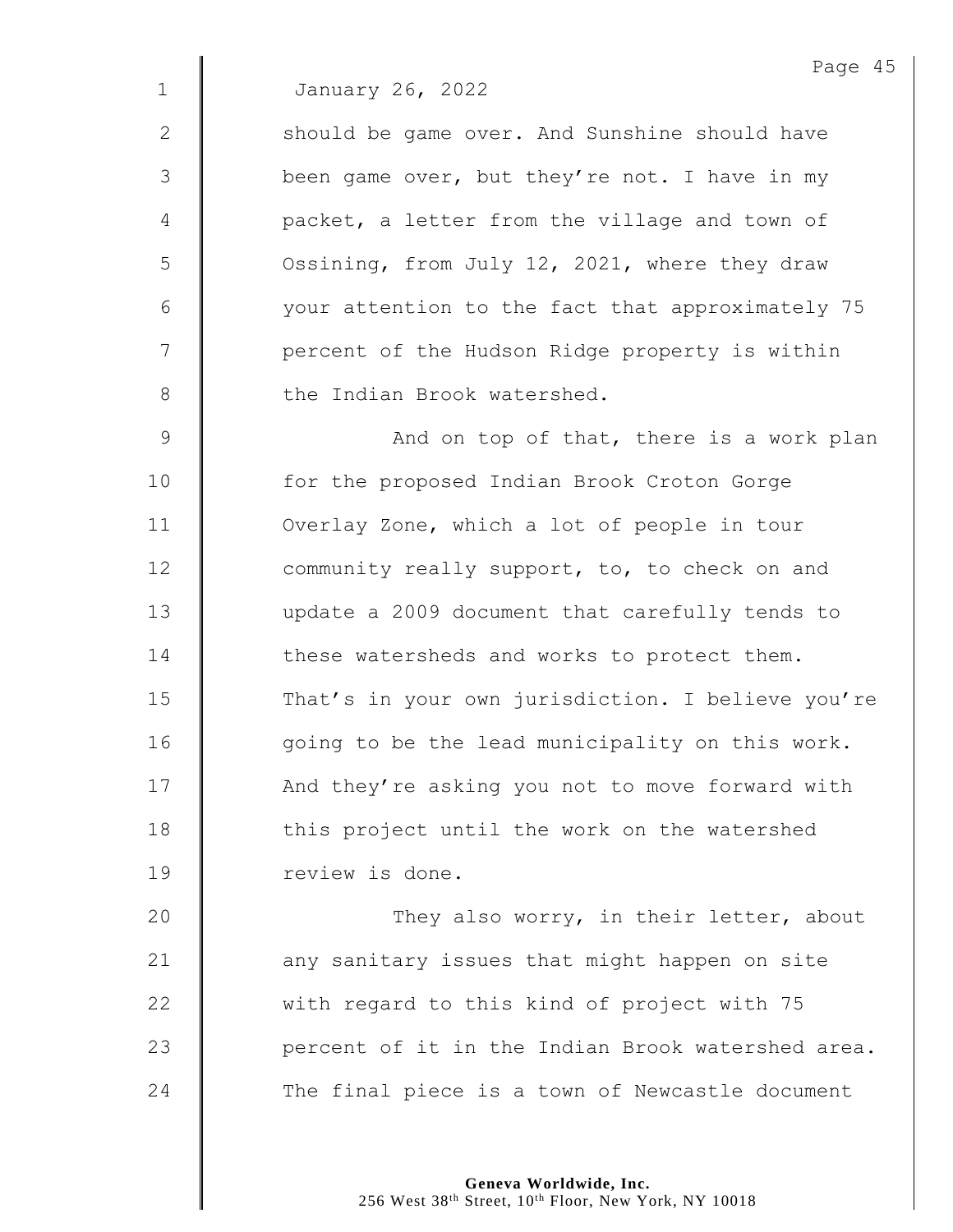January 26, 2022

should be game over. And Sunshine should have been game over, but they're not. I have in my packet, a letter from the village and town of Ossining, from July 12, 2021, where they draw your attention to the fact that approximately 75 percent of the Hudson Ridge property is within the Indian Brook watershed.

And on top of that, there is a work plan for the proposed Indian Brook Croton Gorge Overlay Zone, which a lot of people in tour community really support, to, to check on and update a 2009 document that carefully tends to these watersheds and works to protect them. That's in your own jurisdiction. I believe you're going to be the lead municipality on this work. And they're asking you not to move forward with this project until the work on the watershed review is done.

They also worry, in their letter, about any sanitary issues that might happen on site with regard to this kind of project with 75 percent of it in the Indian Brook watershed area. The final piece is a town of Newcastle document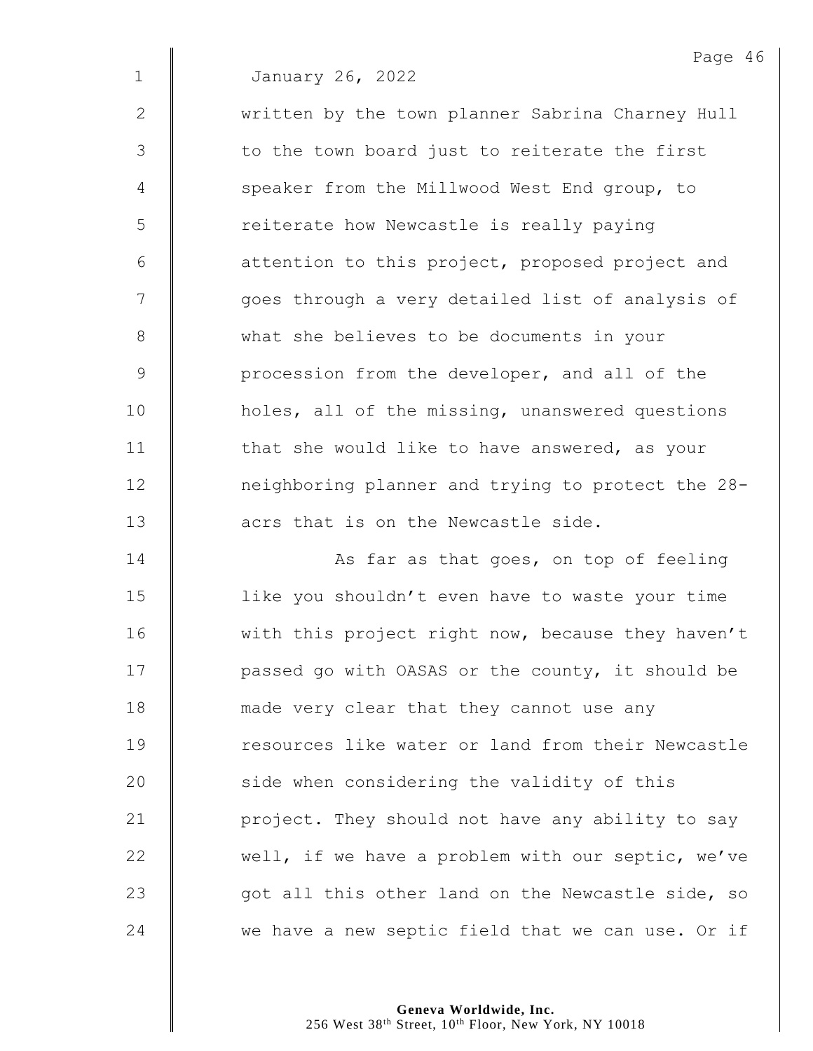January 26, 2022

written by the town planner Sabrina Charney Hull to the town board just to reiterate the first speaker from the Millwood West End group, to reiterate how Newcastle is really paying attention to this project, proposed project and goes through a very detailed list of analysis of what she believes to be documents in your procession from the developer, and all of the holes, all of the missing, unanswered questions that she would like to have answered, as your neighboring planner and trying to protect the 28-acrs that is on the Newcastle side.

As far as that goes, on top of feeling like you shouldn't even have to waste your time with this project right now, because they haven't passed go with OASAS or the county, it should be made very clear that they cannot use any resources like water or land from their Newcastle side when considering the validity of this project. They should not have any ability to say well, if we have a problem with our septic, we've got all this other land on the Newcastle side, so we have a new septic field that we can use. Or if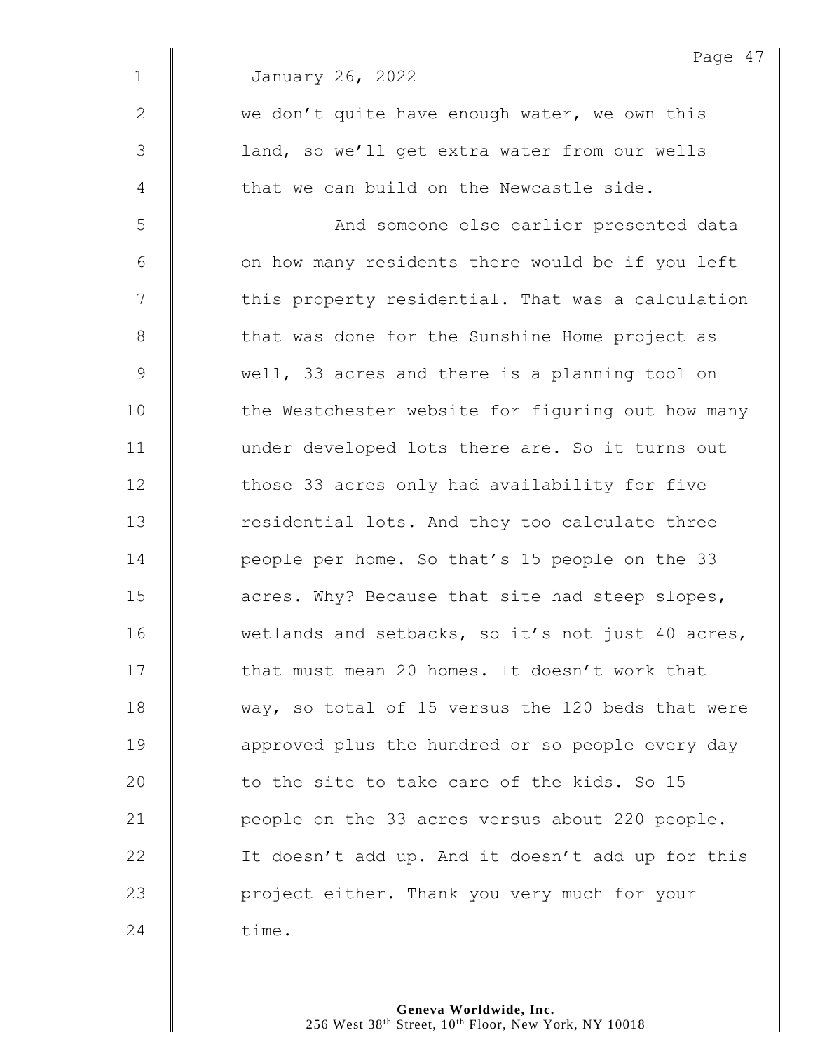January 26, 2022

we don't quite have enough water, we own this land, so we'll get extra water from our wells that we can build on the Newcastle side.

And someone else earlier presented data on how many residents there would be if you left this property residential. That was a calculation that was done for the Sunshine Home project as well, 33 acres and there is a planning tool on the Westchester website for figuring out how many under developed lots there are. So it turns out those 33 acres only had availability for five residential lots. And they too calculate three people per home. So that's 15 people on the 33 acres. Why? Because that site had steep slopes, wetlands and setbacks, so it's not just 40 acres, that must mean 20 homes. It doesn't work that way, so total of 15 versus the 120 beds that were approved plus the hundred or so people every day to the site to take care of the kids. So 15 people on the 33 acres versus about 220 people. It doesn't add up. And it doesn't add up for this project either. Thank you very much for your time.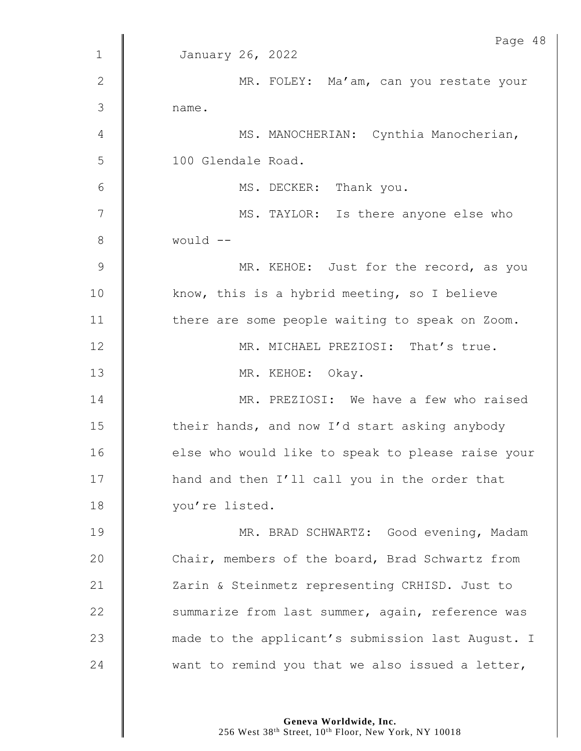January 26, 2022

MR. FOLEY: Ma'am, can you restate your name.

MS. MANOCHERIAN: Cynthia Manocherian, 100 Glendale Road.

MS. DECKER: Thank you.

MS. TAYLOR: Is there anyone else who would --

MR. KEHOE: Just for the record, as you know, this is a hybrid meeting, so I believe there are some people waiting to speak on Zoom.

MR. MICHAEL PREZIOSI: That's true.

MR. KEHOE: Okay.

MR. PREZIOSI: We have a few who raised their hands, and now I'd start asking anybody else who would like to speak to please raise your hand and then I'll call you in the order that you're listed.

MR. BRAD SCHWARTZ: Good evening, Madam Chair, members of the board, Brad Schwartz from Zarin & Steinmetz representing CRHISD. Just to summarize from last summer, again, reference was made to the applicant's submission last August. I want to remind you that we also issued a letter,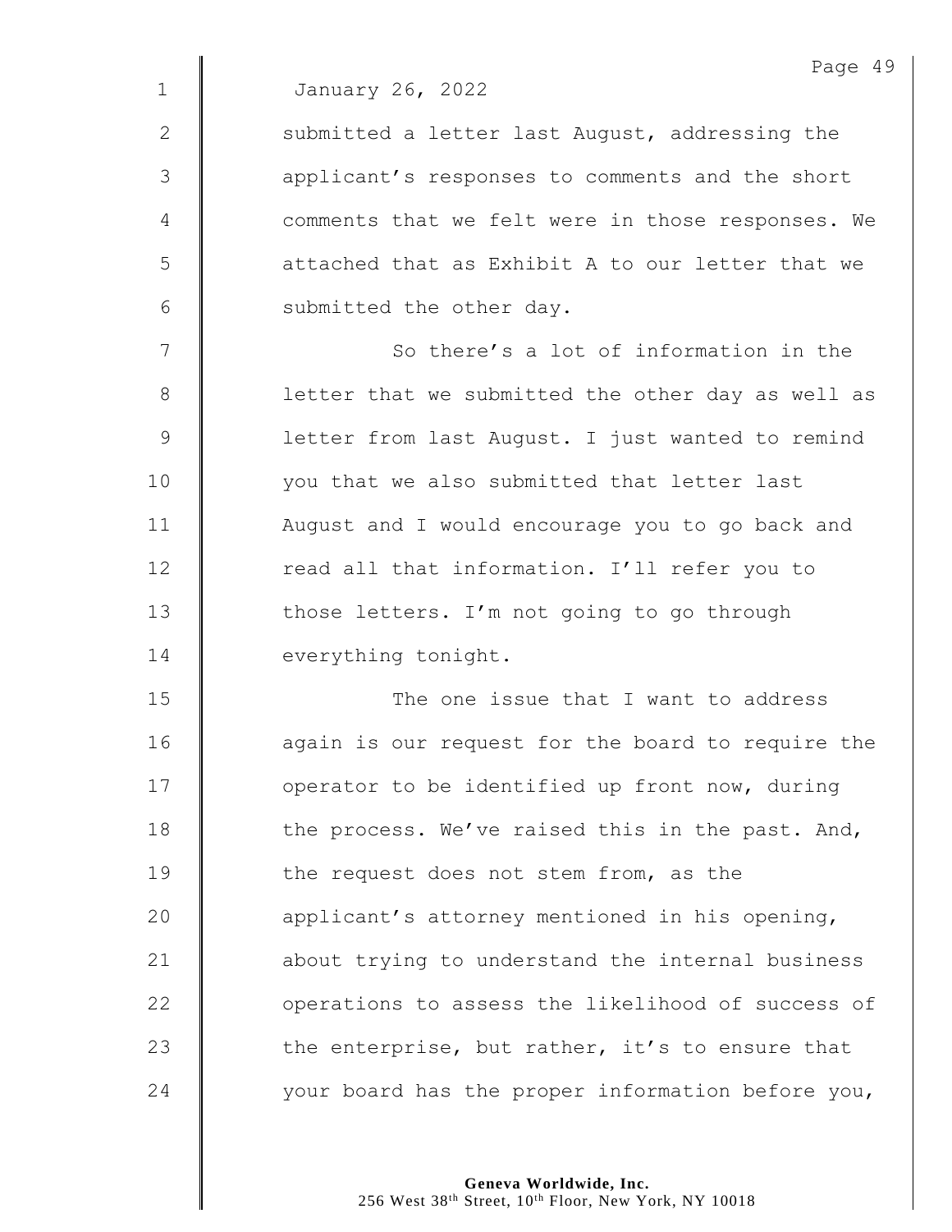January 26, 2022

submitted a letter last August, addressing the applicant's responses to comments and the short comments that we felt were in those responses. We attached that as Exhibit A to our letter that we submitted the other day.

So there's a lot of information in the letter that we submitted the other day as well as letter from last August. I just wanted to remind you that we also submitted that letter last August and I would encourage you to go back and read all that information. I'll refer you to those letters. I'm not going to go through everything tonight.

The one issue that I want to address again is our request for the board to require the operator to be identified up front now, during the process. We've raised this in the past. And, the request does not stem from, as the applicant's attorney mentioned in his opening, about trying to understand the internal business operations to assess the likelihood of success of the enterprise, but rather, it's to ensure that your board has the proper information before you,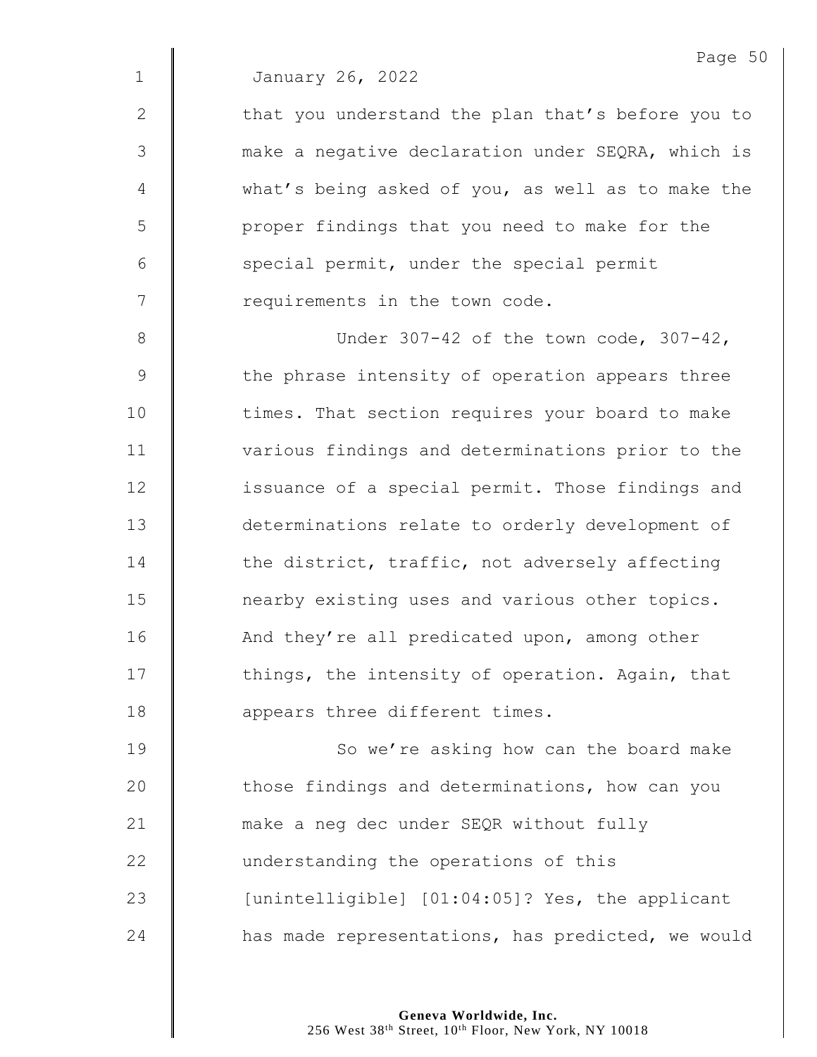January 26, 2022

that you understand the plan that's before you to make a negative declaration under SEQRA, which is what's being asked of you, as well as to make the proper findings that you need to make for the special permit, under the special permit requirements in the town code.

Under 307-42 of the town code, 307-42, the phrase intensity of operation appears three times. That section requires your board to make various findings and determinations prior to the issuance of a special permit. Those findings and determinations relate to orderly development of the district, traffic, not adversely affecting nearby existing uses and various other topics. And they're all predicated upon, among other things, the intensity of operation. Again, that appears three different times.

So we're asking how can the board make those findings and determinations, how can you make a neg dec under SEQR without fully understanding the operations of this [unintelligible] [01:04:05]? Yes, the applicant has made representations, has predicted, we would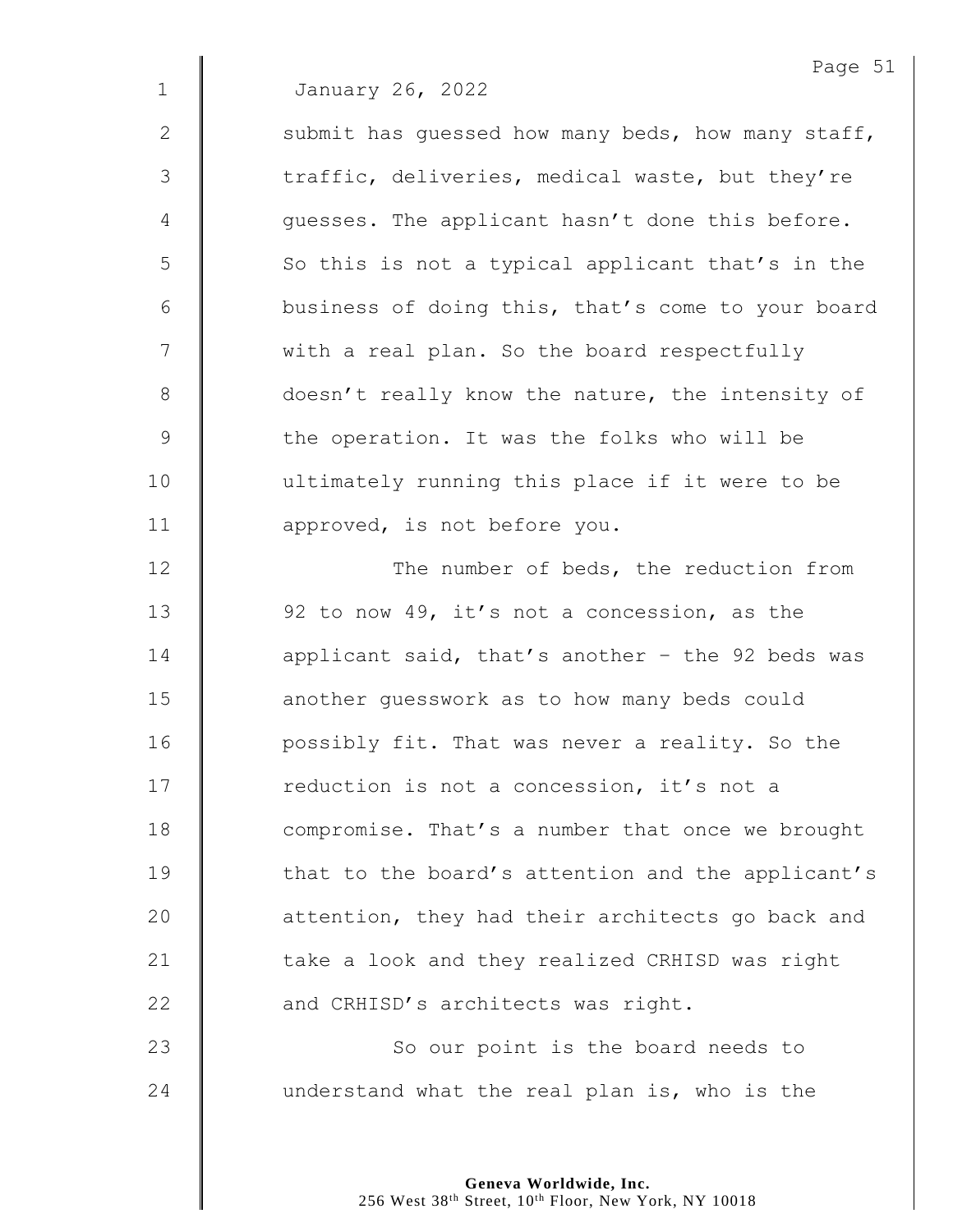January 26, 2022

submit has guessed how many beds, how many staff, traffic, deliveries, medical waste, but they're guesses. The applicant hasn't done this before. So this is not a typical applicant that's in the business of doing this, that's come to your board with a real plan. So the board respectfully doesn't really know the nature, the intensity of the operation. It was the folks who will be ultimately running this place if it were to be approved, is not before you.

The number of beds, the reduction from 92 to now 49, it's not a concession, as the applicant said, that's another – the 92 beds was another guesswork as to how many beds could possibly fit. That was never a reality. So the reduction is not a concession, it's not a compromise. That's a number that once we brought that to the board's attention and the applicant's attention, they had their architects go back and take a look and they realized CRHISD was right and CRHISD's architects was right.

So our point is the board needs to understand what the real plan is, who is the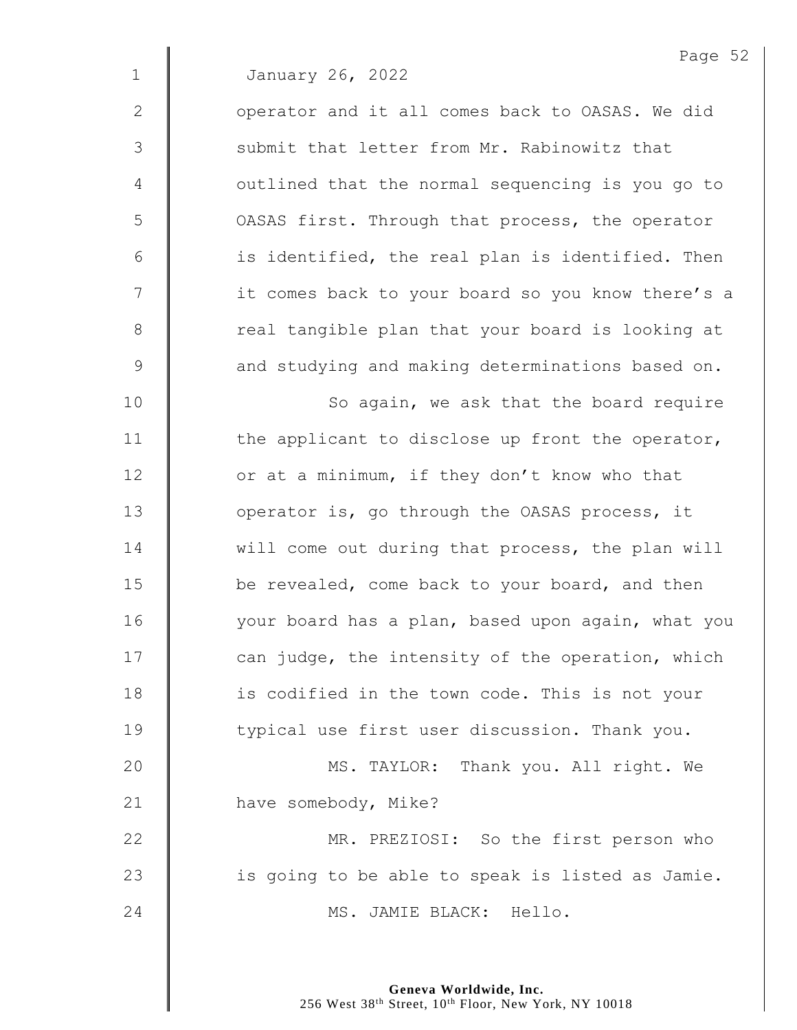January 26, 2022

operator and it all comes back to OASAS. We did submit that letter from Mr. Rabinowitz that outlined that the normal sequencing is you go to OASAS first. Through that process, the operator is identified, the real plan is identified. Then it comes back to your board so you know there's a real tangible plan that your board is looking at and studying and making determinations based on.

So again, we ask that the board require the applicant to disclose up front the operator, or at a minimum, if they don't know who that operator is, go through the OASAS process, it will come out during that process, the plan will be revealed, come back to your board, and then your board has a plan, based upon again, what you can judge, the intensity of the operation, which is codified in the town code. This is not your typical use first user discussion. Thank you.

MS. TAYLOR: Thank you. All right. We have somebody, Mike?

MR. PREZIOSI: So the first person who is going to be able to speak is listed as Jamie.

MS. JAMIE BLACK: Hello.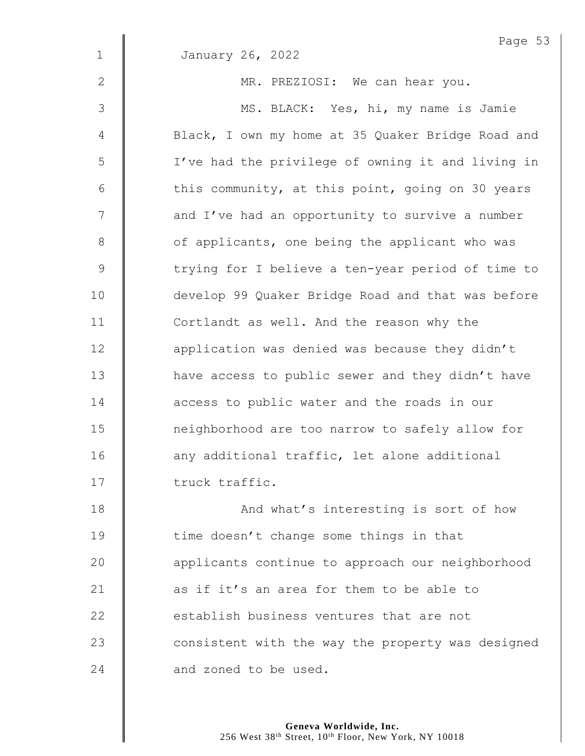January 26, 2022

MR. PREZIOSI: We can hear you.

MS. BLACK: Yes, hi, my name is Jamie Black, I own my home at 35 Quaker Bridge Road and I've had the privilege of owning it and living in this community, at this point, going on 30 years and I've had an opportunity to survive a number of applicants, one being the applicant who was trying for I believe a ten-year period of time to develop 99 Quaker Bridge Road and that was before Cortlandt as well. And the reason why the application was denied was because they didn't have access to public sewer and they didn't have access to public water and the roads in our neighborhood are too narrow to safely allow for any additional traffic, let alone additional truck traffic.

And what's interesting is sort of how time doesn't change some things in that applicants continue to approach our neighborhood as if it's an area for them to be able to establish business ventures that are not consistent with the way the property was designed and zoned to be used.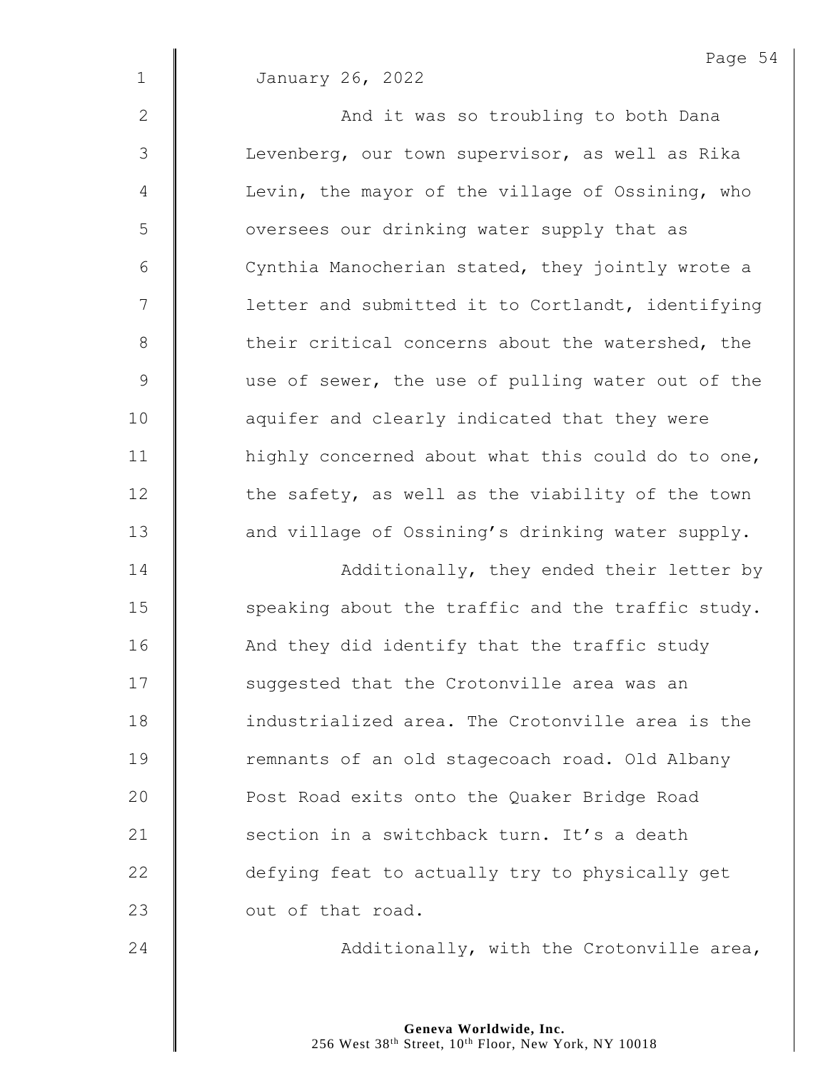January 26, 2022

And it was so troubling to both Dana Levenberg, our town supervisor, as well as Rika Levin, the mayor of the village of Ossining, who oversees our drinking water supply that as Cynthia Manocherian stated, they jointly wrote a letter and submitted it to Cortlandt, identifying their critical concerns about the watershed, the use of sewer, the use of pulling water out of the aquifer and clearly indicated that they were highly concerned about what this could do to one, the safety, as well as the viability of the town and village of Ossining's drinking water supply.

Additionally, they ended their letter by speaking about the traffic and the traffic study. And they did identify that the traffic study suggested that the Crotonville area was an industrialized area. The Crotonville area is the remnants of an old stagecoach road. Old Albany Post Road exits onto the Quaker Bridge Road section in a switchback turn. It's a death defying feat to actually try to physically get out of that road.

Additionally, with the Crotonville area,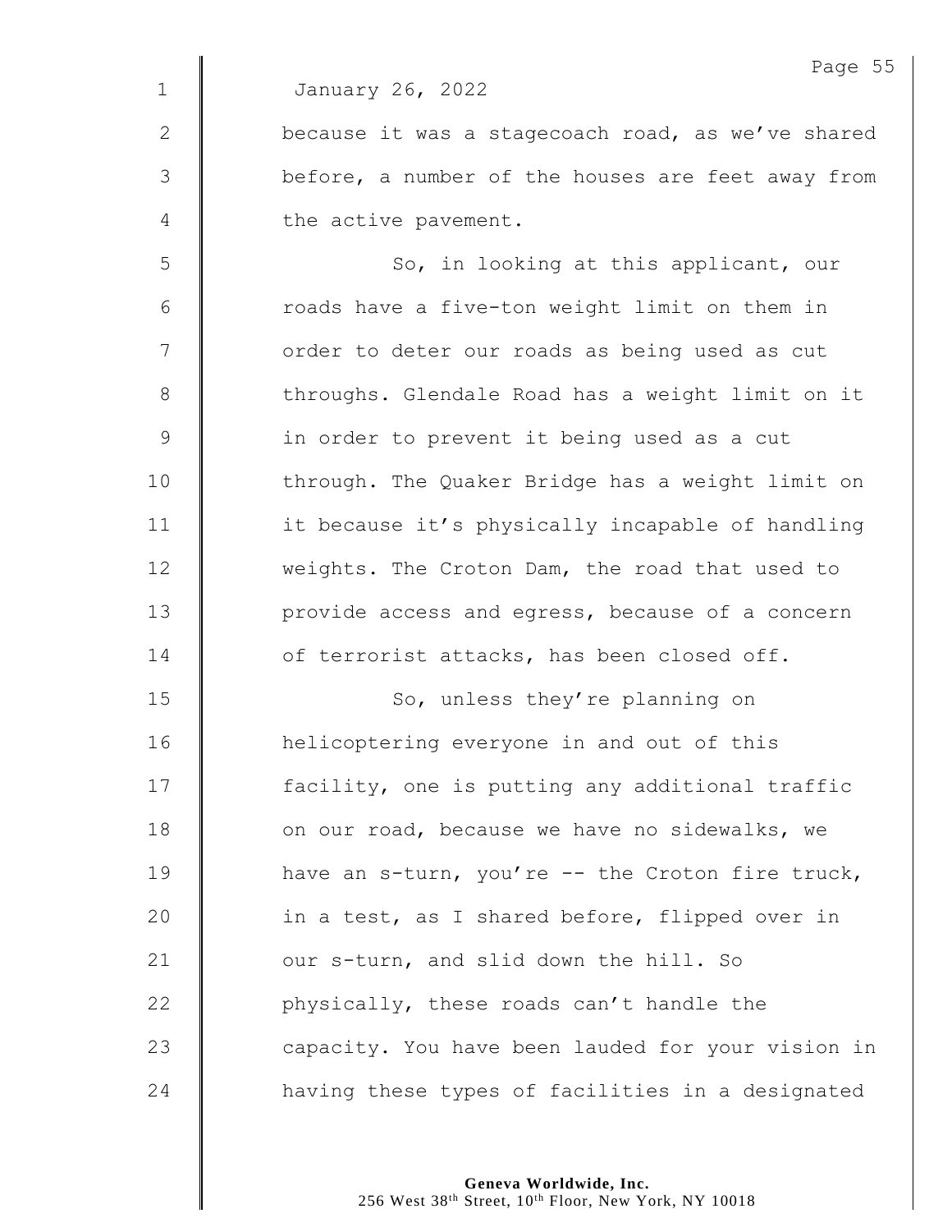January 26, 2022

because it was a stagecoach road, as we've shared before, a number of the houses are feet away from the active pavement.

So, in looking at this applicant, our roads have a five-ton weight limit on them in order to deter our roads as being used as cut throughs. Glendale Road has a weight limit on it in order to prevent it being used as a cut through. The Quaker Bridge has a weight limit on it because it's physically incapable of handling weights. The Croton Dam, the road that used to provide access and egress, because of a concern of terrorist attacks, has been closed off.

So, unless they're planning on helicoptering everyone in and out of this facility, one is putting any additional traffic on our road, because we have no sidewalks, we have an s-turn, you're -- the Croton fire truck, in a test, as I shared before, flipped over in our s-turn, and slid down the hill. So physically, these roads can't handle the capacity. You have been lauded for your vision in having these types of facilities in a designated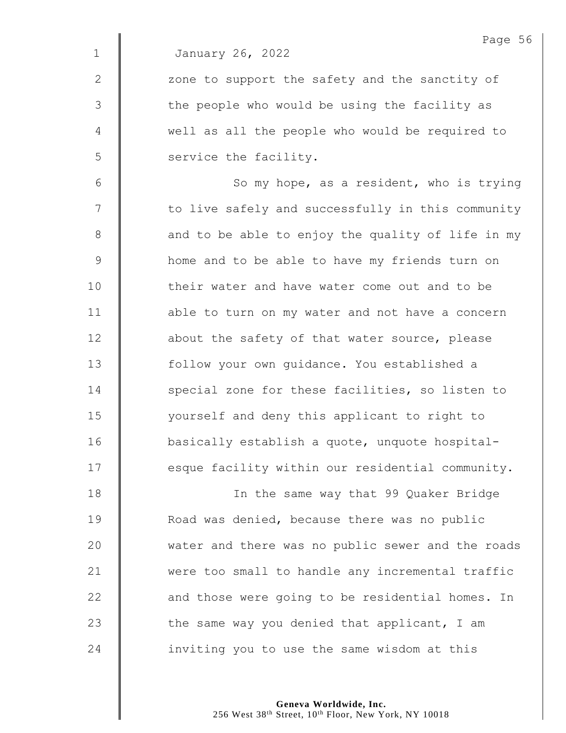January 26, 2022

zone to support the safety and the sanctity of the people who would be using the facility as well as all the people who would be required to service the facility.

So my hope, as a resident, who is trying to live safely and successfully in this community and to be able to enjoy the quality of life in my home and to be able to have my friends turn on their water and have water come out and to be able to turn on my water and not have a concern about the safety of that water source, please follow your own guidance. You established a special zone for these facilities, so listen to yourself and deny this applicant to right to basically establish a quote, unquote hospital-esque facility within our residential community.

In the same way that 99 Quaker Bridge Road was denied, because there was no public water and there was no public sewer and the roads were too small to handle any incremental traffic and those were going to be residential homes. In the same way you denied that applicant, I am inviting you to use the same wisdom at this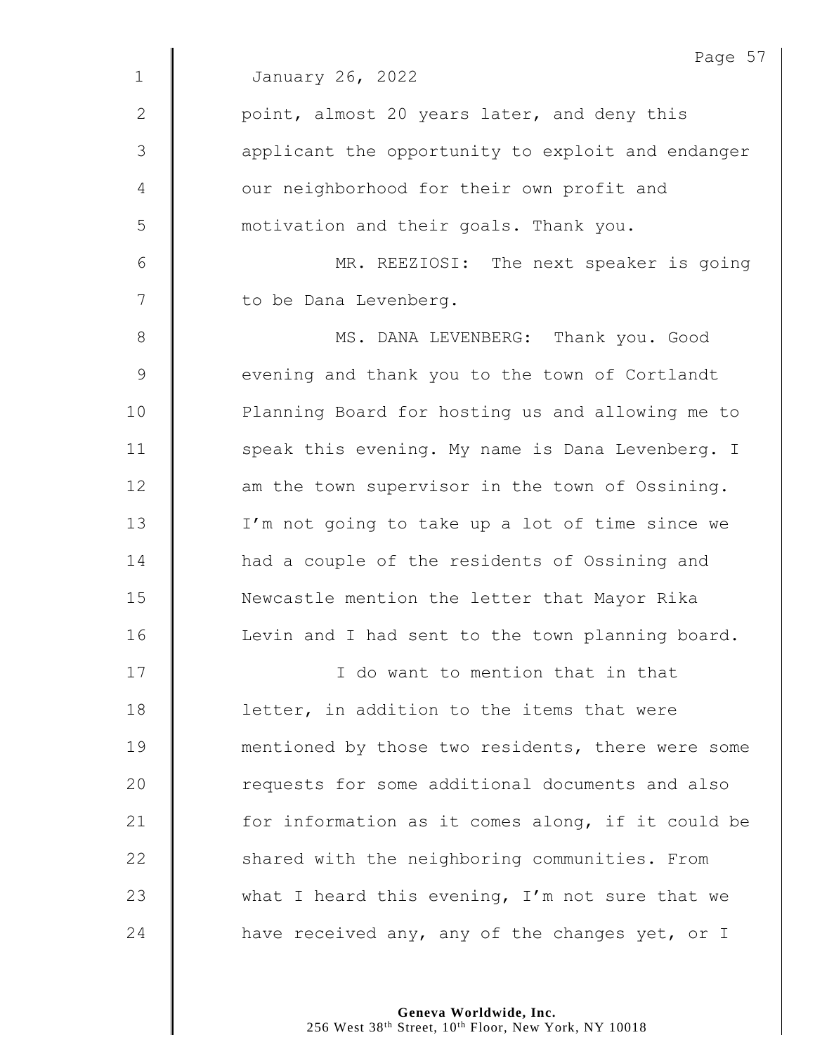January 26, 2022

point, almost 20 years later, and deny this applicant the opportunity to exploit and endanger our neighborhood for their own profit and motivation and their goals. Thank you.

MR. REEZIOSI: The next speaker is going to be Dana Levenberg.

MS. DANA LEVENBERG: Thank you. Good evening and thank you to the town of Cortlandt Planning Board for hosting us and allowing me to speak this evening. My name is Dana Levenberg. I am the town supervisor in the town of Ossining. I'm not going to take up a lot of time since we had a couple of the residents of Ossining and Newcastle mention the letter that Mayor Rika Levin and I had sent to the town planning board.

I do want to mention that in that letter, in addition to the items that were mentioned by those two residents, there were some requests for some additional documents and also for information as it comes along, if it could be shared with the neighboring communities. From what I heard this evening, I'm not sure that we have received any, any of the changes yet, or I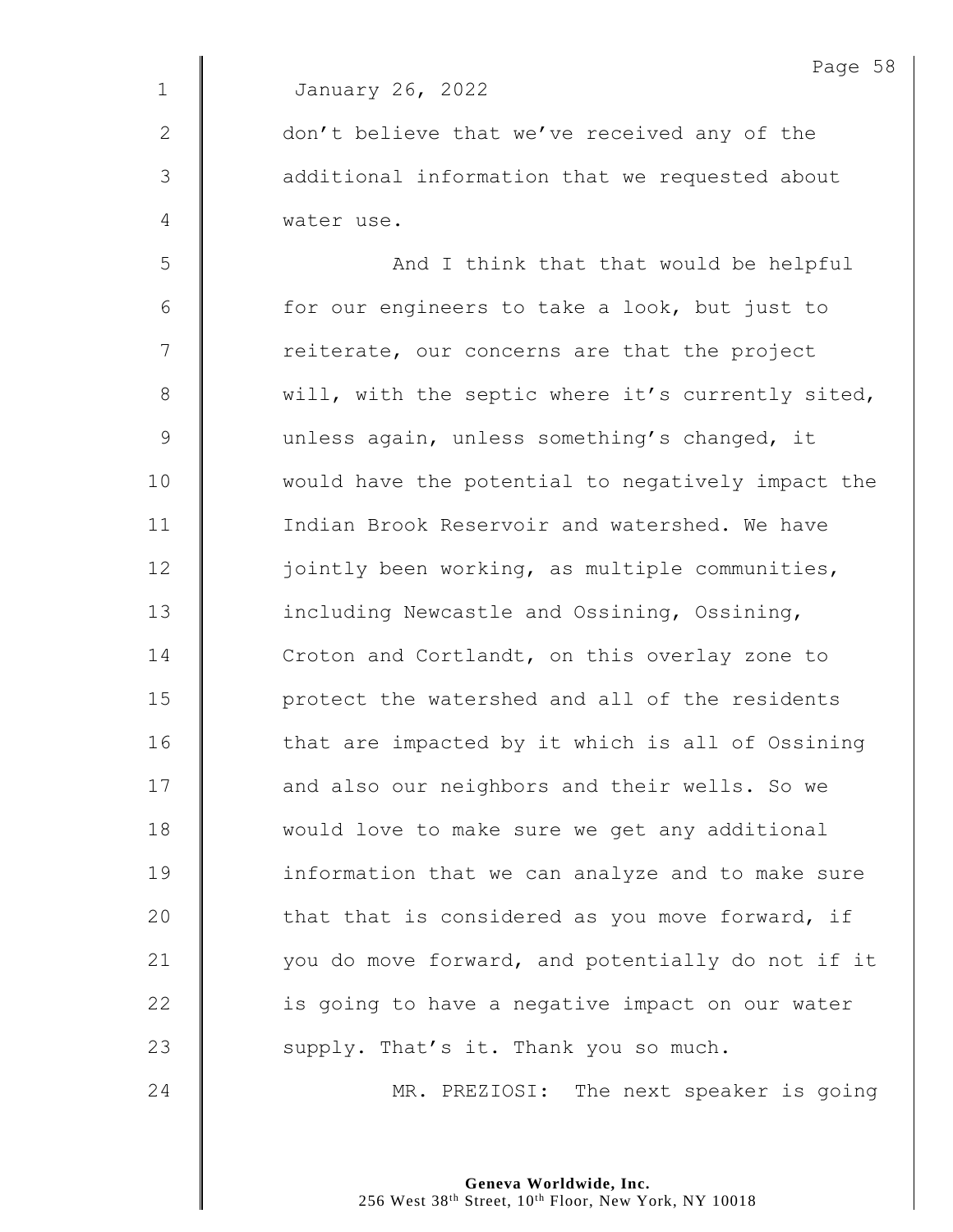January 26, 2022

don't believe that we've received any of the additional information that we requested about water use.

And I think that that would be helpful for our engineers to take a look, but just to reiterate, our concerns are that the project will, with the septic where it's currently sited, unless again, unless something's changed, it would have the potential to negatively impact the Indian Brook Reservoir and watershed. We have jointly been working, as multiple communities, including Newcastle and Ossining, Ossining, Croton and Cortlandt, on this overlay zone to protect the watershed and all of the residents that are impacted by it which is all of Ossining and also our neighbors and their wells. So we would love to make sure we get any additional information that we can analyze and to make sure that that is considered as you move forward, if you do move forward, and potentially do not if it is going to have a negative impact on our water supply. That's it. Thank you so much.

MR. PREZIOSI: The next speaker is going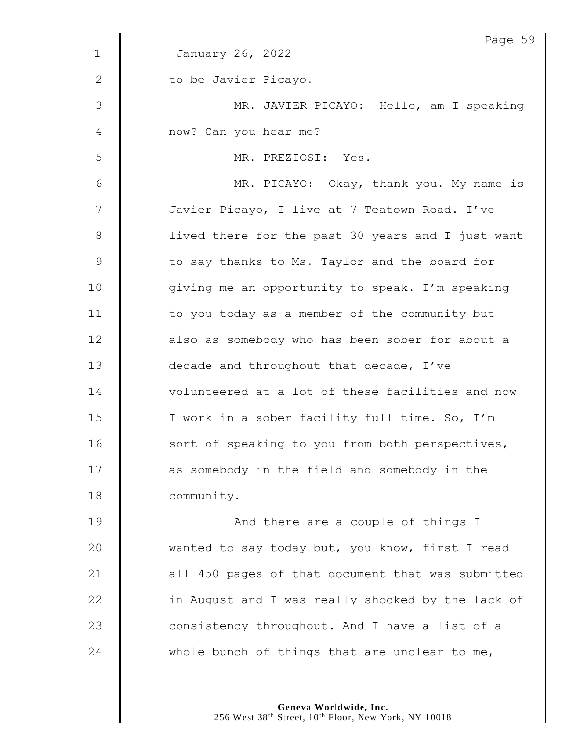January 26, 2022

to be Javier Picayo.

MR. JAVIER PICAYO: Hello, am I speaking now? Can you hear me?

MR. PREZIOSI: Yes.

MR. PICAYO: Okay, thank you. My name is Javier Picayo, I live at 7 Teatown Road. I've lived there for the past 30 years and I just want to say thanks to Ms. Taylor and the board for giving me an opportunity to speak. I'm speaking to you today as a member of the community but also as somebody who has been sober for about a decade and throughout that decade, I've volunteered at a lot of these facilities and now I work in a sober facility full time. So, I'm sort of speaking to you from both perspectives, as somebody in the field and somebody in the community.

And there are a couple of things I wanted to say today but, you know, first I read all 450 pages of that document that was submitted in August and I was really shocked by the lack of consistency throughout. And I have a list of a whole bunch of things that are unclear to me,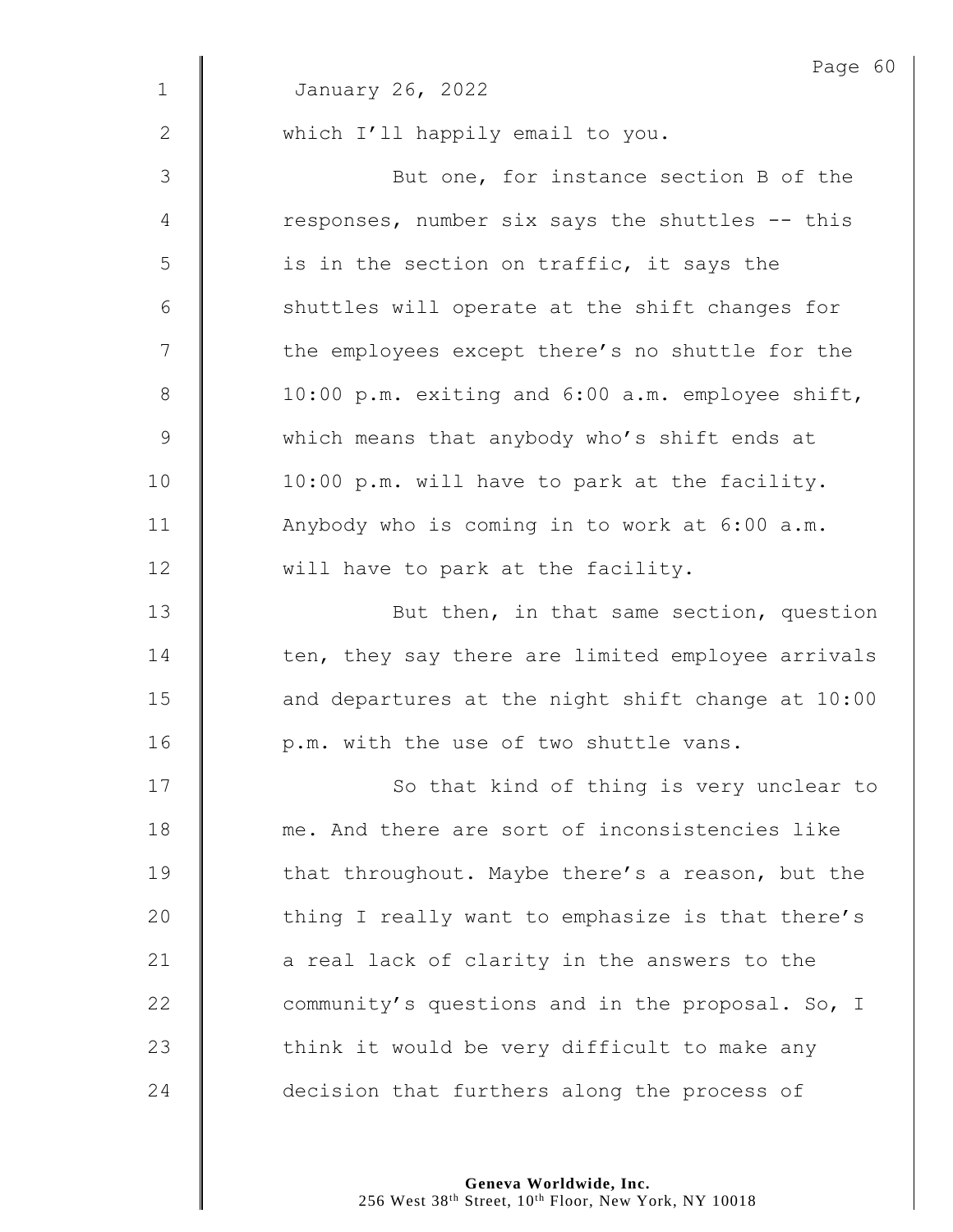January 26, 2022

which I'll happily email to you.

But one, for instance section B of the responses, number six says the shuttles -- this is in the section on traffic, it says the shuttles will operate at the shift changes for the employees except there's no shuttle for the 10:00 p.m. exiting and 6:00 a.m. employee shift, which means that anybody who's shift ends at 10:00 p.m. will have to park at the facility. Anybody who is coming in to work at 6:00 a.m. will have to park at the facility.

But then, in that same section, question ten, they say there are limited employee arrivals and departures at the night shift change at 10:00 p.m. with the use of two shuttle vans.

So that kind of thing is very unclear to me. And there are sort of inconsistencies like that throughout. Maybe there's a reason, but the thing I really want to emphasize is that there's a real lack of clarity in the answers to the community's questions and in the proposal. So, I think it would be very difficult to make any decision that furthers along the process of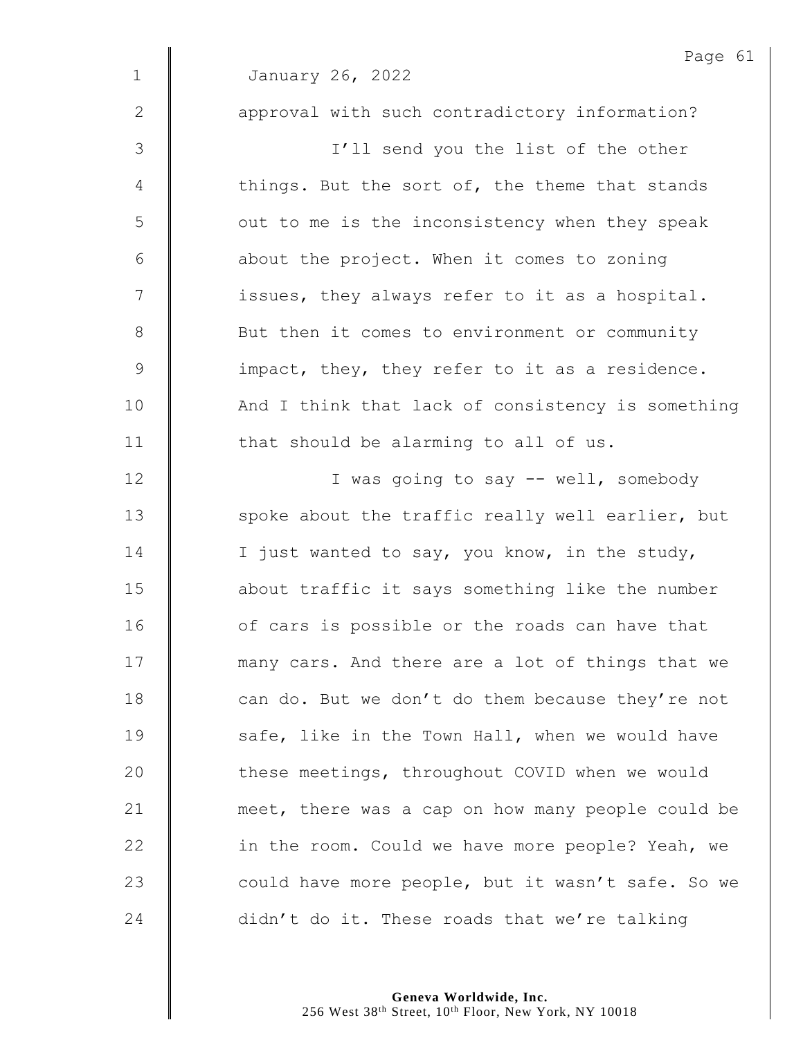January 26, 2022

approval with such contradictory information?

I'll send you the list of the other things. But the sort of, the theme that stands out to me is the inconsistency when they speak about the project. When it comes to zoning issues, they always refer to it as a hospital. But then it comes to environment or community impact, they, they refer to it as a residence. And I think that lack of consistency is something that should be alarming to all of us.

I was going to say -- well, somebody spoke about the traffic really well earlier, but I just wanted to say, you know, in the study, about traffic it says something like the number of cars is possible or the roads can have that many cars. And there are a lot of things that we can do. But we don't do them because they're not safe, like in the Town Hall, when we would have these meetings, throughout COVID when we would meet, there was a cap on how many people could be in the room. Could we have more people? Yeah, we could have more people, but it wasn't safe. So we didn't do it. These roads that we're talking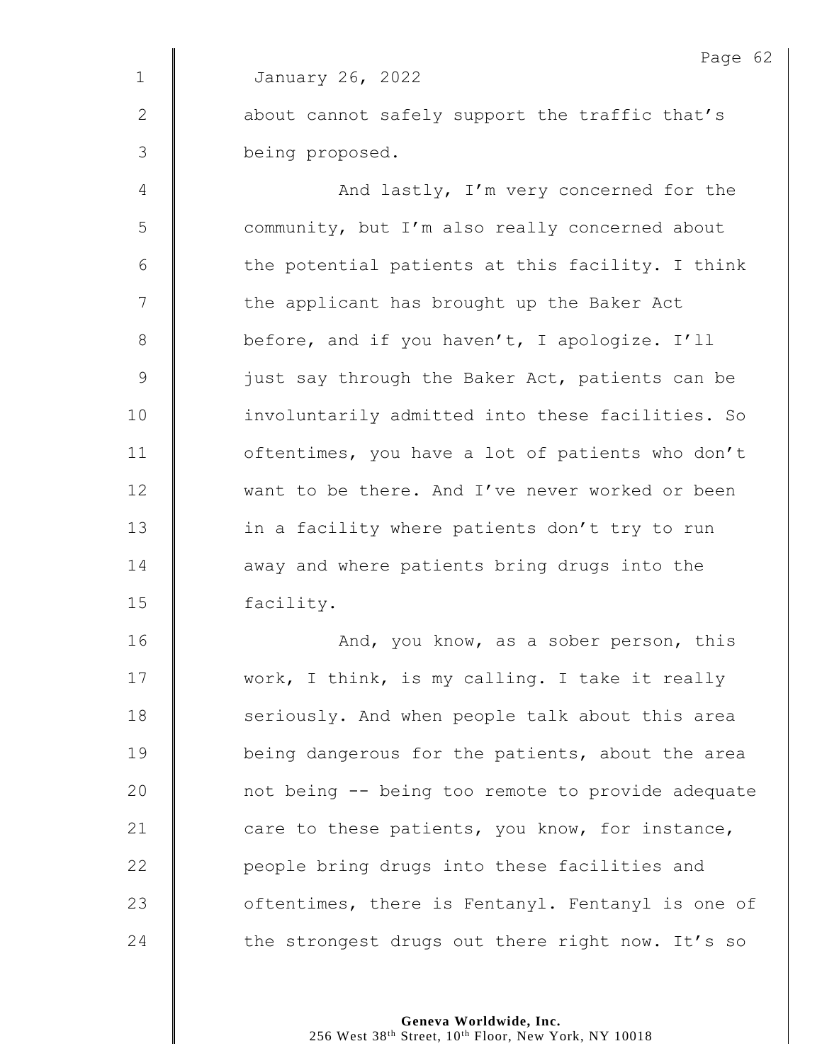January 26, 2022

about cannot safely support the traffic that's being proposed.

And lastly, I'm very concerned for the community, but I'm also really concerned about the potential patients at this facility. I think the applicant has brought up the Baker Act before, and if you haven't, I apologize. I'll just say through the Baker Act, patients can be involuntarily admitted into these facilities. So oftentimes, you have a lot of patients who don't want to be there. And I've never worked or been in a facility where patients don't try to run away and where patients bring drugs into the facility.

And, you know, as a sober person, this work, I think, is my calling. I take it really seriously. And when people talk about this area being dangerous for the patients, about the area not being -- being too remote to provide adequate care to these patients, you know, for instance, people bring drugs into these facilities and oftentimes, there is Fentanyl. Fentanyl is one of the strongest drugs out there right now. It's so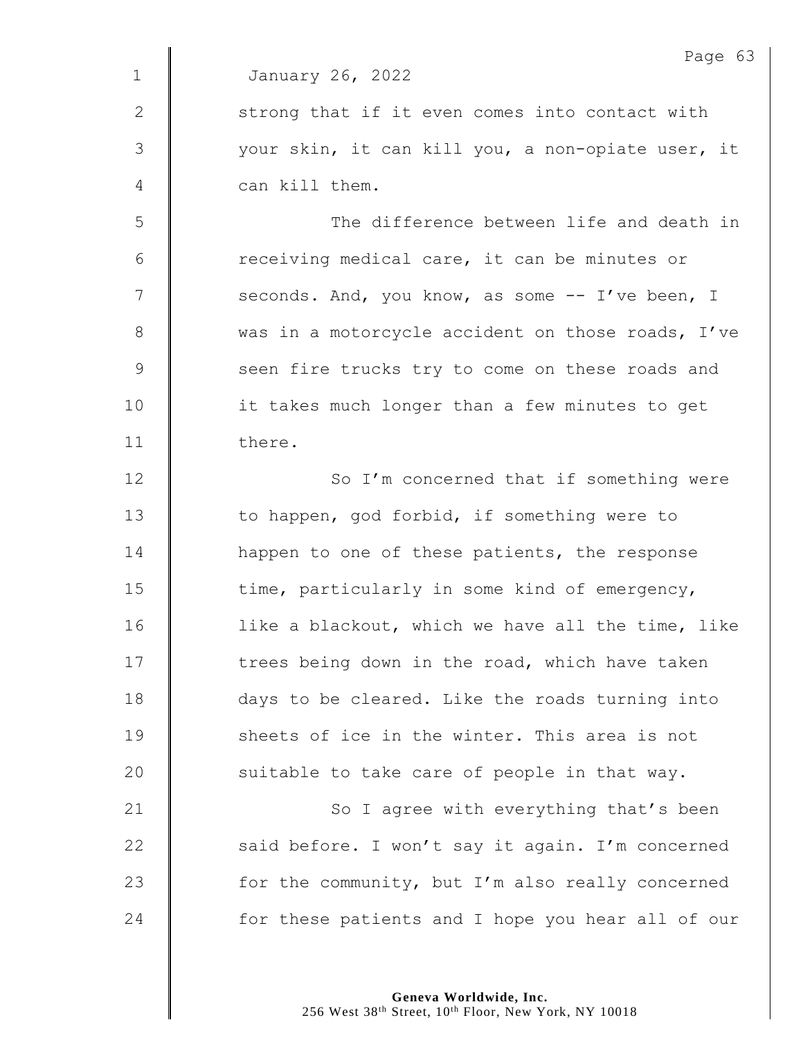January 26, 2022

strong that if it even comes into contact with your skin, it can kill you, a non-opiate user, it can kill them.

The difference between life and death in receiving medical care, it can be minutes or seconds. And, you know, as some -- I've been, I was in a motorcycle accident on those roads, I've seen fire trucks try to come on these roads and it takes much longer than a few minutes to get there.

So I'm concerned that if something were to happen, god forbid, if something were to happen to one of these patients, the response time, particularly in some kind of emergency, like a blackout, which we have all the time, like trees being down in the road, which have taken days to be cleared. Like the roads turning into sheets of ice in the winter. This area is not suitable to take care of people in that way.

So I agree with everything that's been said before. I won't say it again. I'm concerned for the community, but I'm also really concerned for these patients and I hope you hear all of our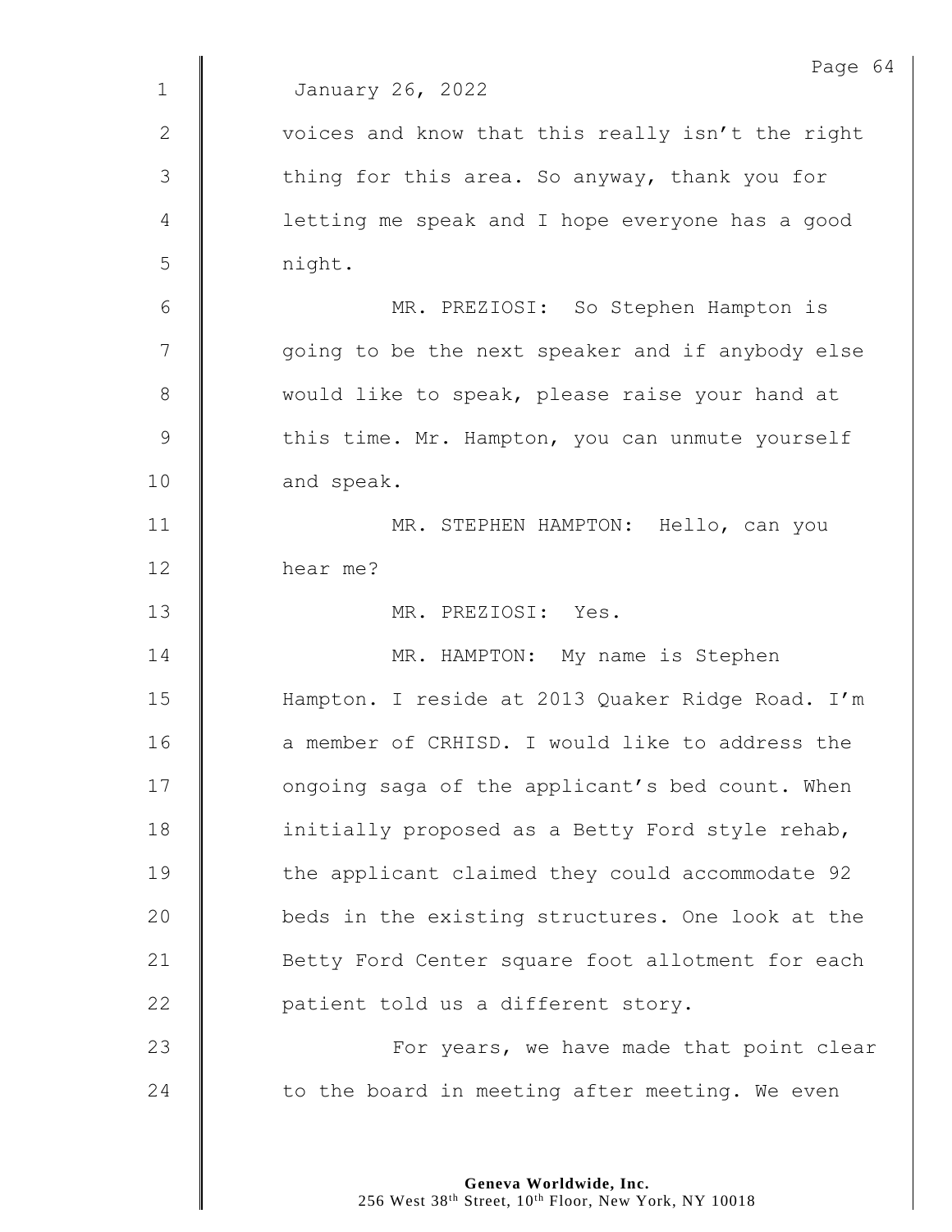January 26, 2022

voices and know that this really isn't the right thing for this area. So anyway, thank you for letting me speak and I hope everyone has a good night.

MR. PREZIOSI: So Stephen Hampton is going to be the next speaker and if anybody else would like to speak, please raise your hand at this time. Mr. Hampton, you can unmute yourself and speak.

MR. STEPHEN HAMPTON: Hello, can you hear me?

MR. PREZIOSI: Yes.

MR. HAMPTON: My name is Stephen Hampton. I reside at 2013 Quaker Ridge Road. I'm a member of CRHISD. I would like to address the ongoing saga of the applicant's bed count. When initially proposed as a Betty Ford style rehab, the applicant claimed they could accommodate 92 beds in the existing structures. One look at the Betty Ford Center square foot allotment for each patient told us a different story.

For years, we have made that point clear to the board in meeting after meeting. We even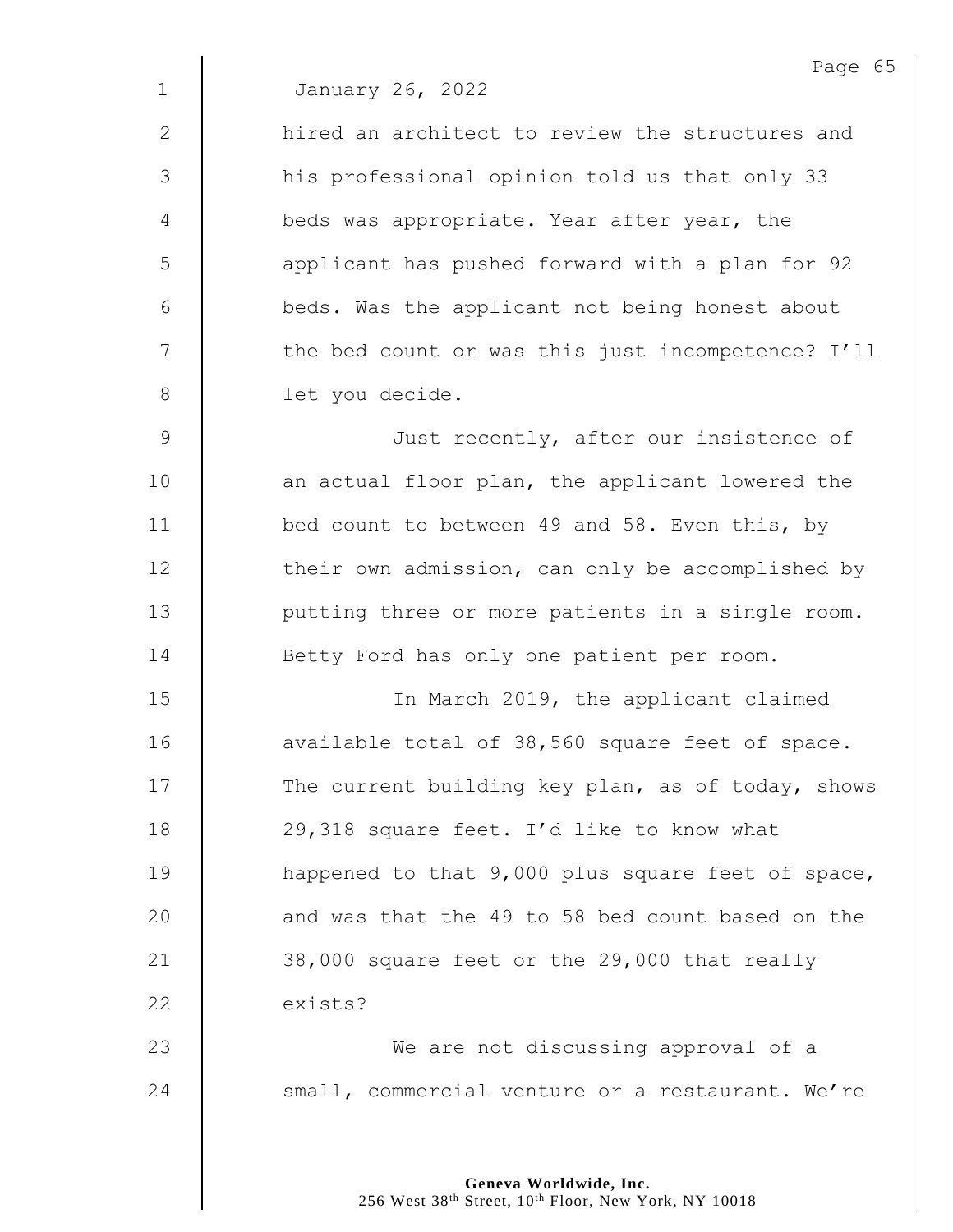January 26, 2022

hired an architect to review the structures and his professional opinion told us that only 33 beds was appropriate. Year after year, the applicant has pushed forward with a plan for 92 beds. Was the applicant not being honest about the bed count or was this just incompetence? I'll let you decide.

Just recently, after our insistence of an actual floor plan, the applicant lowered the bed count to between 49 and 58. Even this, by their own admission, can only be accomplished by putting three or more patients in a single room. Betty Ford has only one patient per room.

In March 2019, the applicant claimed available total of 38,560 square feet of space. The current building key plan, as of today, shows 29,318 square feet. I'd like to know what happened to that 9,000 plus square feet of space, and was that the 49 to 58 bed count based on the 38,000 square feet or the 29,000 that really exists?

We are not discussing approval of a small, commercial venture or a restaurant. We're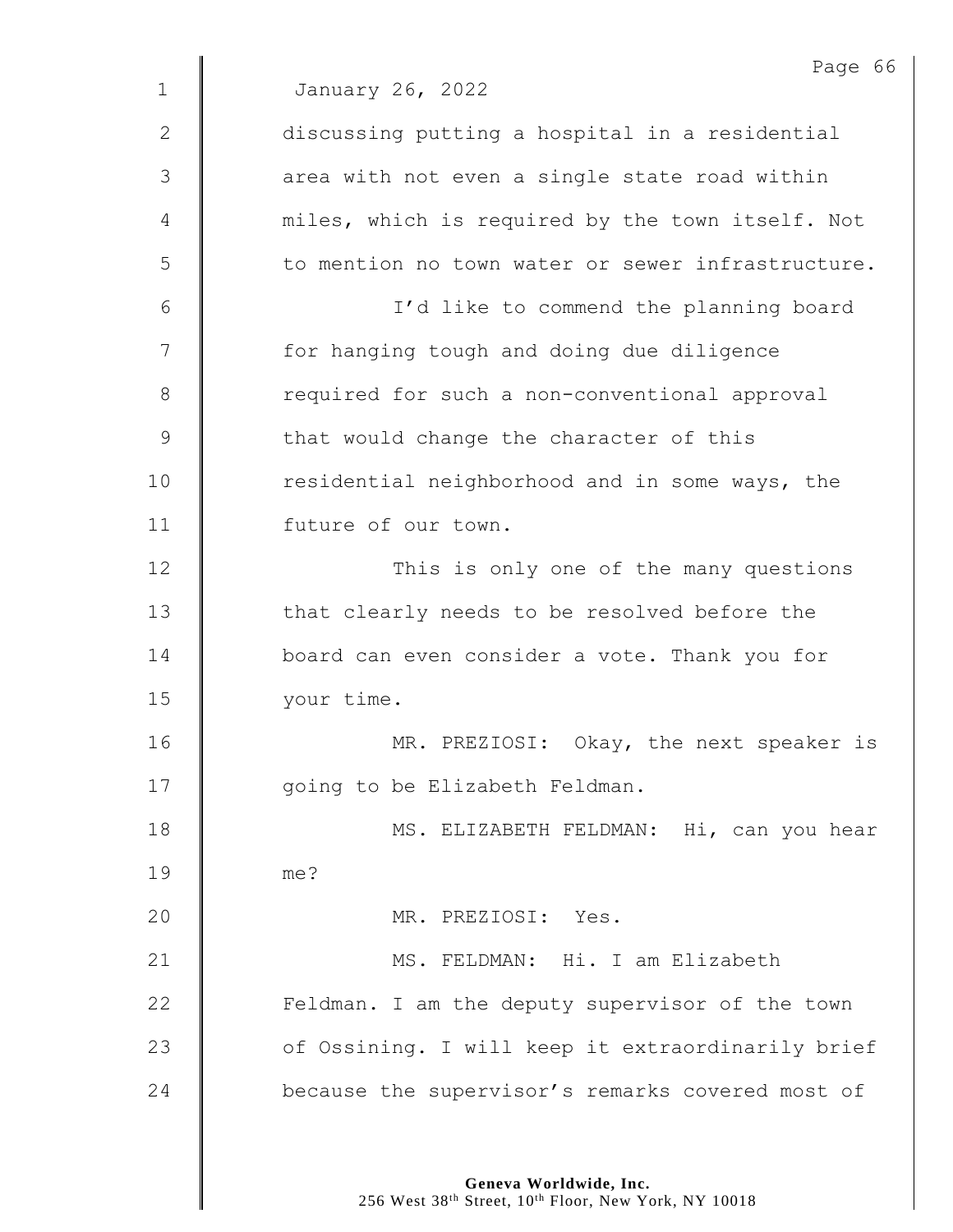January 26, 2022

discussing putting a hospital in a residential area with not even a single state road within miles, which is required by the town itself. Not to mention no town water or sewer infrastructure.

I'd like to commend the planning board for hanging tough and doing due diligence required for such a non-conventional approval that would change the character of this residential neighborhood and in some ways, the future of our town.

This is only one of the many questions that clearly needs to be resolved before the board can even consider a vote. Thank you for your time.

MR. PREZIOSI: Okay, the next speaker is going to be Elizabeth Feldman.

MS. ELIZABETH FELDMAN: Hi, can you hear me?

MR. PREZIOSI: Yes.

MS. FELDMAN: Hi. I am Elizabeth Feldman. I am the deputy supervisor of the town of Ossining. I will keep it extraordinarily brief because the supervisor's remarks covered most of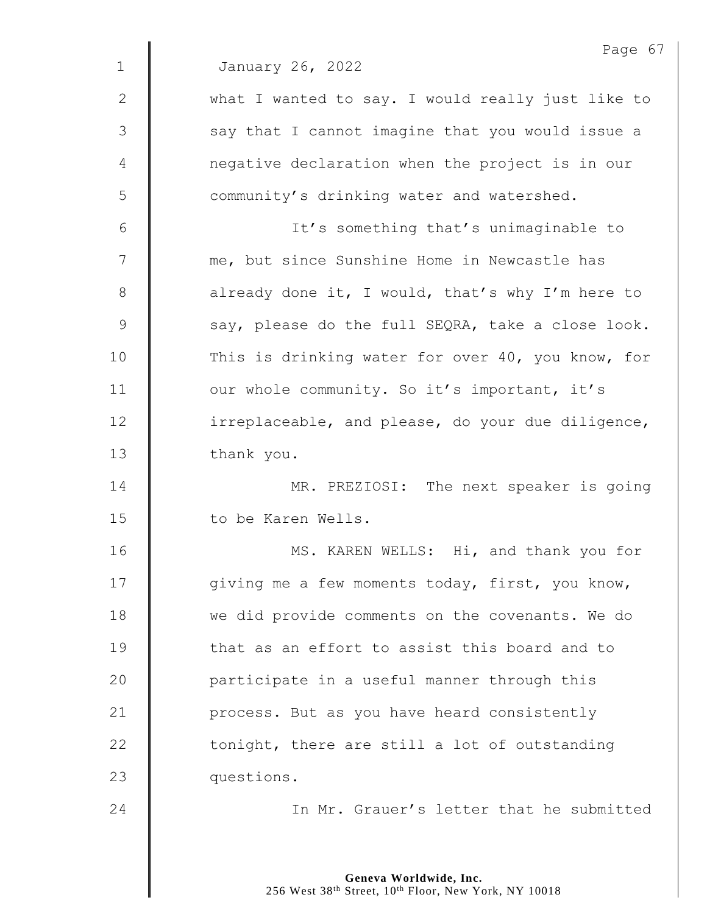January 26, 2022

what I wanted to say. I would really just like to say that I cannot imagine that you would issue a negative declaration when the project is in our community's drinking water and watershed.

It's something that's unimaginable to me, but since Sunshine Home in Newcastle has already done it, I would, that's why I'm here to say, please do the full SEQRA, take a close look. This is drinking water for over 40, you know, for our whole community. So it's important, it's irreplaceable, and please, do your due diligence, thank you.

MR. PREZIOSI: The next speaker is going to be Karen Wells.

MS. KAREN WELLS: Hi, and thank you for giving me a few moments today, first, you know, we did provide comments on the covenants. We do that as an effort to assist this board and to participate in a useful manner through this process. But as you have heard consistently tonight, there are still a lot of outstanding questions.

In Mr. Grauer's letter that he submitted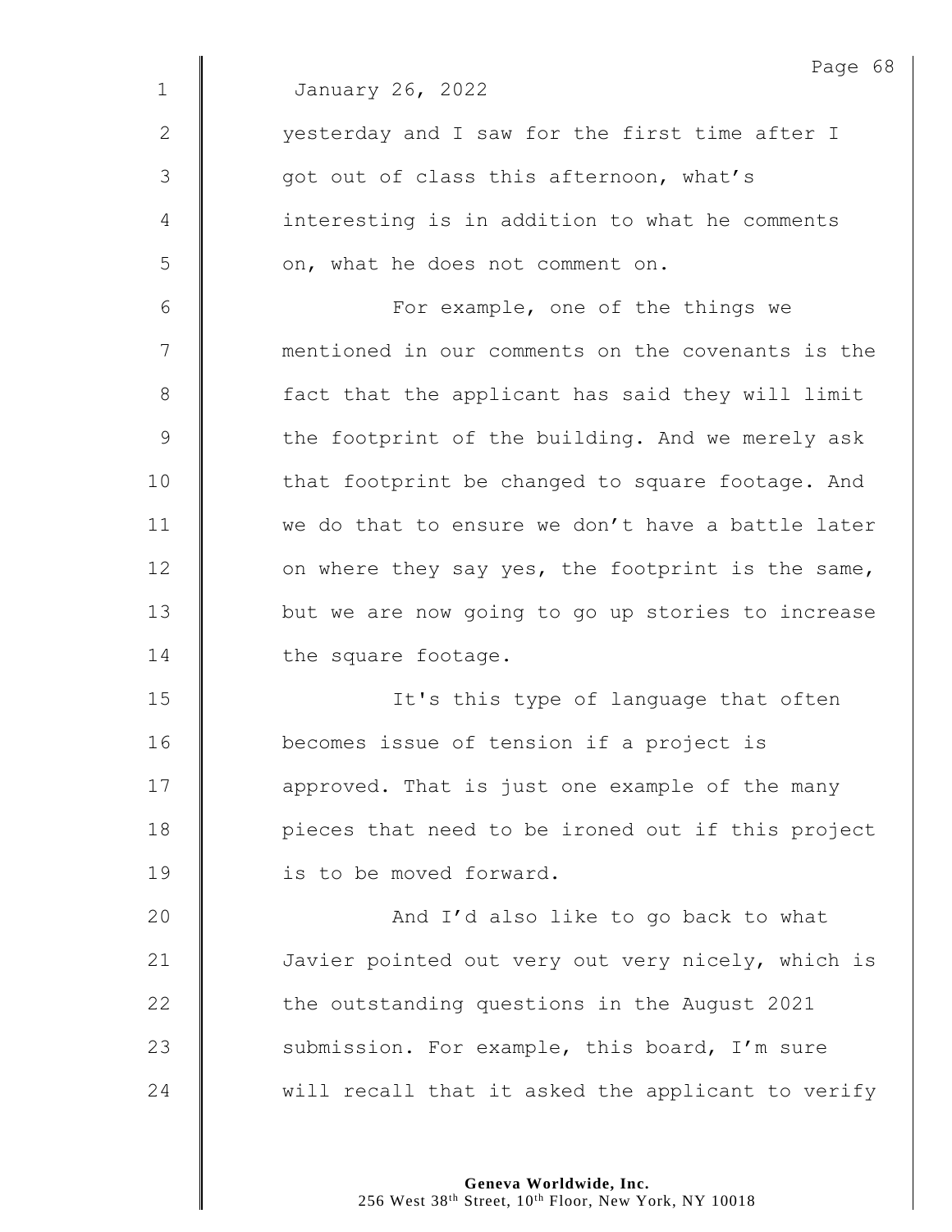January 26, 2022

yesterday and I saw for the first time after I got out of class this afternoon, what's interesting is in addition to what he comments on, what he does not comment on.

For example, one of the things we mentioned in our comments on the covenants is the fact that the applicant has said they will limit the footprint of the building. And we merely ask that footprint be changed to square footage. And we do that to ensure we don't have a battle later on where they say yes, the footprint is the same, but we are now going to go up stories to increase the square footage.

It's this type of language that often becomes issue of tension if a project is approved. That is just one example of the many pieces that need to be ironed out if this project is to be moved forward.

And I'd also like to go back to what Javier pointed out very out very nicely, which is the outstanding questions in the August 2021 submission. For example, this board, I'm sure will recall that it asked the applicant to verify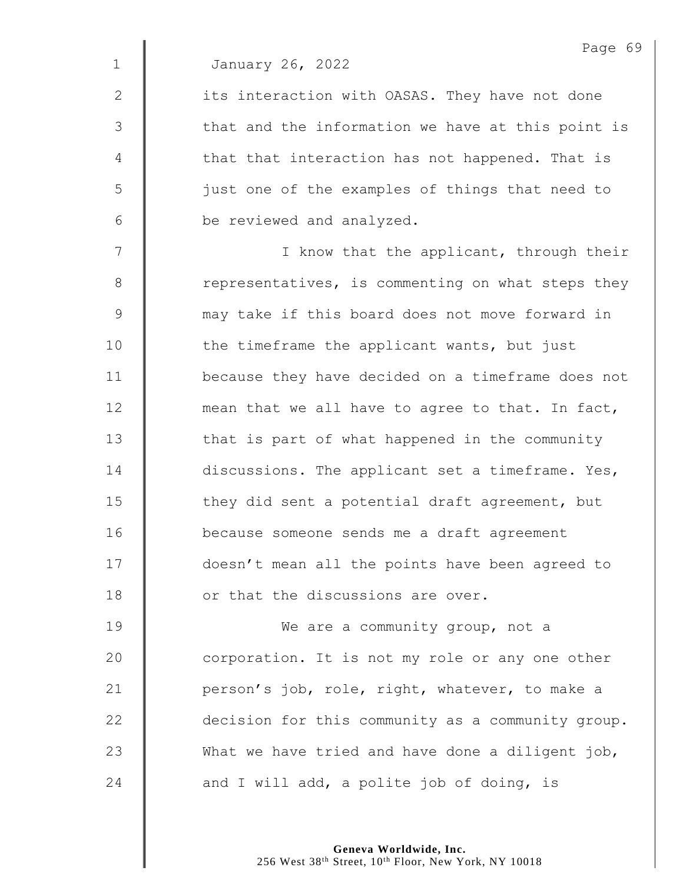January 26, 2022

its interaction with OASAS. They have not done that and the information we have at this point is that that interaction has not happened. That is just one of the examples of things that need to be reviewed and analyzed.

I know that the applicant, through their representatives, is commenting on what steps they may take if this board does not move forward in the timeframe the applicant wants, but just because they have decided on a timeframe does not mean that we all have to agree to that. In fact, that is part of what happened in the community discussions. The applicant set a timeframe. Yes, they did sent a potential draft agreement, but because someone sends me a draft agreement doesn't mean all the points have been agreed to or that the discussions are over.

We are a community group, not a corporation. It is not my role or any one other person's job, role, right, whatever, to make a decision for this community as a community group. What we have tried and have done a diligent job, and I will add, a polite job of doing, is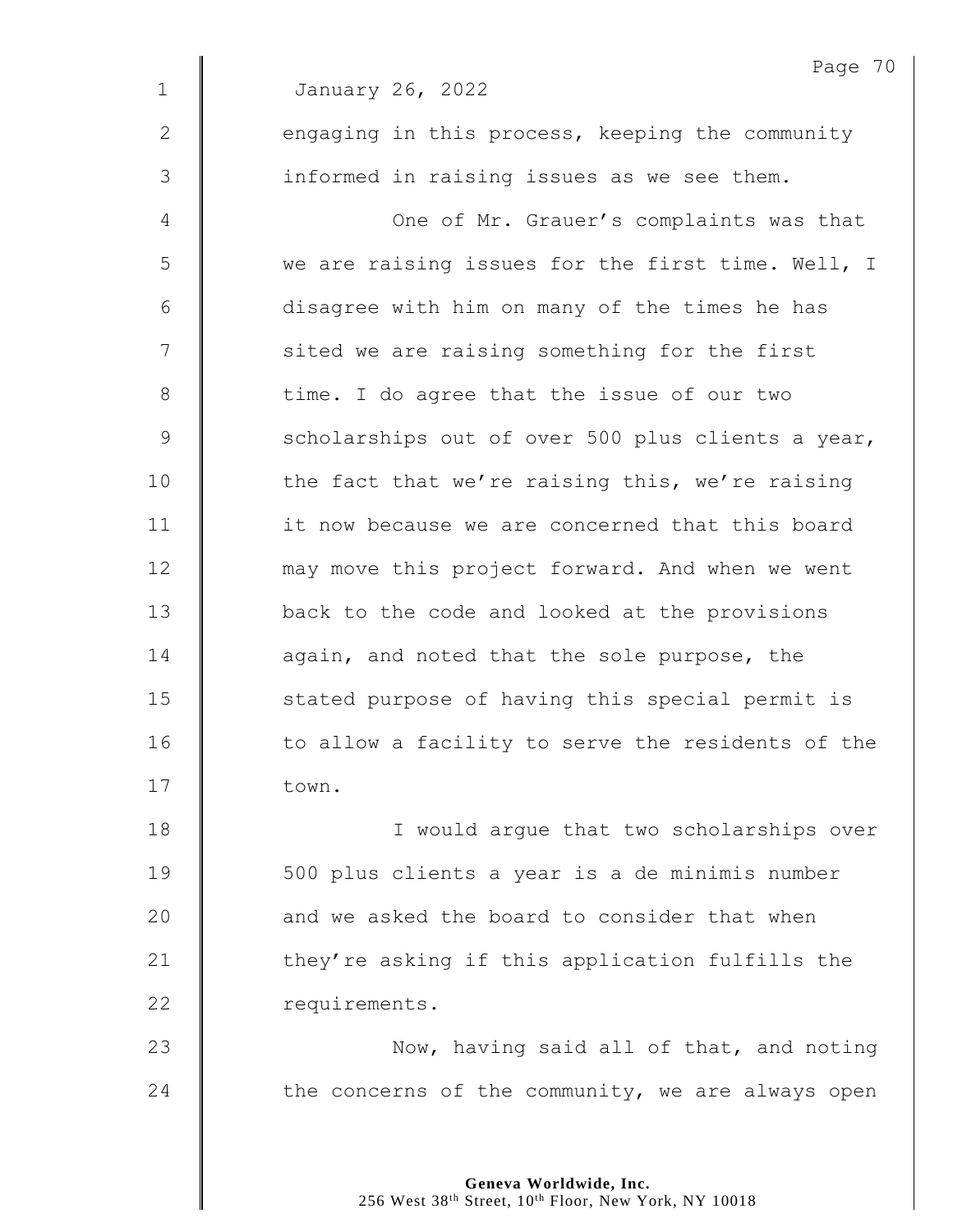January 26, 2022

engaging in this process, keeping the community informed in raising issues as we see them.

One of Mr. Grauer's complaints was that we are raising issues for the first time. Well, I disagree with him on many of the times he has sited we are raising something for the first time. I do agree that the issue of our two scholarships out of over 500 plus clients a year, the fact that we're raising this, we're raising it now because we are concerned that this board may move this project forward. And when we went back to the code and looked at the provisions again, and noted that the sole purpose, the stated purpose of having this special permit is to allow a facility to serve the residents of the town.

I would argue that two scholarships over 500 plus clients a year is a de minimis number and we asked the board to consider that when they're asking if this application fulfills the requirements.

Now, having said all of that, and noting the concerns of the community, we are always open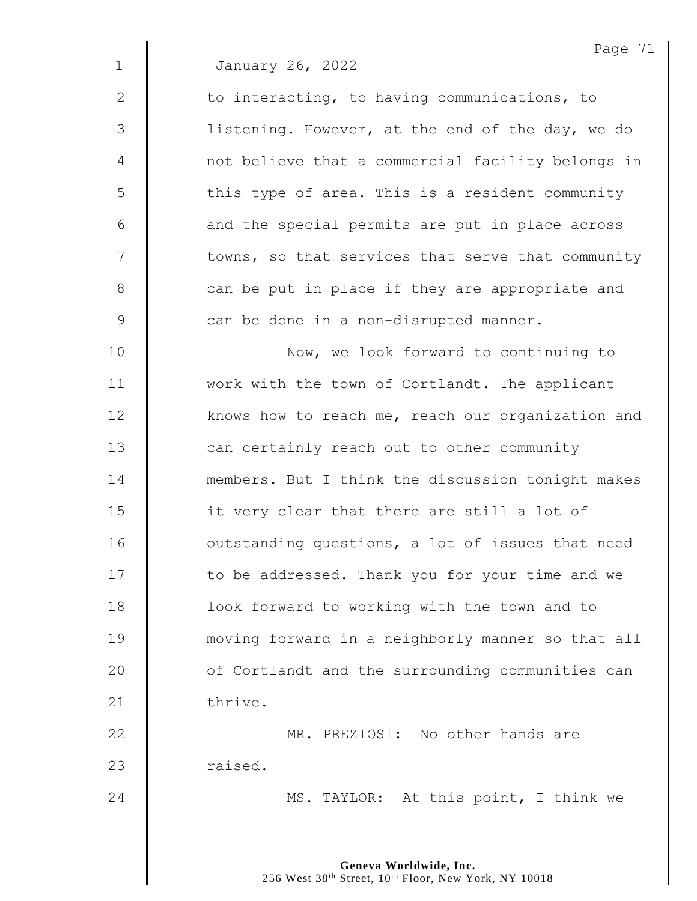January 26, 2022

to interacting, to having communications, to listening. However, at the end of the day, we do not believe that a commercial facility belongs in this type of area. This is a resident community and the special permits are put in place across towns, so that services that serve that community can be put in place if they are appropriate and can be done in a non-disrupted manner.

Now, we look forward to continuing to work with the town of Cortlandt. The applicant knows how to reach me, reach our organization and can certainly reach out to other community members. But I think the discussion tonight makes it very clear that there are still a lot of outstanding questions, a lot of issues that need to be addressed. Thank you for your time and we look forward to working with the town and to moving forward in a neighborly manner so that all of Cortlandt and the surrounding communities can thrive.

MR. PREZIOSI: No other hands are raised.

MS. TAYLOR: At this point, I think we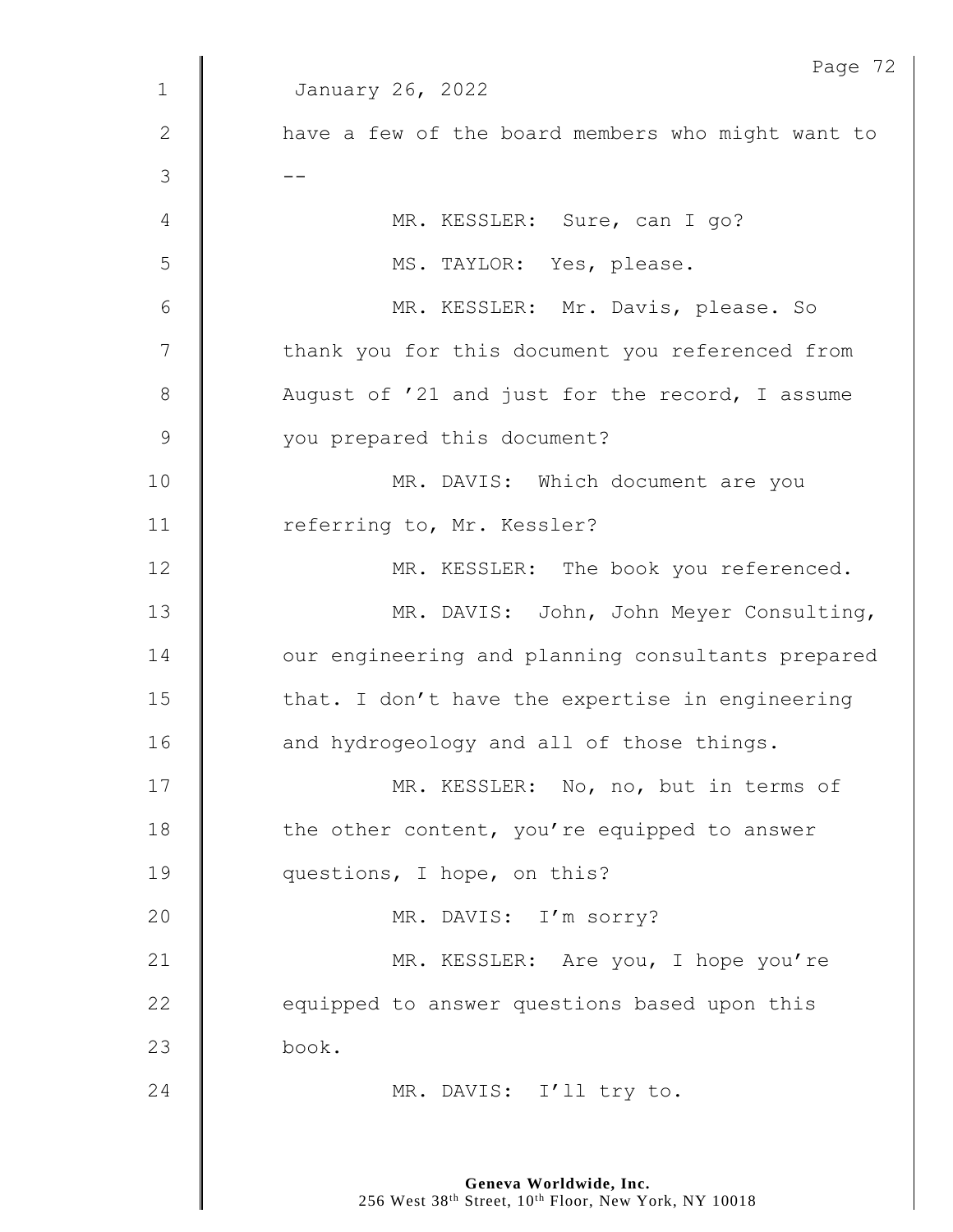January 26, 2022

have a few of the board members who might want to --

MR. KESSLER: Sure, can I go?

MS. TAYLOR: Yes, please.

MR. KESSLER: Mr. Davis, please. So thank you for this document you referenced from August of '21 and just for the record, I assume you prepared this document?

MR. DAVIS: Which document are you referring to, Mr. Kessler?

MR. KESSLER: The book you referenced.

MR. DAVIS: John, John Meyer Consulting, our engineering and planning consultants prepared that. I don't have the expertise in engineering and hydrogeology and all of those things.

MR. KESSLER: No, no, but in terms of the other content, you're equipped to answer questions, I hope, on this?

MR. DAVIS: I'm sorry?

MR. KESSLER: Are you, I hope you're equipped to answer questions based upon this book.

MR. DAVIS: I'll try to.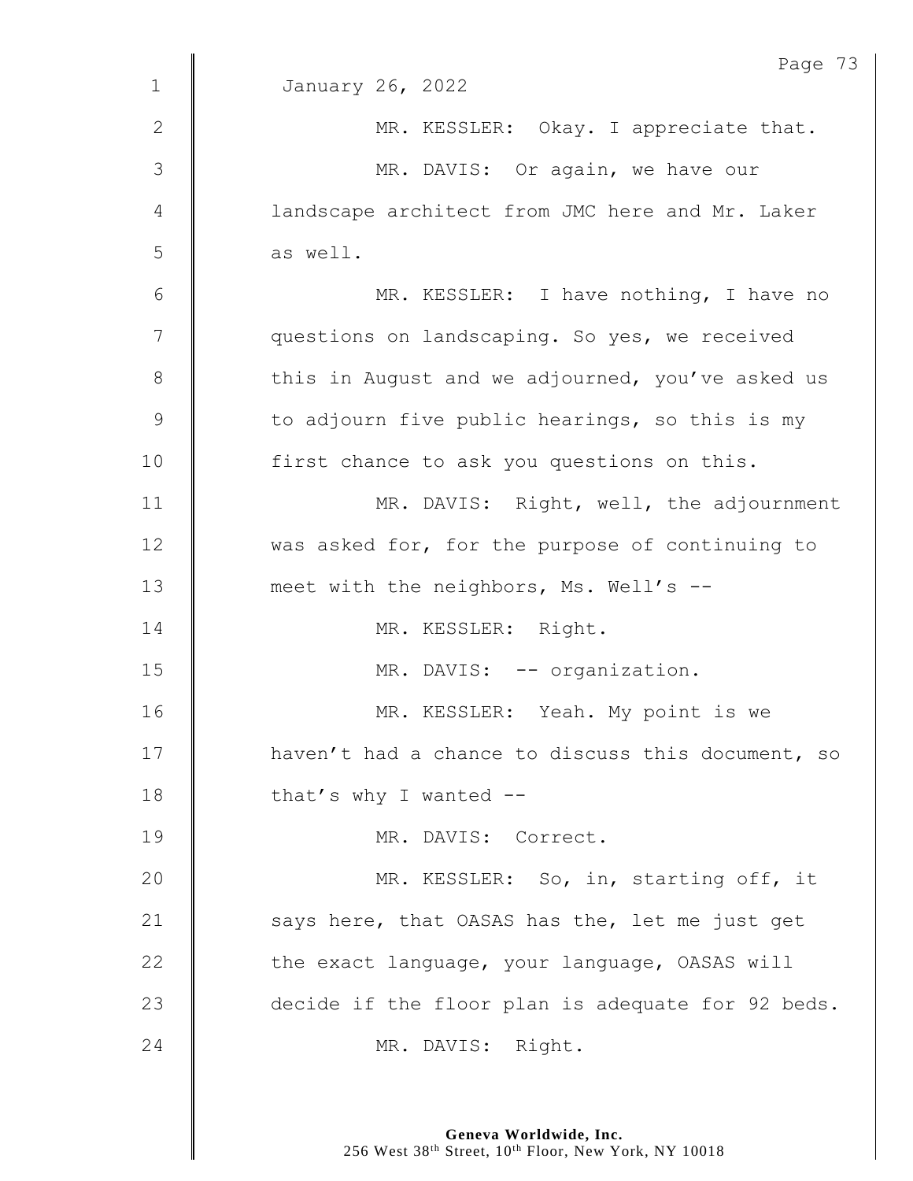January 26, 2022

MR. KESSLER: Okay. I appreciate that.

MR. DAVIS: Or again, we have our landscape architect from JMC here and Mr. Laker as well.

MR. KESSLER: I have nothing, I have no questions on landscaping. So yes, we received this in August and we adjourned, you've asked us to adjourn five public hearings, so this is my first chance to ask you questions on this.

MR. DAVIS: Right, well, the adjournment was asked for, for the purpose of continuing to meet with the neighbors, Ms. Well's --

MR. KESSLER: Right.

MR. DAVIS: -- organization.

MR. KESSLER: Yeah. My point is we haven't had a chance to discuss this document, so that's why I wanted --

MR. DAVIS: Correct.

MR. KESSLER: So, in, starting off, it says here, that OASAS has the, let me just get the exact language, your language, OASAS will decide if the floor plan is adequate for 92 beds.

MR. DAVIS: Right.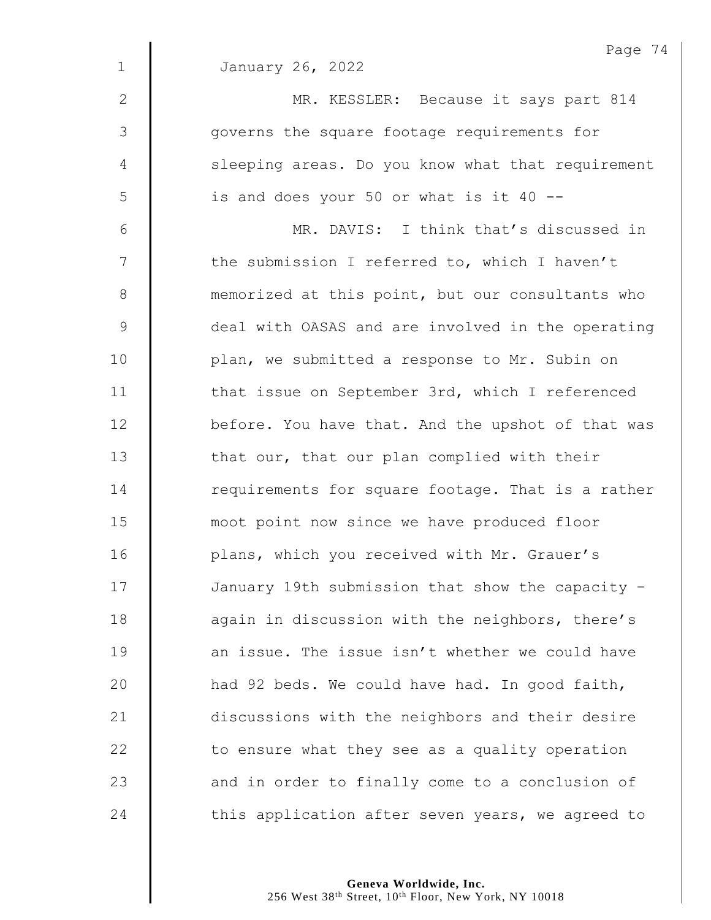January 26, 2022

MR. KESSLER: Because it says part 814 governs the square footage requirements for sleeping areas. Do you know what that requirement is and does your 50 or what is it 40 --

MR. DAVIS: I think that's discussed in the submission I referred to, which I haven't memorized at this point, but our consultants who deal with OASAS and are involved in the operating plan, we submitted a response to Mr. Subin on that issue on September 3rd, which I referenced before. You have that. And the upshot of that was that our, that our plan complied with their requirements for square footage. That is a rather moot point now since we have produced floor plans, which you received with Mr. Grauer's January 19th submission that show the capacity – again in discussion with the neighbors, there's an issue. The issue isn't whether we could have had 92 beds. We could have had. In good faith, discussions with the neighbors and their desire to ensure what they see as a quality operation and in order to finally come to a conclusion of this application after seven years, we agreed to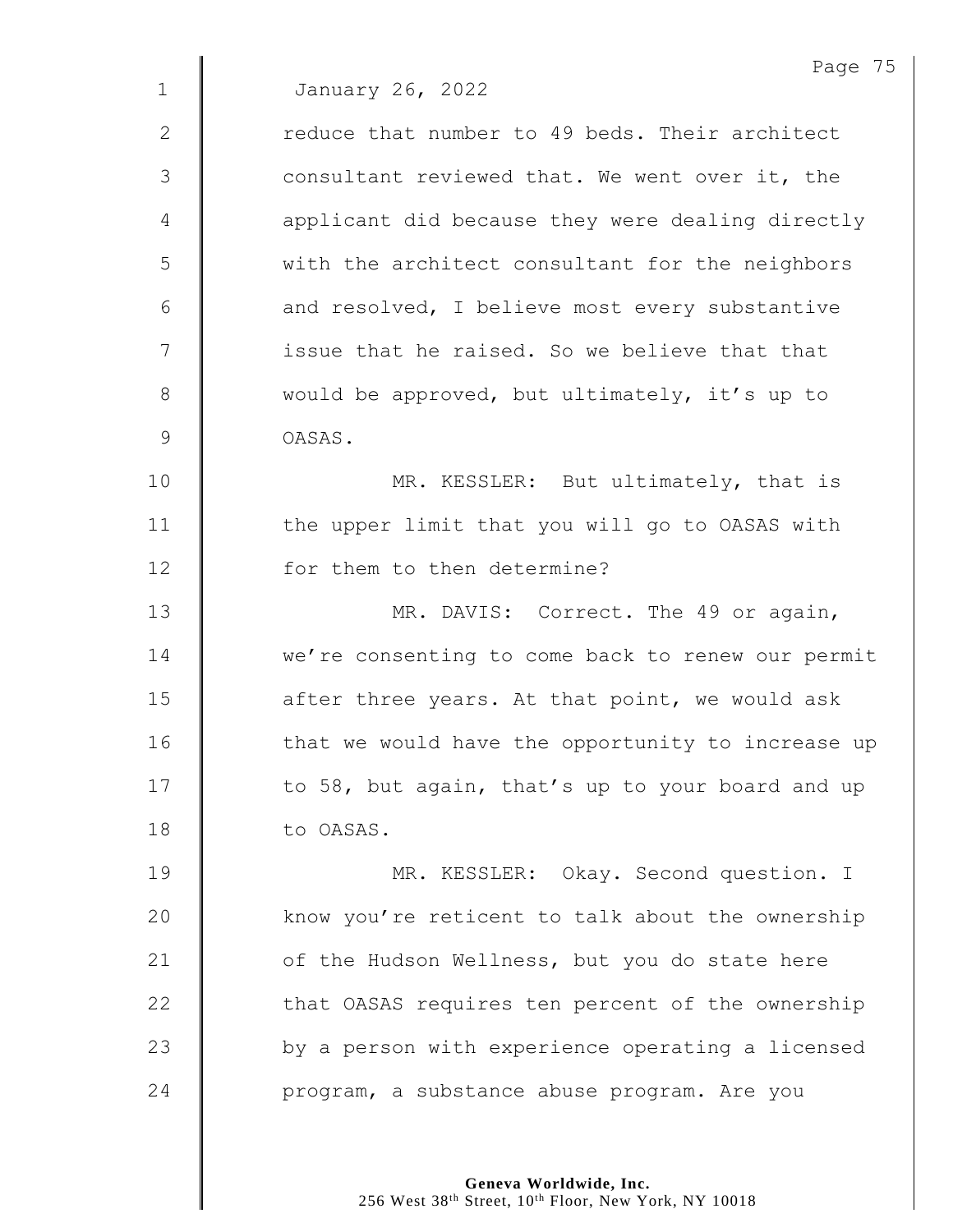January 26, 2022

reduce that number to 49 beds. Their architect consultant reviewed that. We went over it, the applicant did because they were dealing directly with the architect consultant for the neighbors and resolved, I believe most every substantive issue that he raised. So we believe that that would be approved, but ultimately, it's up to OASAS.

MR. KESSLER: But ultimately, that is the upper limit that you will go to OASAS with for them to then determine?

MR. DAVIS: Correct. The 49 or again, we're consenting to come back to renew our permit after three years. At that point, we would ask that we would have the opportunity to increase up to 58, but again, that's up to your board and up to OASAS.

MR. KESSLER: Okay. Second question. I know you're reticent to talk about the ownership of the Hudson Wellness, but you do state here that OASAS requires ten percent of the ownership by a person with experience operating a licensed program, a substance abuse program. Are you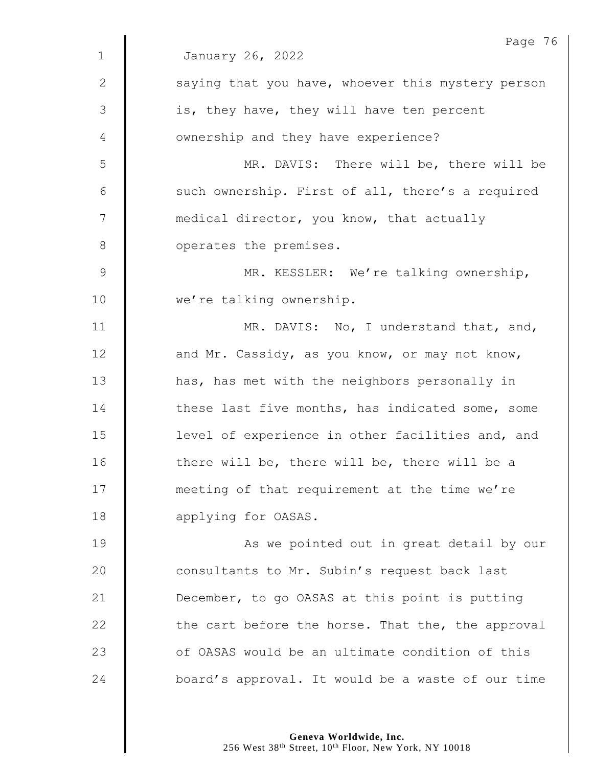January 26, 2022

saying that you have, whoever this mystery person is, they have, they will have ten percent ownership and they have experience?

MR. DAVIS: There will be, there will be such ownership. First of all, there's a required medical director, you know, that actually operates the premises.

MR. KESSLER: We're talking ownership, we're talking ownership.

MR. DAVIS: No, I understand that, and, and Mr. Cassidy, as you know, or may not know, has, has met with the neighbors personally in these last five months, has indicated some, some level of experience in other facilities and, and there will be, there will be, there will be a meeting of that requirement at the time we're applying for OASAS.

As we pointed out in great detail by our consultants to Mr. Subin's request back last December, to go OASAS at this point is putting the cart before the horse. That the, the approval of OASAS would be an ultimate condition of this board's approval. It would be a waste of our time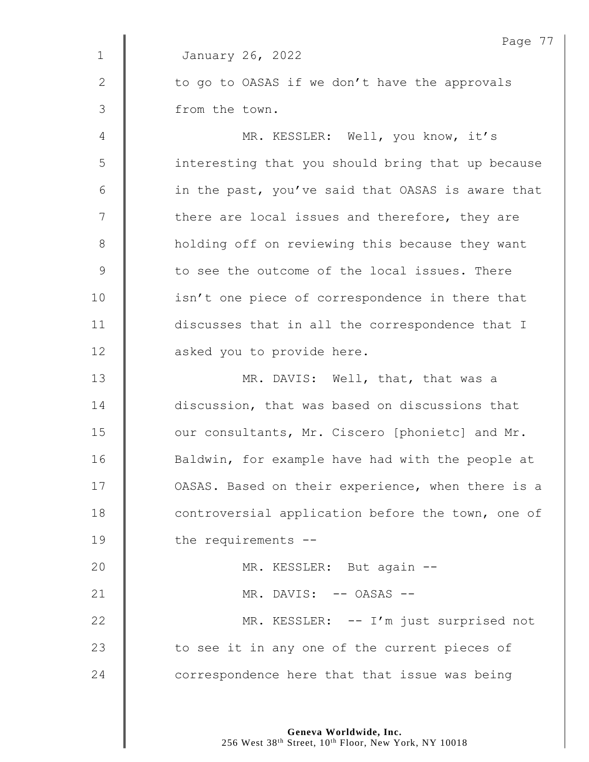January 26, 2022

to go to OASAS if we don't have the approvals from the town.

MR. KESSLER: Well, you know, it's interesting that you should bring that up because in the past, you've said that OASAS is aware that there are local issues and therefore, they are holding off on reviewing this because they want to see the outcome of the local issues. There isn't one piece of correspondence in there that discusses that in all the correspondence that I asked you to provide here.

MR. DAVIS: Well, that, that was a discussion, that was based on discussions that our consultants, Mr. Ciscero [phonietc] and Mr. Baldwin, for example have had with the people at OASAS. Based on their experience, when there is a controversial application before the town, one of the requirements --

MR. KESSLER: But again --

MR. DAVIS: -- OASAS --

MR. KESSLER: -- I'm just surprised not to see it in any one of the current pieces of correspondence here that that issue was being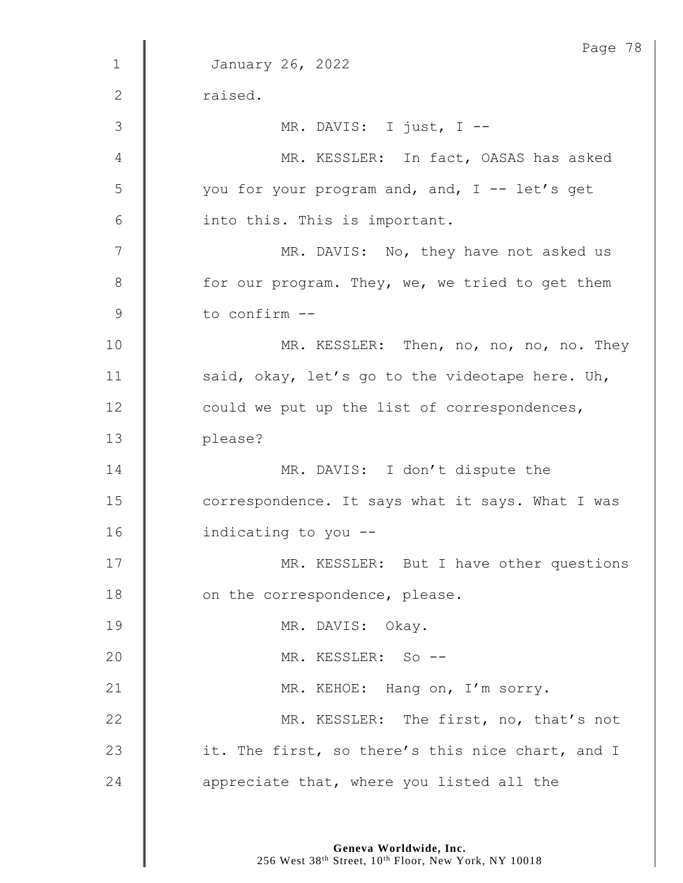January 26, 2022

raised.

MR. DAVIS: I just, I --

MR. KESSLER: In fact, OASAS has asked you for your program and, and, I -- let's get into this. This is important.

MR. DAVIS: No, they have not asked us for our program. They, we, we tried to get them to confirm --

MR. KESSLER: Then, no, no, no, no. They said, okay, let's go to the videotape here. Uh, could we put up the list of correspondences, please?

MR. DAVIS: I don't dispute the correspondence. It says what it says. What I was indicating to you --

MR. KESSLER: But I have other questions on the correspondence, please.

MR. DAVIS: Okay.

MR. KESSLER: So --

MR. KEHOE: Hang on, I'm sorry.

MR. KESSLER: The first, no, that's not it. The first, so there's this nice chart, and I appreciate that, where you listed all the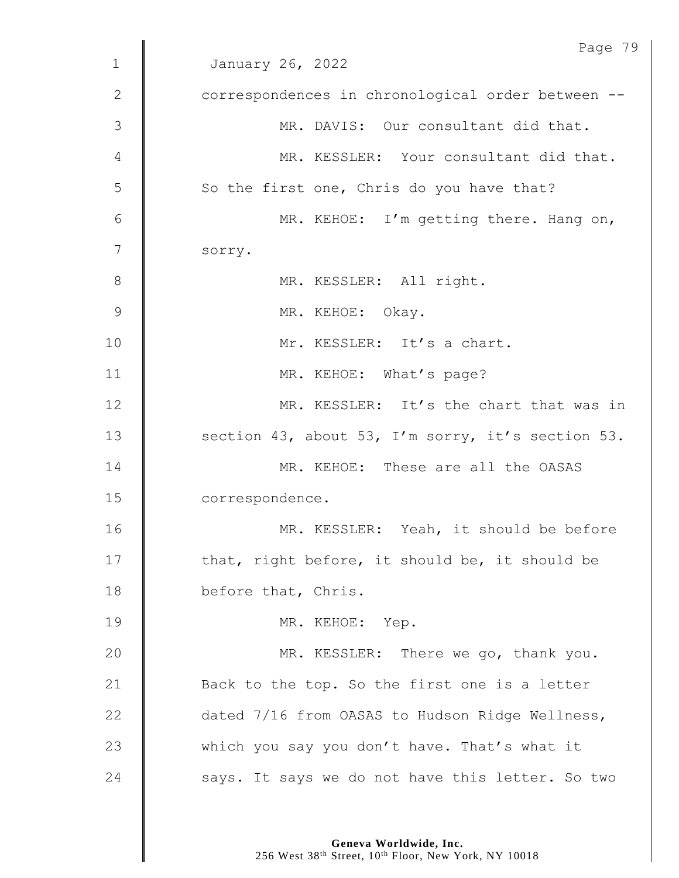January 26, 2022

correspondences in chronological order between --

MR. DAVIS: Our consultant did that.

MR. KESSLER: Your consultant did that. So the first one, Chris do you have that?

MR. KEHOE: I'm getting there. Hang on, sorry.

MR. KESSLER: All right.

MR. KEHOE: Okay.

Mr. KESSLER: It's a chart.

MR. KEHOE: What's page?

MR. KESSLER: It's the chart that was in section 43, about 53, I'm sorry, it's section 53.

MR. KEHOE: These are all the OASAS correspondence.

MR. KESSLER: Yeah, it should be before that, right before, it should be, it should be before that, Chris.

MR. KEHOE: Yep.

MR. KESSLER: There we go, thank you. Back to the top. So the first one is a letter dated 7/16 from OASAS to Hudson Ridge Wellness, which you say you don't have. That's what it says. It says we do not have this letter. So two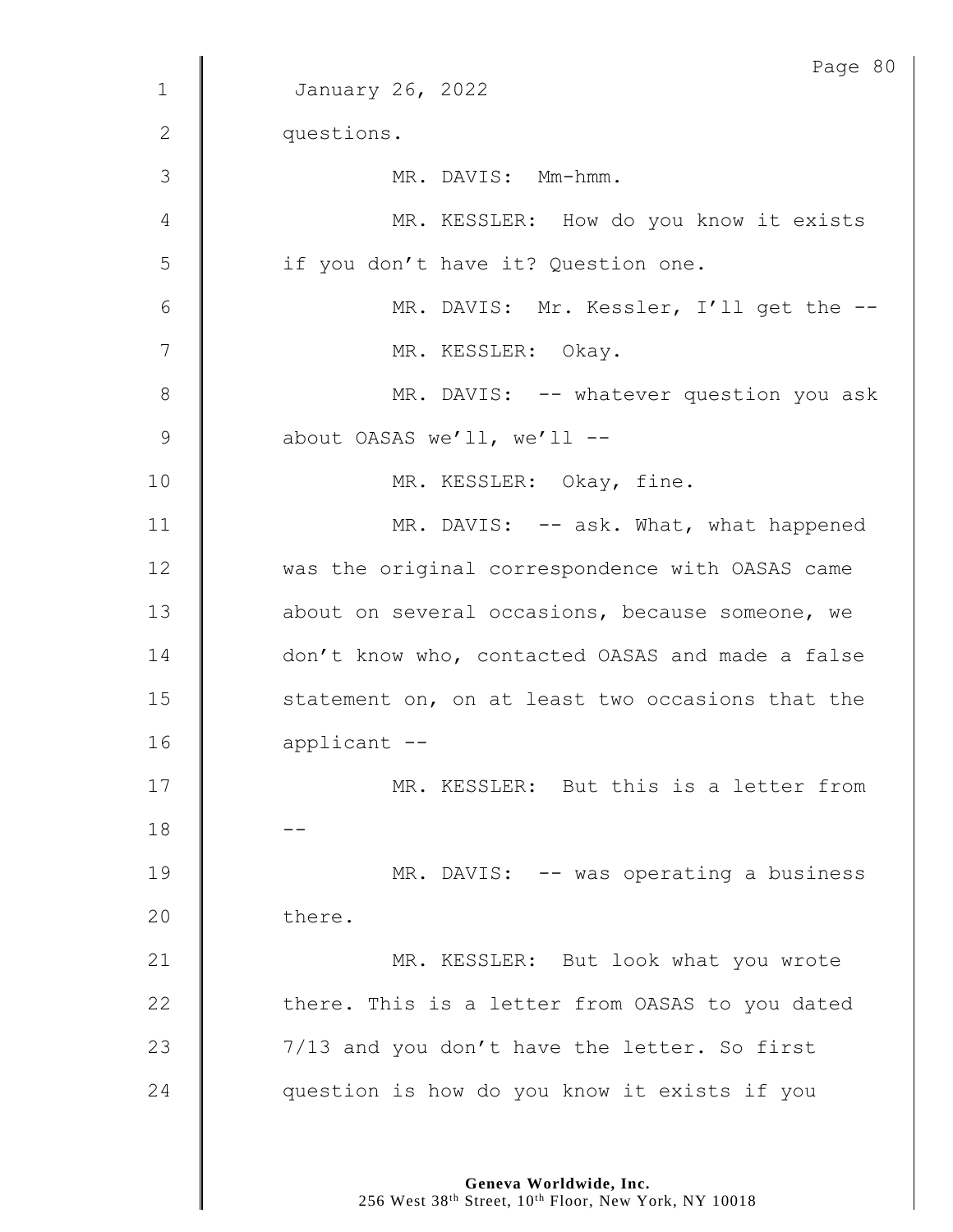January 26, 2022

questions.

MR. DAVIS: Mm-hmm.

MR. KESSLER: How do you know it exists if you don't have it? Question one.

MR. DAVIS: Mr. Kessler, I'll get the --

MR. KESSLER: Okay.

MR. DAVIS: -- whatever question you ask about OASAS we'll, we'll --

MR. KESSLER: Okay, fine.

MR. DAVIS: -- ask. What, what happened was the original correspondence with OASAS came about on several occasions, because someone, we don't know who, contacted OASAS and made a false statement on, on at least two occasions that the applicant --

MR. KESSLER: But this is a letter from --

MR. DAVIS: -- was operating a business there.

MR. KESSLER: But look what you wrote there. This is a letter from OASAS to you dated 7/13 and you don't have the letter. So first question is how do you know it exists if you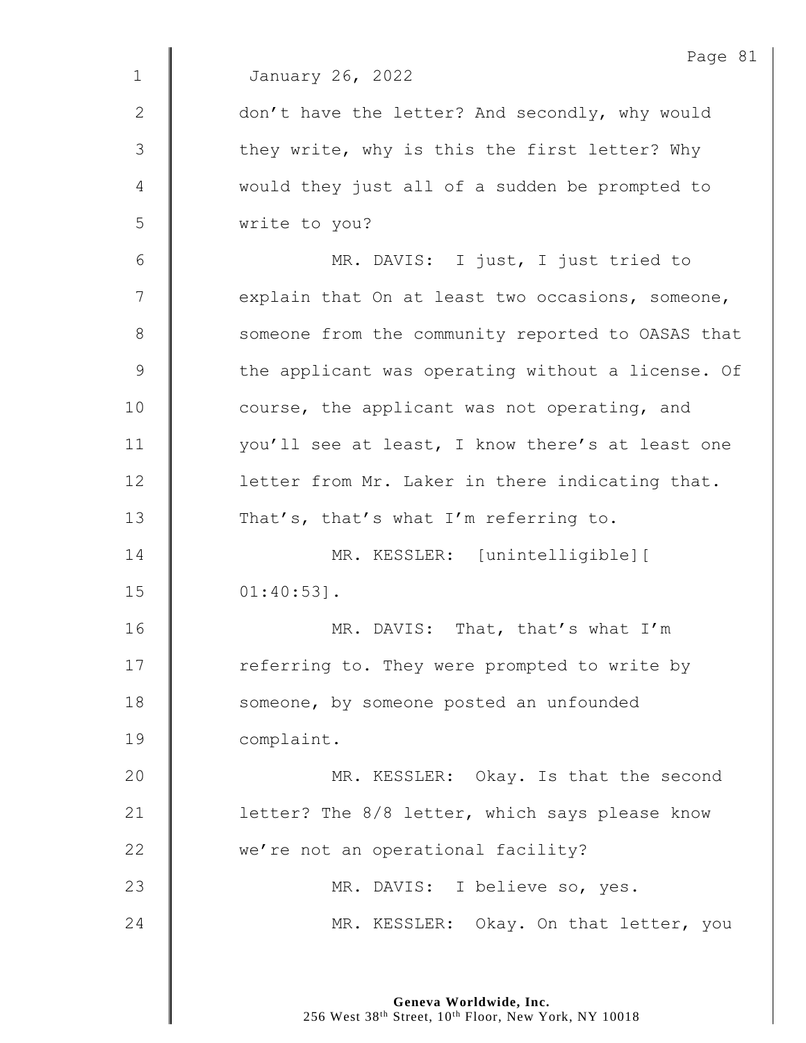January 26, 2022

don't have the letter? And secondly, why would they write, why is this the first letter? Why would they just all of a sudden be prompted to write to you?

MR. DAVIS: I just, I just tried to explain that On at least two occasions, someone, someone from the community reported to OASAS that the applicant was operating without a license. Of course, the applicant was not operating, and you'll see at least, I know there's at least one letter from Mr. Laker in there indicating that. That's, that's what I'm referring to.

MR. KESSLER: [unintelligible][ 01:40:53].

MR. DAVIS: That, that's what I'm referring to. They were prompted to write by someone, by someone posted an unfounded complaint.

MR. KESSLER: Okay. Is that the second letter? The 8/8 letter, which says please know we're not an operational facility?

MR. DAVIS: I believe so, yes.

MR. KESSLER: Okay. On that letter, you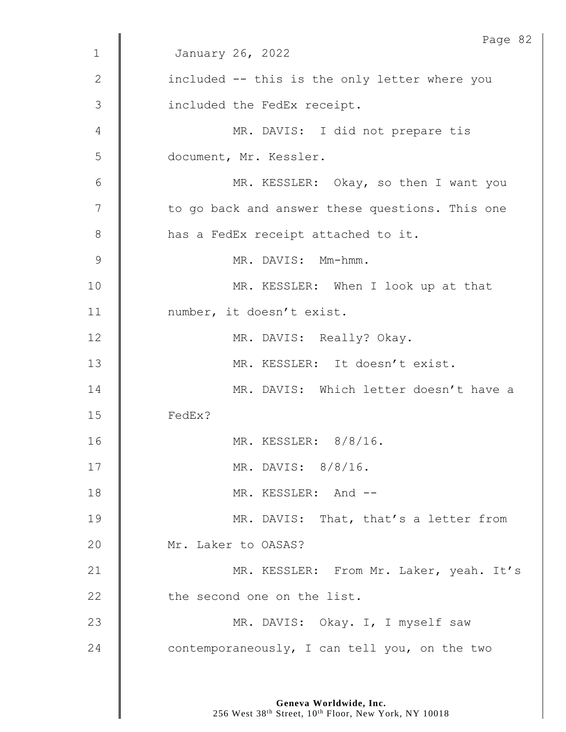January 26, 2022

included -- this is the only letter where you included the FedEx receipt.

MR. DAVIS: I did not prepare tis document, Mr. Kessler.

MR. KESSLER: Okay, so then I want you to go back and answer these questions. This one has a FedEx receipt attached to it.

MR. DAVIS: Mm-hmm.

MR. KESSLER: When I look up at that number, it doesn't exist.

MR. DAVIS: Really? Okay.

MR. KESSLER: It doesn't exist.

MR. DAVIS: Which letter doesn't have a FedEx?

MR. KESSLER: 8/8/16.

MR. DAVIS: 8/8/16.

MR. KESSLER: And --

MR. DAVIS: That, that's a letter from Mr. Laker to OASAS?

MR. KESSLER: From Mr. Laker, yeah. It's the second one on the list.

MR. DAVIS: Okay. I, I myself saw contemporaneously, I can tell you, on the two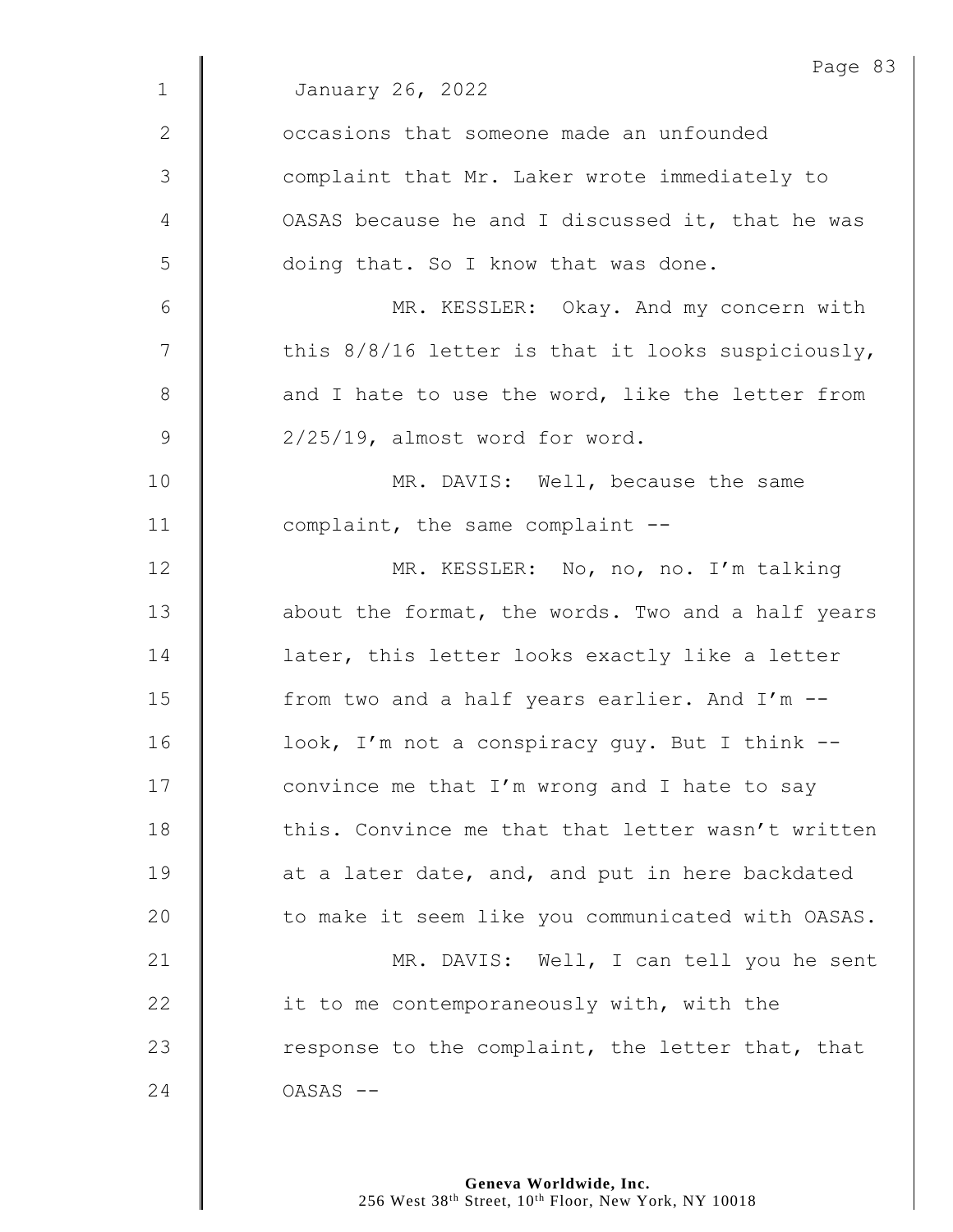January 26, 2022

occasions that someone made an unfounded complaint that Mr. Laker wrote immediately to OASAS because he and I discussed it, that he was doing that. So I know that was done.

MR. KESSLER: Okay. And my concern with this 8/8/16 letter is that it looks suspiciously, and I hate to use the word, like the letter from 2/25/19, almost word for word.

MR. DAVIS: Well, because the same complaint, the same complaint --

MR. KESSLER: No, no, no. I'm talking about the format, the words. Two and a half years later, this letter looks exactly like a letter from two and a half years earlier. And I'm -- look, I'm not a conspiracy guy. But I think -- convince me that I'm wrong and I hate to say this. Convince me that that letter wasn't written at a later date, and, and put in here backdated to make it seem like you communicated with OASAS.

MR. DAVIS: Well, I can tell you he sent it to me contemporaneously with, with the response to the complaint, the letter that, that OASAS --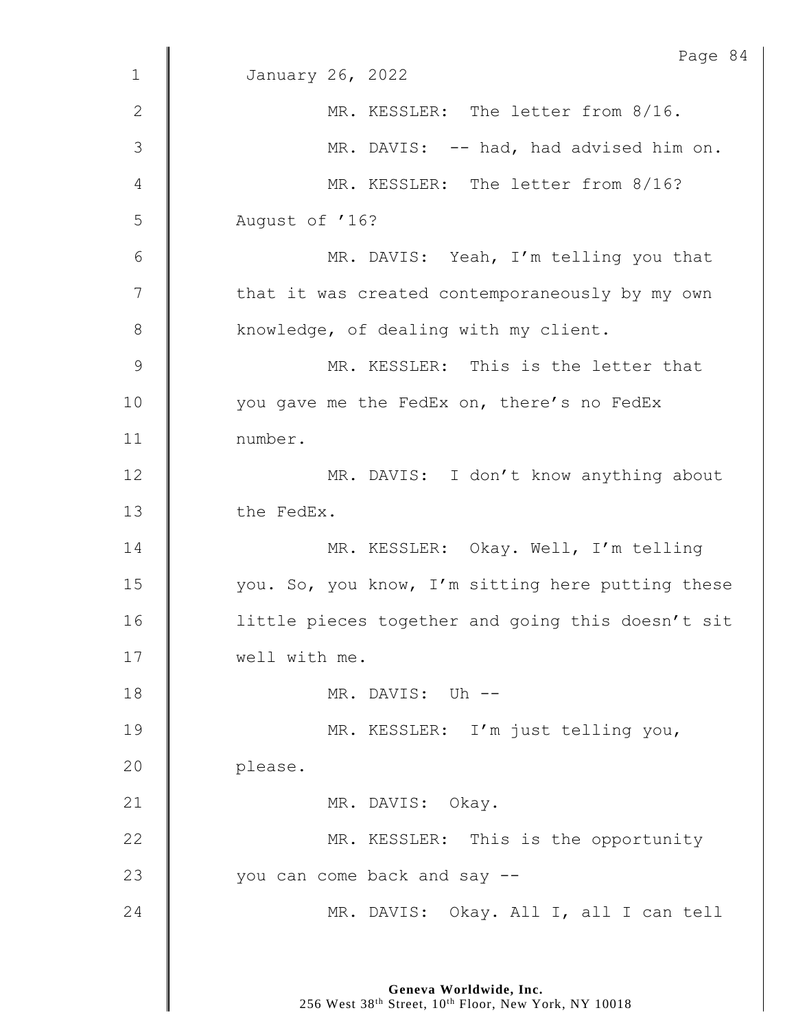January 26, 2022

MR. KESSLER: The letter from 8/16.

MR. DAVIS: -- had, had advised him on.

MR. KESSLER: The letter from 8/16? August of '16?

MR. DAVIS: Yeah, I'm telling you that that it was created contemporaneously by my own knowledge, of dealing with my client.

MR. KESSLER: This is the letter that you gave me the FedEx on, there's no FedEx number.

MR. DAVIS: I don't know anything about the FedEx.

MR. KESSLER: Okay. Well, I'm telling you. So, you know, I'm sitting here putting these little pieces together and going this doesn't sit well with me.

MR. DAVIS: Uh --

MR. KESSLER: I'm just telling you, please.

MR. DAVIS: Okay.

MR. KESSLER: This is the opportunity you can come back and say --

MR. DAVIS: Okay. All I, all I can tell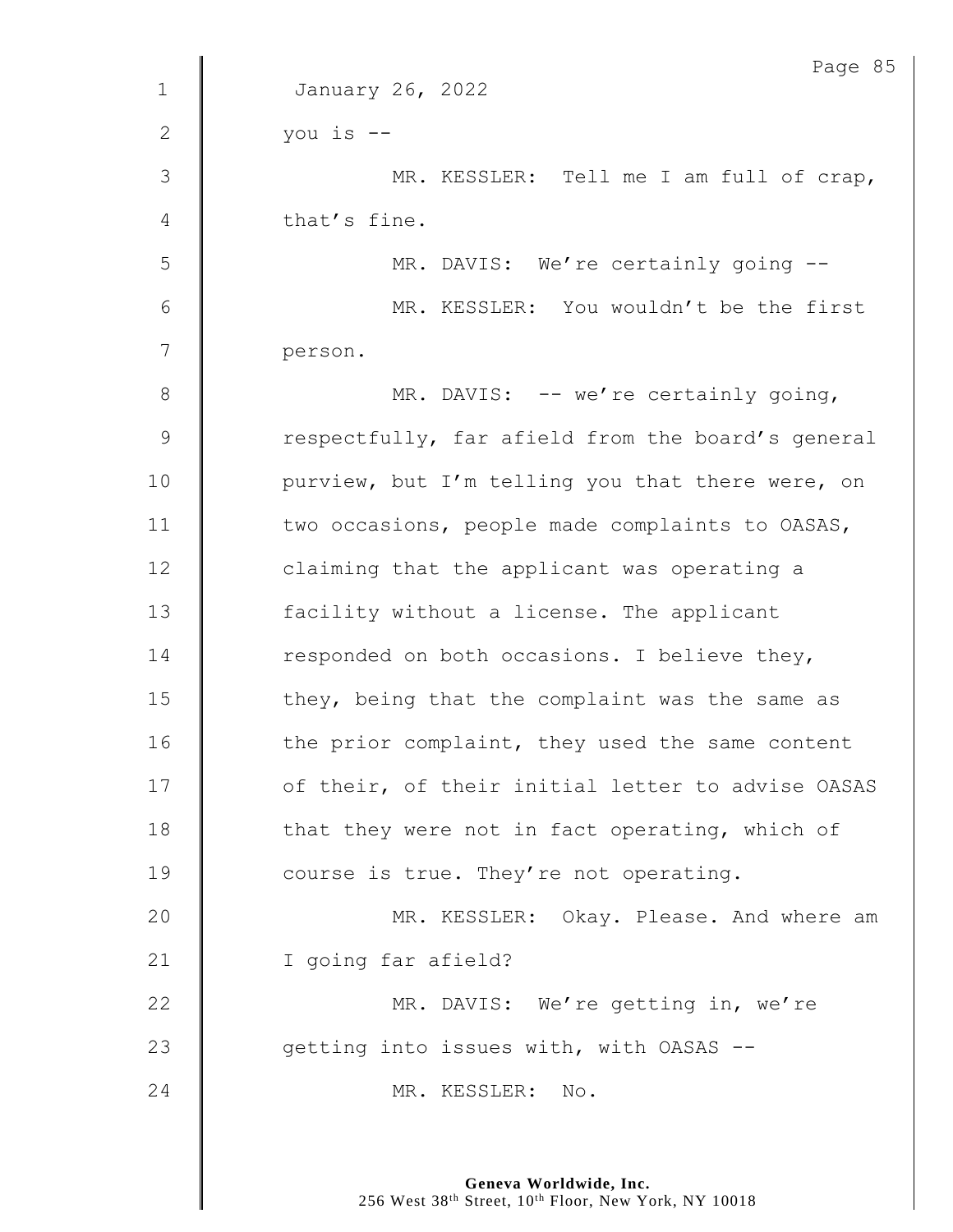January 26, 2022

you is --

MR. KESSLER: Tell me I am full of crap, that's fine.

MR. DAVIS: We're certainly going --

MR. KESSLER: You wouldn't be the first person.

MR. DAVIS: -- we're certainly going, respectfully, far afield from the board's general purview, but I'm telling you that there were, on two occasions, people made complaints to OASAS, claiming that the applicant was operating a facility without a license. The applicant responded on both occasions. I believe they, they, being that the complaint was the same as the prior complaint, they used the same content of their, of their initial letter to advise OASAS that they were not in fact operating, which of course is true. They're not operating.

MR. KESSLER: Okay. Please. And where am I going far afield?

MR. DAVIS: We're getting in, we're getting into issues with, with OASAS --

MR. KESSLER: No.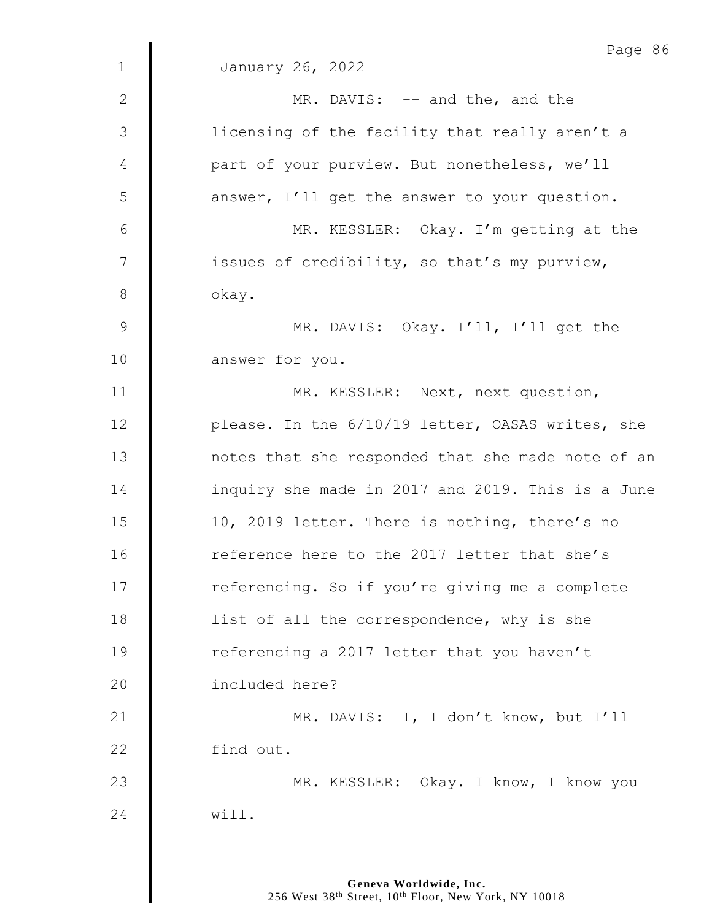January 26, 2022

MR. DAVIS: -- and the, and the licensing of the facility that really aren't a part of your purview. But nonetheless, we'll answer, I'll get the answer to your question.

MR. KESSLER: Okay. I'm getting at the issues of credibility, so that's my purview, okay.

MR. DAVIS: Okay. I'll, I'll get the answer for you.

MR. KESSLER: Next, next question, please. In the 6/10/19 letter, OASAS writes, she notes that she responded that she made note of an inquiry she made in 2017 and 2019. This is a June 10, 2019 letter. There is nothing, there's no reference here to the 2017 letter that she's referencing. So if you're giving me a complete list of all the correspondence, why is she referencing a 2017 letter that you haven't included here?

MR. DAVIS: I, I don't know, but I'll find out.

MR. KESSLER: Okay. I know, I know you will.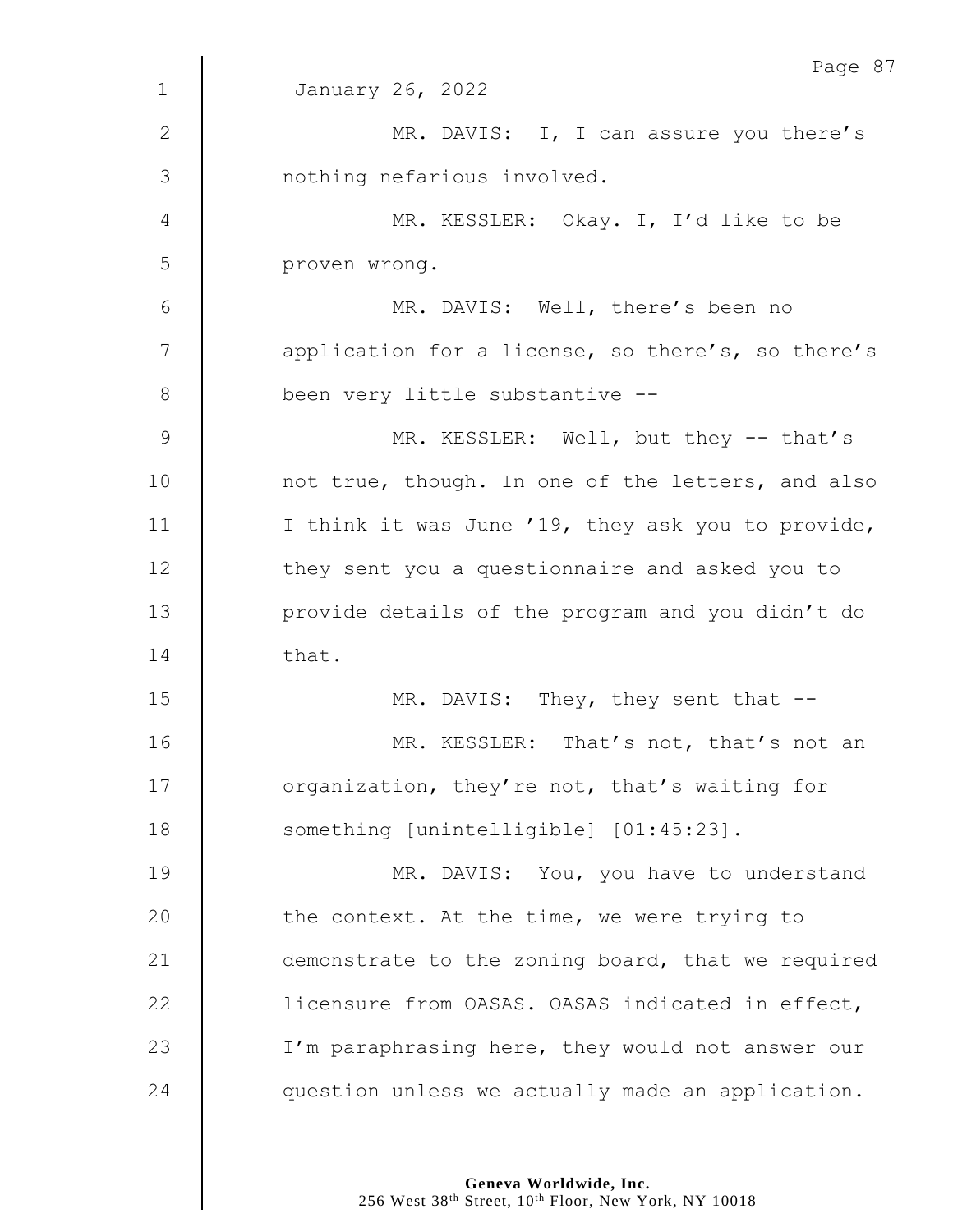January 26, 2022

MR. DAVIS: I, I can assure you there's nothing nefarious involved.

MR. KESSLER: Okay. I, I'd like to be proven wrong.

MR. DAVIS: Well, there's been no application for a license, so there's, so there's been very little substantive --

MR. KESSLER: Well, but they -- that's not true, though. In one of the letters, and also I think it was June '19, they ask you to provide, they sent you a questionnaire and asked you to provide details of the program and you didn't do that.

MR. DAVIS: They, they sent that --

MR. KESSLER: That's not, that's not an organization, they're not, that's waiting for something [unintelligible] [01:45:23].

MR. DAVIS: You, you have to understand the context. At the time, we were trying to demonstrate to the zoning board, that we required licensure from OASAS. OASAS indicated in effect, I'm paraphrasing here, they would not answer our question unless we actually made an application.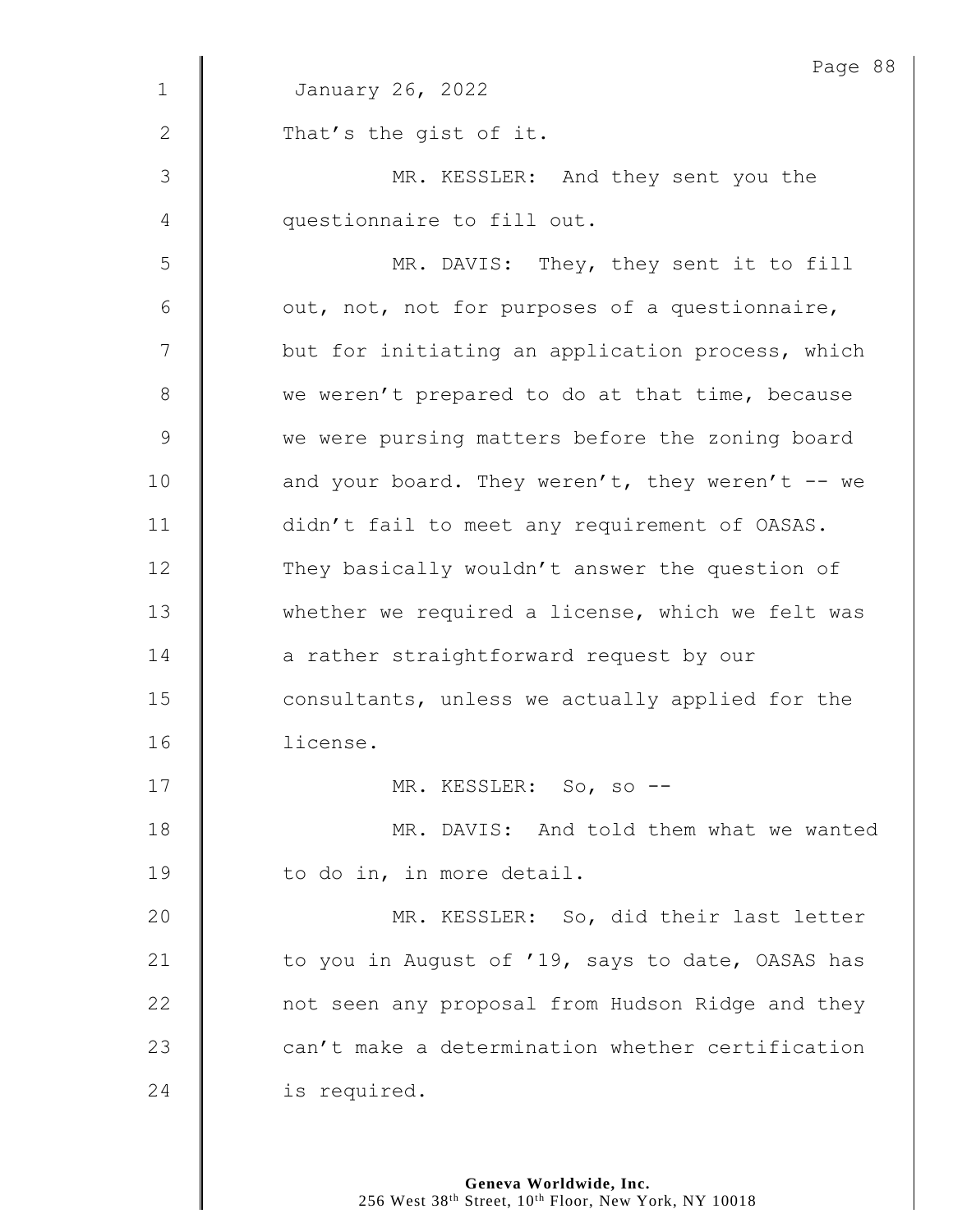January 26, 2022

That's the gist of it.

MR. KESSLER: And they sent you the questionnaire to fill out.

MR. DAVIS: They, they sent it to fill out, not, not for purposes of a questionnaire, but for initiating an application process, which we weren't prepared to do at that time, because we were pursing matters before the zoning board and your board. They weren't, they weren't -- we didn't fail to meet any requirement of OASAS. They basically wouldn't answer the question of whether we required a license, which we felt was a rather straightforward request by our consultants, unless we actually applied for the license.

MR. KESSLER: So, so --

MR. DAVIS: And told them what we wanted to do in, in more detail.

MR. KESSLER: So, did their last letter to you in August of '19, says to date, OASAS has not seen any proposal from Hudson Ridge and they can't make a determination whether certification is required.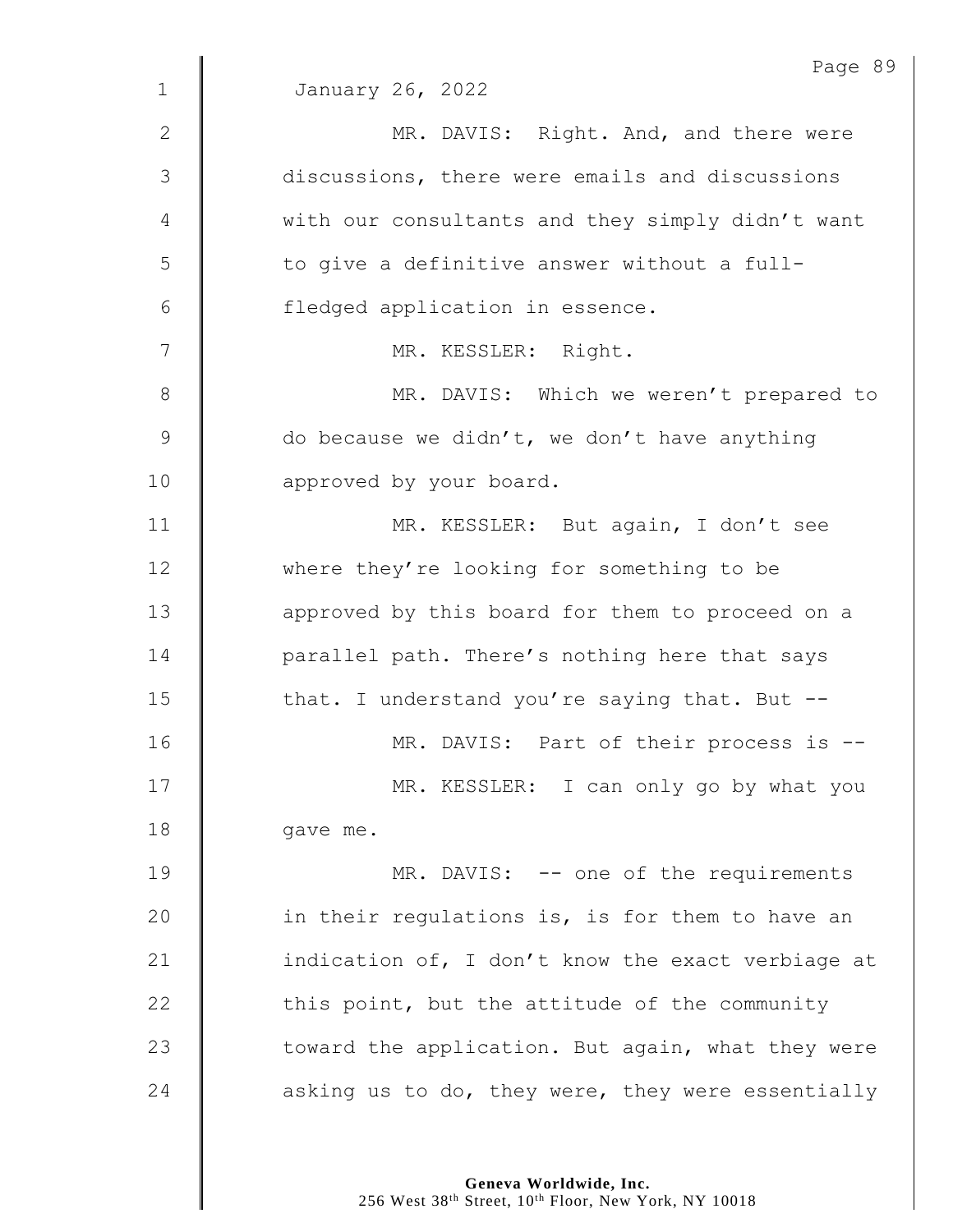January 26, 2022

MR. DAVIS: Right. And, and there were discussions, there were emails and discussions with our consultants and they simply didn't want to give a definitive answer without a full-fledged application in essence.

MR. KESSLER: Right.

MR. DAVIS: Which we weren't prepared to do because we didn't, we don't have anything approved by your board.

MR. KESSLER: But again, I don't see where they're looking for something to be approved by this board for them to proceed on a parallel path. There's nothing here that says that. I understand you're saying that. But --

MR. DAVIS: Part of their process is --

MR. KESSLER: I can only go by what you gave me.

MR. DAVIS: -- one of the requirements in their regulations is, is for them to have an indication of, I don't know the exact verbiage at this point, but the attitude of the community toward the application. But again, what they were asking us to do, they were, they were essentially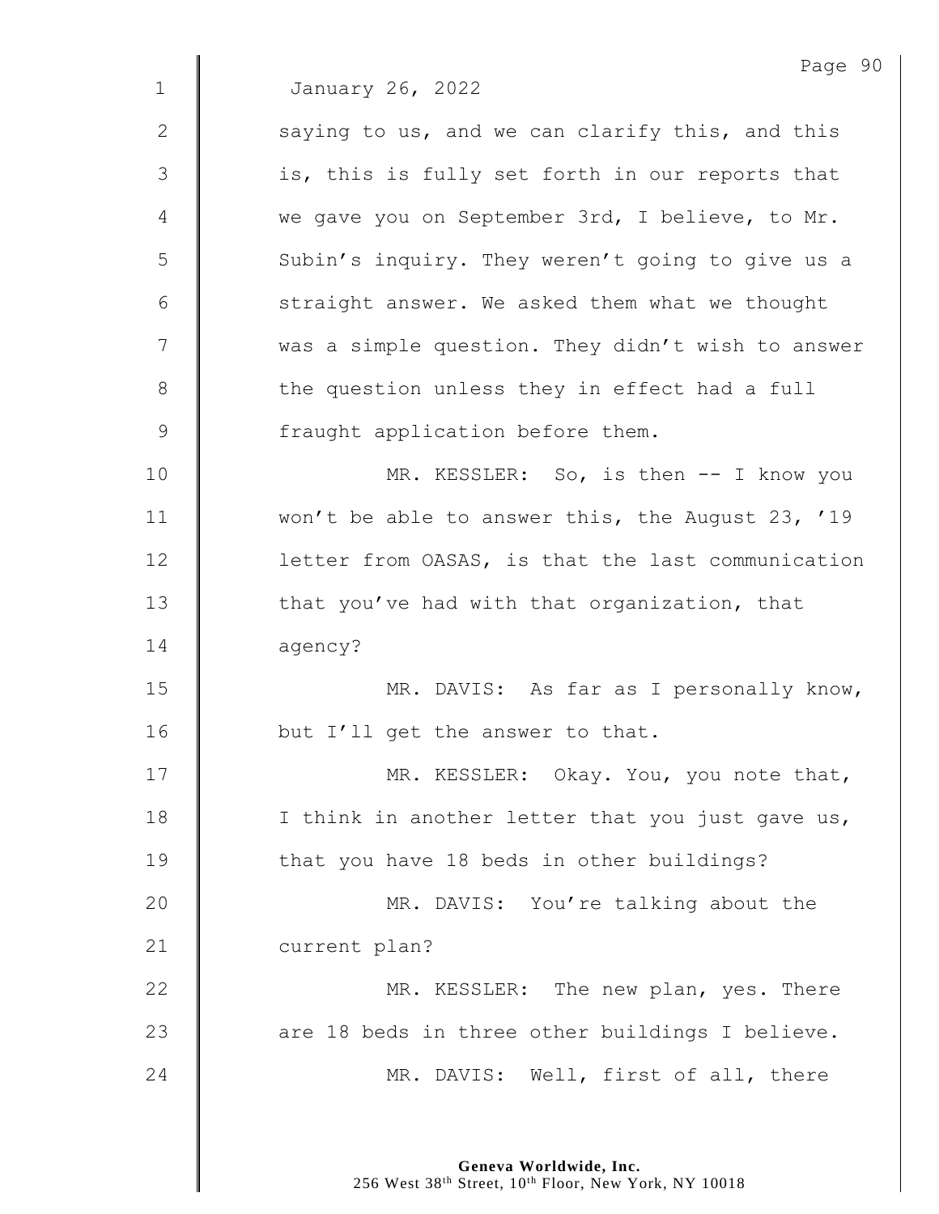January 26, 2022

saying to us, and we can clarify this, and this is, this is fully set forth in our reports that we gave you on September 3rd, I believe, to Mr. Subin's inquiry. They weren't going to give us a straight answer. We asked them what we thought was a simple question. They didn't wish to answer the question unless they in effect had a full fraught application before them.

MR. KESSLER: So, is then -- I know you won't be able to answer this, the August 23, '19 letter from OASAS, is that the last communication that you've had with that organization, that agency?

MR. DAVIS: As far as I personally know, but I'll get the answer to that.

MR. KESSLER: Okay. You, you note that, I think in another letter that you just gave us, that you have 18 beds in other buildings?

MR. DAVIS: You're talking about the current plan?

MR. KESSLER: The new plan, yes. There are 18 beds in three other buildings I believe.

MR. DAVIS: Well, first of all, there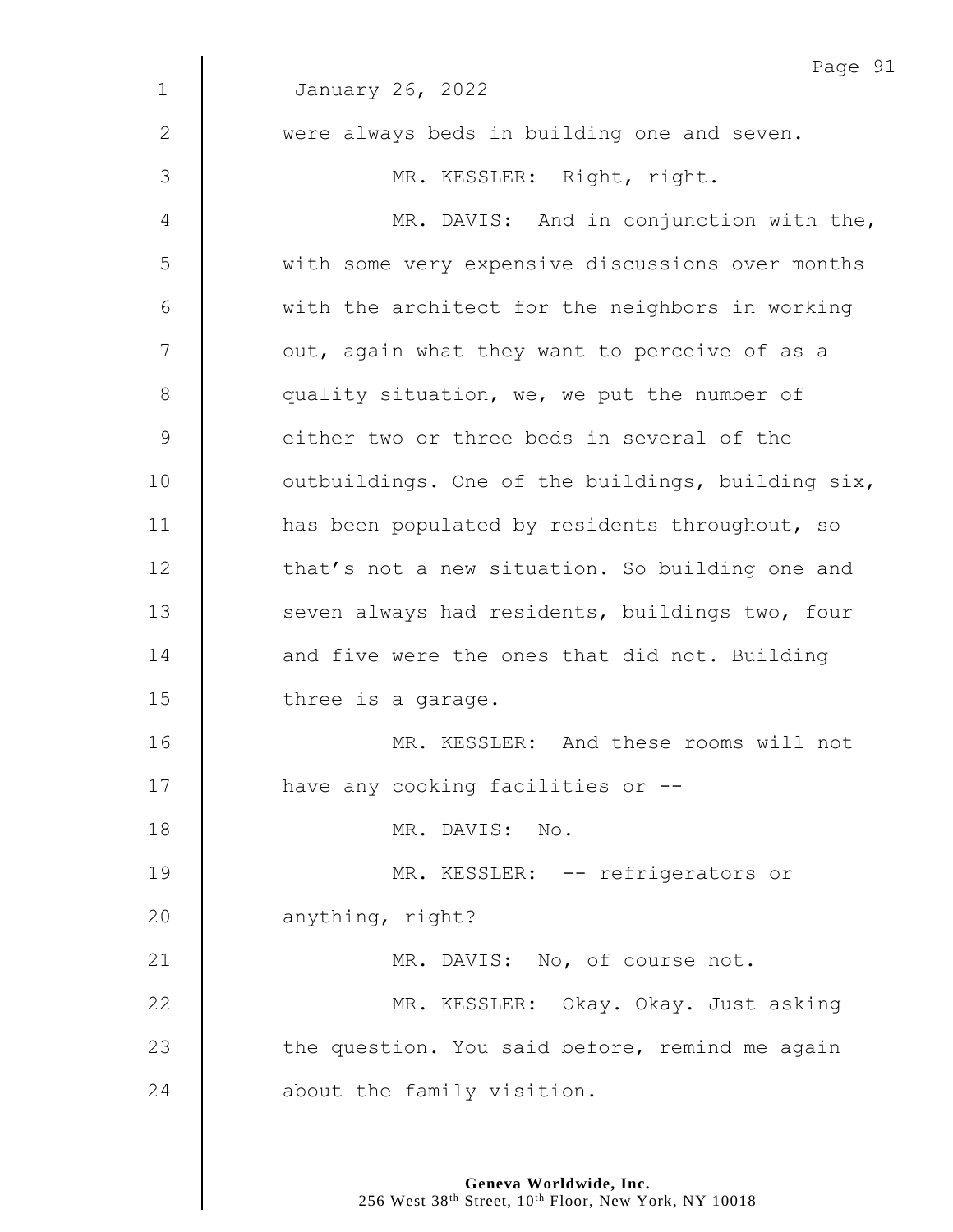January 26, 2022

were always beds in building one and seven.

MR. KESSLER: Right, right.

MR. DAVIS: And in conjunction with the, with some very expensive discussions over months with the architect for the neighbors in working out, again what they want to perceive of as a quality situation, we, we put the number of either two or three beds in several of the outbuildings. One of the buildings, building six, has been populated by residents throughout, so that's not a new situation. So building one and seven always had residents, buildings two, four and five were the ones that did not. Building three is a garage.

MR. KESSLER: And these rooms will not have any cooking facilities or --

MR. DAVIS: No.

MR. KESSLER: -- refrigerators or anything, right?

MR. DAVIS: No, of course not.

MR. KESSLER: Okay. Okay. Just asking the question. You said before, remind me again about the family visition.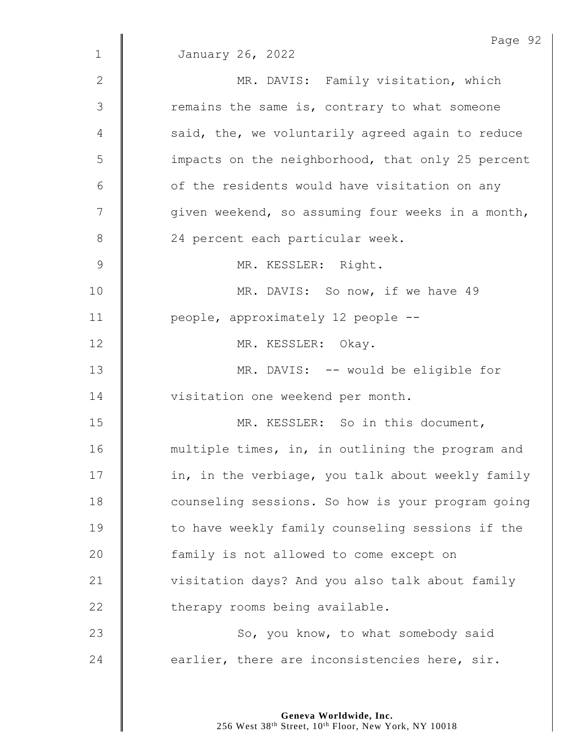January 26, 2022

MR. DAVIS: Family visitation, which remains the same is, contrary to what someone said, the, we voluntarily agreed again to reduce impacts on the neighborhood, that only 25 percent of the residents would have visitation on any given weekend, so assuming four weeks in a month, 24 percent each particular week.

MR. KESSLER: Right.

MR. DAVIS: So now, if we have 49 people, approximately 12 people --

MR. KESSLER: Okay.

MR. DAVIS: -- would be eligible for visitation one weekend per month.

MR. KESSLER: So in this document, multiple times, in, in outlining the program and in, in the verbiage, you talk about weekly family counseling sessions. So how is your program going to have weekly family counseling sessions if the family is not allowed to come except on visitation days? And you also talk about family therapy rooms being available.

So, you know, to what somebody said earlier, there are inconsistencies here, sir.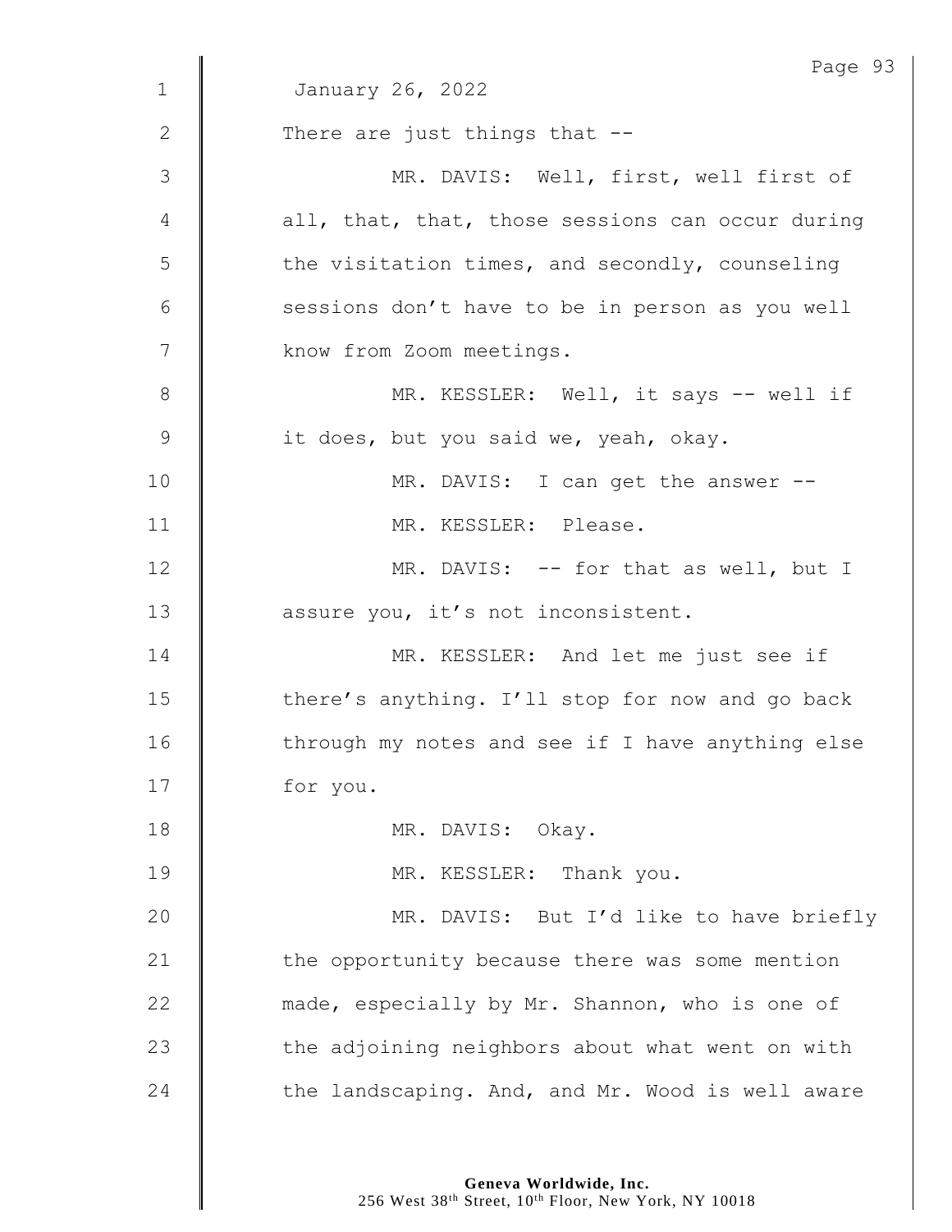January 26, 2022

There are just things that --

MR. DAVIS: Well, first, well first of all, that, that, those sessions can occur during the visitation times, and secondly, counseling sessions don't have to be in person as you well know from Zoom meetings.

MR. KESSLER: Well, it says -- well if it does, but you said we, yeah, okay.

MR. DAVIS: I can get the answer --

MR. KESSLER: Please.

MR. DAVIS: -- for that as well, but I assure you, it's not inconsistent.

MR. KESSLER: And let me just see if there's anything. I'll stop for now and go back through my notes and see if I have anything else for you.

MR. DAVIS: Okay.

MR. KESSLER: Thank you.

MR. DAVIS: But I'd like to have briefly the opportunity because there was some mention made, especially by Mr. Shannon, who is one of the adjoining neighbors about what went on with the landscaping. And, and Mr. Wood is well aware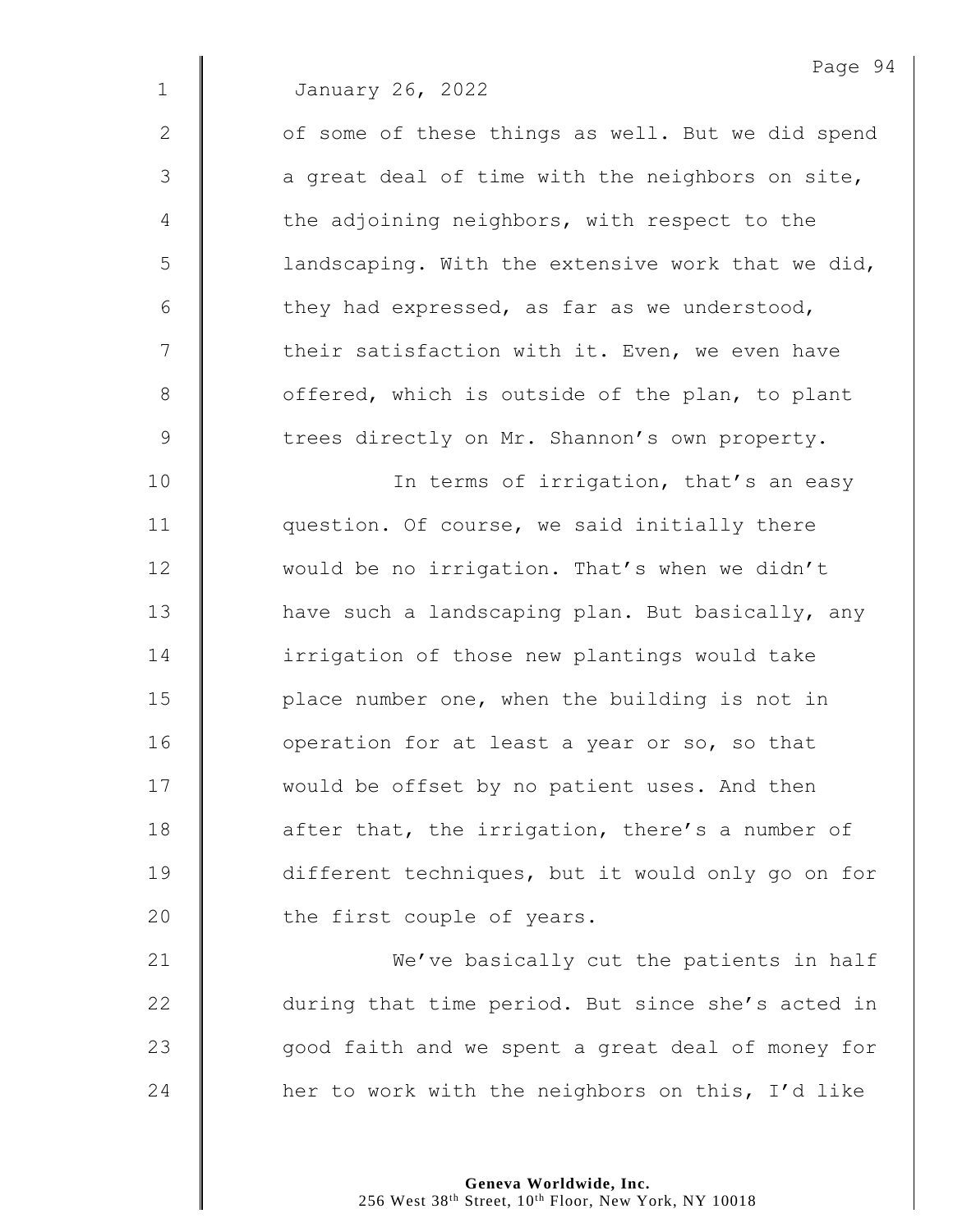January 26, 2022

of some of these things as well. But we did spend a great deal of time with the neighbors on site, the adjoining neighbors, with respect to the landscaping. With the extensive work that we did, they had expressed, as far as we understood, their satisfaction with it. Even, we even have offered, which is outside of the plan, to plant trees directly on Mr. Shannon's own property.

In terms of irrigation, that's an easy question. Of course, we said initially there would be no irrigation. That's when we didn't have such a landscaping plan. But basically, any irrigation of those new plantings would take place number one, when the building is not in operation for at least a year or so, so that would be offset by no patient uses. And then after that, the irrigation, there's a number of different techniques, but it would only go on for the first couple of years.

We've basically cut the patients in half during that time period. But since she's acted in good faith and we spent a great deal of money for her to work with the neighbors on this, I'd like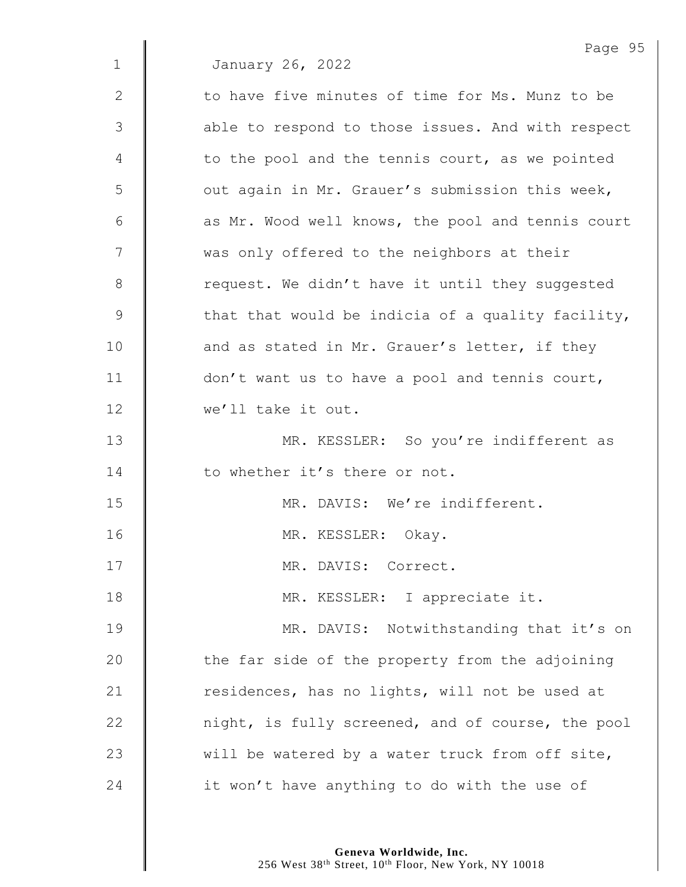January 26, 2022

to have five minutes of time for Ms. Munz to be able to respond to those issues. And with respect to the pool and the tennis court, as we pointed out again in Mr. Grauer's submission this week, as Mr. Wood well knows, the pool and tennis court was only offered to the neighbors at their request. We didn't have it until they suggested that that would be indicia of a quality facility, and as stated in Mr. Grauer's letter, if they don't want us to have a pool and tennis court, we'll take it out.

MR. KESSLER: So you're indifferent as to whether it's there or not.

MR. DAVIS: We're indifferent.

MR. KESSLER: Okay.

MR. DAVIS: Correct.

MR. KESSLER: I appreciate it.

MR. DAVIS: Notwithstanding that it's on the far side of the property from the adjoining residences, has no lights, will not be used at night, is fully screened, and of course, the pool will be watered by a water truck from off site, it won't have anything to do with the use of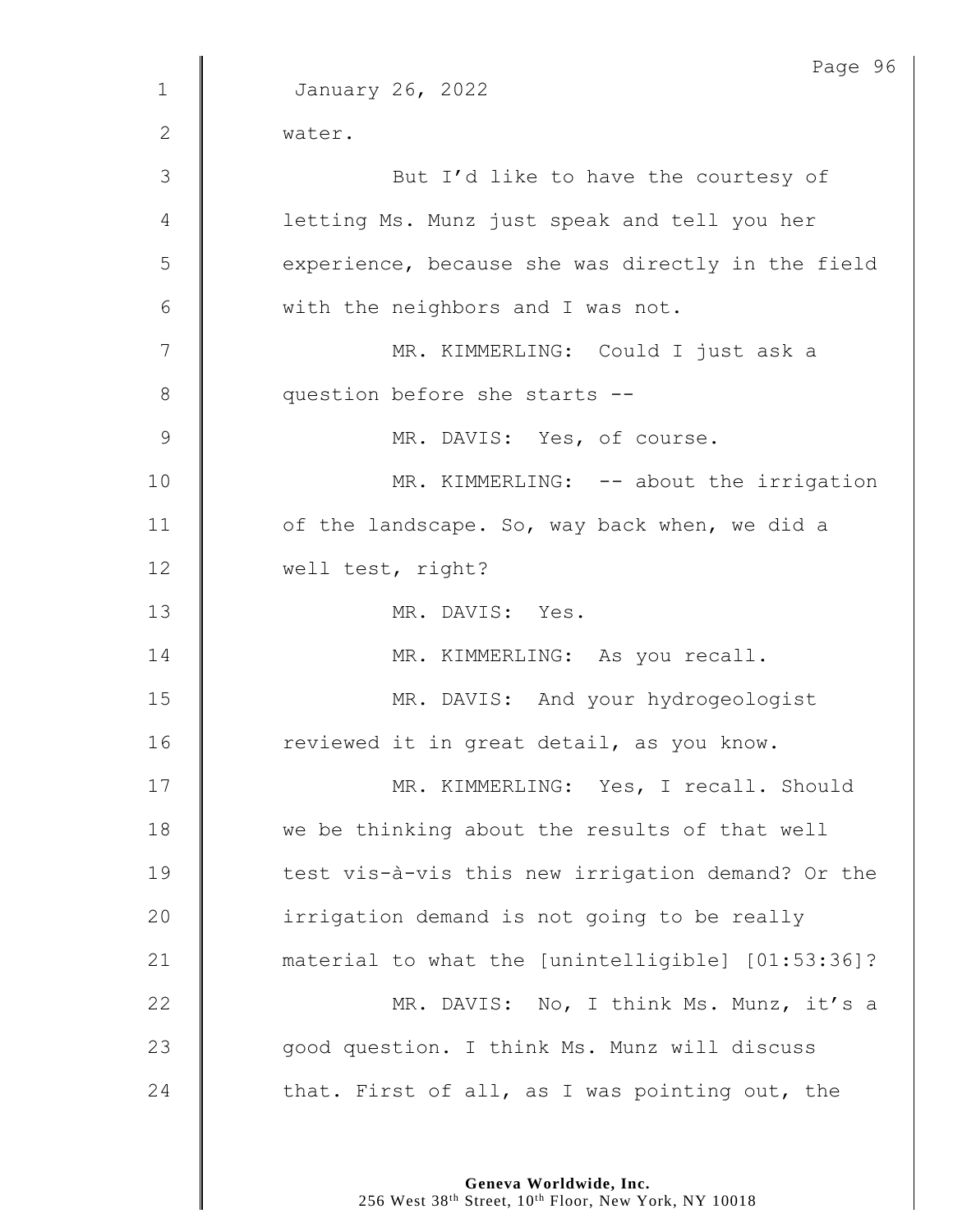January 26, 2022

water.

But I'd like to have the courtesy of letting Ms. Munz just speak and tell you her experience, because she was directly in the field with the neighbors and I was not.

MR. KIMMERLING: Could I just ask a question before she starts --

MR. DAVIS: Yes, of course.

MR. KIMMERLING: -- about the irrigation of the landscape. So, way back when, we did a well test, right?

MR. DAVIS: Yes.

MR. KIMMERLING: As you recall.

MR. DAVIS: And your hydrogeologist reviewed it in great detail, as you know.

MR. KIMMERLING: Yes, I recall. Should we be thinking about the results of that well test vis-à-vis this new irrigation demand? Or the irrigation demand is not going to be really material to what the [unintelligible] [01:53:36]?

MR. DAVIS: No, I think Ms. Munz, it's a good question. I think Ms. Munz will discuss that. First of all, as I was pointing out, the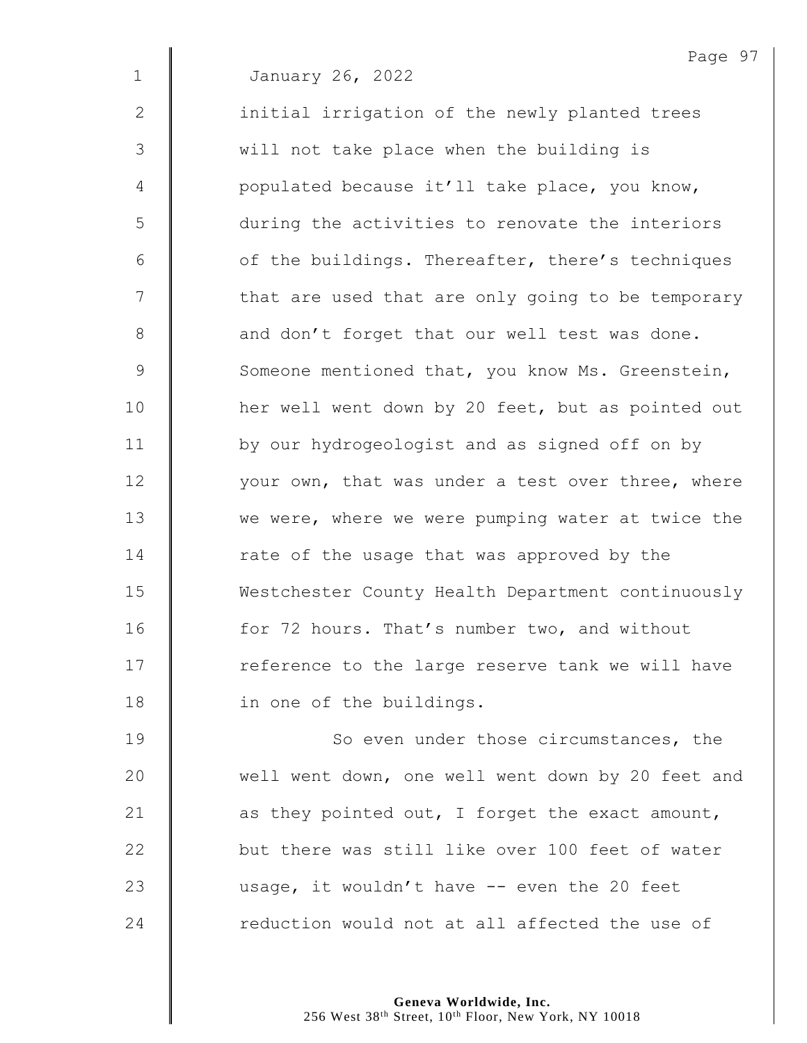January 26, 2022

initial irrigation of the newly planted trees will not take place when the building is populated because it'll take place, you know, during the activities to renovate the interiors of the buildings. Thereafter, there's techniques that are used that are only going to be temporary and don't forget that our well test was done. Someone mentioned that, you know Ms. Greenstein, her well went down by 20 feet, but as pointed out by our hydrogeologist and as signed off on by your own, that was under a test over three, where we were, where we were pumping water at twice the rate of the usage that was approved by the Westchester County Health Department continuously for 72 hours. That's number two, and without reference to the large reserve tank we will have in one of the buildings.

So even under those circumstances, the well went down, one well went down by 20 feet and as they pointed out, I forget the exact amount, but there was still like over 100 feet of water usage, it wouldn't have -- even the 20 feet reduction would not at all affected the use of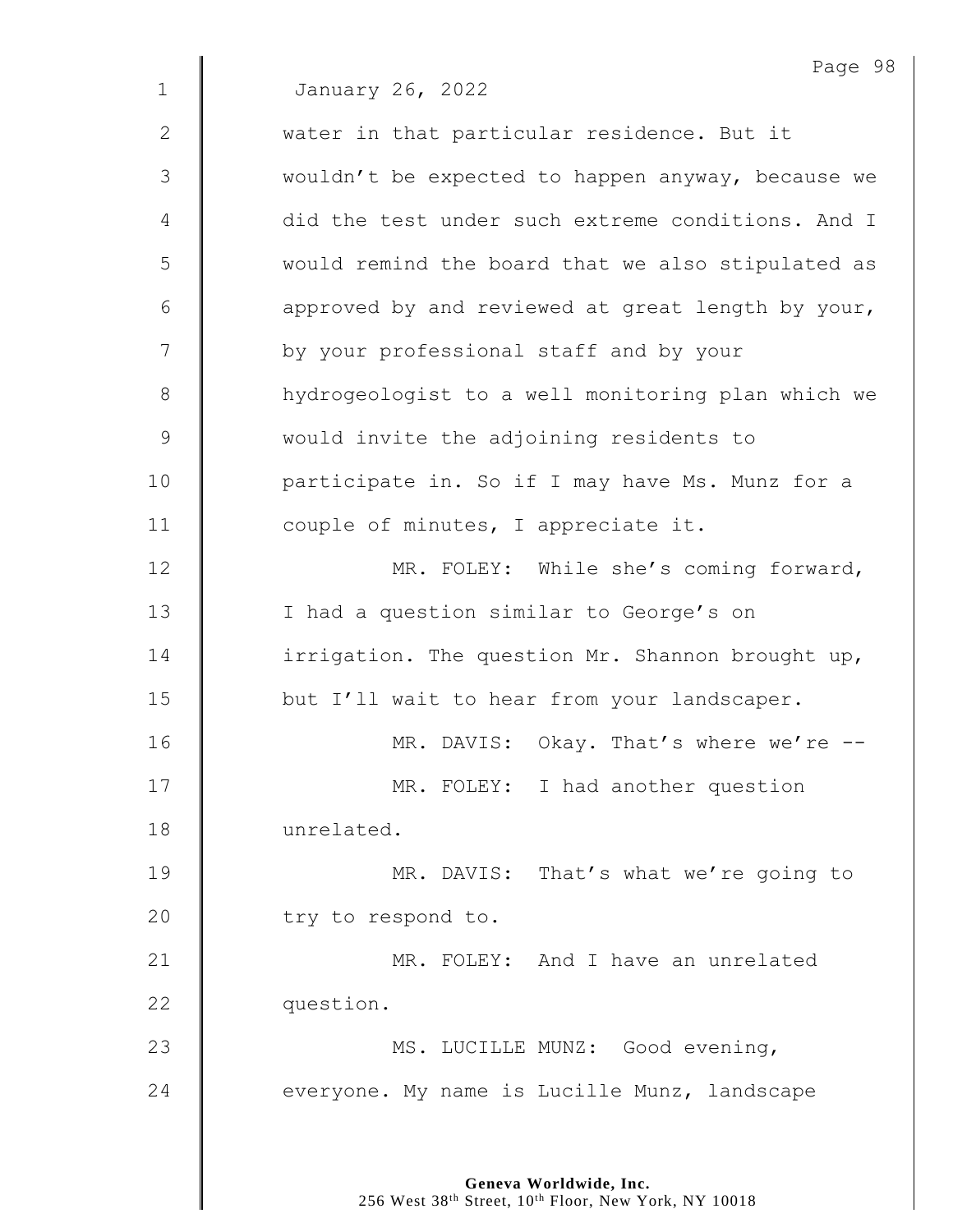January 26, 2022

water in that particular residence. But it wouldn't be expected to happen anyway, because we did the test under such extreme conditions. And I would remind the board that we also stipulated as approved by and reviewed at great length by your, by your professional staff and by your hydrogeologist to a well monitoring plan which we would invite the adjoining residents to participate in. So if I may have Ms. Munz for a couple of minutes, I appreciate it.

MR. FOLEY: While she's coming forward, I had a question similar to George's on irrigation. The question Mr. Shannon brought up, but I'll wait to hear from your landscaper.

MR. DAVIS: Okay. That's where we're --

MR. FOLEY: I had another question unrelated.

MR. DAVIS: That's what we're going to try to respond to.

MR. FOLEY: And I have an unrelated question.

MS. LUCILLE MUNZ: Good evening, everyone. My name is Lucille Munz, landscape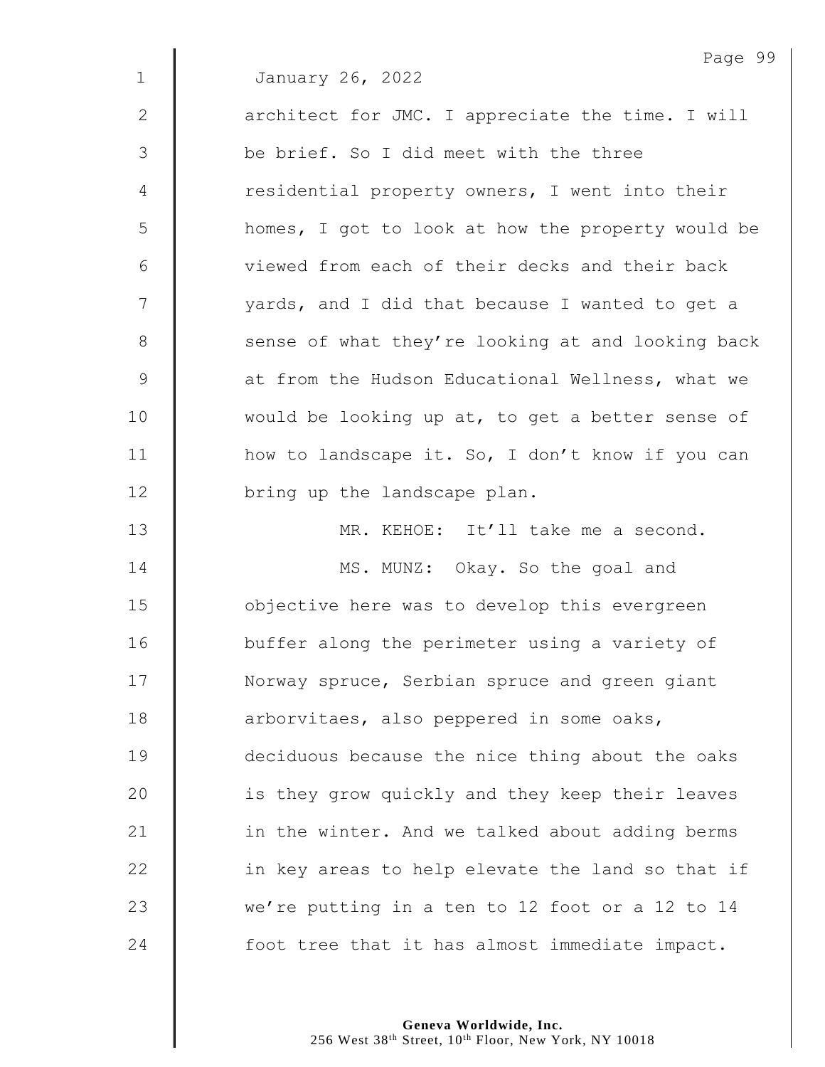January 26, 2022

architect for JMC. I appreciate the time. I will be brief. So I did meet with the three residential property owners, I went into their homes, I got to look at how the property would be viewed from each of their decks and their back yards, and I did that because I wanted to get a sense of what they're looking at and looking back at from the Hudson Educational Wellness, what we would be looking up at, to get a better sense of how to landscape it. So, I don't know if you can bring up the landscape plan.

MR. KEHOE: It'll take me a second.

MS. MUNZ: Okay. So the goal and objective here was to develop this evergreen buffer along the perimeter using a variety of Norway spruce, Serbian spruce and green giant arborvitaes, also peppered in some oaks, deciduous because the nice thing about the oaks is they grow quickly and they keep their leaves in the winter. And we talked about adding berms in key areas to help elevate the land so that if we're putting in a ten to 12 foot or a 12 to 14 foot tree that it has almost immediate impact.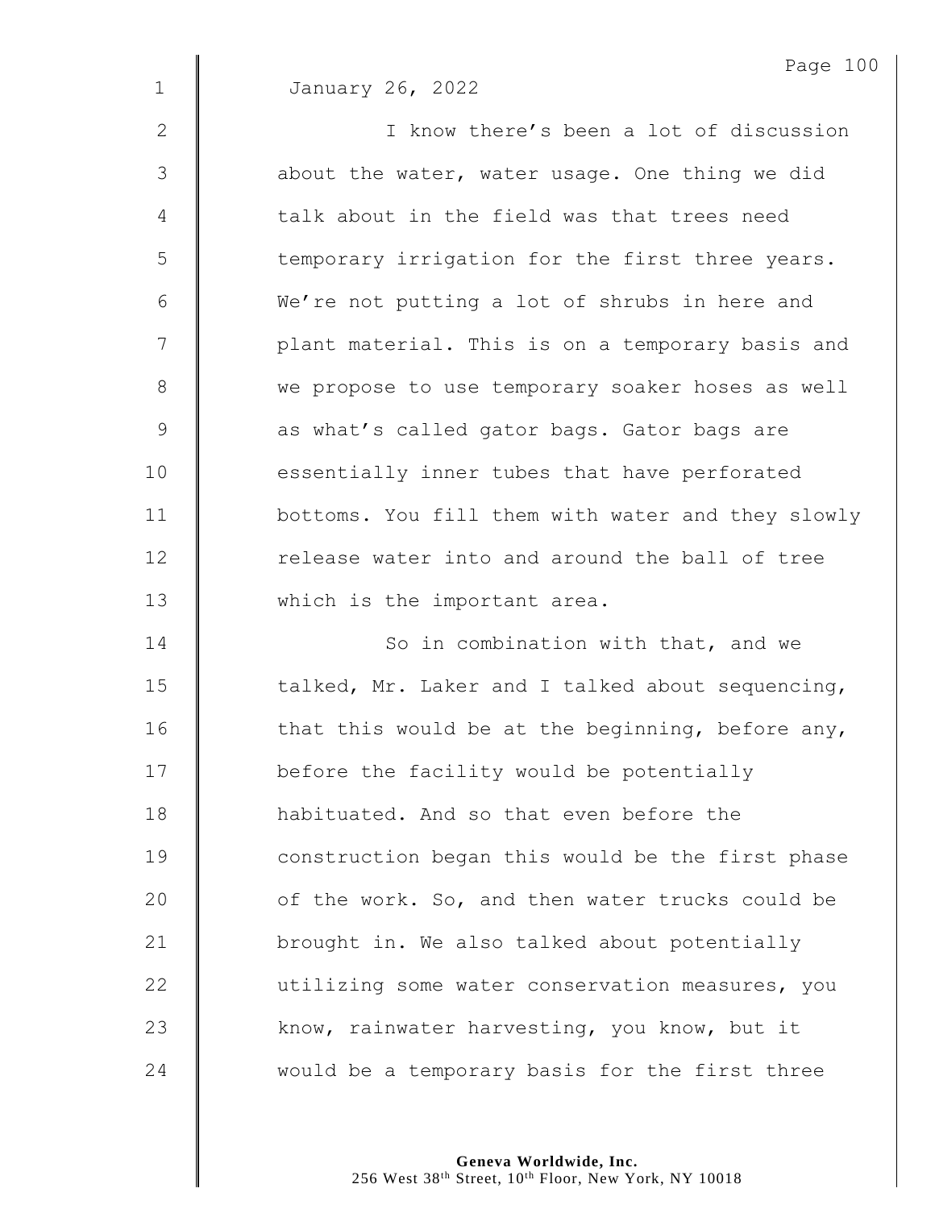January 26, 2022

I know there's been a lot of discussion about the water, water usage. One thing we did talk about in the field was that trees need temporary irrigation for the first three years. We're not putting a lot of shrubs in here and plant material. This is on a temporary basis and we propose to use temporary soaker hoses as well as what's called gator bags. Gator bags are essentially inner tubes that have perforated bottoms. You fill them with water and they slowly release water into and around the ball of tree which is the important area.

So in combination with that, and we talked, Mr. Laker and I talked about sequencing, that this would be at the beginning, before any, before the facility would be potentially habituated. And so that even before the construction began this would be the first phase of the work. So, and then water trucks could be brought in. We also talked about potentially utilizing some water conservation measures, you know, rainwater harvesting, you know, but it would be a temporary basis for the first three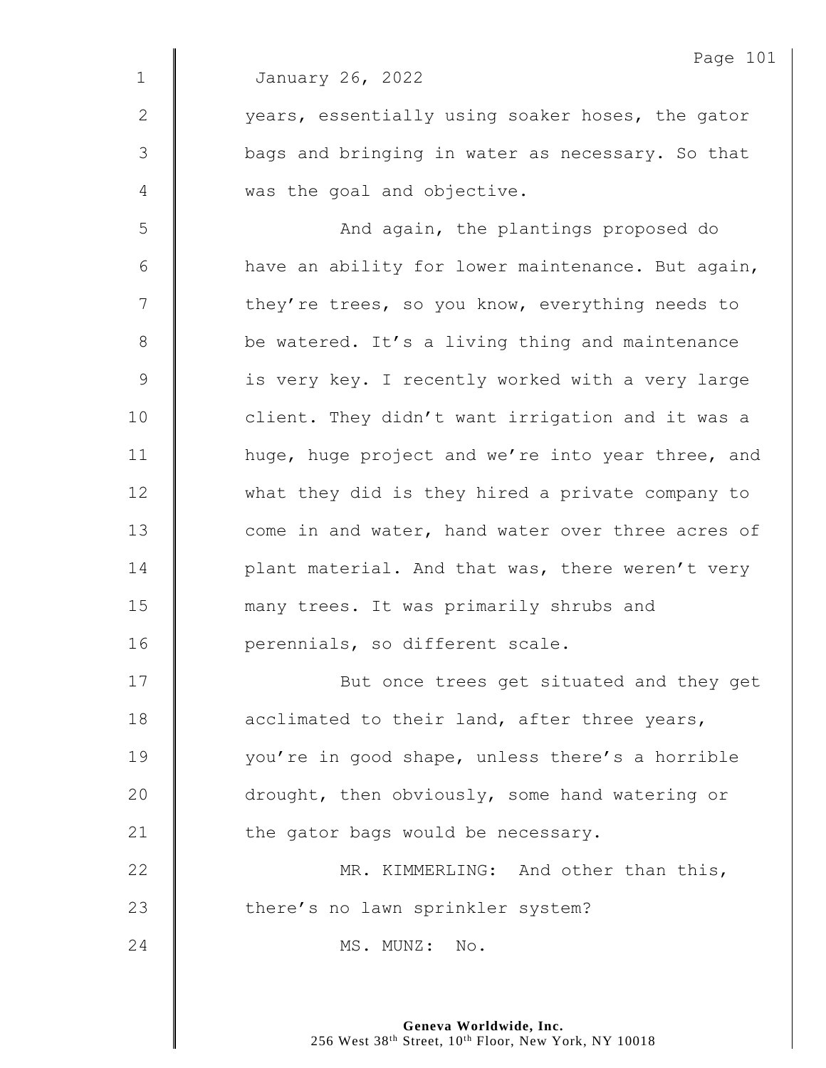January 26, 2022

years, essentially using soaker hoses, the gator bags and bringing in water as necessary. So that was the goal and objective.

And again, the plantings proposed do have an ability for lower maintenance. But again, they're trees, so you know, everything needs to be watered. It's a living thing and maintenance is very key. I recently worked with a very large client. They didn't want irrigation and it was a huge, huge project and we're into year three, and what they did is they hired a private company to come in and water, hand water over three acres of plant material. And that was, there weren't very many trees. It was primarily shrubs and perennials, so different scale.

But once trees get situated and they get acclimated to their land, after three years, you're in good shape, unless there's a horrible drought, then obviously, some hand watering or the gator bags would be necessary.

MR. KIMMERLING: And other than this, there's no lawn sprinkler system?

MS. MUNZ: No.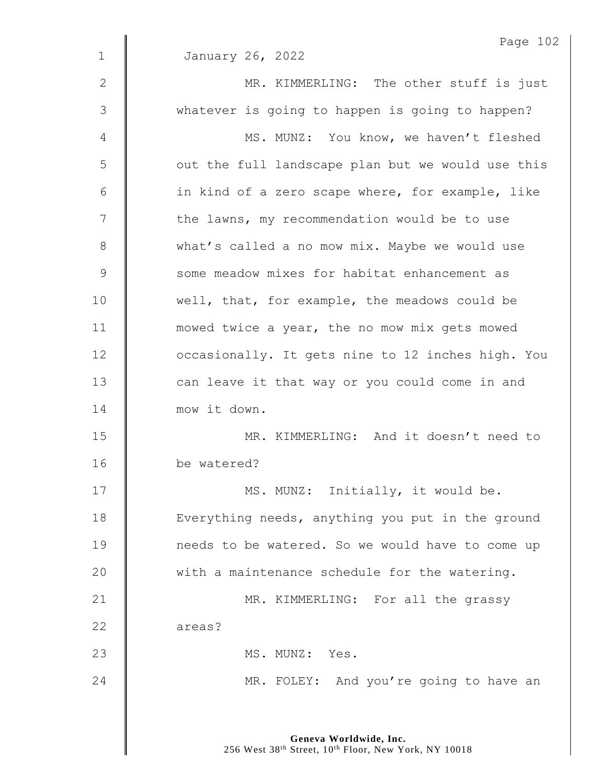January 26, 2022

MR. KIMMERLING: The other stuff is just whatever is going to happen is going to happen?

MS. MUNZ: You know, we haven't fleshed out the full landscape plan but we would use this in kind of a zero scape where, for example, like the lawns, my recommendation would be to use what's called a no mow mix. Maybe we would use some meadow mixes for habitat enhancement as well, that, for example, the meadows could be mowed twice a year, the no mow mix gets mowed occasionally. It gets nine to 12 inches high. You can leave it that way or you could come in and mow it down.

MR. KIMMERLING: And it doesn't need to be watered?

MS. MUNZ: Initially, it would be. Everything needs, anything you put in the ground needs to be watered. So we would have to come up with a maintenance schedule for the watering.

MR. KIMMERLING: For all the grassy areas?

MS. MUNZ: Yes.

MR. FOLEY: And you're going to have an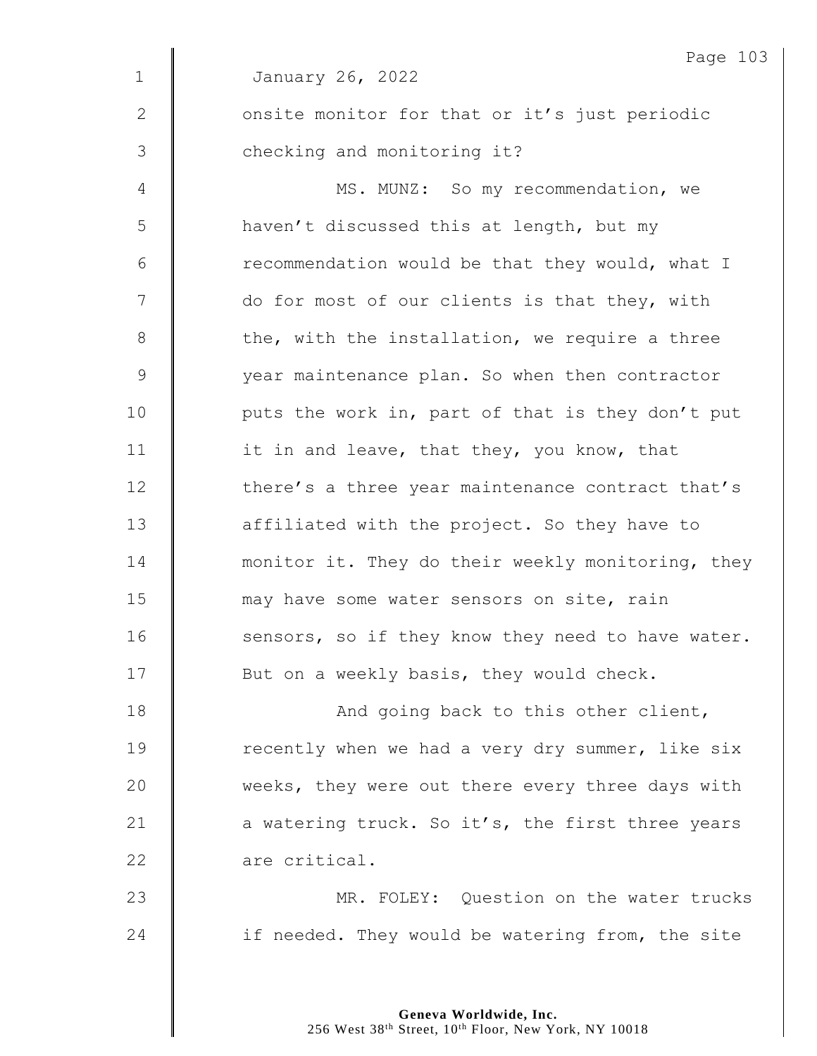January 26, 2022

onsite monitor for that or it's just periodic checking and monitoring it?

MS. MUNZ: So my recommendation, we haven't discussed this at length, but my recommendation would be that they would, what I do for most of our clients is that they, with the, with the installation, we require a three year maintenance plan. So when then contractor puts the work in, part of that is they don't put it in and leave, that they, you know, that there's a three year maintenance contract that's affiliated with the project. So they have to monitor it. They do their weekly monitoring, they may have some water sensors on site, rain sensors, so if they know they need to have water. But on a weekly basis, they would check.

And going back to this other client, recently when we had a very dry summer, like six weeks, they were out there every three days with a watering truck. So it's, the first three years are critical.

MR. FOLEY: Question on the water trucks if needed. They would be watering from, the site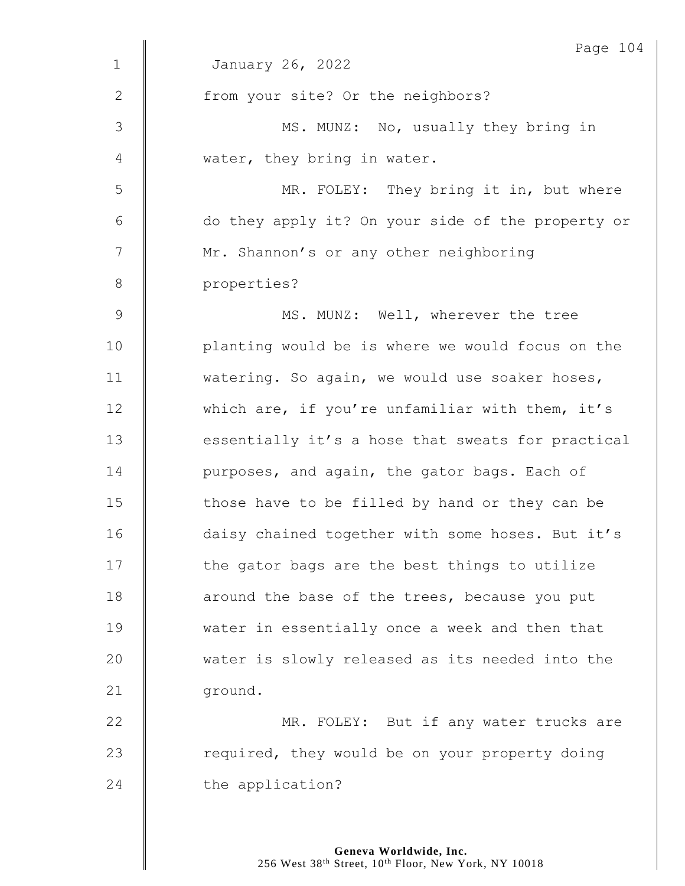January 26, 2022

from your site? Or the neighbors?

MS. MUNZ: No, usually they bring in water, they bring in water.

MR. FOLEY: They bring it in, but where do they apply it? On your side of the property or Mr. Shannon's or any other neighboring properties?

MS. MUNZ: Well, wherever the tree planting would be is where we would focus on the watering. So again, we would use soaker hoses, which are, if you're unfamiliar with them, it's essentially it's a hose that sweats for practical purposes, and again, the gator bags. Each of those have to be filled by hand or they can be daisy chained together with some hoses. But it's the gator bags are the best things to utilize around the base of the trees, because you put water in essentially once a week and then that water is slowly released as its needed into the ground.

MR. FOLEY: But if any water trucks are required, they would be on your property doing the application?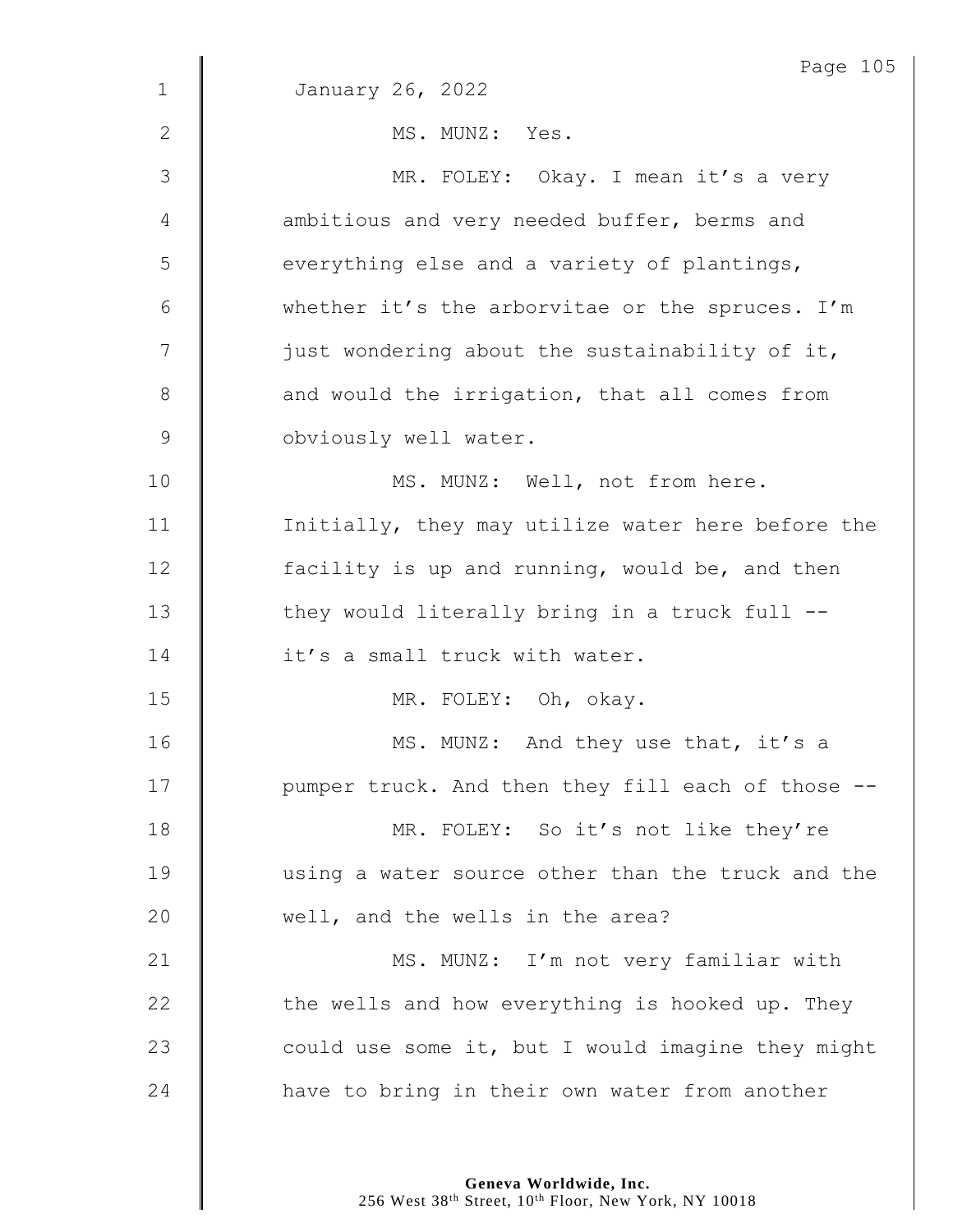January 26, 2022

MS. MUNZ: Yes.

MR. FOLEY: Okay. I mean it's a very ambitious and very needed buffer, berms and everything else and a variety of plantings, whether it's the arborvitae or the spruces. I'm just wondering about the sustainability of it, and would the irrigation, that all comes from obviously well water.

MS. MUNZ: Well, not from here. Initially, they may utilize water here before the facility is up and running, would be, and then they would literally bring in a truck full -- it's a small truck with water.

MR. FOLEY: Oh, okay.

MS. MUNZ: And they use that, it's a pumper truck. And then they fill each of those --

MR. FOLEY: So it's not like they're using a water source other than the truck and the well, and the wells in the area?

MS. MUNZ: I'm not very familiar with the wells and how everything is hooked up. They could use some it, but I would imagine they might have to bring in their own water from another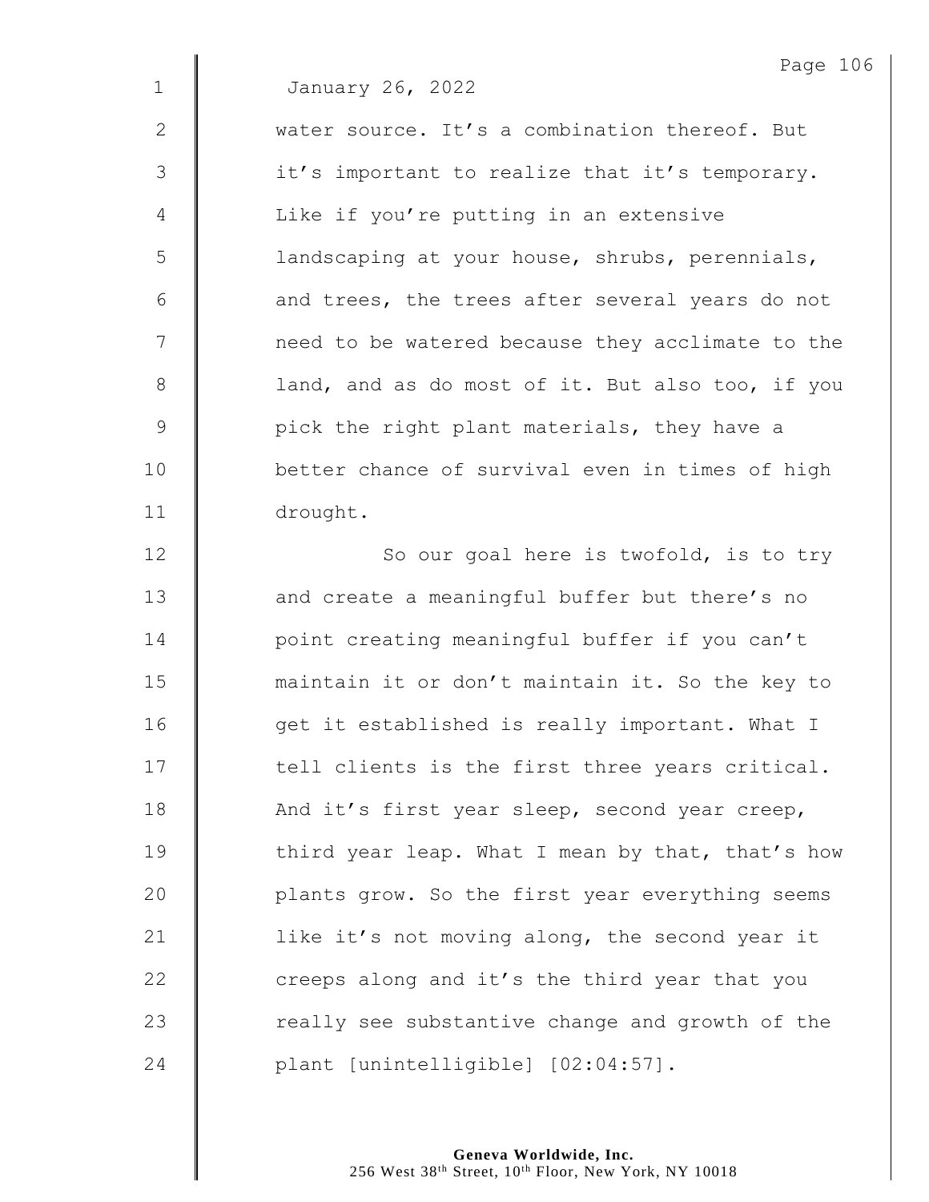January 26, 2022

water source. It's a combination thereof. But it's important to realize that it's temporary. Like if you're putting in an extensive landscaping at your house, shrubs, perennials, and trees, the trees after several years do not need to be watered because they acclimate to the land, and as do most of it. But also too, if you pick the right plant materials, they have a better chance of survival even in times of high drought.

So our goal here is twofold, is to try and create a meaningful buffer but there's no point creating meaningful buffer if you can't maintain it or don't maintain it. So the key to get it established is really important. What I tell clients is the first three years critical. And it's first year sleep, second year creep, third year leap. What I mean by that, that's how plants grow. So the first year everything seems like it's not moving along, the second year it creeps along and it's the third year that you really see substantive change and growth of the plant [unintelligible] [02:04:57].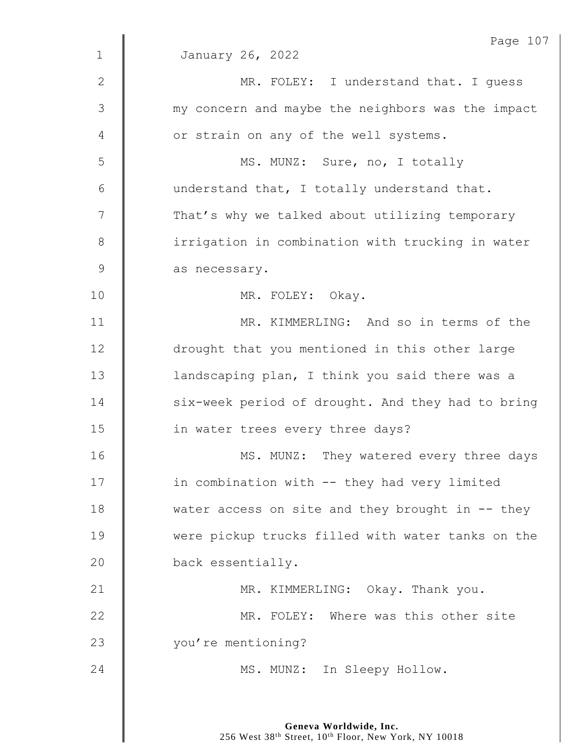January 26, 2022

MR. FOLEY: I understand that. I guess my concern and maybe the neighbors was the impact or strain on any of the well systems.

MS. MUNZ: Sure, no, I totally understand that, I totally understand that. That's why we talked about utilizing temporary irrigation in combination with trucking in water as necessary.

MR. FOLEY: Okay.

MR. KIMMERLING: And so in terms of the drought that you mentioned in this other large landscaping plan, I think you said there was a six-week period of drought. And they had to bring in water trees every three days?

MS. MUNZ: They watered every three days in combination with -- they had very limited water access on site and they brought in -- they were pickup trucks filled with water tanks on the back essentially.

MR. KIMMERLING: Okay. Thank you.

MR. FOLEY: Where was this other site you're mentioning?

MS. MUNZ: In Sleepy Hollow.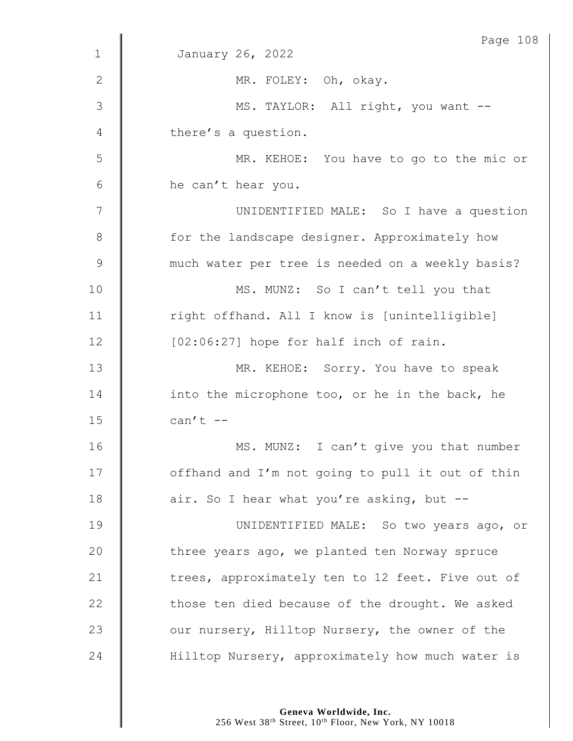January 26, 2022

MR. FOLEY: Oh, okay.

MS. TAYLOR: All right, you want -- there's a question.

MR. KEHOE: You have to go to the mic or he can't hear you.

UNIDENTIFIED MALE: So I have a question for the landscape designer. Approximately how much water per tree is needed on a weekly basis?

MS. MUNZ: So I can't tell you that right offhand. All I know is [unintelligible] [02:06:27] hope for half inch of rain.

MR. KEHOE: Sorry. You have to speak into the microphone too, or he in the back, he can't --

MS. MUNZ: I can't give you that number offhand and I'm not going to pull it out of thin air. So I hear what you're asking, but --

UNIDENTIFIED MALE: So two years ago, or three years ago, we planted ten Norway spruce trees, approximately ten to 12 feet. Five out of those ten died because of the drought. We asked our nursery, Hilltop Nursery, the owner of the Hilltop Nursery, approximately how much water is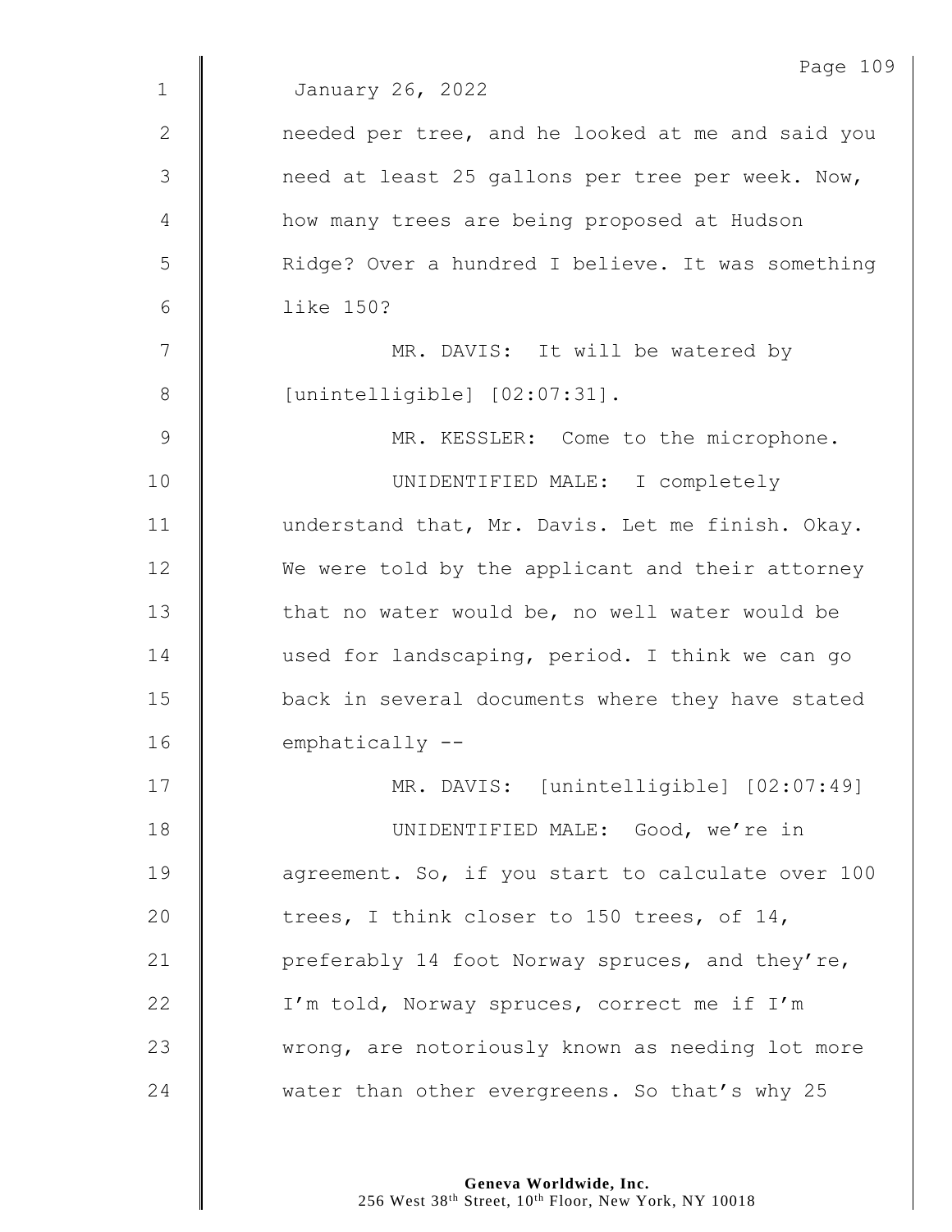January 26, 2022

needed per tree, and he looked at me and said you need at least 25 gallons per tree per week. Now, how many trees are being proposed at Hudson Ridge? Over a hundred I believe. It was something like 150?

MR. DAVIS: It will be watered by [unintelligible] [02:07:31].

MR. KESSLER: Come to the microphone.

UNIDENTIFIED MALE: I completely understand that, Mr. Davis. Let me finish. Okay. We were told by the applicant and their attorney that no water would be, no well water would be used for landscaping, period. I think we can go back in several documents where they have stated emphatically --

MR. DAVIS: [unintelligible] [02:07:49]

UNIDENTIFIED MALE: Good, we're in agreement. So, if you start to calculate over 100 trees, I think closer to 150 trees, of 14, preferably 14 foot Norway spruces, and they're, I'm told, Norway spruces, correct me if I'm wrong, are notoriously known as needing lot more water than other evergreens. So that's why 25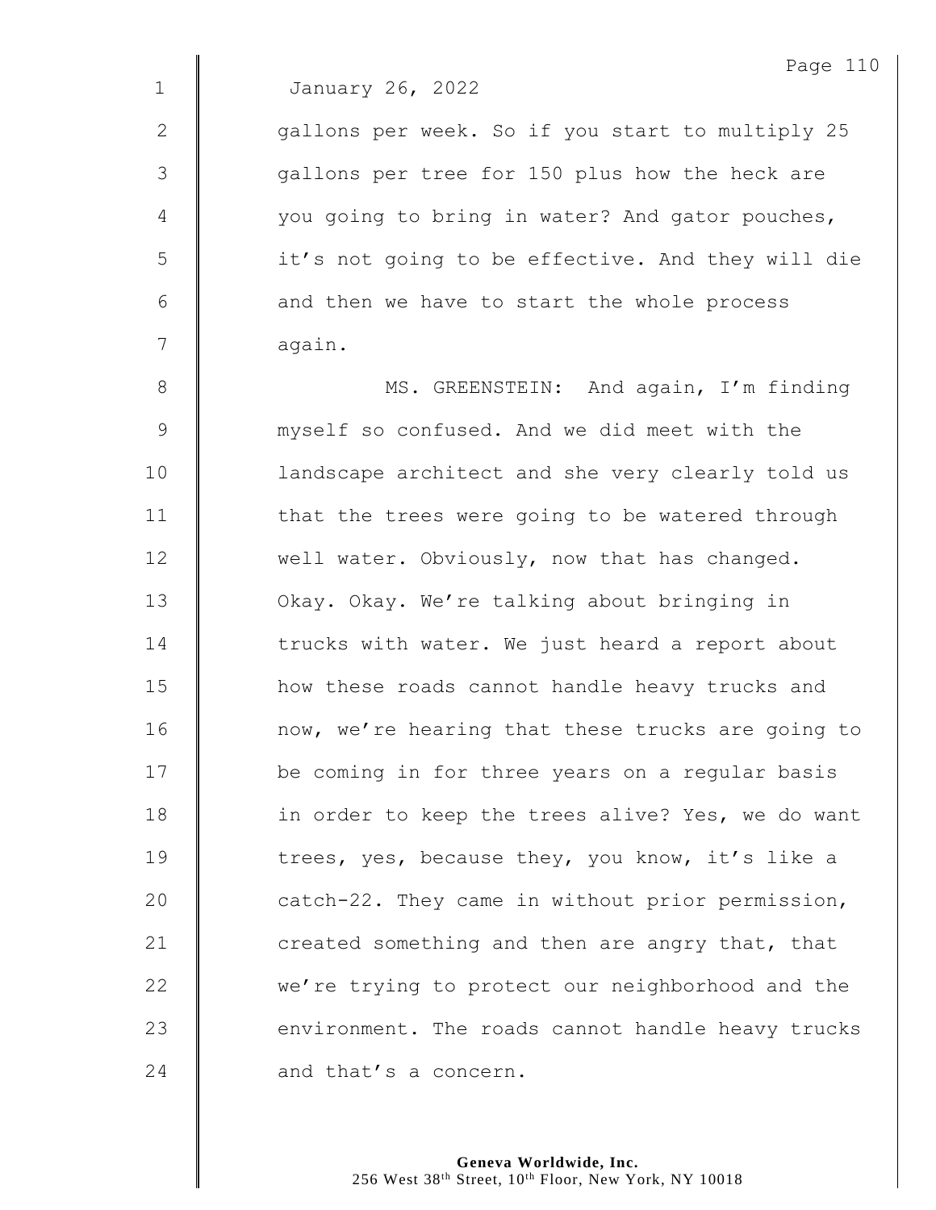January 26, 2022

gallons per week. So if you start to multiply 25 gallons per tree for 150 plus how the heck are you going to bring in water? And gator pouches, it's not going to be effective. And they will die and then we have to start the whole process again.

MS. GREENSTEIN: And again, I'm finding myself so confused. And we did meet with the landscape architect and she very clearly told us that the trees were going to be watered through well water. Obviously, now that has changed. Okay. Okay. We're talking about bringing in trucks with water. We just heard a report about how these roads cannot handle heavy trucks and now, we're hearing that these trucks are going to be coming in for three years on a regular basis in order to keep the trees alive? Yes, we do want trees, yes, because they, you know, it's like a catch-22. They came in without prior permission, created something and then are angry that, that we're trying to protect our neighborhood and the environment. The roads cannot handle heavy trucks and that's a concern.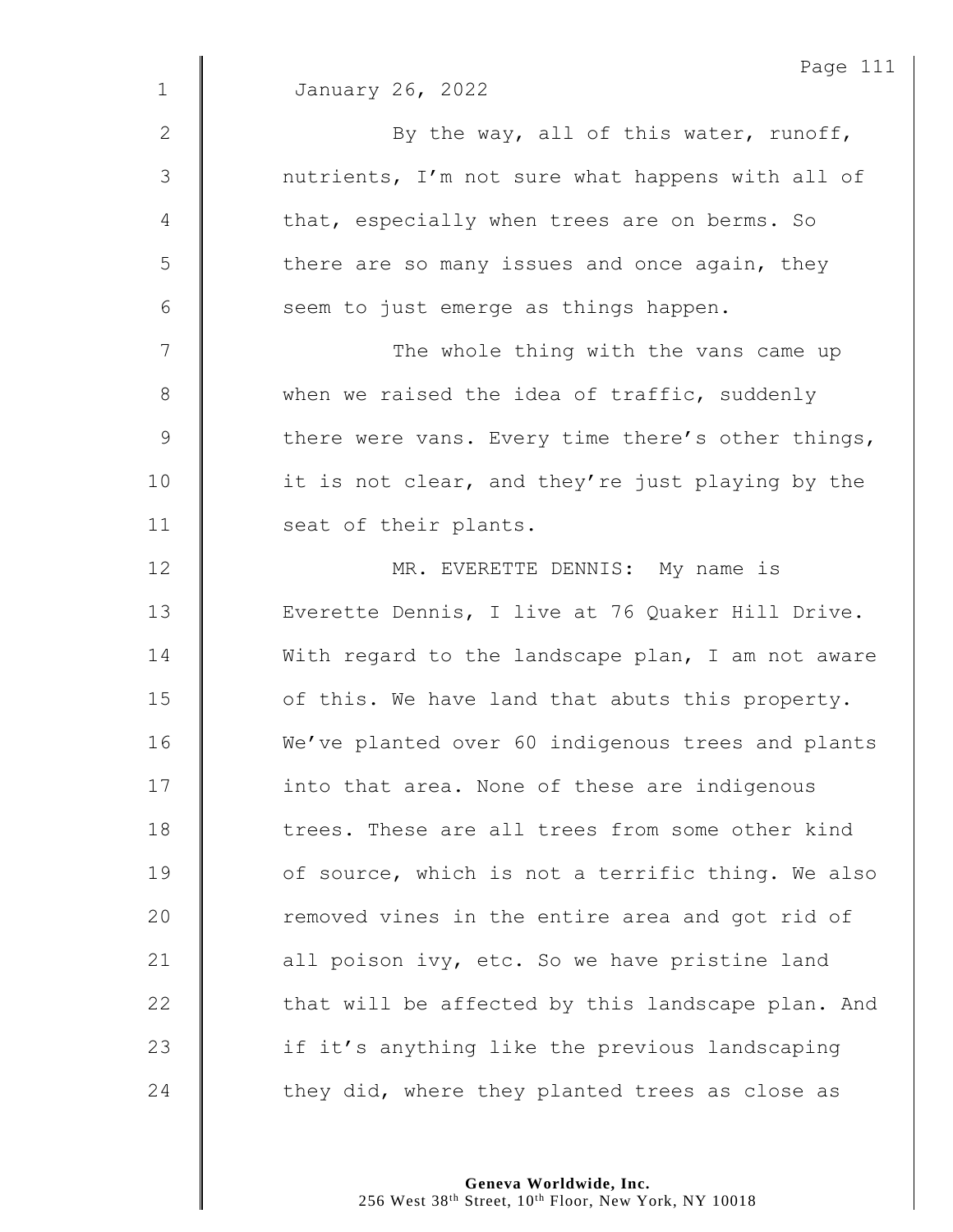January 26, 2022

By the way, all of this water, runoff, nutrients, I'm not sure what happens with all of that, especially when trees are on berms. So there are so many issues and once again, they seem to just emerge as things happen.

The whole thing with the vans came up when we raised the idea of traffic, suddenly there were vans. Every time there's other things, it is not clear, and they're just playing by the seat of their plants.

MR. EVERETTE DENNIS: My name is Everette Dennis, I live at 76 Quaker Hill Drive. With regard to the landscape plan, I am not aware of this. We have land that abuts this property. We've planted over 60 indigenous trees and plants into that area. None of these are indigenous trees. These are all trees from some other kind of source, which is not a terrific thing. We also removed vines in the entire area and got rid of all poison ivy, etc. So we have pristine land that will be affected by this landscape plan. And if it's anything like the previous landscaping they did, where they planted trees as close as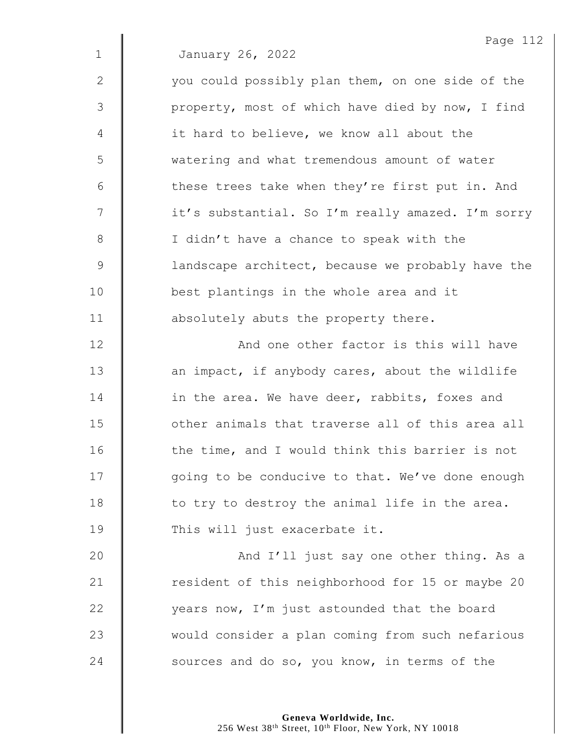January 26, 2022

you could possibly plan them, on one side of the property, most of which have died by now, I find it hard to believe, we know all about the watering and what tremendous amount of water these trees take when they're first put in. And it's substantial. So I'm really amazed. I'm sorry I didn't have a chance to speak with the landscape architect, because we probably have the best plantings in the whole area and it absolutely abuts the property there.

And one other factor is this will have an impact, if anybody cares, about the wildlife in the area. We have deer, rabbits, foxes and other animals that traverse all of this area all the time, and I would think this barrier is not going to be conducive to that. We've done enough to try to destroy the animal life in the area. This will just exacerbate it.

And I'll just say one other thing. As a resident of this neighborhood for 15 or maybe 20 years now, I'm just astounded that the board would consider a plan coming from such nefarious sources and do so, you know, in terms of the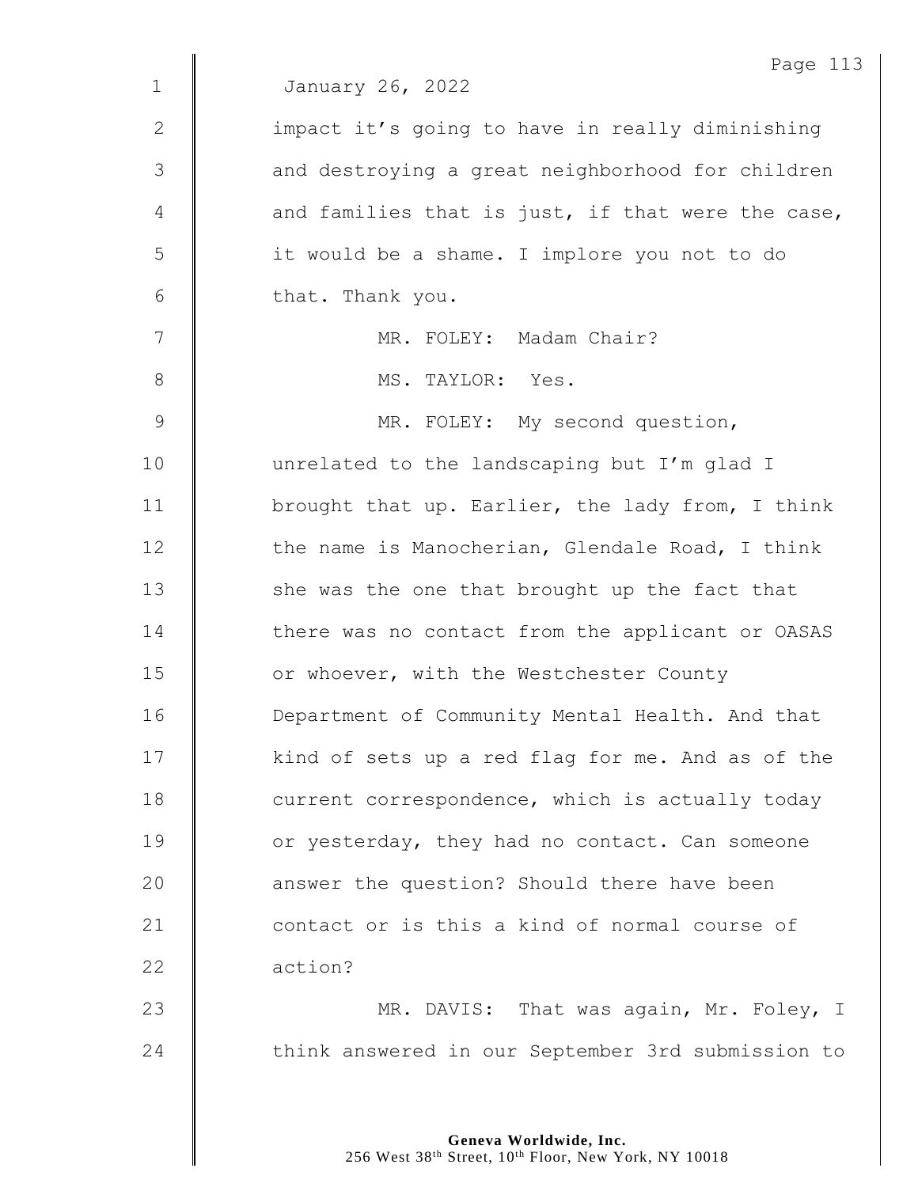January 26, 2022

impact it's going to have in really diminishing and destroying a great neighborhood for children and families that is just, if that were the case, it would be a shame. I implore you not to do that. Thank you.

MR. FOLEY: Madam Chair?

MS. TAYLOR: Yes.

MR. FOLEY: My second question, unrelated to the landscaping but I'm glad I brought that up. Earlier, the lady from, I think the name is Manocherian, Glendale Road, I think she was the one that brought up the fact that there was no contact from the applicant or OASAS or whoever, with the Westchester County Department of Community Mental Health. And that kind of sets up a red flag for me. And as of the current correspondence, which is actually today or yesterday, they had no contact. Can someone answer the question? Should there have been contact or is this a kind of normal course of action?

MR. DAVIS: That was again, Mr. Foley, I think answered in our September 3rd submission to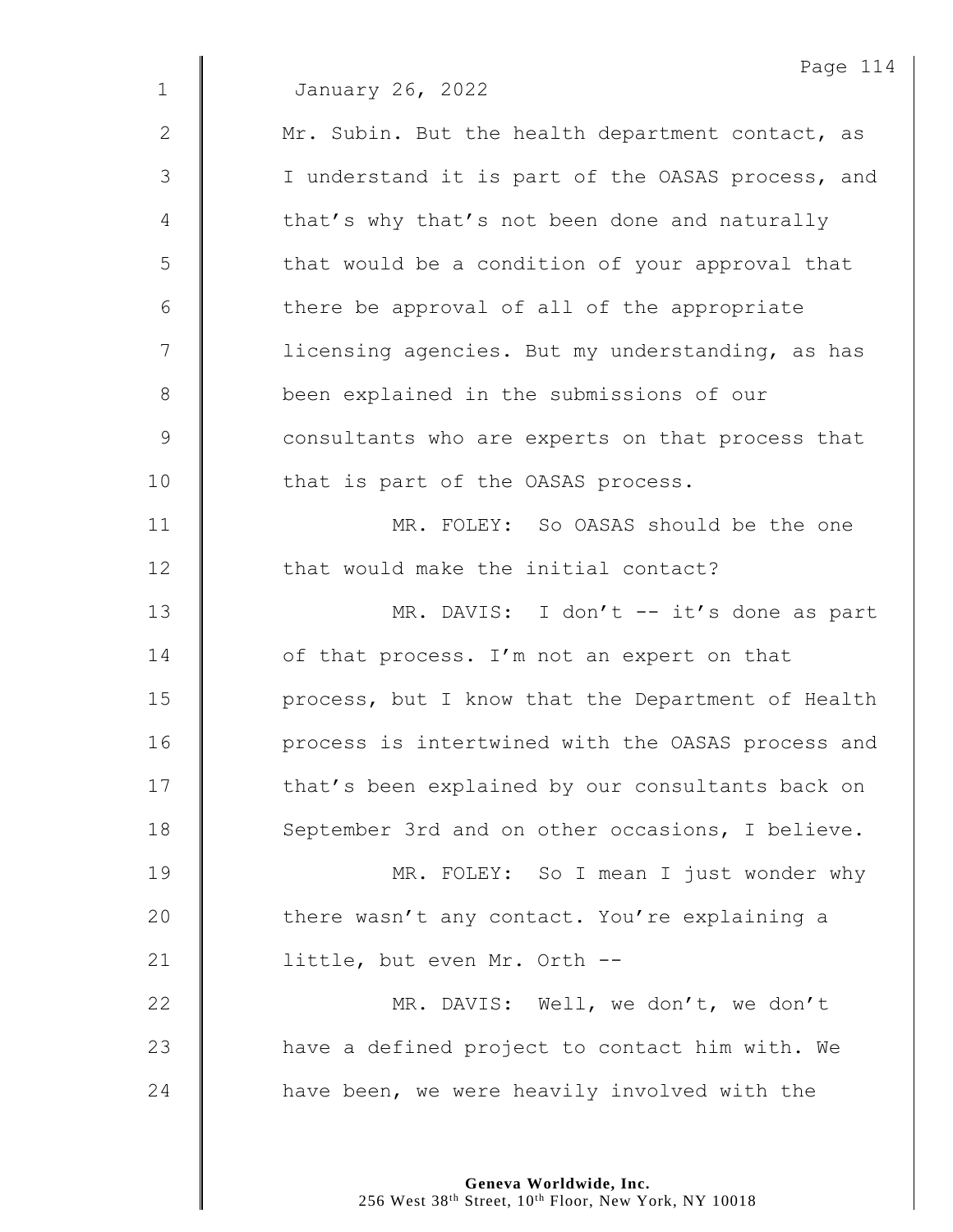January 26, 2022

Mr. Subin. But the health department contact, as I understand it is part of the OASAS process, and that's why that's not been done and naturally that would be a condition of your approval that there be approval of all of the appropriate licensing agencies. But my understanding, as has been explained in the submissions of our consultants who are experts on that process that that is part of the OASAS process.

MR. FOLEY: So OASAS should be the one that would make the initial contact?

MR. DAVIS: I don't -- it's done as part of that process. I'm not an expert on that process, but I know that the Department of Health process is intertwined with the OASAS process and that's been explained by our consultants back on September 3rd and on other occasions, I believe.

MR. FOLEY: So I mean I just wonder why there wasn't any contact. You're explaining a little, but even Mr. Orth --

MR. DAVIS: Well, we don't, we don't have a defined project to contact him with. We have been, we were heavily involved with the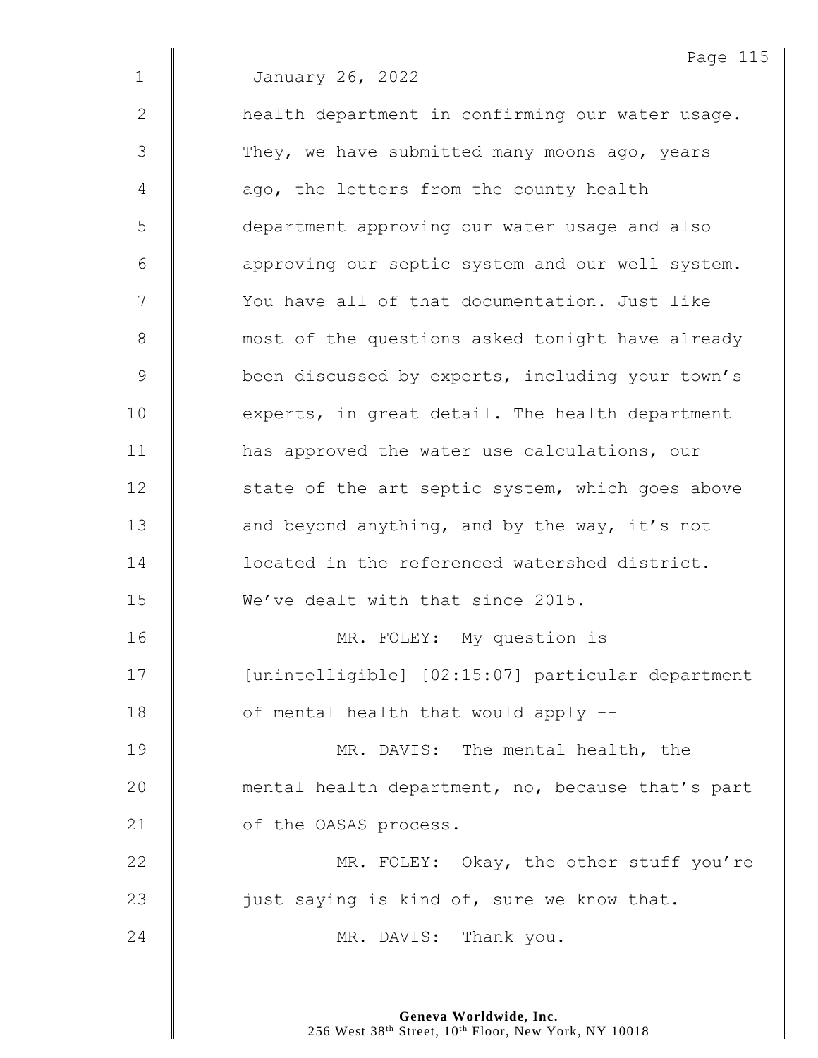January 26, 2022

health department in confirming our water usage. They, we have submitted many moons ago, years ago, the letters from the county health department approving our water usage and also approving our septic system and our well system. You have all of that documentation. Just like most of the questions asked tonight have already been discussed by experts, including your town's experts, in great detail. The health department has approved the water use calculations, our state of the art septic system, which goes above and beyond anything, and by the way, it's not located in the referenced watershed district. We've dealt with that since 2015.

MR. FOLEY: My question is [unintelligible] [02:15:07] particular department of mental health that would apply --

MR. DAVIS: The mental health, the mental health department, no, because that's part of the OASAS process.

MR. FOLEY: Okay, the other stuff you're just saying is kind of, sure we know that.

MR. DAVIS: Thank you.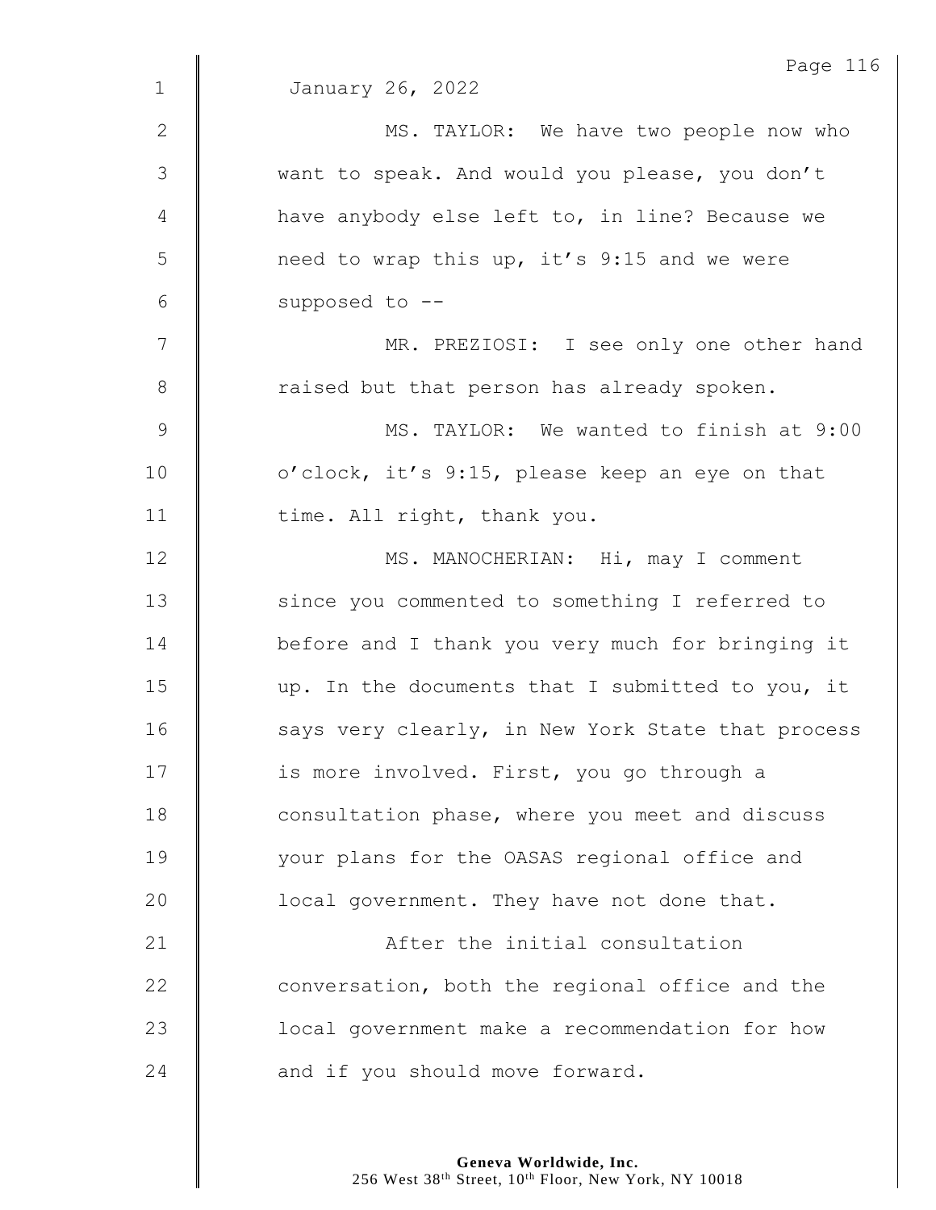January 26, 2022

MS. TAYLOR: We have two people now who want to speak. And would you please, you don't have anybody else left to, in line? Because we need to wrap this up, it's 9:15 and we were supposed to --

MR. PREZIOSI: I see only one other hand raised but that person has already spoken.

MS. TAYLOR: We wanted to finish at 9:00 o'clock, it's 9:15, please keep an eye on that time. All right, thank you.

MS. MANOCHERIAN: Hi, may I comment since you commented to something I referred to before and I thank you very much for bringing it up. In the documents that I submitted to you, it says very clearly, in New York State that process is more involved. First, you go through a consultation phase, where you meet and discuss your plans for the OASAS regional office and local government. They have not done that.

After the initial consultation conversation, both the regional office and the local government make a recommendation for how and if you should move forward.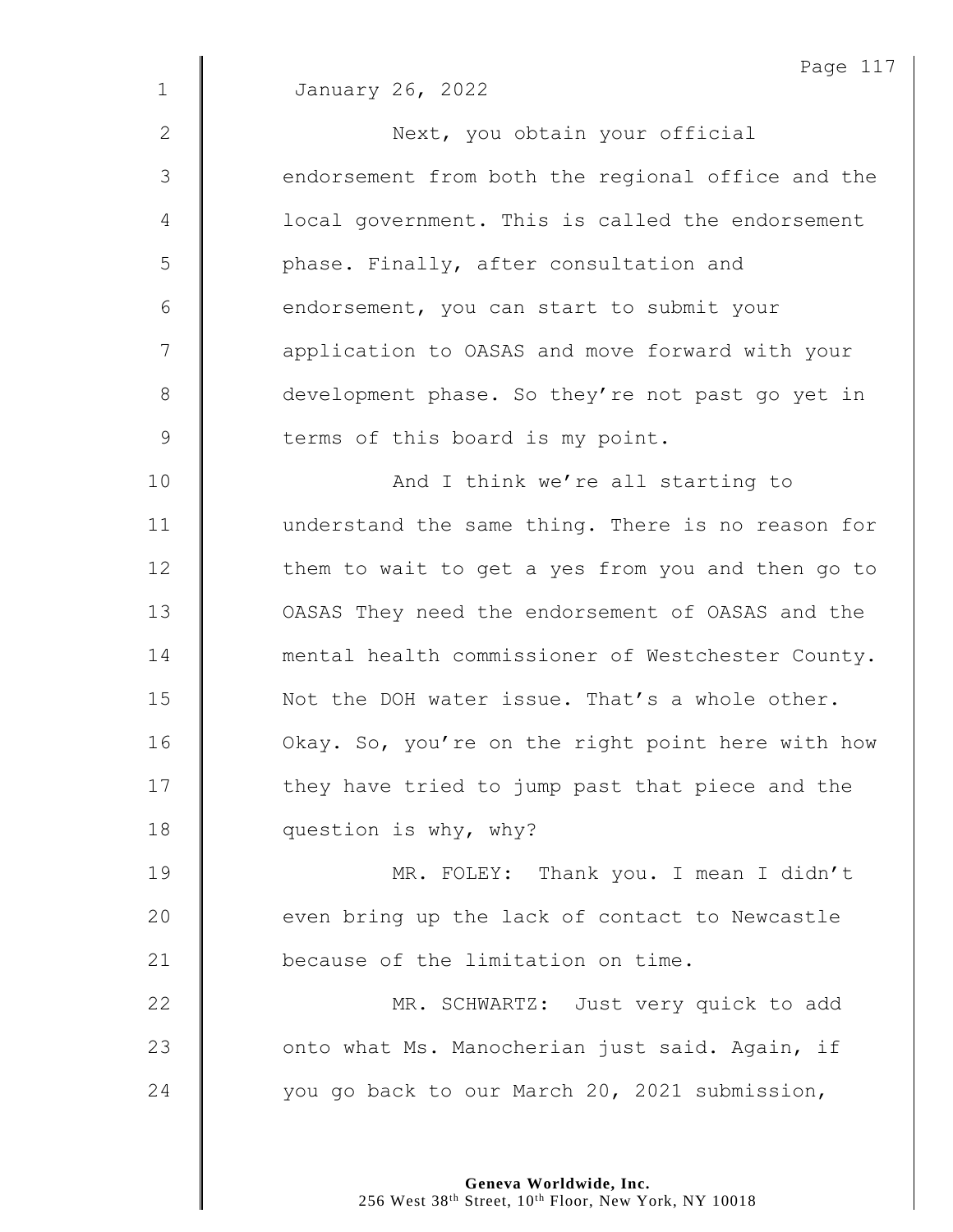January 26, 2022

Next, you obtain your official endorsement from both the regional office and the local government. This is called the endorsement phase. Finally, after consultation and endorsement, you can start to submit your application to OASAS and move forward with your development phase. So they're not past go yet in terms of this board is my point.

And I think we're all starting to understand the same thing. There is no reason for them to wait to get a yes from you and then go to OASAS They need the endorsement of OASAS and the mental health commissioner of Westchester County. Not the DOH water issue. That's a whole other. Okay. So, you're on the right point here with how they have tried to jump past that piece and the question is why, why?

MR. FOLEY: Thank you. I mean I didn't even bring up the lack of contact to Newcastle because of the limitation on time.

MR. SCHWARTZ: Just very quick to add onto what Ms. Manocherian just said. Again, if you go back to our March 20, 2021 submission,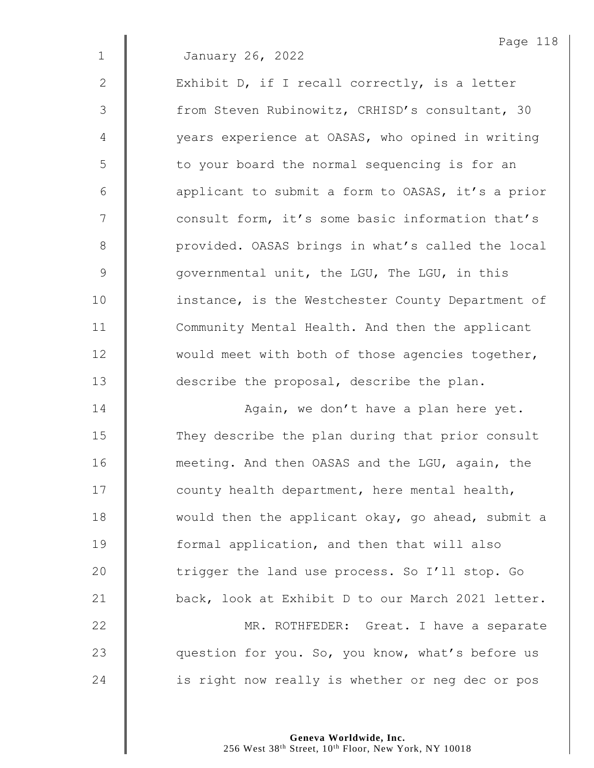January 26, 2022

Exhibit D, if I recall correctly, is a letter from Steven Rubinowitz, CRHISD's consultant, 30 years experience at OASAS, who opined in writing to your board the normal sequencing is for an applicant to submit a form to OASAS, it's a prior consult form, it's some basic information that's provided. OASAS brings in what's called the local governmental unit, the LGU, The LGU, in this instance, is the Westchester County Department of Community Mental Health. And then the applicant would meet with both of those agencies together, describe the proposal, describe the plan.

Again, we don't have a plan here yet. They describe the plan during that prior consult meeting. And then OASAS and the LGU, again, the county health department, here mental health, would then the applicant okay, go ahead, submit a formal application, and then that will also trigger the land use process. So I'll stop. Go back, look at Exhibit D to our March 2021 letter.

MR. ROTHFEDER: Great. I have a separate question for you. So, you know, what's before us is right now really is whether or neg dec or pos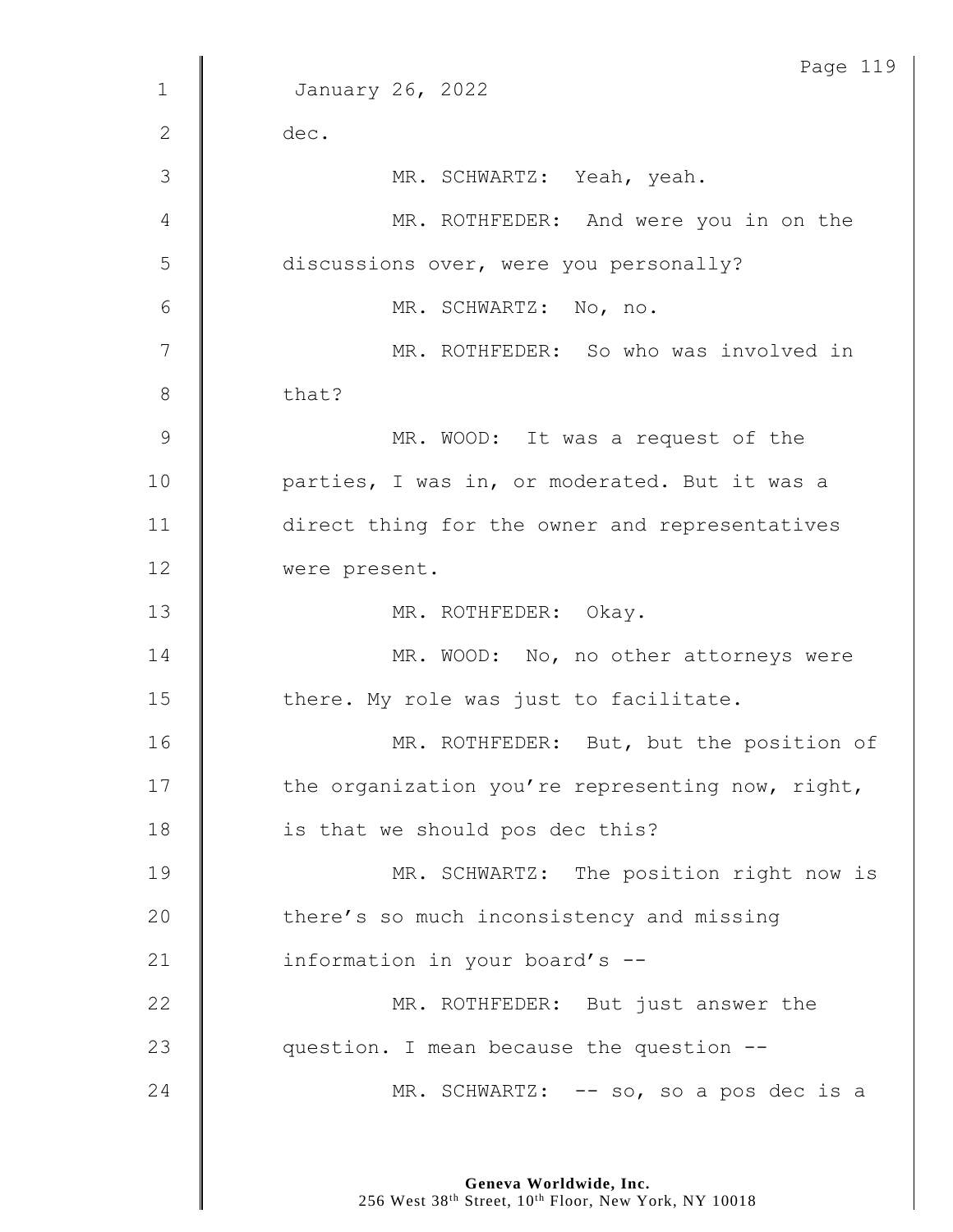January 26, 2022

dec.

MR. SCHWARTZ: Yeah, yeah.

MR. ROTHFEDER: And were you in on the discussions over, were you personally?

MR. SCHWARTZ: No, no.

MR. ROTHFEDER: So who was involved in that?

MR. WOOD: It was a request of the parties, I was in, or moderated. But it was a direct thing for the owner and representatives were present.

MR. ROTHFEDER: Okay.

MR. WOOD: No, no other attorneys were there. My role was just to facilitate.

MR. ROTHFEDER: But, but the position of the organization you're representing now, right, is that we should pos dec this?

MR. SCHWARTZ: The position right now is there's so much inconsistency and missing information in your board's --

MR. ROTHFEDER: But just answer the question. I mean because the question --

MR. SCHWARTZ: -- so, so a pos dec is a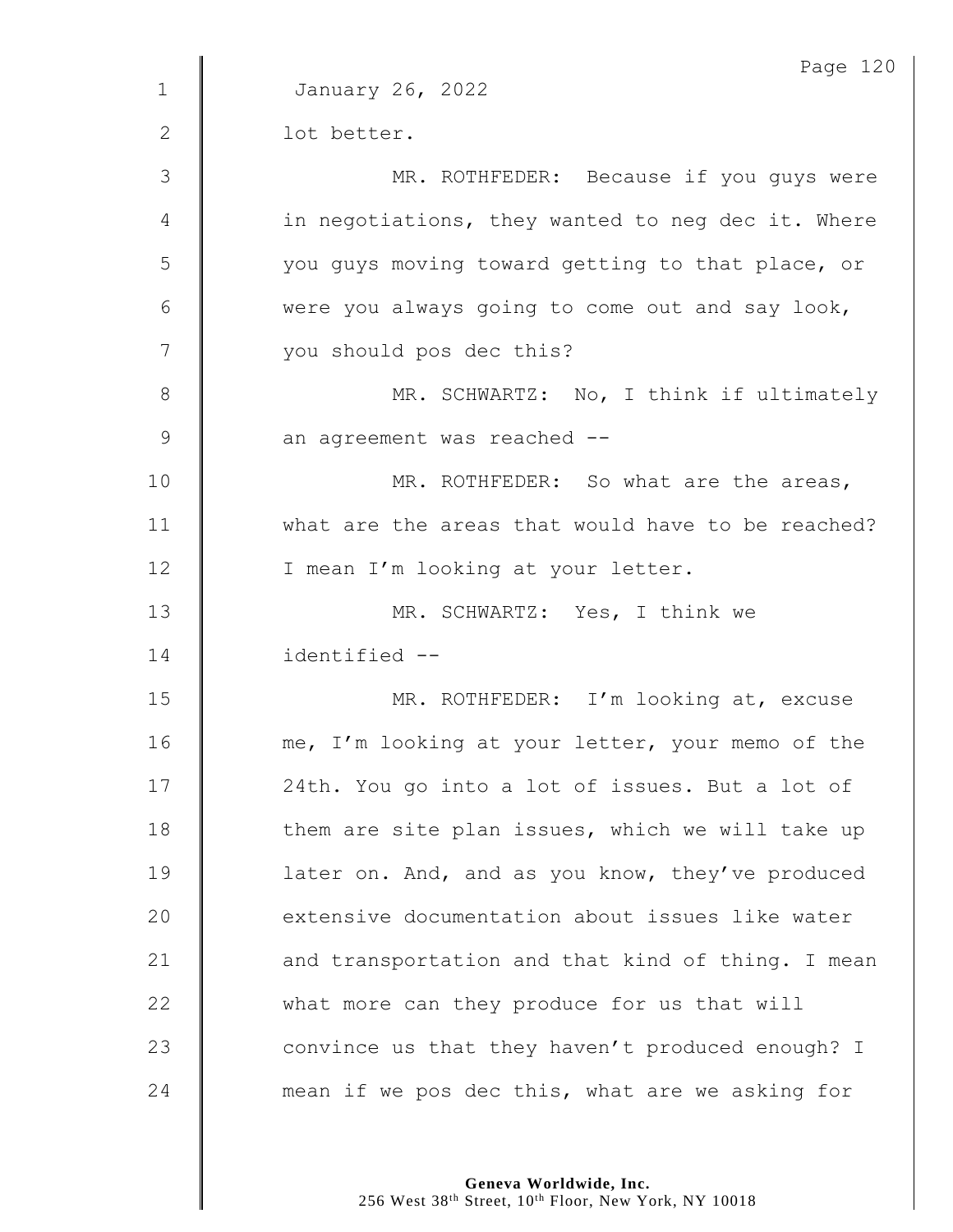January 26, 2022

lot better.

MR. ROTHFEDER: Because if you guys were in negotiations, they wanted to neg dec it. Where you guys moving toward getting to that place, or were you always going to come out and say look, you should pos dec this?

MR. SCHWARTZ: No, I think if ultimately an agreement was reached --

MR. ROTHFEDER: So what are the areas, what are the areas that would have to be reached? I mean I'm looking at your letter.

MR. SCHWARTZ: Yes, I think we identified --

MR. ROTHFEDER: I'm looking at, excuse me, I'm looking at your letter, your memo of the 24th. You go into a lot of issues. But a lot of them are site plan issues, which we will take up later on. And, and as you know, they've produced extensive documentation about issues like water and transportation and that kind of thing. I mean what more can they produce for us that will convince us that they haven't produced enough? I mean if we pos dec this, what are we asking for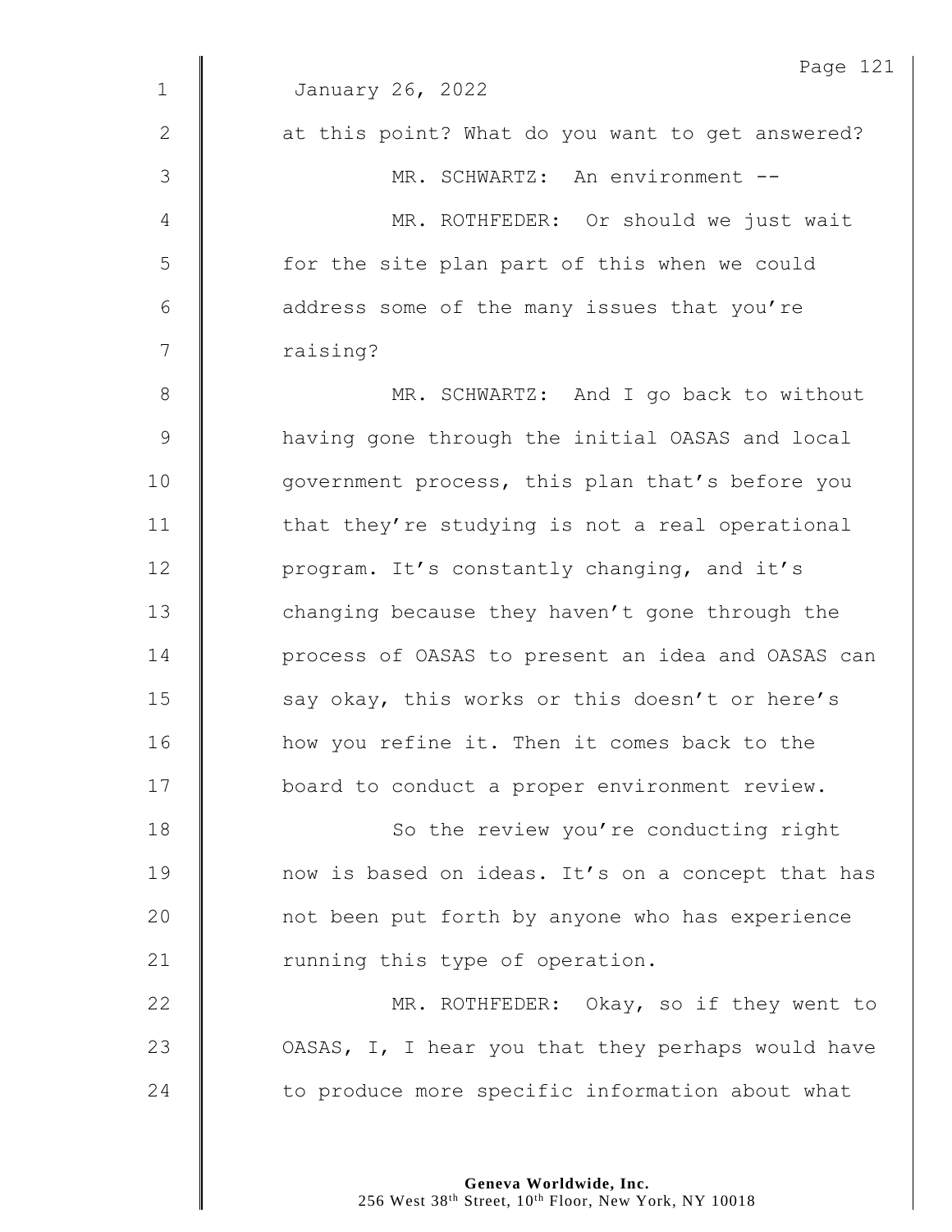January 26, 2022

at this point? What do you want to get answered?

MR. SCHWARTZ: An environment --

MR. ROTHFEDER: Or should we just wait for the site plan part of this when we could address some of the many issues that you're raising?

MR. SCHWARTZ: And I go back to without having gone through the initial OASAS and local government process, this plan that's before you that they're studying is not a real operational program. It's constantly changing, and it's changing because they haven't gone through the process of OASAS to present an idea and OASAS can say okay, this works or this doesn't or here's how you refine it. Then it comes back to the board to conduct a proper environment review.

So the review you're conducting right now is based on ideas. It's on a concept that has not been put forth by anyone who has experience running this type of operation.

MR. ROTHFEDER: Okay, so if they went to OASAS, I, I hear you that they perhaps would have to produce more specific information about what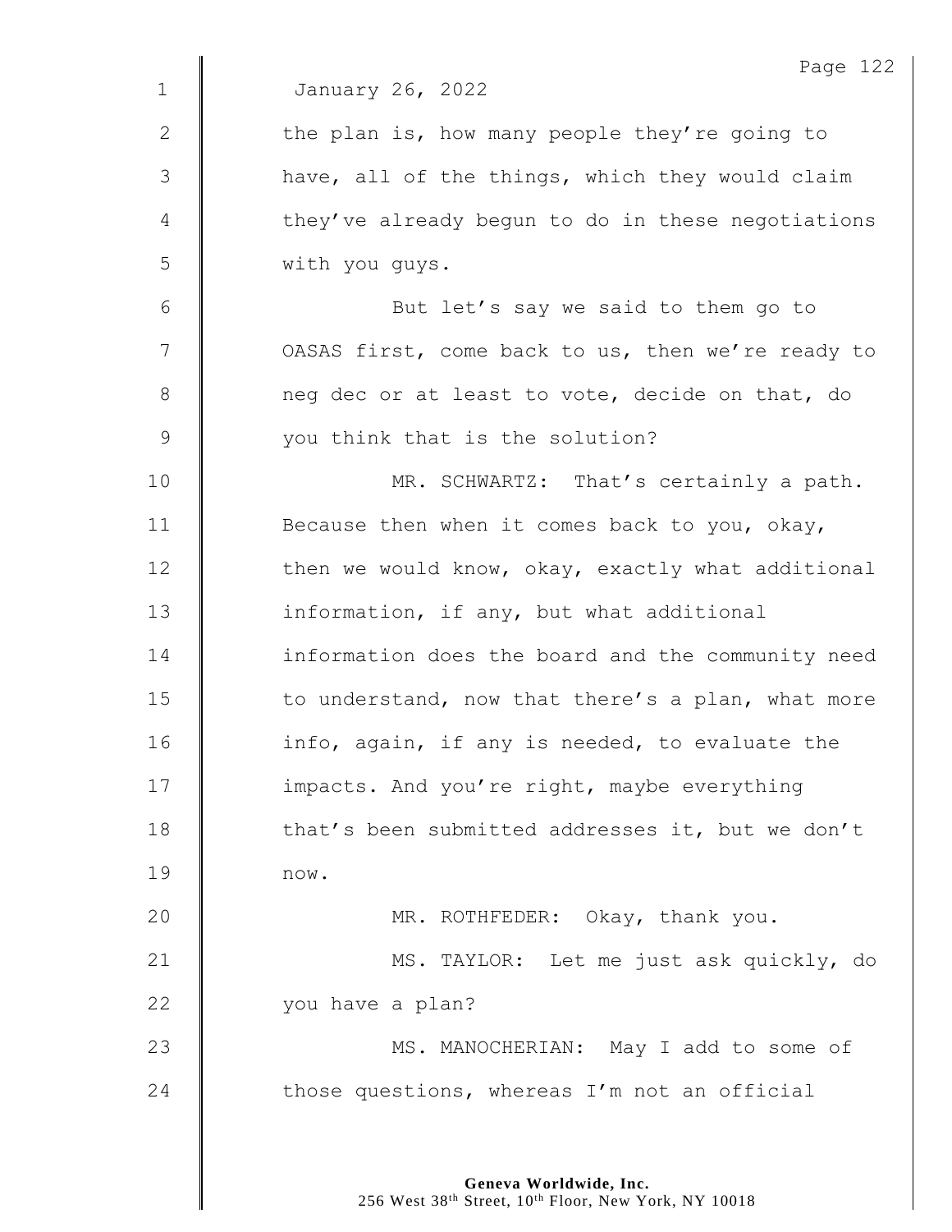January 26, 2022

the plan is, how many people they're going to have, all of the things, which they would claim they've already begun to do in these negotiations with you guys.

But let's say we said to them go to OASAS first, come back to us, then we're ready to neg dec or at least to vote, decide on that, do you think that is the solution?

MR. SCHWARTZ: That's certainly a path. Because then when it comes back to you, okay, then we would know, okay, exactly what additional information, if any, but what additional information does the board and the community need to understand, now that there's a plan, what more info, again, if any is needed, to evaluate the impacts. And you're right, maybe everything that's been submitted addresses it, but we don't now.

MR. ROTHFEDER: Okay, thank you.

MS. TAYLOR: Let me just ask quickly, do you have a plan?

MS. MANOCHERIAN: May I add to some of those questions, whereas I'm not an official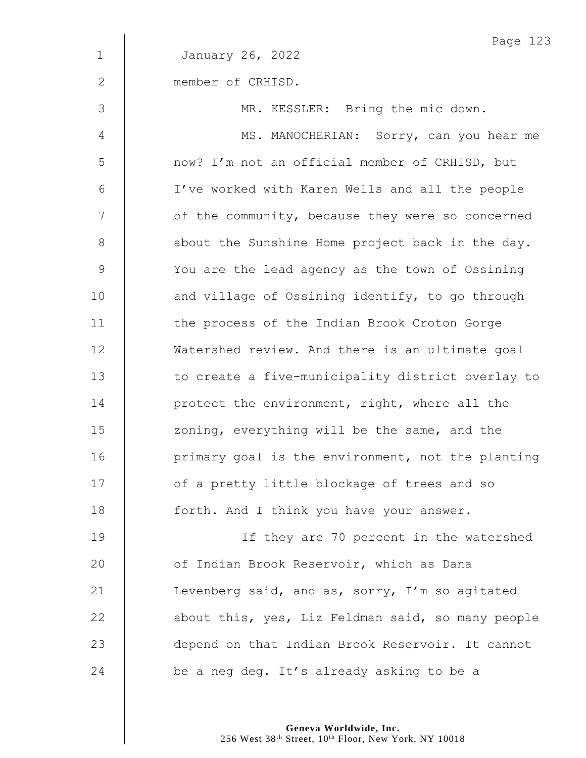January 26, 2022

member of CRHISD.

MR. KESSLER: Bring the mic down.

MS. MANOCHERIAN: Sorry, can you hear me now? I'm not an official member of CRHISD, but I've worked with Karen Wells and all the people of the community, because they were so concerned about the Sunshine Home project back in the day. You are the lead agency as the town of Ossining and village of Ossining identify, to go through the process of the Indian Brook Croton Gorge Watershed review. And there is an ultimate goal to create a five-municipality district overlay to protect the environment, right, where all the zoning, everything will be the same, and the primary goal is the environment, not the planting of a pretty little blockage of trees and so forth. And I think you have your answer.

If they are 70 percent in the watershed of Indian Brook Reservoir, which as Dana Levenberg said, and as, sorry, I'm so agitated about this, yes, Liz Feldman said, so many people depend on that Indian Brook Reservoir. It cannot be a neg deg. It's already asking to be a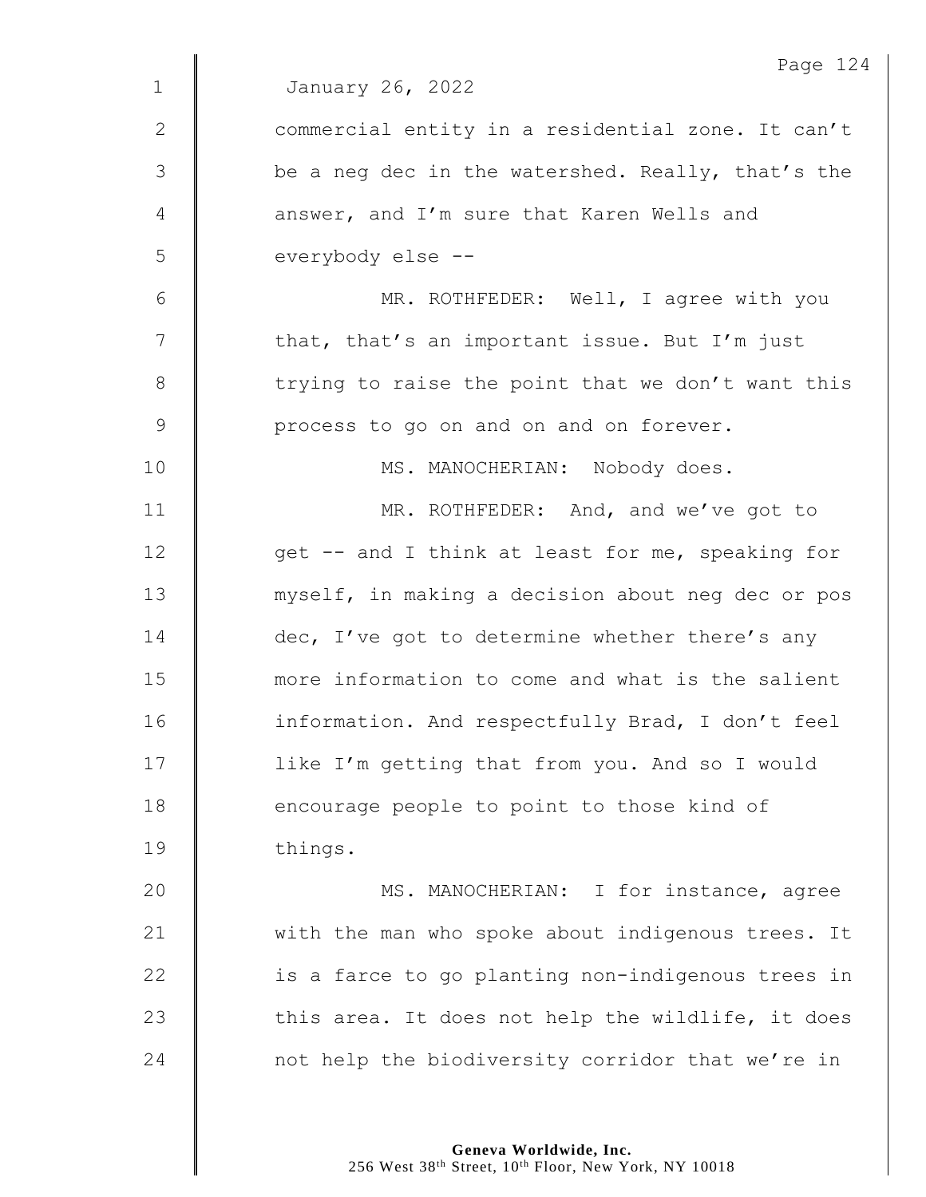January 26, 2022

commercial entity in a residential zone. It can't be a neg dec in the watershed. Really, that's the answer, and I'm sure that Karen Wells and everybody else --

MR. ROTHFEDER: Well, I agree with you that, that's an important issue. But I'm just trying to raise the point that we don't want this process to go on and on and on forever.

MS. MANOCHERIAN: Nobody does.

MR. ROTHFEDER: And, and we've got to get -- and I think at least for me, speaking for myself, in making a decision about neg dec or pos dec, I've got to determine whether there's any more information to come and what is the salient information. And respectfully Brad, I don't feel like I'm getting that from you. And so I would encourage people to point to those kind of things.

MS. MANOCHERIAN: I for instance, agree with the man who spoke about indigenous trees. It is a farce to go planting non-indigenous trees in this area. It does not help the wildlife, it does not help the biodiversity corridor that we're in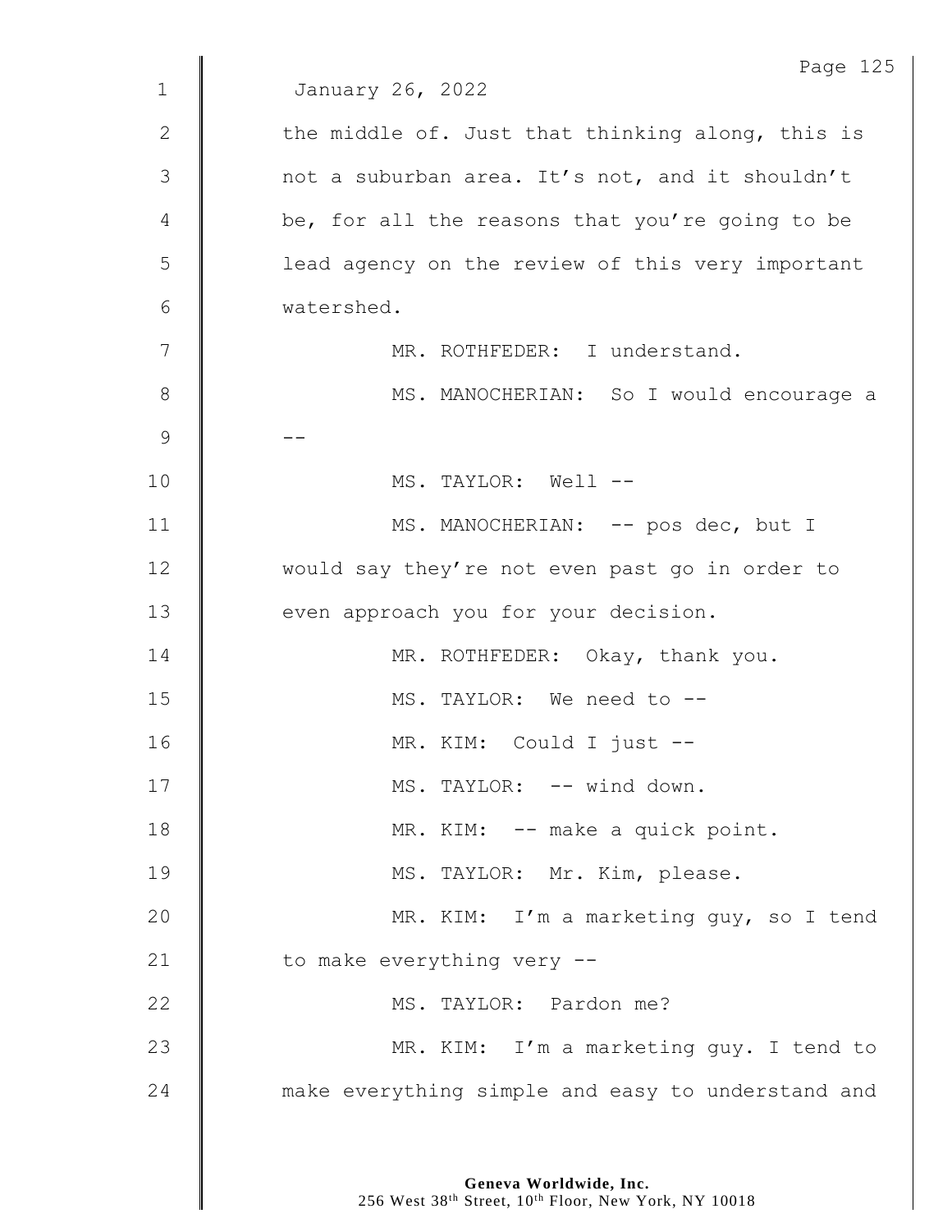January 26, 2022

the middle of. Just that thinking along, this is not a suburban area. It's not, and it shouldn't be, for all the reasons that you're going to be lead agency on the review of this very important watershed.

MR. ROTHFEDER: I understand.

MS. MANOCHERIAN: So I would encourage a --

MS. TAYLOR: Well --

MS. MANOCHERIAN: -- pos dec, but I would say they're not even past go in order to even approach you for your decision.

MR. ROTHFEDER: Okay, thank you.

MS. TAYLOR: We need to --

MR. KIM: Could I just --

MS. TAYLOR: -- wind down.

MR. KIM: -- make a quick point.

MS. TAYLOR: Mr. Kim, please.

MR. KIM: I'm a marketing guy, so I tend to make everything very --

MS. TAYLOR: Pardon me?

MR. KIM: I'm a marketing guy. I tend to make everything simple and easy to understand and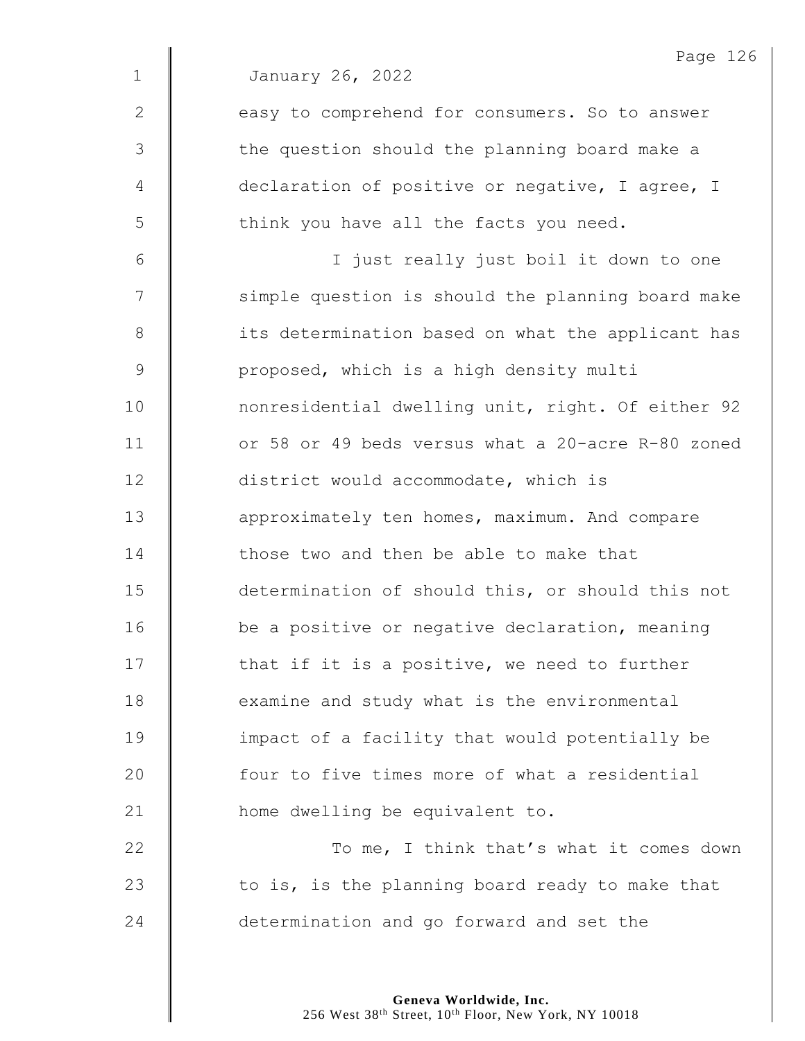January 26, 2022

easy to comprehend for consumers. So to answer the question should the planning board make a declaration of positive or negative, I agree, I think you have all the facts you need.

I just really just boil it down to one simple question is should the planning board make its determination based on what the applicant has proposed, which is a high density multi nonresidential dwelling unit, right. Of either 92 or 58 or 49 beds versus what a 20-acre R-80 zoned district would accommodate, which is approximately ten homes, maximum. And compare those two and then be able to make that determination of should this, or should this not be a positive or negative declaration, meaning that if it is a positive, we need to further examine and study what is the environmental impact of a facility that would potentially be four to five times more of what a residential home dwelling be equivalent to.

To me, I think that's what it comes down to is, is the planning board ready to make that determination and go forward and set the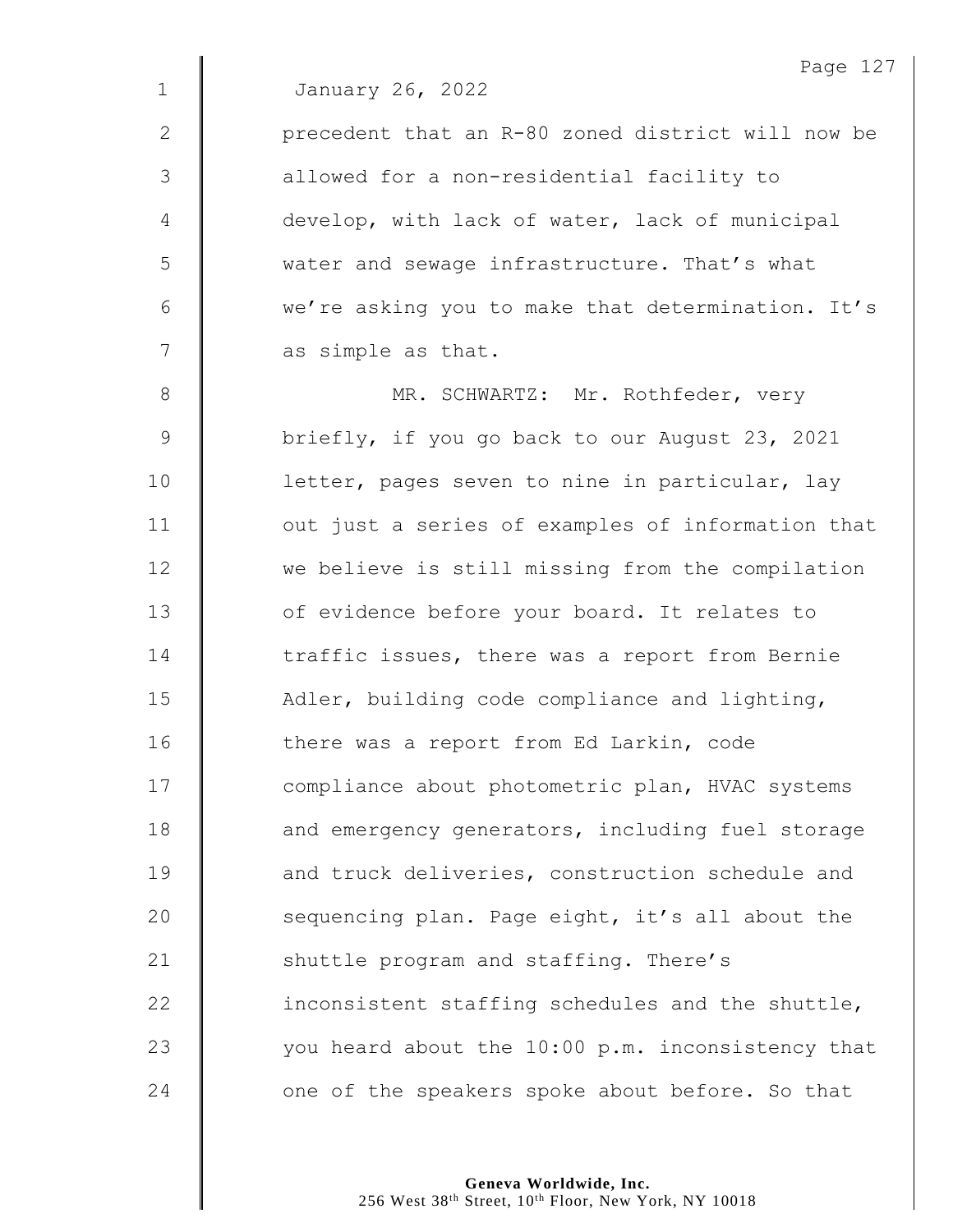January 26, 2022

precedent that an R-80 zoned district will now be allowed for a non-residential facility to develop, with lack of water, lack of municipal water and sewage infrastructure. That's what we're asking you to make that determination. It's as simple as that.

MR. SCHWARTZ: Mr. Rothfeder, very briefly, if you go back to our August 23, 2021 letter, pages seven to nine in particular, lay out just a series of examples of information that we believe is still missing from the compilation of evidence before your board. It relates to traffic issues, there was a report from Bernie Adler, building code compliance and lighting, there was a report from Ed Larkin, code compliance about photometric plan, HVAC systems and emergency generators, including fuel storage and truck deliveries, construction schedule and sequencing plan. Page eight, it's all about the shuttle program and staffing. There's inconsistent staffing schedules and the shuttle, you heard about the 10:00 p.m. inconsistency that one of the speakers spoke about before. So that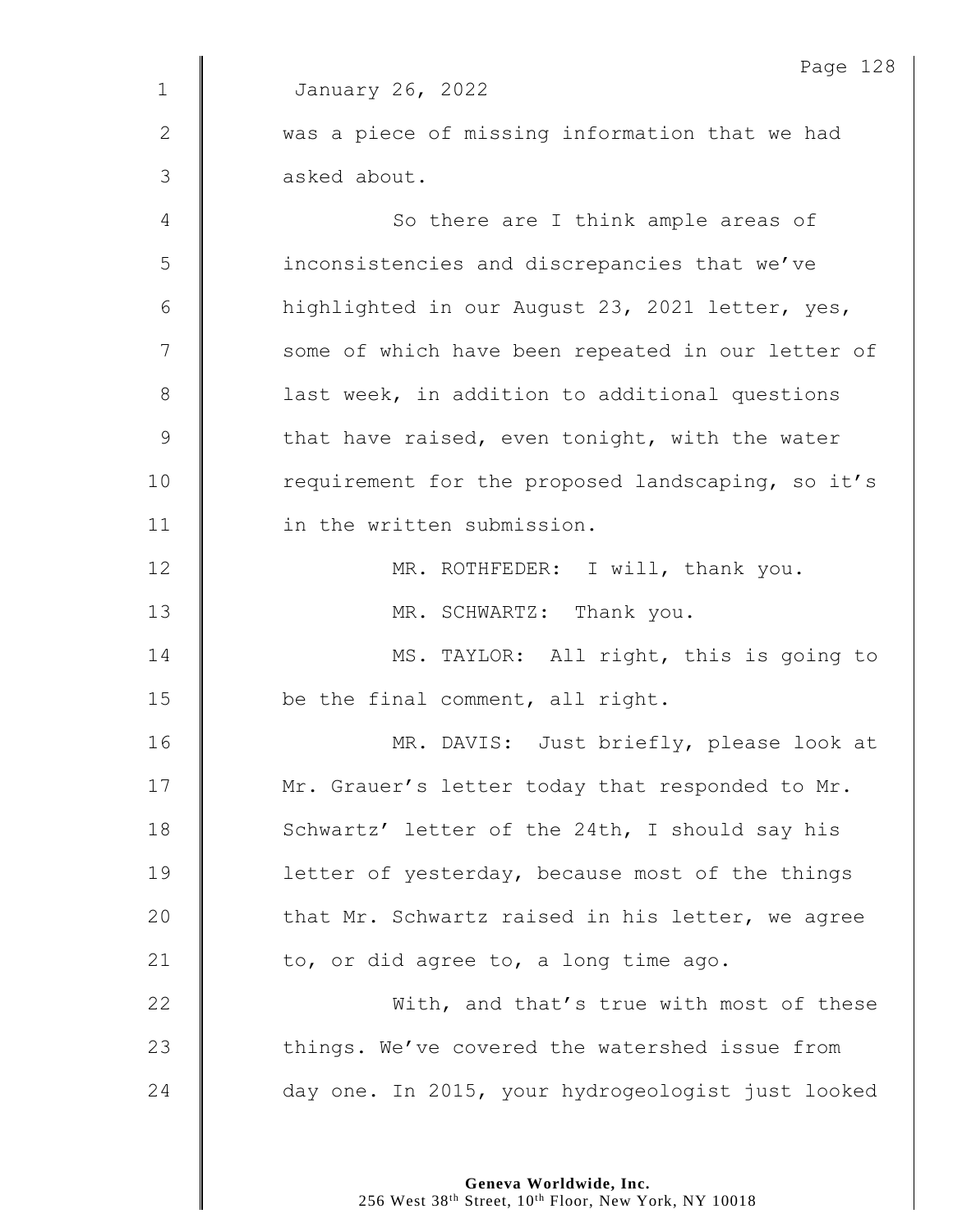January 26, 2022

was a piece of missing information that we had asked about.

So there are I think ample areas of inconsistencies and discrepancies that we've highlighted in our August 23, 2021 letter, yes, some of which have been repeated in our letter of last week, in addition to additional questions that have raised, even tonight, with the water requirement for the proposed landscaping, so it's in the written submission.

MR. ROTHFEDER: I will, thank you.

MR. SCHWARTZ: Thank you.

MS. TAYLOR: All right, this is going to be the final comment, all right.

MR. DAVIS: Just briefly, please look at Mr. Grauer's letter today that responded to Mr. Schwartz' letter of the 24th, I should say his letter of yesterday, because most of the things that Mr. Schwartz raised in his letter, we agree to, or did agree to, a long time ago.

With, and that's true with most of these things. We've covered the watershed issue from day one. In 2015, your hydrogeologist just looked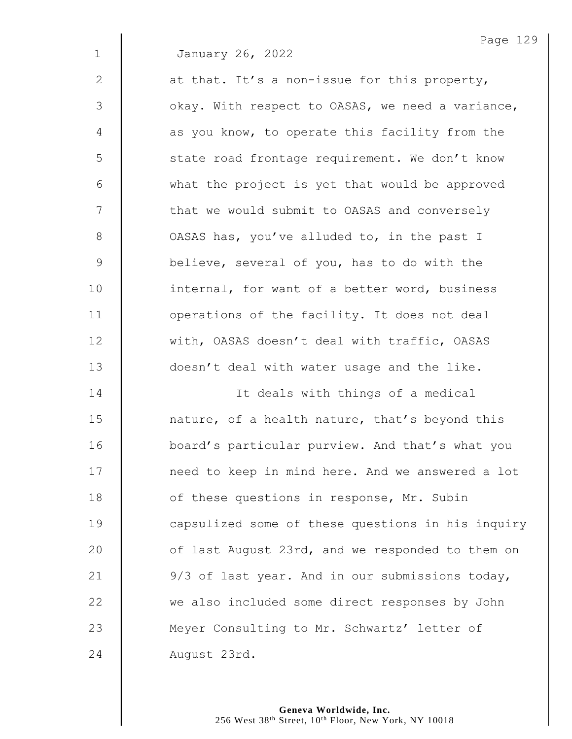January 26, 2022

at that. It's a non-issue for this property, okay. With respect to OASAS, we need a variance, as you know, to operate this facility from the state road frontage requirement. We don't know what the project is yet that would be approved that we would submit to OASAS and conversely OASAS has, you've alluded to, in the past I believe, several of you, has to do with the internal, for want of a better word, business operations of the facility. It does not deal with, OASAS doesn't deal with traffic, OASAS doesn't deal with water usage and the like.

It deals with things of a medical nature, of a health nature, that's beyond this board's particular purview. And that's what you need to keep in mind here. And we answered a lot of these questions in response, Mr. Subin capsulized some of these questions in his inquiry of last August 23rd, and we responded to them on 9/3 of last year. And in our submissions today, we also included some direct responses by John Meyer Consulting to Mr. Schwartz' letter of August 23rd.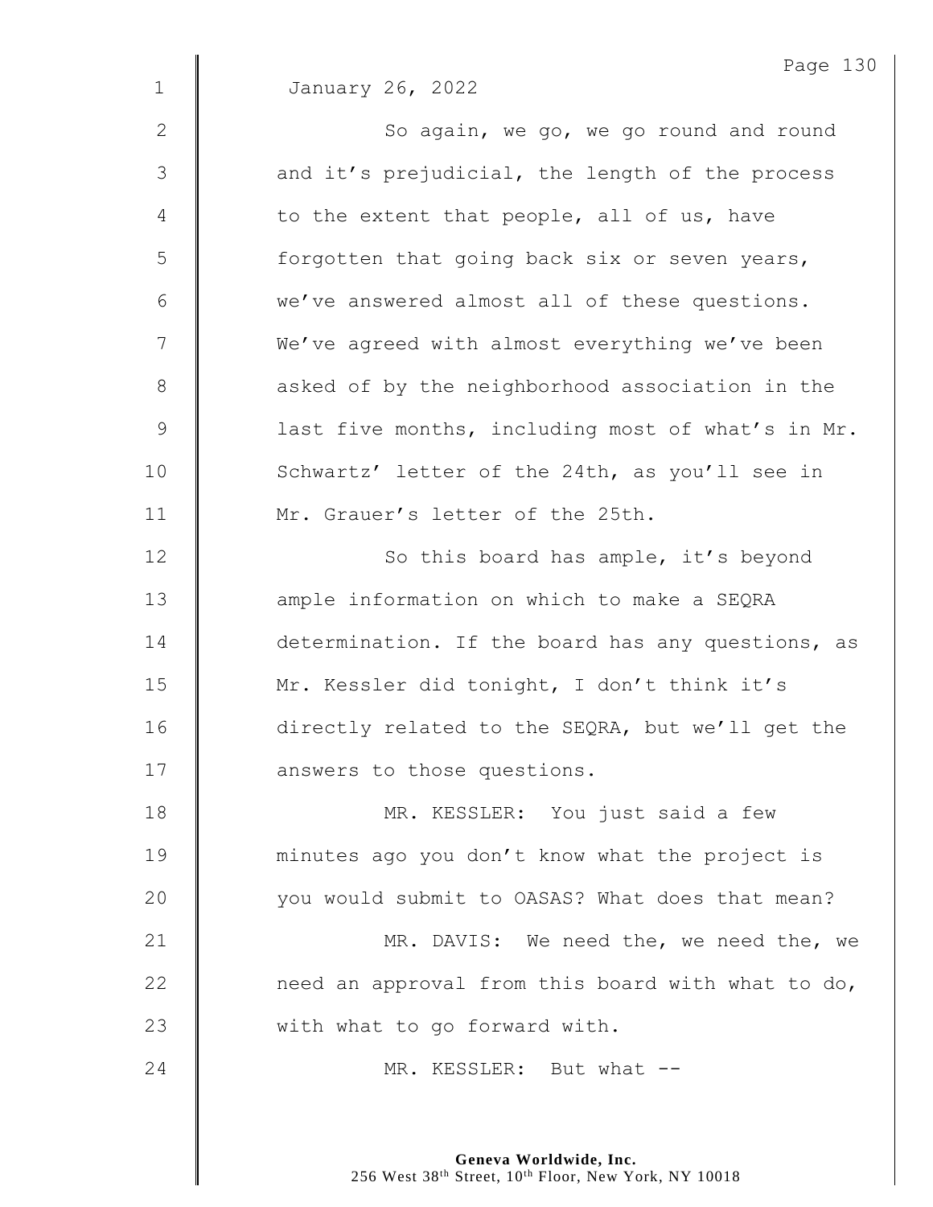January 26, 2022

So again, we go, we go round and round and it's prejudicial, the length of the process to the extent that people, all of us, have forgotten that going back six or seven years, we've answered almost all of these questions. We've agreed with almost everything we've been asked of by the neighborhood association in the last five months, including most of what's in Mr. Schwartz' letter of the 24th, as you'll see in Mr. Grauer's letter of the 25th.

So this board has ample, it's beyond ample information on which to make a SEQRA determination. If the board has any questions, as Mr. Kessler did tonight, I don't think it's directly related to the SEQRA, but we'll get the answers to those questions.

MR. KESSLER: You just said a few minutes ago you don't know what the project is you would submit to OASAS? What does that mean?

MR. DAVIS: We need the, we need the, we need an approval from this board with what to do, with what to go forward with.

MR. KESSLER: But what --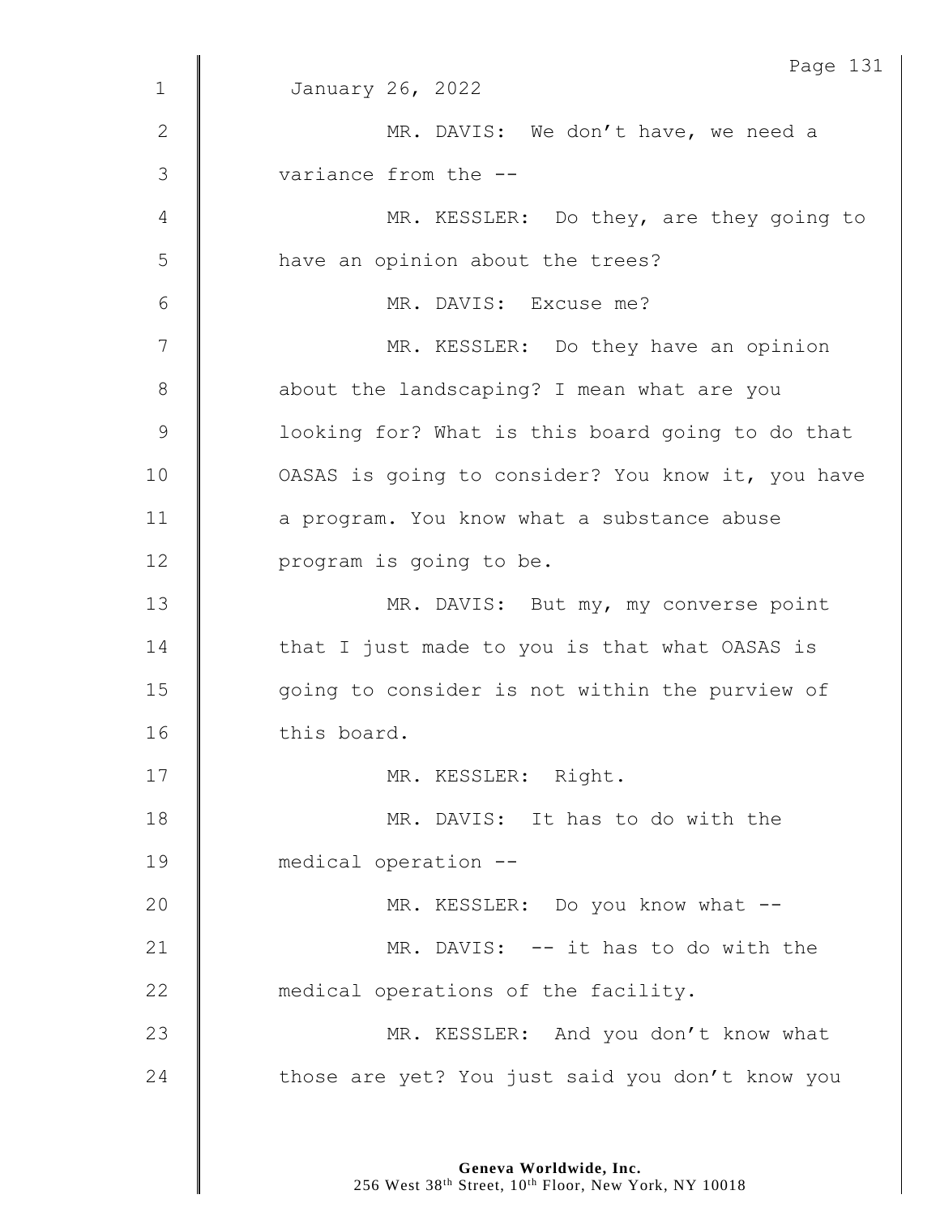January 26, 2022

MR. DAVIS: We don't have, we need a variance from the --

MR. KESSLER: Do they, are they going to have an opinion about the trees?

MR. DAVIS: Excuse me?

MR. KESSLER: Do they have an opinion about the landscaping? I mean what are you looking for? What is this board going to do that OASAS is going to consider? You know it, you have a program. You know what a substance abuse program is going to be.

MR. DAVIS: But my, my converse point that I just made to you is that what OASAS is going to consider is not within the purview of this board.

MR. KESSLER: Right.

MR. DAVIS: It has to do with the medical operation --

MR. KESSLER: Do you know what --

MR. DAVIS: -- it has to do with the medical operations of the facility.

MR. KESSLER: And you don't know what those are yet? You just said you don't know you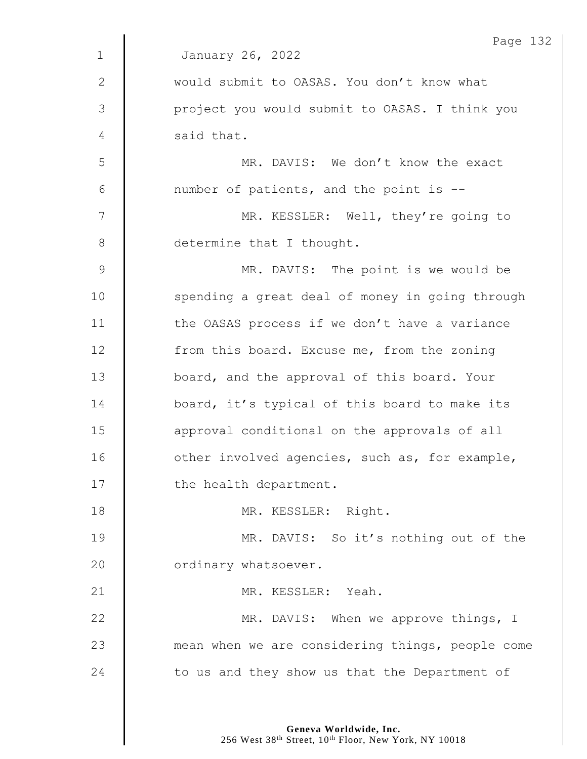January 26, 2022

would submit to OASAS. You don't know what project you would submit to OASAS. I think you said that.

MR. DAVIS: We don't know the exact number of patients, and the point is --

MR. KESSLER: Well, they're going to determine that I thought.

MR. DAVIS: The point is we would be spending a great deal of money in going through the OASAS process if we don't have a variance from this board. Excuse me, from the zoning board, and the approval of this board. Your board, it's typical of this board to make its approval conditional on the approvals of all other involved agencies, such as, for example, the health department.

MR. KESSLER: Right.

MR. DAVIS: So it's nothing out of the ordinary whatsoever.

MR. KESSLER: Yeah.

MR. DAVIS: When we approve things, I mean when we are considering things, people come to us and they show us that the Department of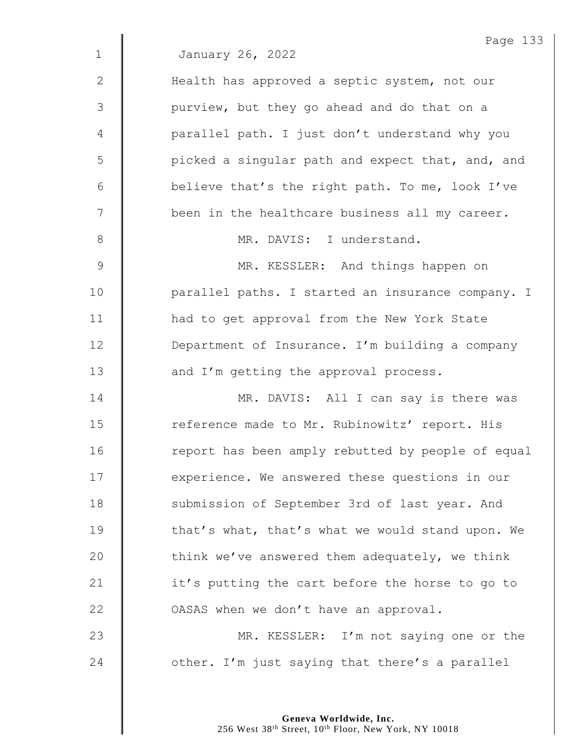January 26, 2022

Health has approved a septic system, not our purview, but they go ahead and do that on a parallel path. I just don't understand why you picked a singular path and expect that, and, and believe that's the right path. To me, look I've been in the healthcare business all my career.

MR. DAVIS: I understand.

MR. KESSLER: And things happen on parallel paths. I started an insurance company. I had to get approval from the New York State Department of Insurance. I'm building a company and I'm getting the approval process.

MR. DAVIS: All I can say is there was reference made to Mr. Rubinowitz' report. His report has been amply rebutted by people of equal experience. We answered these questions in our submission of September 3rd of last year. And that's what, that's what we would stand upon. We think we've answered them adequately, we think it's putting the cart before the horse to go to OASAS when we don't have an approval.

MR. KESSLER: I'm not saying one or the other. I'm just saying that there's a parallel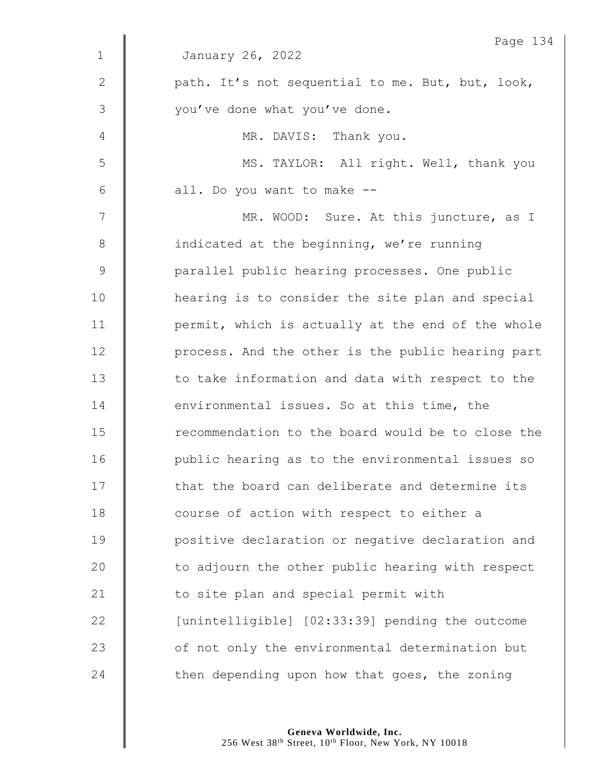January 26, 2022

path. It's not sequential to me. But, but, look, you've done what you've done.

MR. DAVIS: Thank you.

MS. TAYLOR: All right. Well, thank you all. Do you want to make --

MR. WOOD: Sure. At this juncture, as I indicated at the beginning, we're running parallel public hearing processes. One public hearing is to consider the site plan and special permit, which is actually at the end of the whole process. And the other is the public hearing part to take information and data with respect to the environmental issues. So at this time, the recommendation to the board would be to close the public hearing as to the environmental issues so that the board can deliberate and determine its course of action with respect to either a positive declaration or negative declaration and to adjourn the other public hearing with respect to site plan and special permit with [unintelligible] [02:33:39] pending the outcome of not only the environmental determination but then depending upon how that goes, the zoning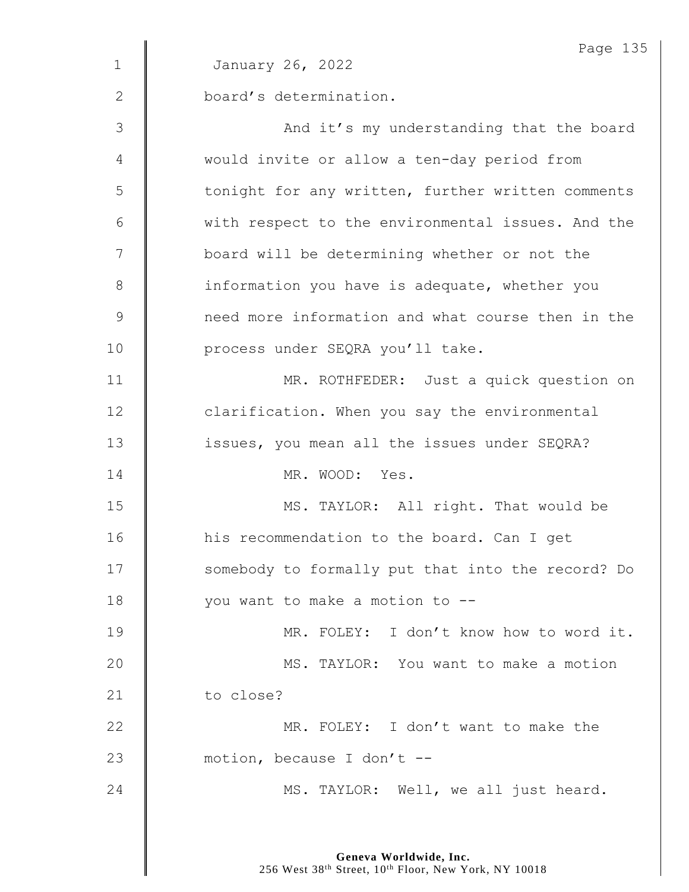January 26, 2022

board's determination.

And it's my understanding that the board would invite or allow a ten-day period from tonight for any written, further written comments with respect to the environmental issues. And the board will be determining whether or not the information you have is adequate, whether you need more information and what course then in the process under SEQRA you'll take.

MR. ROTHFEDER: Just a quick question on clarification. When you say the environmental issues, you mean all the issues under SEQRA?

MR. WOOD: Yes.

MS. TAYLOR: All right. That would be his recommendation to the board. Can I get somebody to formally put that into the record? Do you want to make a motion to --

MR. FOLEY: I don't know how to word it.

MS. TAYLOR: You want to make a motion to close?

MR. FOLEY: I don't want to make the motion, because I don't --

MS. TAYLOR: Well, we all just heard.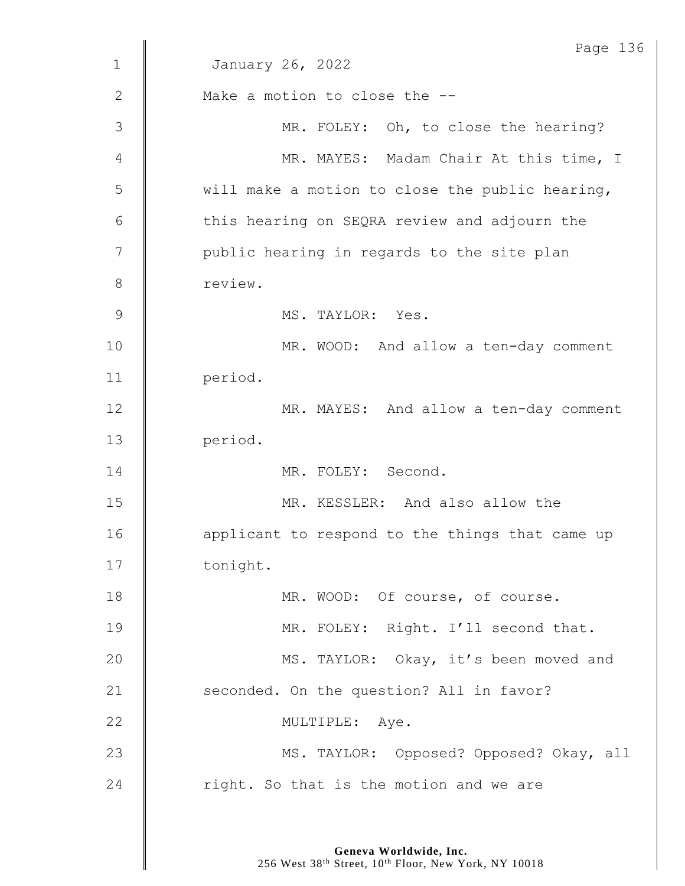January 26, 2022

Make a motion to close the --

MR. FOLEY: Oh, to close the hearing?

MR. MAYES: Madam Chair At this time, I will make a motion to close the public hearing, this hearing on SEQRA review and adjourn the public hearing in regards to the site plan review.

MS. TAYLOR: Yes.

MR. WOOD: And allow a ten-day comment period.

MR. MAYES: And allow a ten-day comment period.

MR. FOLEY: Second.

MR. KESSLER: And also allow the applicant to respond to the things that came up tonight.

MR. WOOD: Of course, of course.

MR. FOLEY: Right. I'll second that.

MS. TAYLOR: Okay, it's been moved and seconded. On the question? All in favor?

MULTIPLE: Aye.

MS. TAYLOR: Opposed? Opposed? Okay, all right. So that is the motion and we are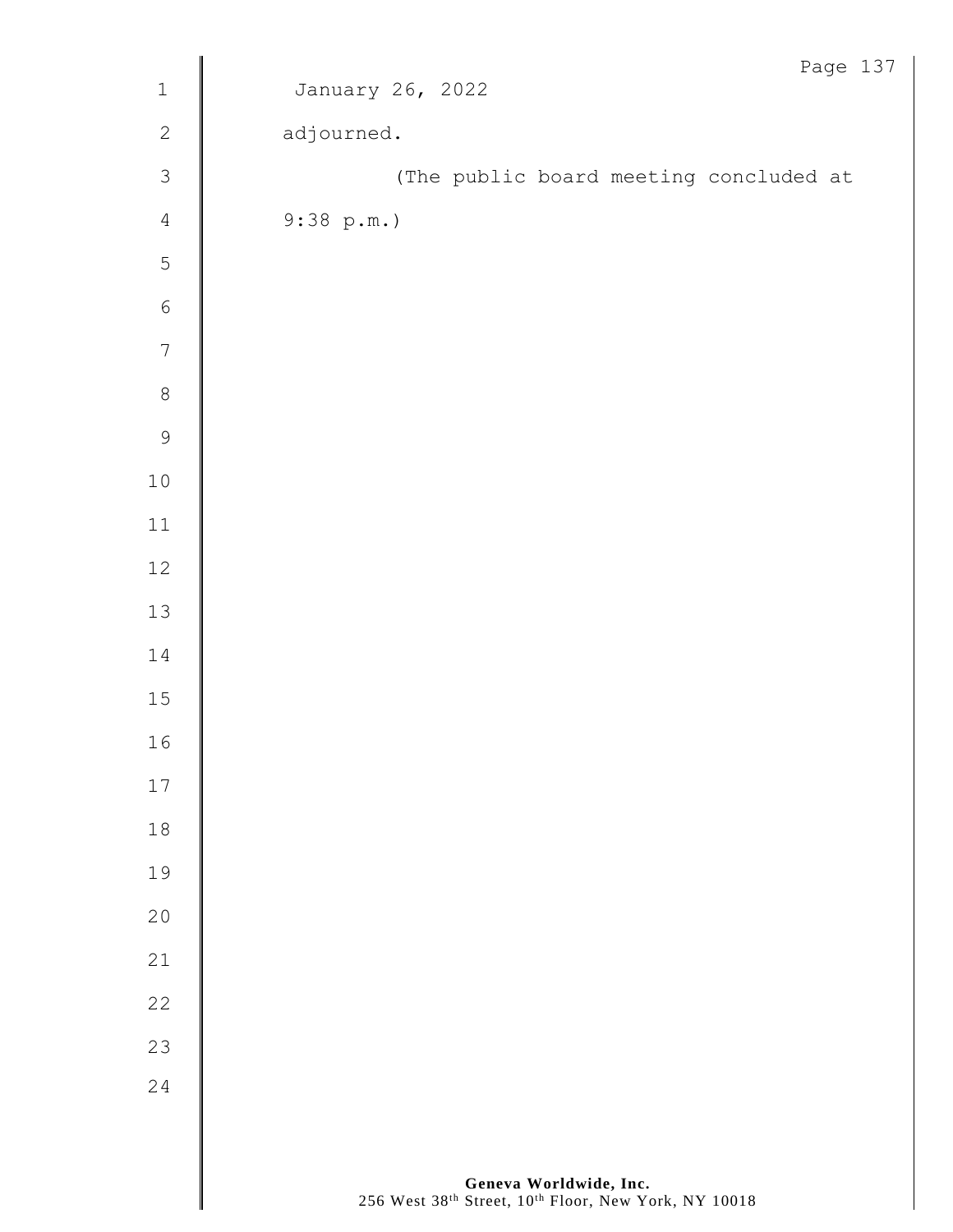January 26, 2022

adjourned.

(The public board meeting concluded at 9:38 p.m.)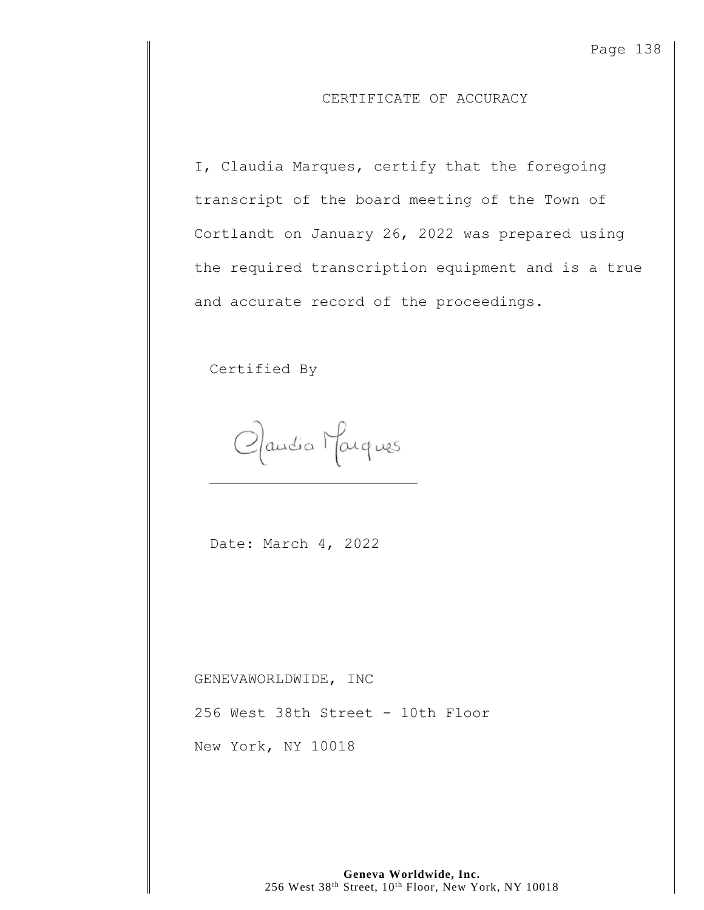# CERTIFICATE OF ACCURACY

I, Claudia Marques, certify that the foregoing transcript of the board meeting of the Town of Cortlandt on January 26, 2022 was prepared using the required transcription equipment and is a true and accurate record of the proceedings.

Certified By

Claudia Marques

\_\_\_\_\_\_\_\_\_\_\_\_\_\_\_\_\_\_\_\_\_\_\_\_\_\_\_\_

Date: March 4, 2022

GENEVAWORLDWIDE, INC

256 West 38th Street - 10th Floor

New York, NY 10018